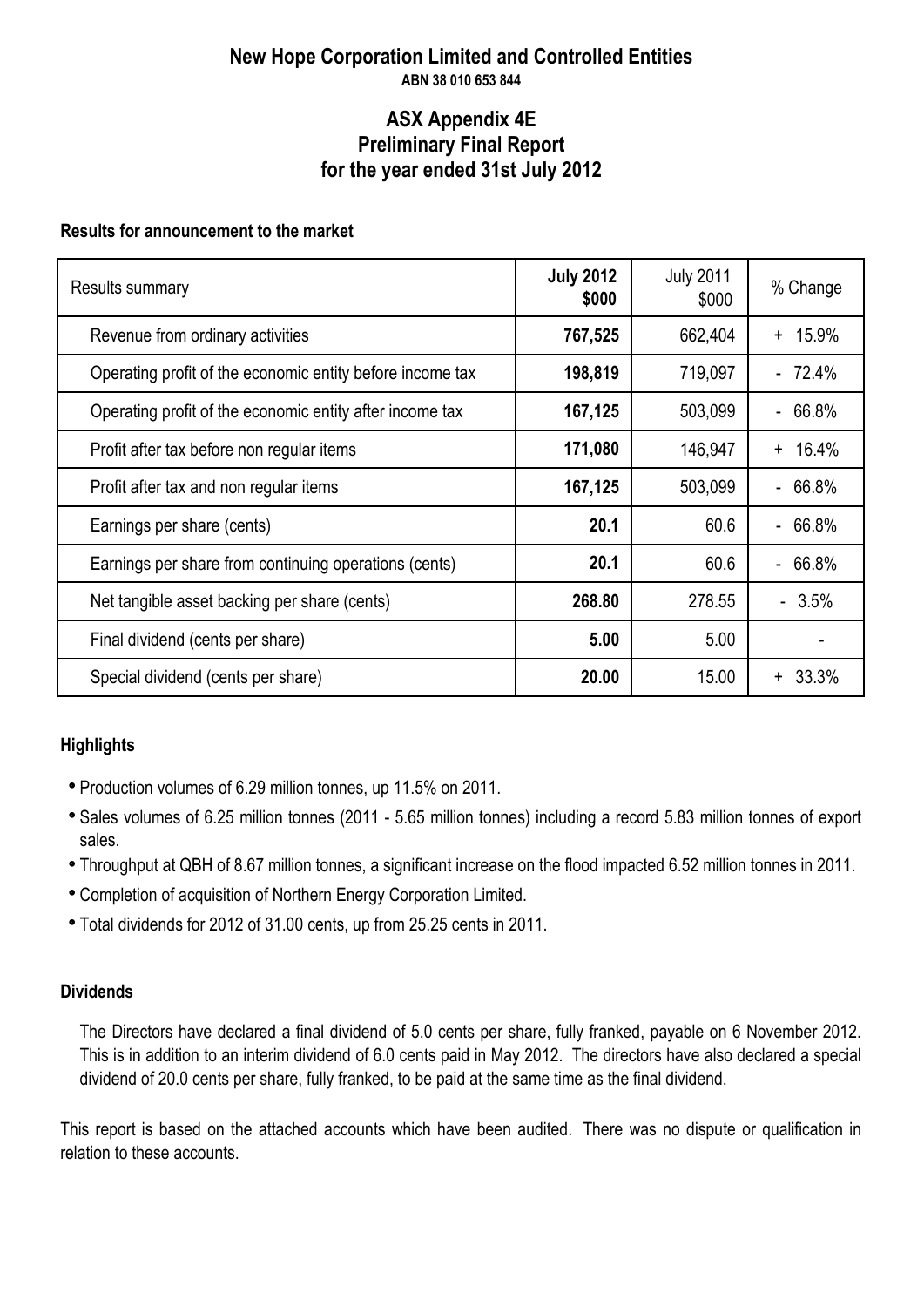# New Hope Corporation Limited and Controlled Entities

**ABN 38 010 653 844**

## ASX Appendix 4E
## Preliminary Final Report
## for the year ended 31st July 2012

### Results for announcement to the market

| Results summary | **July 2012 $000** | July 2011 $000 | % Change |
|---|---|---|---|
| Revenue from ordinary activities | **767,525** | 662,404 | + 15.9% |
| Operating profit of the economic entity before income tax | **198,819** | 719,097 | - 72.4% |
| Operating profit of the economic entity after income tax | **167,125** | 503,099 | - 66.8% |
| Profit after tax before non regular items | **171,080** | 146,947 | + 16.4% |
| Profit after tax and non regular items | **167,125** | 503,099 | - 66.8% |
| Earnings per share (cents) | **20.1** | 60.6 | - 66.8% |
| Earnings per share from continuing operations (cents) | **20.1** | 60.6 | - 66.8% |
| Net tangible asset backing per share (cents) | **268.80** | 278.55 | - 3.5% |
| Final dividend (cents per share) | **5.00** | 5.00 | - |
| Special dividend (cents per share) | **20.00** | 15.00 | + 33.3% |

### Highlights

- Production volumes of 6.29 million tonnes, up 11.5% on 2011.
- Sales volumes of 6.25 million tonnes (2011 - 5.65 million tonnes) including a record 5.83 million tonnes of export sales.
- Throughput at QBH of 8.67 million tonnes, a significant increase on the flood impacted 6.52 million tonnes in 2011.
- Completion of acquisition of Northern Energy Corporation Limited.
- Total dividends for 2012 of 31.00 cents, up from 25.25 cents in 2011.

### Dividends

The Directors have declared a final dividend of 5.0 cents per share, fully franked, payable on 6 November 2012. This is in addition to an interim dividend of 6.0 cents paid in May 2012. The directors have also declared a special dividend of 20.0 cents per share, fully franked, to be paid at the same time as the final dividend.

This report is based on the attached accounts which have been audited. There was no dispute or qualification in relation to these accounts.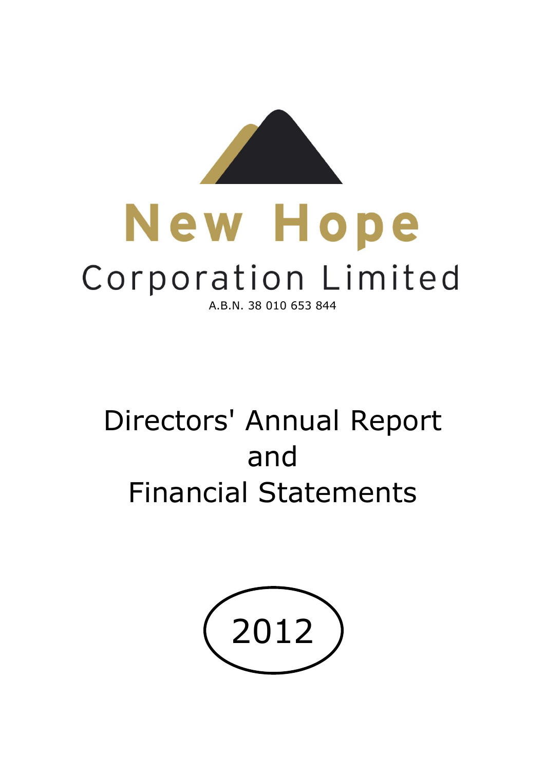# New Hope

## Corporation Limited

A.B.N. 38 010 653 844

# Directors' Annual Report
# and
# Financial Statements

# 2012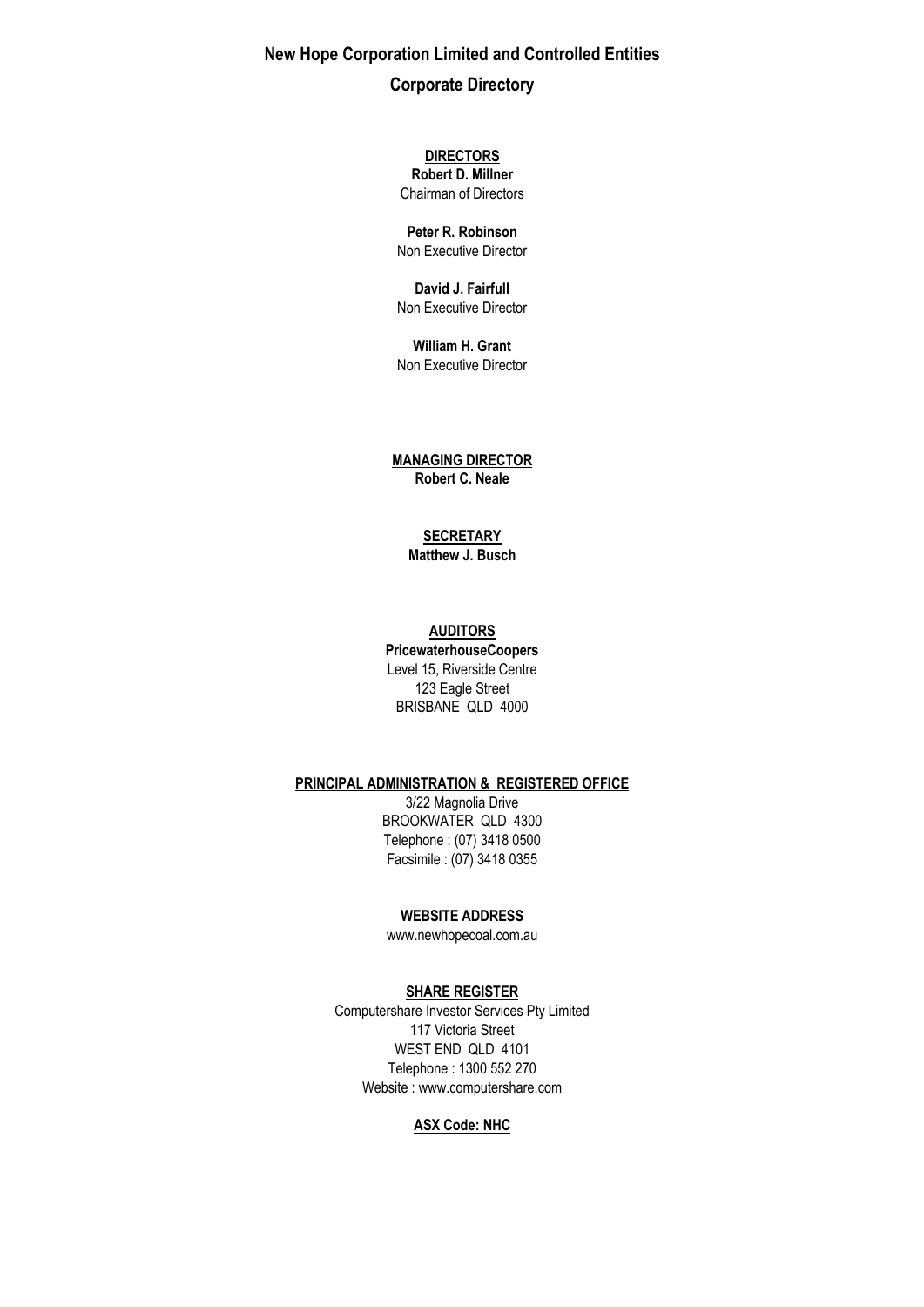# New Hope Corporation Limited and Controlled Entities

## Corporate Directory

**DIRECTORS**

**Robert D. Millner**
Chairman of Directors

**Peter R. Robinson**
Non Executive Director

**David J. Fairfull**
Non Executive Director

**William H. Grant**
Non Executive Director

**MANAGING DIRECTOR**

**Robert C. Neale**

**SECRETARY**

**Matthew J. Busch**

**AUDITORS**

**PricewaterhouseCoopers**
Level 15, Riverside Centre
123 Eagle Street
BRISBANE QLD 4000

**PRINCIPAL ADMINISTRATION & REGISTERED OFFICE**

3/22 Magnolia Drive
BROOKWATER QLD 4300
Telephone : (07) 3418 0500
Facsimile : (07) 3418 0355

**WEBSITE ADDRESS**

www.newhopecoal.com.au

**SHARE REGISTER**

Computershare Investor Services Pty Limited
117 Victoria Street
WEST END QLD 4101
Telephone : 1300 552 270
Website : www.computershare.com

**ASX Code: NHC**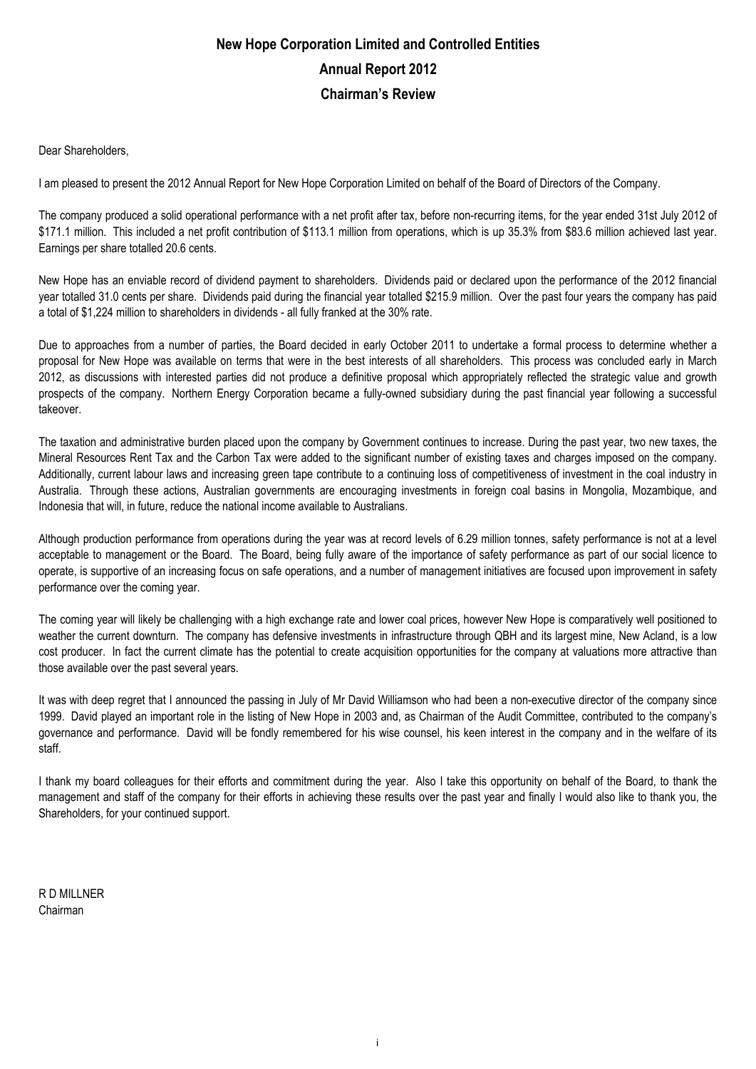# New Hope Corporation Limited and Controlled Entities

## Annual Report 2012

## Chairman's Review

Dear Shareholders,

I am pleased to present the 2012 Annual Report for New Hope Corporation Limited on behalf of the Board of Directors of the Company.

The company produced a solid operational performance with a net profit after tax, before non-recurring items, for the year ended 31st July 2012 of \$171.1 million. This included a net profit contribution of \$113.1 million from operations, which is up 35.3% from \$83.6 million achieved last year. Earnings per share totalled 20.6 cents.

New Hope has an enviable record of dividend payment to shareholders. Dividends paid or declared upon the performance of the 2012 financial year totalled 31.0 cents per share. Dividends paid during the financial year totalled \$215.9 million. Over the past four years the company has paid a total of \$1,224 million to shareholders in dividends - all fully franked at the 30% rate.

Due to approaches from a number of parties, the Board decided in early October 2011 to undertake a formal process to determine whether a proposal for New Hope was available on terms that were in the best interests of all shareholders. This process was concluded early in March 2012, as discussions with interested parties did not produce a definitive proposal which appropriately reflected the strategic value and growth prospects of the company. Northern Energy Corporation became a fully-owned subsidiary during the past financial year following a successful takeover.

The taxation and administrative burden placed upon the company by Government continues to increase. During the past year, two new taxes, the Mineral Resources Rent Tax and the Carbon Tax were added to the significant number of existing taxes and charges imposed on the company. Additionally, current labour laws and increasing green tape contribute to a continuing loss of competitiveness of investment in the coal industry in Australia. Through these actions, Australian governments are encouraging investments in foreign coal basins in Mongolia, Mozambique, and Indonesia that will, in future, reduce the national income available to Australians.

Although production performance from operations during the year was at record levels of 6.29 million tonnes, safety performance is not at a level acceptable to management or the Board. The Board, being fully aware of the importance of safety performance as part of our social licence to operate, is supportive of an increasing focus on safe operations, and a number of management initiatives are focused upon improvement in safety performance over the coming year.

The coming year will likely be challenging with a high exchange rate and lower coal prices, however New Hope is comparatively well positioned to weather the current downturn. The company has defensive investments in infrastructure through QBH and its largest mine, New Acland, is a low cost producer. In fact the current climate has the potential to create acquisition opportunities for the company at valuations more attractive than those available over the past several years.

It was with deep regret that I announced the passing in July of Mr David Williamson who had been a non-executive director of the company since 1999. David played an important role in the listing of New Hope in 2003 and, as Chairman of the Audit Committee, contributed to the company's governance and performance. David will be fondly remembered for his wise counsel, his keen interest in the company and in the welfare of its staff.

I thank my board colleagues for their efforts and commitment during the year. Also I take this opportunity on behalf of the Board, to thank the management and staff of the company for their efforts in achieving these results over the past year and finally I would also like to thank you, the Shareholders, for your continued support.

R D MILLNER
Chairman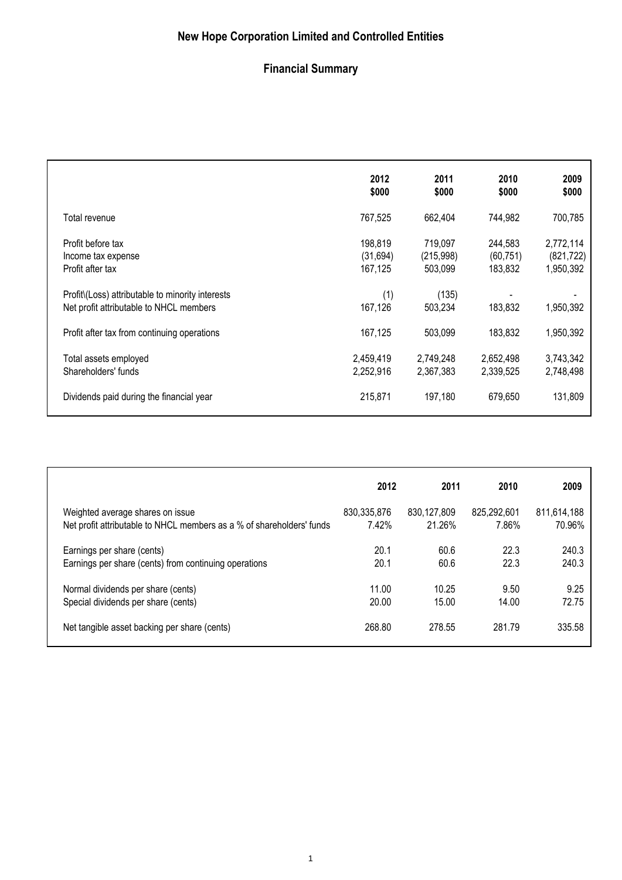# New Hope Corporation Limited and Controlled Entities

## Financial Summary

| | 2012<br>$000 | 2011<br>$000 | 2010<br>$000 | 2009<br>$000 |
|---|---|---|---|---|
| Total revenue | 767,525 | 662,404 | 744,982 | 700,785 |
| Profit before tax | 198,819 | 719,097 | 244,583 | 2,772,114 |
| Income tax expense | (31,694) | (215,998) | (60,751) | (821,722) |
| Profit after tax | 167,125 | 503,099 | 183,832 | 1,950,392 |
| Profit\(Loss) attributable to minority interests | (1) | (135) | - | - |
| Net profit attributable to NHCL members | 167,126 | 503,234 | 183,832 | 1,950,392 |
| Profit after tax from continuing operations | 167,125 | 503,099 | 183,832 | 1,950,392 |
| Total assets employed | 2,459,419 | 2,749,248 | 2,652,498 | 3,743,342 |
| Shareholders' funds | 2,252,916 | 2,367,383 | 2,339,525 | 2,748,498 |
| Dividends paid during the financial year | 215,871 | 197,180 | 679,650 | 131,809 |

| | 2012 | 2011 | 2010 | 2009 |
|---|---|---|---|---|
| Weighted average shares on issue | 830,335,876 | 830,127,809 | 825,292,601 | 811,614,188 |
| Net profit attributable to NHCL members as a % of shareholders' funds | 7.42% | 21.26% | 7.86% | 70.96% |
| Earnings per share (cents) | 20.1 | 60.6 | 22.3 | 240.3 |
| Earnings per share (cents) from continuing operations | 20.1 | 60.6 | 22.3 | 240.3 |
| Normal dividends per share (cents) | 11.00 | 10.25 | 9.50 | 9.25 |
| Special dividends per share (cents) | 20.00 | 15.00 | 14.00 | 72.75 |
| Net tangible asset backing per share (cents) | 268.80 | 278.55 | 281.79 | 335.58 |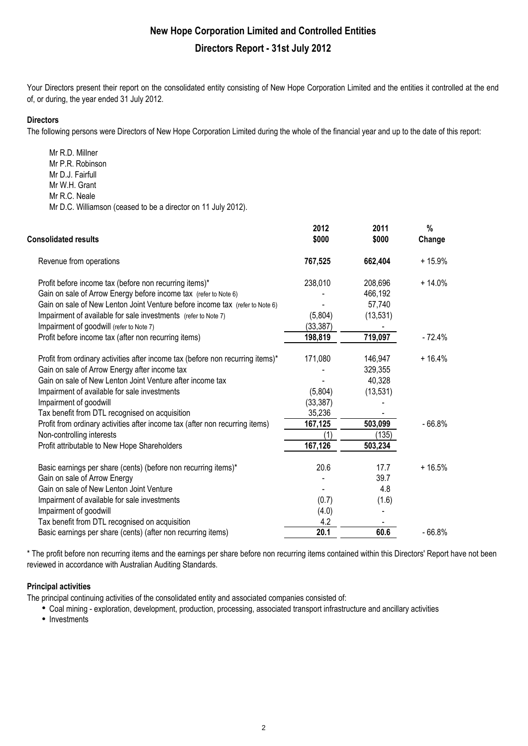# New Hope Corporation Limited and Controlled Entities

## Directors Report - 31st July 2012

Your Directors present their report on the consolidated entity consisting of New Hope Corporation Limited and the entities it controlled at the end of, or during, the year ended 31 July 2012.

### Directors

The following persons were Directors of New Hope Corporation Limited during the whole of the financial year and up to the date of this report:

Mr R.D. Millner
Mr P.R. Robinson
Mr D.J. Fairfull
Mr W.H. Grant
Mr R.C. Neale
Mr D.C. Williamson (ceased to be a director on 11 July 2012).

| Consolidated results | 2012 $000 | 2011 $000 | % Change |
|---|---|---|---|
| Revenue from operations | **767,525** | **662,404** | + 15.9% |
| Profit before income tax (before non recurring items)* | 238,010 | 208,696 | + 14.0% |
| Gain on sale of Arrow Energy before income tax (refer to Note 6) | - | 466,192 | |
| Gain on sale of New Lenton Joint Venture before income tax (refer to Note 6) | - | 57,740 | |
| Impairment of available for sale investments (refer to Note 7) | (5,804) | (13,531) | |
| Impairment of goodwill (refer to Note 7) | (33,387) | - | |
| Profit before income tax (after non recurring items) | **198,819** | **719,097** | - 72.4% |
| Profit from ordinary activities after income tax (before non recurring items)* | 171,080 | 146,947 | + 16.4% |
| Gain on sale of Arrow Energy after income tax | - | 329,355 | |
| Gain on sale of New Lenton Joint Venture after income tax | - | 40,328 | |
| Impairment of available for sale investments | (5,804) | (13,531) | |
| Impairment of goodwill | (33,387) | - | |
| Tax benefit from DTL recognised on acquisition | 35,236 | - | |
| Profit from ordinary activities after income tax (after non recurring items) | **167,125** | **503,099** | - 66.8% |
| Non-controlling interests | (1) | (135) | |
| Profit attributable to New Hope Shareholders | **167,126** | **503,234** | |
| Basic earnings per share (cents) (before non recurring items)* | 20.6 | 17.7 | + 16.5% |
| Gain on sale of Arrow Energy | - | 39.7 | |
| Gain on sale of New Lenton Joint Venture | - | 4.8 | |
| Impairment of available for sale investments | (0.7) | (1.6) | |
| Impairment of goodwill | (4.0) | - | |
| Tax benefit from DTL recognised on acquisition | 4.2 | - | |
| Basic earnings per share (cents) (after non recurring items) | **20.1** | **60.6** | - 66.8% |

\* The profit before non recurring items and the earnings per share before non recurring items contained within this Directors' Report have not been reviewed in accordance with Australian Auditing Standards.

### Principal activities

The principal continuing activities of the consolidated entity and associated companies consisted of:

- Coal mining - exploration, development, production, processing, associated transport infrastructure and ancillary activities
- Investments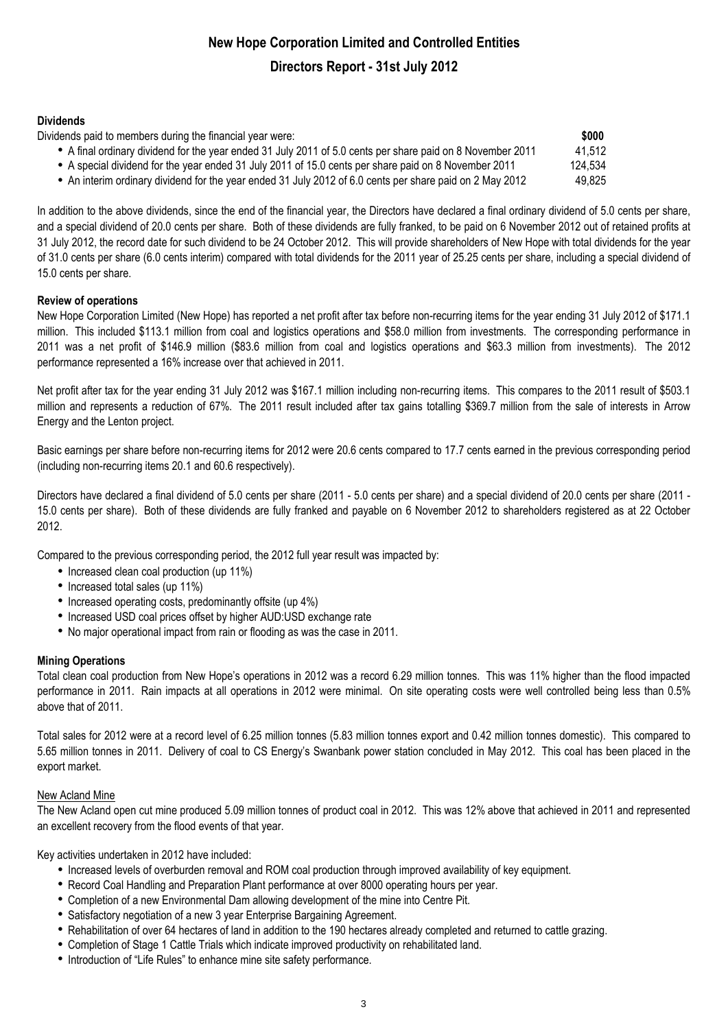# New Hope Corporation Limited and Controlled Entities

## Directors Report - 31st July 2012

### Dividends

| Dividends paid to members during the financial year were: | \$000 |
|---|---|
| • A final ordinary dividend for the year ended 31 July 2011 of 5.0 cents per share paid on 8 November 2011 | 41,512 |
| • A special dividend for the year ended 31 July 2011 of 15.0 cents per share paid on 8 November 2011 | 124,534 |
| • An interim ordinary dividend for the year ended 31 July 2012 of 6.0 cents per share paid on 2 May 2012 | 49,825 |

In addition to the above dividends, since the end of the financial year, the Directors have declared a final ordinary dividend of 5.0 cents per share, and a special dividend of 20.0 cents per share. Both of these dividends are fully franked, to be paid on 6 November 2012 out of retained profits at 31 July 2012, the record date for such dividend to be 24 October 2012. This will provide shareholders of New Hope with total dividends for the year of 31.0 cents per share (6.0 cents interim) compared with total dividends for the 2011 year of 25.25 cents per share, including a special dividend of 15.0 cents per share.

### Review of operations

New Hope Corporation Limited (New Hope) has reported a net profit after tax before non-recurring items for the year ending 31 July 2012 of \$171.1 million. This included \$113.1 million from coal and logistics operations and \$58.0 million from investments. The corresponding performance in 2011 was a net profit of \$146.9 million (\$83.6 million from coal and logistics operations and \$63.3 million from investments). The 2012 performance represented a 16% increase over that achieved in 2011.

Net profit after tax for the year ending 31 July 2012 was \$167.1 million including non-recurring items. This compares to the 2011 result of \$503.1 million and represents a reduction of 67%. The 2011 result included after tax gains totalling \$369.7 million from the sale of interests in Arrow Energy and the Lenton project.

Basic earnings per share before non-recurring items for 2012 were 20.6 cents compared to 17.7 cents earned in the previous corresponding period (including non-recurring items 20.1 and 60.6 respectively).

Directors have declared a final dividend of 5.0 cents per share (2011 - 5.0 cents per share) and a special dividend of 20.0 cents per share (2011 - 15.0 cents per share). Both of these dividends are fully franked and payable on 6 November 2012 to shareholders registered as at 22 October 2012.

Compared to the previous corresponding period, the 2012 full year result was impacted by:

- Increased clean coal production (up 11%)
- Increased total sales (up 11%)
- Increased operating costs, predominantly offsite (up 4%)
- Increased USD coal prices offset by higher AUD:USD exchange rate
- No major operational impact from rain or flooding as was the case in 2011.

### Mining Operations

Total clean coal production from New Hope's operations in 2012 was a record 6.29 million tonnes. This was 11% higher than the flood impacted performance in 2011. Rain impacts at all operations in 2012 were minimal. On site operating costs were well controlled being less than 0.5% above that of 2011.

Total sales for 2012 were at a record level of 6.25 million tonnes (5.83 million tonnes export and 0.42 million tonnes domestic). This compared to 5.65 million tonnes in 2011. Delivery of coal to CS Energy's Swanbank power station concluded in May 2012. This coal has been placed in the export market.

#### New Acland Mine

The New Acland open cut mine produced 5.09 million tonnes of product coal in 2012. This was 12% above that achieved in 2011 and represented an excellent recovery from the flood events of that year.

Key activities undertaken in 2012 have included:

- Increased levels of overburden removal and ROM coal production through improved availability of key equipment.
- Record Coal Handling and Preparation Plant performance at over 8000 operating hours per year.
- Completion of a new Environmental Dam allowing development of the mine into Centre Pit.
- Satisfactory negotiation of a new 3 year Enterprise Bargaining Agreement.
- Rehabilitation of over 64 hectares of land in addition to the 190 hectares already completed and returned to cattle grazing.
- Completion of Stage 1 Cattle Trials which indicate improved productivity on rehabilitated land.
- Introduction of "Life Rules" to enhance mine site safety performance.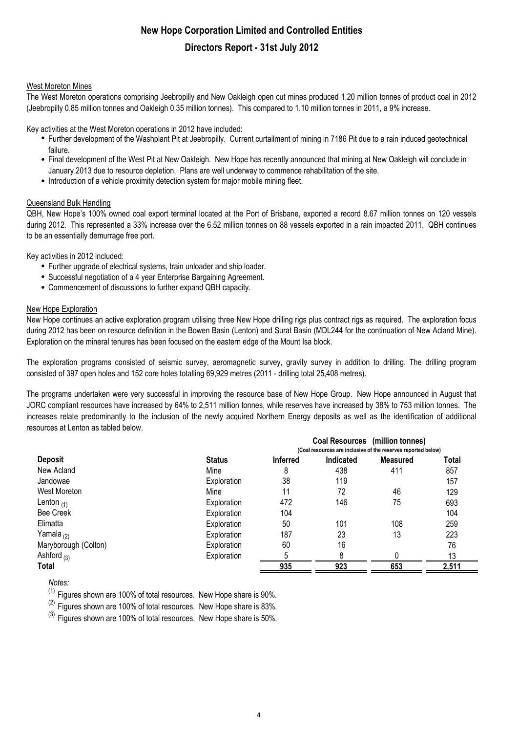# New Hope Corporation Limited and Controlled Entities

## Directors Report - 31st July 2012

### West Moreton Mines

The West Moreton operations comprising Jeebropilly and New Oakleigh open cut mines produced 1.20 million tonnes of product coal in 2012 (Jeebropilly 0.85 million tonnes and Oakleigh 0.35 million tonnes). This compared to 1.10 million tonnes in 2011, a 9% increase.

Key activities at the West Moreton operations in 2012 have included:

- Further development of the Washplant Pit at Jeebropilly. Current curtailment of mining in 7186 Pit due to a rain induced geotechnical failure.
- Final development of the West Pit at New Oakleigh. New Hope has recently announced that mining at New Oakleigh will conclude in January 2013 due to resource depletion. Plans are well underway to commence rehabilitation of the site.
- Introduction of a vehicle proximity detection system for major mobile mining fleet.

### Queensland Bulk Handling

QBH, New Hope's 100% owned coal export terminal located at the Port of Brisbane, exported a record 8.67 million tonnes on 120 vessels during 2012. This represented a 33% increase over the 6.52 million tonnes on 88 vessels exported in a rain impacted 2011. QBH continues to be an essentially demurrage free port.

Key activities in 2012 included:

- Further upgrade of electrical systems, train unloader and ship loader.
- Successful negotiation of a 4 year Enterprise Bargaining Agreement.
- Commencement of discussions to further expand QBH capacity.

### New Hope Exploration

New Hope continues an active exploration program utilising three New Hope drilling rigs plus contract rigs as required. The exploration focus during 2012 has been on resource definition in the Bowen Basin (Lenton) and Surat Basin (MDL244 for the continuation of New Acland Mine). Exploration on the mineral tenures has been focused on the eastern edge of the Mount Isa block.

The exploration programs consisted of seismic survey, aeromagnetic survey, gravity survey in addition to drilling. The drilling program consisted of 397 open holes and 152 core holes totalling 69,929 metres (2011 - drilling total 25,408 metres).

The programs undertaken were very successful in improving the resource base of New Hope Group. New Hope announced in August that JORC compliant resources have increased by 64% to 2,511 million tonnes, while reserves have increased by 38% to 753 million tonnes. The increases relate predominantly to the inclusion of the newly acquired Northern Energy deposits as well as the identification of additional resources at Lenton as tabled below.

| | | Coal Resources (million tonnes) (Coal resources are inclusive of the reserves reported below) | | | |
|---|---|---|---|---|---|
| **Deposit** | **Status** | **Inferred** | **Indicated** | **Measured** | **Total** |
| New Acland | Mine | 8 | 438 | 411 | 857 |
| Jandowae | Exploration | 38 | 119 | | 157 |
| West Moreton | Mine | 11 | 72 | 46 | 129 |
| Lenton (1) | Exploration | 472 | 146 | 75 | 693 |
| Bee Creek | Exploration | 104 | | | 104 |
| Elimatta | Exploration | 50 | 101 | 108 | 259 |
| Yamala (2) | Exploration | 187 | 23 | 13 | 223 |
| Maryborough (Colton) | Exploration | 60 | 16 | | 76 |
| Ashford (3) | Exploration | 5 | 8 | 0 | 13 |
| **Total** | | **935** | **923** | **653** | **2,511** |

*Notes:*

(1) Figures shown are 100% of total resources. New Hope share is 90%.

(2) Figures shown are 100% of total resources. New Hope share is 83%.

(3) Figures shown are 100% of total resources. New Hope share is 50%.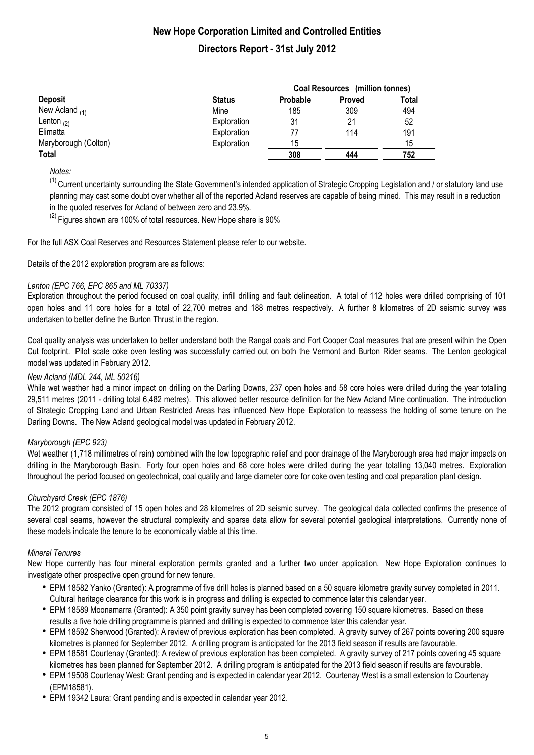# New Hope Corporation Limited and Controlled Entities

## Directors Report - 31st July 2012

| Deposit | Status | Coal Resources (million tonnes) | | |
|---|---|---|---|---|
| | | Probable | Proved | Total |
| New Acland (1) | Mine | 185 | 309 | 494 |
| Lenton (2) | Exploration | 31 | 21 | 52 |
| Elimatta | Exploration | 77 | 114 | 191 |
| Maryborough (Colton) | Exploration | 15 | | 15 |
| **Total** | | **308** | **444** | **752** |

*Notes:*

(1) Current uncertainty surrounding the State Government's intended application of Strategic Cropping Legislation and / or statutory land use planning may cast some doubt over whether all of the reported Acland reserves are capable of being mined. This may result in a reduction in the quoted reserves for Acland of between zero and 23.9%.

(2) Figures shown are 100% of total resources. New Hope share is 90%

For the full ASX Coal Reserves and Resources Statement please refer to our website.

Details of the 2012 exploration program are as follows:

*Lenton (EPC 766, EPC 865 and ML 70337)*

Exploration throughout the period focused on coal quality, infill drilling and fault delineation. A total of 112 holes were drilled comprising of 101 open holes and 11 core holes for a total of 22,700 metres and 188 metres respectively. A further 8 kilometres of 2D seismic survey was undertaken to better define the Burton Thrust in the region.

Coal quality analysis was undertaken to better understand both the Rangal coals and Fort Cooper Coal measures that are present within the Open Cut footprint. Pilot scale coke oven testing was successfully carried out on both the Vermont and Burton Rider seams. The Lenton geological model was updated in February 2012.

*New Acland (MDL 244, ML 50216)*

While wet weather had a minor impact on drilling on the Darling Downs, 237 open holes and 58 core holes were drilled during the year totalling 29,511 metres (2011 - drilling total 6,482 metres). This allowed better resource definition for the New Acland Mine continuation. The introduction of Strategic Cropping Land and Urban Restricted Areas has influenced New Hope Exploration to reassess the holding of some tenure on the Darling Downs. The New Acland geological model was updated in February 2012.

*Maryborough (EPC 923)*

Wet weather (1,718 millimetres of rain) combined with the low topographic relief and poor drainage of the Maryborough area had major impacts on drilling in the Maryborough Basin. Forty four open holes and 68 core holes were drilled during the year totalling 13,040 metres. Exploration throughout the period focused on geotechnical, coal quality and large diameter core for coke oven testing and coal preparation plant design.

*Churchyard Creek (EPC 1876)*

The 2012 program consisted of 15 open holes and 28 kilometres of 2D seismic survey. The geological data collected confirms the presence of several coal seams, however the structural complexity and sparse data allow for several potential geological interpretations. Currently none of these models indicate the tenure to be economically viable at this time.

*Mineral Tenures*

New Hope currently has four mineral exploration permits granted and a further two under application. New Hope Exploration continues to investigate other prospective open ground for new tenure.

- EPM 18582 Yanko (Granted): A programme of five drill holes is planned based on a 50 square kilometre gravity survey completed in 2011. Cultural heritage clearance for this work is in progress and drilling is expected to commence later this calendar year.
- EPM 18589 Moonamarra (Granted): A 350 point gravity survey has been completed covering 150 square kilometres. Based on these results a five hole drilling programme is planned and drilling is expected to commence later this calendar year.
- EPM 18592 Sherwood (Granted): A review of previous exploration has been completed. A gravity survey of 267 points covering 200 square kilometres is planned for September 2012. A drilling program is anticipated for the 2013 field season if results are favourable.
- EPM 18581 Courtenay (Granted): A review of previous exploration has been completed. A gravity survey of 217 points covering 45 square kilometres has been planned for September 2012. A drilling program is anticipated for the 2013 field season if results are favourable.
- EPM 19508 Courtenay West: Grant pending and is expected in calendar year 2012. Courtenay West is a small extension to Courtenay (EPM18581).
- EPM 19342 Laura: Grant pending and is expected in calendar year 2012.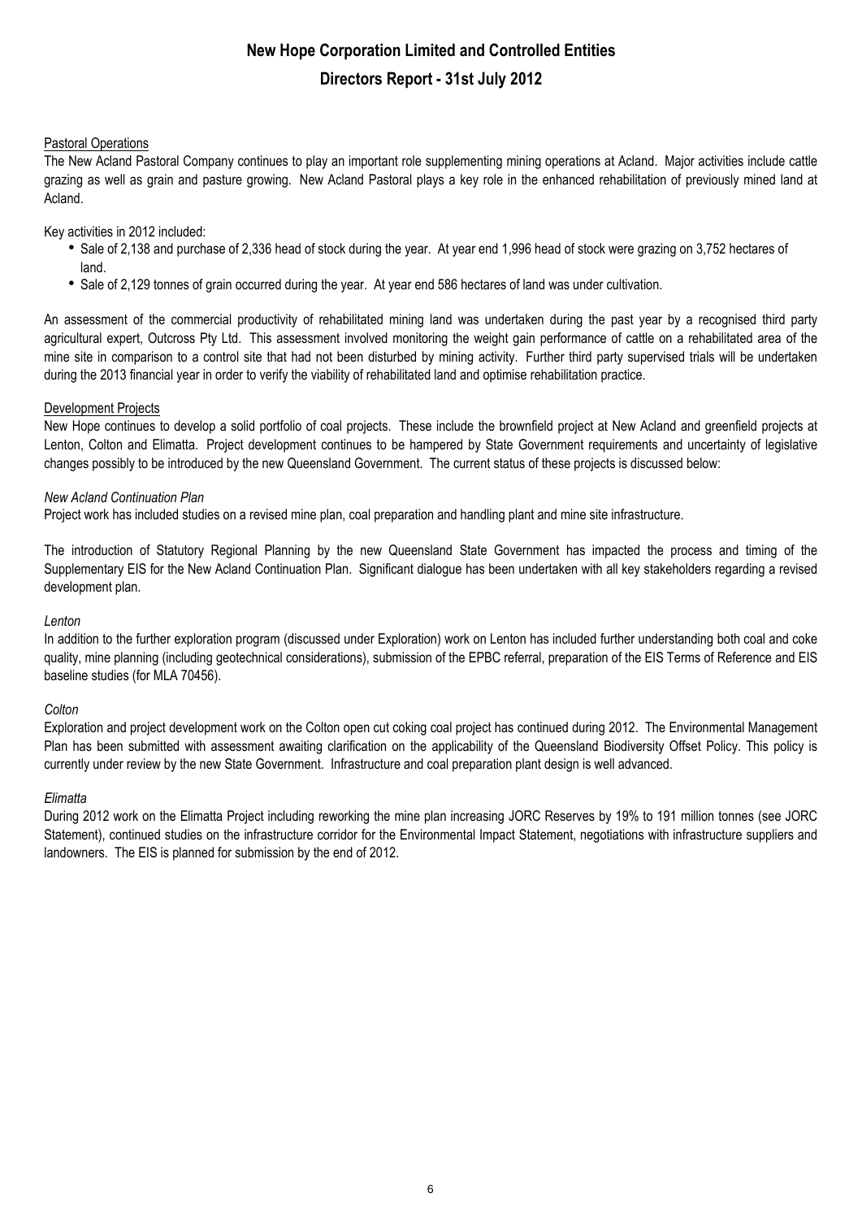## Pastoral Operations

The New Acland Pastoral Company continues to play an important role supplementing mining operations at Acland. Major activities include cattle grazing as well as grain and pasture growing. New Acland Pastoral plays a key role in the enhanced rehabilitation of previously mined land at Acland.

Key activities in 2012 included:

- Sale of 2,138 and purchase of 2,336 head of stock during the year. At year end 1,996 head of stock were grazing on 3,752 hectares of land.
- Sale of 2,129 tonnes of grain occurred during the year. At year end 586 hectares of land was under cultivation.

An assessment of the commercial productivity of rehabilitated mining land was undertaken during the past year by a recognised third party agricultural expert, Outcross Pty Ltd. This assessment involved monitoring the weight gain performance of cattle on a rehabilitated area of the mine site in comparison to a control site that had not been disturbed by mining activity. Further third party supervised trials will be undertaken during the 2013 financial year in order to verify the viability of rehabilitated land and optimise rehabilitation practice.

## Development Projects

New Hope continues to develop a solid portfolio of coal projects. These include the brownfield project at New Acland and greenfield projects at Lenton, Colton and Elimatta. Project development continues to be hampered by State Government requirements and uncertainty of legislative changes possibly to be introduced by the new Queensland Government. The current status of these projects is discussed below:

### *New Acland Continuation Plan*

Project work has included studies on a revised mine plan, coal preparation and handling plant and mine site infrastructure.

The introduction of Statutory Regional Planning by the new Queensland State Government has impacted the process and timing of the Supplementary EIS for the New Acland Continuation Plan. Significant dialogue has been undertaken with all key stakeholders regarding a revised development plan.

### *Lenton*

In addition to the further exploration program (discussed under Exploration) work on Lenton has included further understanding both coal and coke quality, mine planning (including geotechnical considerations), submission of the EPBC referral, preparation of the EIS Terms of Reference and EIS baseline studies (for MLA 70456).

### *Colton*

Exploration and project development work on the Colton open cut coking coal project has continued during 2012. The Environmental Management Plan has been submitted with assessment awaiting clarification on the applicability of the Queensland Biodiversity Offset Policy. This policy is currently under review by the new State Government. Infrastructure and coal preparation plant design is well advanced.

### *Elimatta*

During 2012 work on the Elimatta Project including reworking the mine plan increasing JORC Reserves by 19% to 191 million tonnes (see JORC Statement), continued studies on the infrastructure corridor for the Environmental Impact Statement, negotiations with infrastructure suppliers and landowners. The EIS is planned for submission by the end of 2012.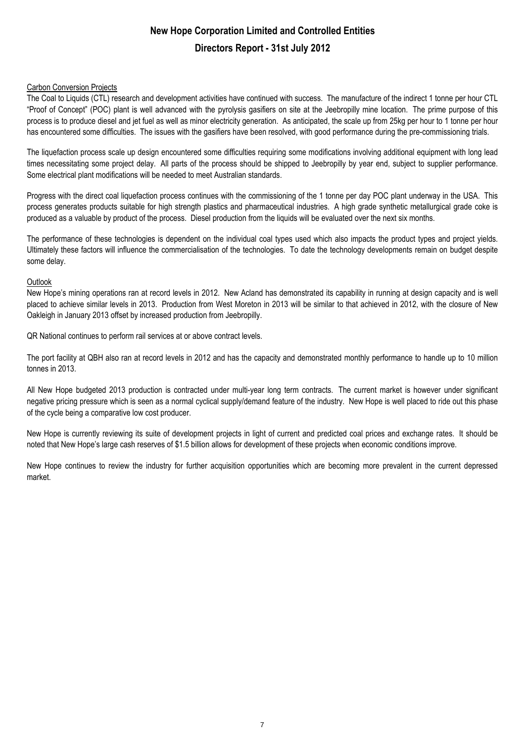## Carbon Conversion Projects

The Coal to Liquids (CTL) research and development activities have continued with success. The manufacture of the indirect 1 tonne per hour CTL "Proof of Concept" (POC) plant is well advanced with the pyrolysis gasifiers on site at the Jeebropilly mine location. The prime purpose of this process is to produce diesel and jet fuel as well as minor electricity generation. As anticipated, the scale up from 25kg per hour to 1 tonne per hour has encountered some difficulties. The issues with the gasifiers have been resolved, with good performance during the pre-commissioning trials.

The liquefaction process scale up design encountered some difficulties requiring some modifications involving additional equipment with long lead times necessitating some project delay. All parts of the process should be shipped to Jeebropilly by year end, subject to supplier performance. Some electrical plant modifications will be needed to meet Australian standards.

Progress with the direct coal liquefaction process continues with the commissioning of the 1 tonne per day POC plant underway in the USA. This process generates products suitable for high strength plastics and pharmaceutical industries. A high grade synthetic metallurgical grade coke is produced as a valuable by product of the process. Diesel production from the liquids will be evaluated over the next six months.

The performance of these technologies is dependent on the individual coal types used which also impacts the product types and project yields. Ultimately these factors will influence the commercialisation of the technologies. To date the technology developments remain on budget despite some delay.

## Outlook

New Hope's mining operations ran at record levels in 2012. New Acland has demonstrated its capability in running at design capacity and is well placed to achieve similar levels in 2013. Production from West Moreton in 2013 will be similar to that achieved in 2012, with the closure of New Oakleigh in January 2013 offset by increased production from Jeebropilly.

QR National continues to perform rail services at or above contract levels.

The port facility at QBH also ran at record levels in 2012 and has the capacity and demonstrated monthly performance to handle up to 10 million tonnes in 2013.

All New Hope budgeted 2013 production is contracted under multi-year long term contracts. The current market is however under significant negative pricing pressure which is seen as a normal cyclical supply/demand feature of the industry. New Hope is well placed to ride out this phase of the cycle being a comparative low cost producer.

New Hope is currently reviewing its suite of development projects in light of current and predicted coal prices and exchange rates. It should be noted that New Hope's large cash reserves of $1.5 billion allows for development of these projects when economic conditions improve.

New Hope continues to review the industry for further acquisition opportunities which are becoming more prevalent in the current depressed market.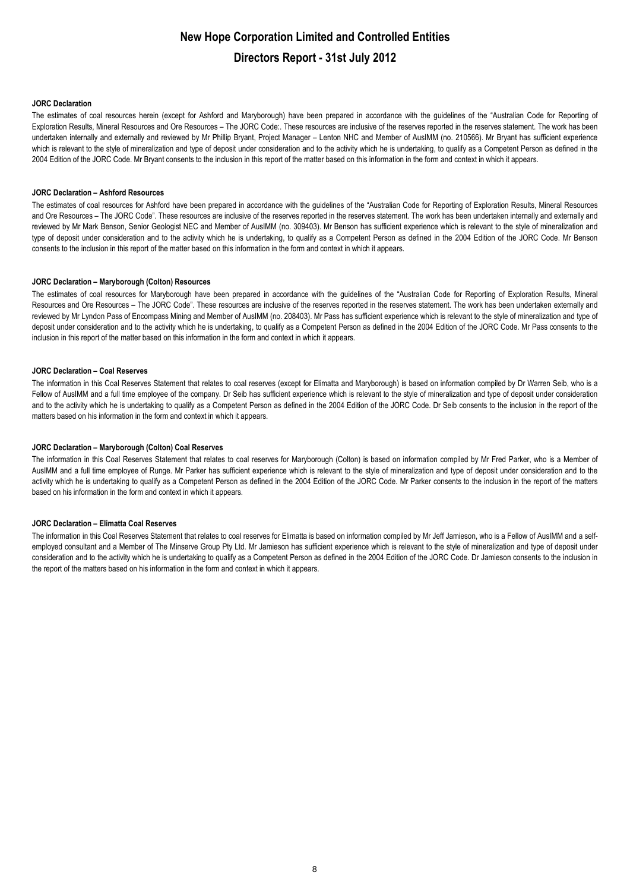# New Hope Corporation Limited and Controlled Entities

## Directors Report - 31st July 2012

**JORC Declaration**

The estimates of coal resources herein (except for Ashford and Maryborough) have been prepared in accordance with the guidelines of the "Australian Code for Reporting of Exploration Results, Mineral Resources and Ore Resources – The JORC Code:. These resources are inclusive of the reserves reported in the reserves statement. The work has been undertaken internally and externally and reviewed by Mr Phillip Bryant, Project Manager – Lenton NHC and Member of AusIMM (no. 210566). Mr Bryant has sufficient experience which is relevant to the style of mineralization and type of deposit under consideration and to the activity which he is undertaking, to qualify as a Competent Person as defined in the 2004 Edition of the JORC Code. Mr Bryant consents to the inclusion in this report of the matter based on this information in the form and context in which it appears.

**JORC Declaration – Ashford Resources**

The estimates of coal resources for Ashford have been prepared in accordance with the guidelines of the "Australian Code for Reporting of Exploration Results, Mineral Resources and Ore Resources – The JORC Code". These resources are inclusive of the reserves reported in the reserves statement. The work has been undertaken internally and externally and reviewed by Mr Mark Benson, Senior Geologist NEC and Member of AusIMM (no. 309403). Mr Benson has sufficient experience which is relevant to the style of mineralization and type of deposit under consideration and to the activity which he is undertaking, to qualify as a Competent Person as defined in the 2004 Edition of the JORC Code. Mr Benson consents to the inclusion in this report of the matter based on this information in the form and context in which it appears.

**JORC Declaration – Maryborough (Colton) Resources**

The estimates of coal resources for Maryborough have been prepared in accordance with the guidelines of the "Australian Code for Reporting of Exploration Results, Mineral Resources and Ore Resources – The JORC Code". These resources are inclusive of the reserves reported in the reserves statement. The work has been undertaken externally and reviewed by Mr Lyndon Pass of Encompass Mining and Member of AusIMM (no. 208403). Mr Pass has sufficient experience which is relevant to the style of mineralization and type of deposit under consideration and to the activity which he is undertaking, to qualify as a Competent Person as defined in the 2004 Edition of the JORC Code. Mr Pass consents to the inclusion in this report of the matter based on this information in the form and context in which it appears.

**JORC Declaration – Coal Reserves**

The information in this Coal Reserves Statement that relates to coal reserves (except for Elimatta and Maryborough) is based on information compiled by Dr Warren Seib, who is a Fellow of AusIMM and a full time employee of the company. Dr Seib has sufficient experience which is relevant to the style of mineralization and type of deposit under consideration and to the activity which he is undertaking to qualify as a Competent Person as defined in the 2004 Edition of the JORC Code. Dr Seib consents to the inclusion in the report of the matters based on his information in the form and context in which it appears.

**JORC Declaration – Maryborough (Colton) Coal Reserves**

The information in this Coal Reserves Statement that relates to coal reserves for Maryborough (Colton) is based on information compiled by Mr Fred Parker, who is a Member of AusIMM and a full time employee of Runge. Mr Parker has sufficient experience which is relevant to the style of mineralization and type of deposit under consideration and to the activity which he is undertaking to qualify as a Competent Person as defined in the 2004 Edition of the JORC Code. Mr Parker consents to the inclusion in the report of the matters based on his information in the form and context in which it appears.

**JORC Declaration – Elimatta Coal Reserves**

The information in this Coal Reserves Statement that relates to coal reserves for Elimatta is based on information compiled by Mr Jeff Jamieson, who is a Fellow of AusIMM and a self-employed consultant and a Member of The Minserve Group Pty Ltd. Mr Jamieson has sufficient experience which is relevant to the style of mineralization and type of deposit under consideration and to the activity which he is undertaking to qualify as a Competent Person as defined in the 2004 Edition of the JORC Code. Dr Jamieson consents to the inclusion in the report of the matters based on his information in the form and context in which it appears.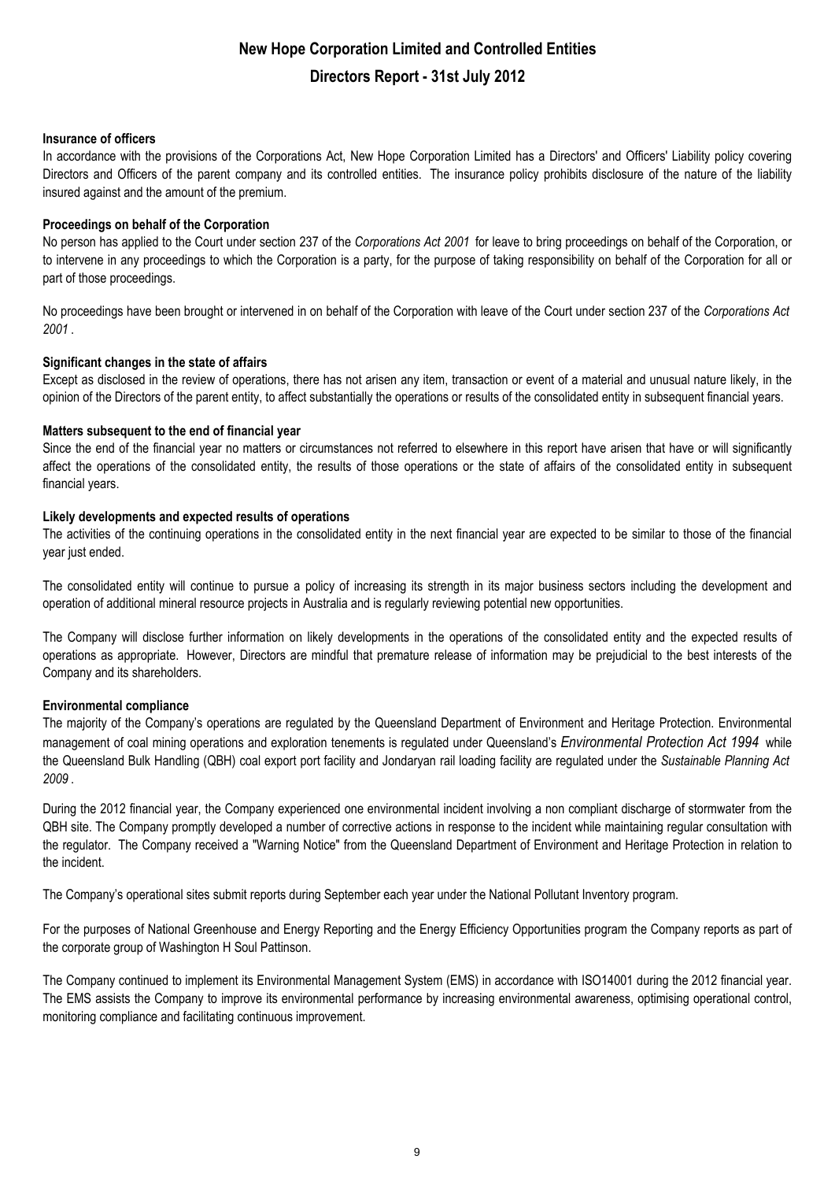# New Hope Corporation Limited and Controlled Entities

## Directors Report - 31st July 2012

**Insurance of officers**

In accordance with the provisions of the Corporations Act, New Hope Corporation Limited has a Directors' and Officers' Liability policy covering Directors and Officers of the parent company and its controlled entities. The insurance policy prohibits disclosure of the nature of the liability insured against and the amount of the premium.

**Proceedings on behalf of the Corporation**

No person has applied to the Court under section 237 of the *Corporations Act 2001* for leave to bring proceedings on behalf of the Corporation, or to intervene in any proceedings to which the Corporation is a party, for the purpose of taking responsibility on behalf of the Corporation for all or part of those proceedings.

No proceedings have been brought or intervened in on behalf of the Corporation with leave of the Court under section 237 of the *Corporations Act 2001* .

**Significant changes in the state of affairs**

Except as disclosed in the review of operations, there has not arisen any item, transaction or event of a material and unusual nature likely, in the opinion of the Directors of the parent entity, to affect substantially the operations or results of the consolidated entity in subsequent financial years.

**Matters subsequent to the end of financial year**

Since the end of the financial year no matters or circumstances not referred to elsewhere in this report have arisen that have or will significantly affect the operations of the consolidated entity, the results of those operations or the state of affairs of the consolidated entity in subsequent financial years.

**Likely developments and expected results of operations**

The activities of the continuing operations in the consolidated entity in the next financial year are expected to be similar to those of the financial year just ended.

The consolidated entity will continue to pursue a policy of increasing its strength in its major business sectors including the development and operation of additional mineral resource projects in Australia and is regularly reviewing potential new opportunities.

The Company will disclose further information on likely developments in the operations of the consolidated entity and the expected results of operations as appropriate. However, Directors are mindful that premature release of information may be prejudicial to the best interests of the Company and its shareholders.

**Environmental compliance**

The majority of the Company's operations are regulated by the Queensland Department of Environment and Heritage Protection. Environmental management of coal mining operations and exploration tenements is regulated under Queensland's *Environmental Protection Act 1994* while the Queensland Bulk Handling (QBH) coal export port facility and Jondaryan rail loading facility are regulated under the *Sustainable Planning Act 2009* .

During the 2012 financial year, the Company experienced one environmental incident involving a non compliant discharge of stormwater from the QBH site. The Company promptly developed a number of corrective actions in response to the incident while maintaining regular consultation with the regulator. The Company received a "Warning Notice" from the Queensland Department of Environment and Heritage Protection in relation to the incident.

The Company's operational sites submit reports during September each year under the National Pollutant Inventory program.

For the purposes of National Greenhouse and Energy Reporting and the Energy Efficiency Opportunities program the Company reports as part of the corporate group of Washington H Soul Pattinson.

The Company continued to implement its Environmental Management System (EMS) in accordance with ISO14001 during the 2012 financial year. The EMS assists the Company to improve its environmental performance by increasing environmental awareness, optimising operational control, monitoring compliance and facilitating continuous improvement.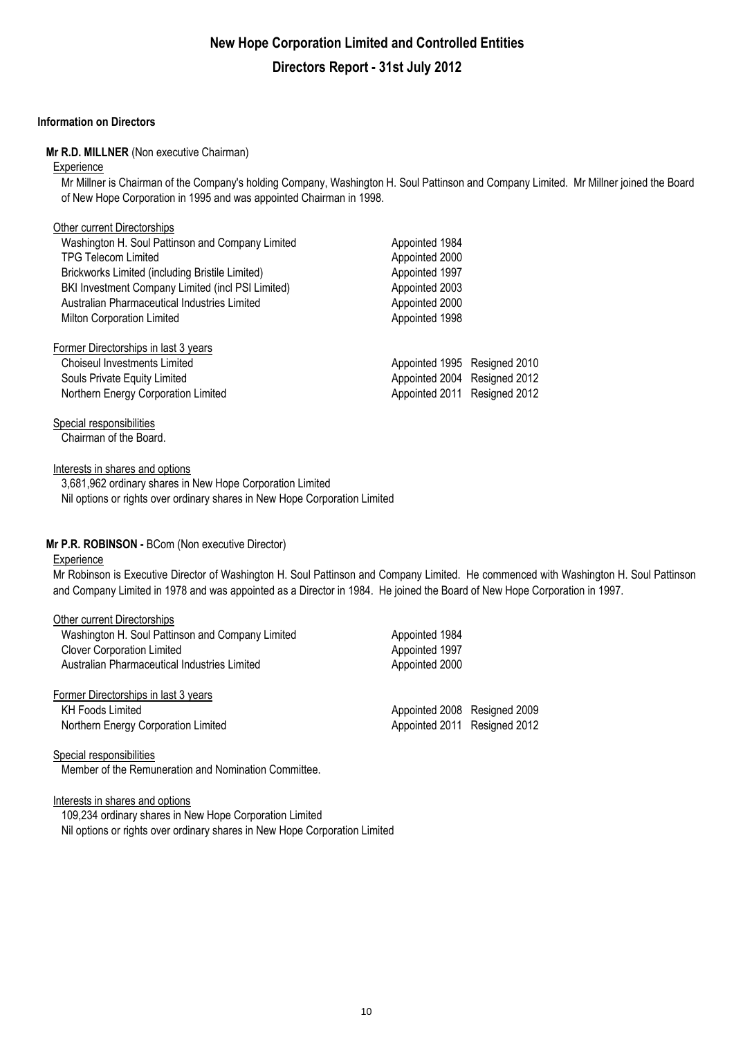# New Hope Corporation Limited and Controlled Entities

## Directors Report - 31st July 2012

### Information on Directors

**Mr R.D. MILLNER** (Non executive Chairman)

Experience

Mr Millner is Chairman of the Company's holding Company, Washington H. Soul Pattinson and Company Limited. Mr Millner joined the Board of New Hope Corporation in 1995 and was appointed Chairman in 1998.

Other current Directorships

| | | |
|---|---|---|
| Washington H. Soul Pattinson and Company Limited | Appointed 1984 | |
| TPG Telecom Limited | Appointed 2000 | |
| Brickworks Limited (including Bristile Limited) | Appointed 1997 | |
| BKI Investment Company Limited (incl PSI Limited) | Appointed 2003 | |
| Australian Pharmaceutical Industries Limited | Appointed 2000 | |
| Milton Corporation Limited | Appointed 1998 | |

Former Directorships in last 3 years

| | | |
|---|---|---|
| Choiseul Investments Limited | Appointed 1995 | Resigned 2010 |
| Souls Private Equity Limited | Appointed 2004 | Resigned 2012 |
| Northern Energy Corporation Limited | Appointed 2011 | Resigned 2012 |

Special responsibilities

Chairman of the Board.

Interests in shares and options

3,681,962 ordinary shares in New Hope Corporation Limited
Nil options or rights over ordinary shares in New Hope Corporation Limited

**Mr P.R. ROBINSON -** BCom (Non executive Director)

Experience

Mr Robinson is Executive Director of Washington H. Soul Pattinson and Company Limited. He commenced with Washington H. Soul Pattinson and Company Limited in 1978 and was appointed as a Director in 1984. He joined the Board of New Hope Corporation in 1997.

Other current Directorships

| | | |
|---|---|---|
| Washington H. Soul Pattinson and Company Limited | Appointed 1984 | |
| Clover Corporation Limited | Appointed 1997 | |
| Australian Pharmaceutical Industries Limited | Appointed 2000 | |

Former Directorships in last 3 years

| | | |
|---|---|---|
| KH Foods Limited | Appointed 2008 | Resigned 2009 |
| Northern Energy Corporation Limited | Appointed 2011 | Resigned 2012 |

Special responsibilities

Member of the Remuneration and Nomination Committee.

Interests in shares and options

109,234 ordinary shares in New Hope Corporation Limited
Nil options or rights over ordinary shares in New Hope Corporation Limited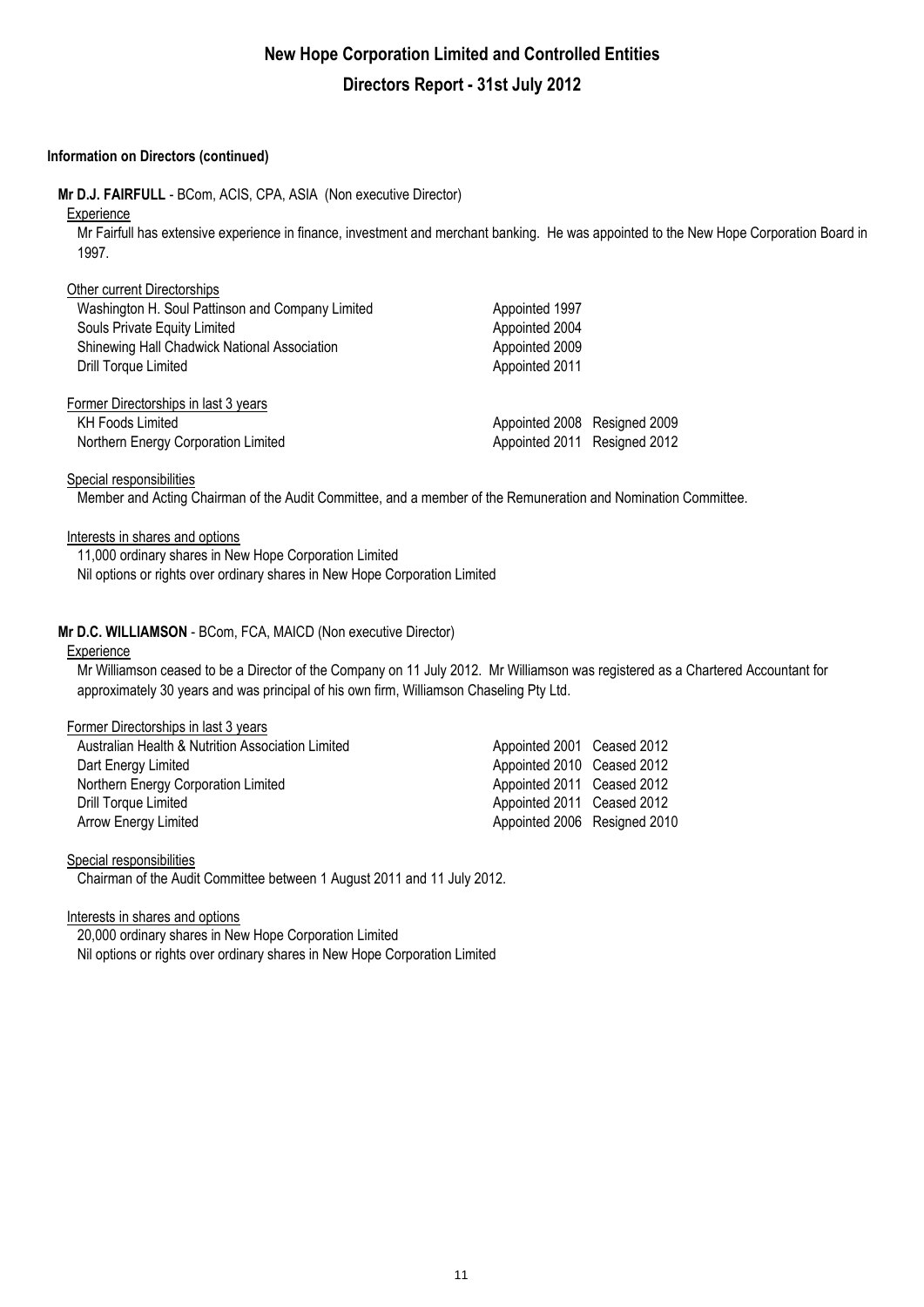# New Hope Corporation Limited and Controlled Entities

## Directors Report - 31st July 2012

### Information on Directors (continued)

**Mr D.J. FAIRFULL** - BCom, ACIS, CPA, ASIA (Non executive Director)

Experience

Mr Fairfull has extensive experience in finance, investment and merchant banking. He was appointed to the New Hope Corporation Board in 1997.

Other current Directorships

| | |
|---|---|
| Washington H. Soul Pattinson and Company Limited | Appointed 1997 |
| Souls Private Equity Limited | Appointed 2004 |
| Shinewing Hall Chadwick National Association | Appointed 2009 |
| Drill Torque Limited | Appointed 2011 |

Former Directorships in last 3 years

| | | |
|---|---|---|
| KH Foods Limited | Appointed 2008 | Resigned 2009 |
| Northern Energy Corporation Limited | Appointed 2011 | Resigned 2012 |

Special responsibilities

Member and Acting Chairman of the Audit Committee, and a member of the Remuneration and Nomination Committee.

Interests in shares and options

11,000 ordinary shares in New Hope Corporation Limited
Nil options or rights over ordinary shares in New Hope Corporation Limited

**Mr D.C. WILLIAMSON** - BCom, FCA, MAICD (Non executive Director)

Experience

Mr Williamson ceased to be a Director of the Company on 11 July 2012. Mr Williamson was registered as a Chartered Accountant for approximately 30 years and was principal of his own firm, Williamson Chaseling Pty Ltd.

Former Directorships in last 3 years

| | | |
|---|---|---|
| Australian Health & Nutrition Association Limited | Appointed 2001 | Ceased 2012 |
| Dart Energy Limited | Appointed 2010 | Ceased 2012 |
| Northern Energy Corporation Limited | Appointed 2011 | Ceased 2012 |
| Drill Torque Limited | Appointed 2011 | Ceased 2012 |
| Arrow Energy Limited | Appointed 2006 | Resigned 2010 |

Special responsibilities

Chairman of the Audit Committee between 1 August 2011 and 11 July 2012.

Interests in shares and options

20,000 ordinary shares in New Hope Corporation Limited
Nil options or rights over ordinary shares in New Hope Corporation Limited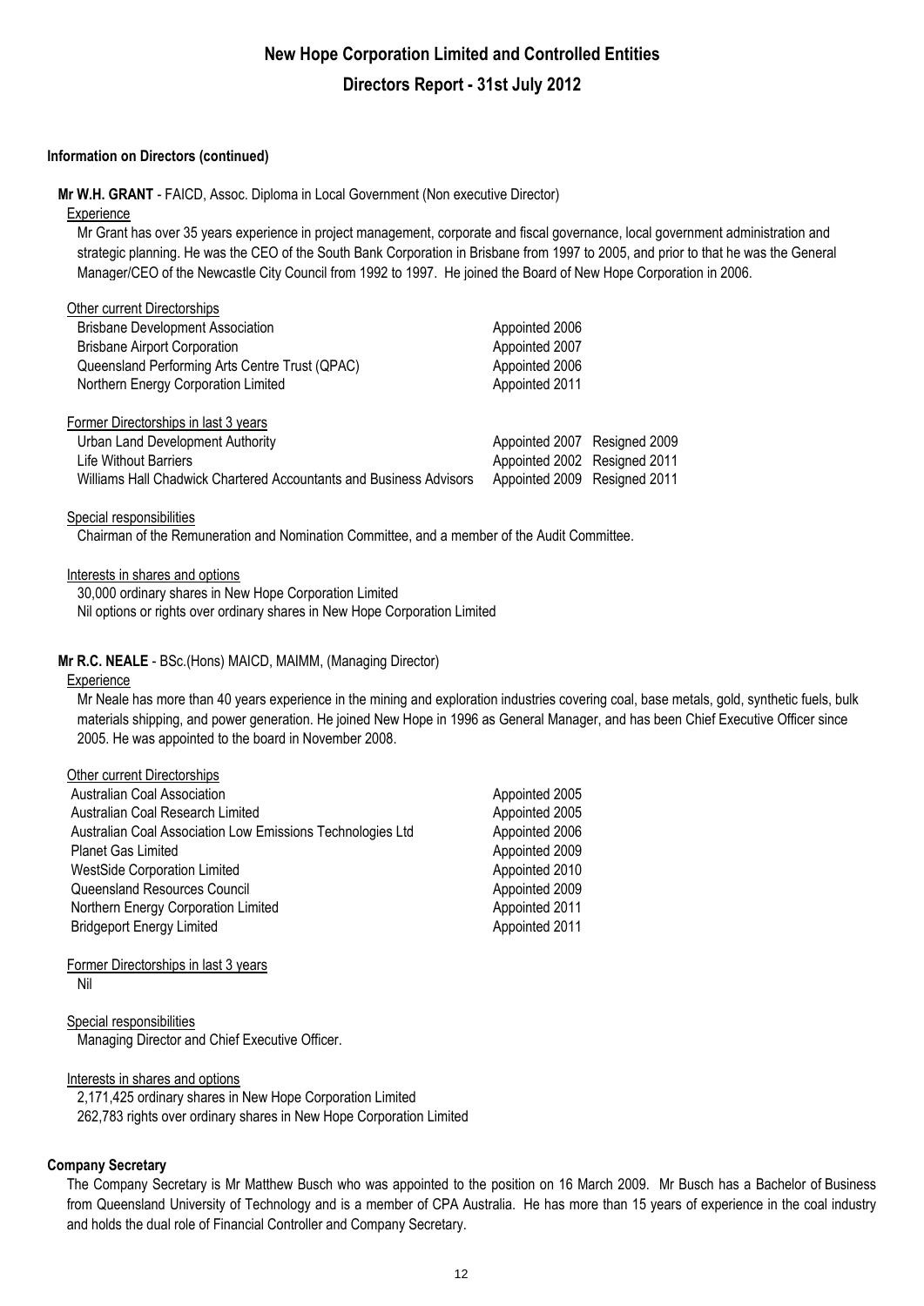# New Hope Corporation Limited and Controlled Entities

## Directors Report - 31st July 2012

### Information on Directors (continued)

**Mr W.H. GRANT** - FAICD, Assoc. Diploma in Local Government (Non executive Director)

Experience

Mr Grant has over 35 years experience in project management, corporate and fiscal governance, local government administration and strategic planning. He was the CEO of the South Bank Corporation in Brisbane from 1997 to 2005, and prior to that he was the General Manager/CEO of the Newcastle City Council from 1992 to 1997. He joined the Board of New Hope Corporation in 2006.

Other current Directorships

| | | |
|---|---|---|
| Brisbane Development Association | Appointed 2006 | |
| Brisbane Airport Corporation | Appointed 2007 | |
| Queensland Performing Arts Centre Trust (QPAC) | Appointed 2006 | |
| Northern Energy Corporation Limited | Appointed 2011 | |

Former Directorships in last 3 years

| | | |
|---|---|---|
| Urban Land Development Authority | Appointed 2007 | Resigned 2009 |
| Life Without Barriers | Appointed 2002 | Resigned 2011 |
| Williams Hall Chadwick Chartered Accountants and Business Advisors | Appointed 2009 | Resigned 2011 |

Special responsibilities

Chairman of the Remuneration and Nomination Committee, and a member of the Audit Committee.

Interests in shares and options

30,000 ordinary shares in New Hope Corporation Limited

Nil options or rights over ordinary shares in New Hope Corporation Limited

**Mr R.C. NEALE** - BSc.(Hons) MAICD, MAIMM, (Managing Director)

Experience

Mr Neale has more than 40 years experience in the mining and exploration industries covering coal, base metals, gold, synthetic fuels, bulk materials shipping, and power generation. He joined New Hope in 1996 as General Manager, and has been Chief Executive Officer since 2005. He was appointed to the board in November 2008.

Other current Directorships

| | |
|---|---|
| Australian Coal Association | Appointed 2005 |
| Australian Coal Research Limited | Appointed 2005 |
| Australian Coal Association Low Emissions Technologies Ltd | Appointed 2006 |
| Planet Gas Limited | Appointed 2009 |
| WestSide Corporation Limited | Appointed 2010 |
| Queensland Resources Council | Appointed 2009 |
| Northern Energy Corporation Limited | Appointed 2011 |
| Bridgeport Energy Limited | Appointed 2011 |

Former Directorships in last 3 years

Nil

Special responsibilities

Managing Director and Chief Executive Officer.

Interests in shares and options

2,171,425 ordinary shares in New Hope Corporation Limited

262,783 rights over ordinary shares in New Hope Corporation Limited

### Company Secretary

The Company Secretary is Mr Matthew Busch who was appointed to the position on 16 March 2009. Mr Busch has a Bachelor of Business from Queensland University of Technology and is a member of CPA Australia. He has more than 15 years of experience in the coal industry and holds the dual role of Financial Controller and Company Secretary.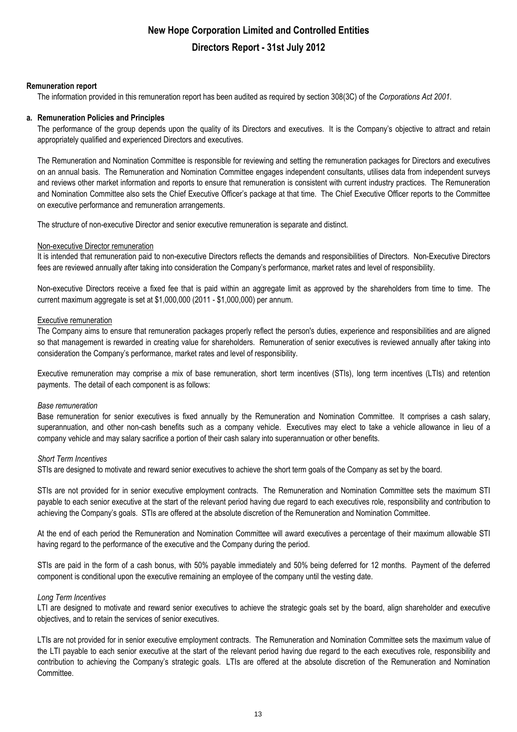# New Hope Corporation Limited and Controlled Entities

## Directors Report - 31st July 2012

**Remuneration report**

The information provided in this remuneration report has been audited as required by section 308(3C) of the *Corporations Act 2001.*

### a. Remuneration Policies and Principles

The performance of the group depends upon the quality of its Directors and executives. It is the Company's objective to attract and retain appropriately qualified and experienced Directors and executives.

The Remuneration and Nomination Committee is responsible for reviewing and setting the remuneration packages for Directors and executives on an annual basis. The Remuneration and Nomination Committee engages independent consultants, utilises data from independent surveys and reviews other market information and reports to ensure that remuneration is consistent with current industry practices. The Remuneration and Nomination Committee also sets the Chief Executive Officer's package at that time. The Chief Executive Officer reports to the Committee on executive performance and remuneration arrangements.

The structure of non-executive Director and senior executive remuneration is separate and distinct.

<u>Non-executive Director remuneration</u>

It is intended that remuneration paid to non-executive Directors reflects the demands and responsibilities of Directors. Non-Executive Directors fees are reviewed annually after taking into consideration the Company's performance, market rates and level of responsibility.

Non-executive Directors receive a fixed fee that is paid within an aggregate limit as approved by the shareholders from time to time. The current maximum aggregate is set at $1,000,000 (2011 - $1,000,000) per annum.

<u>Executive remuneration</u>

The Company aims to ensure that remuneration packages properly reflect the person's duties, experience and responsibilities and are aligned so that management is rewarded in creating value for shareholders. Remuneration of senior executives is reviewed annually after taking into consideration the Company's performance, market rates and level of responsibility.

Executive remuneration may comprise a mix of base remuneration, short term incentives (STIs), long term incentives (LTIs) and retention payments. The detail of each component is as follows:

*Base remuneration*

Base remuneration for senior executives is fixed annually by the Remuneration and Nomination Committee. It comprises a cash salary, superannuation, and other non-cash benefits such as a company vehicle. Executives may elect to take a vehicle allowance in lieu of a company vehicle and may salary sacrifice a portion of their cash salary into superannuation or other benefits.

*Short Term Incentives*

STIs are designed to motivate and reward senior executives to achieve the short term goals of the Company as set by the board.

STIs are not provided for in senior executive employment contracts. The Remuneration and Nomination Committee sets the maximum STI payable to each senior executive at the start of the relevant period having due regard to each executives role, responsibility and contribution to achieving the Company's goals. STIs are offered at the absolute discretion of the Remuneration and Nomination Committee.

At the end of each period the Remuneration and Nomination Committee will award executives a percentage of their maximum allowable STI having regard to the performance of the executive and the Company during the period.

STIs are paid in the form of a cash bonus, with 50% payable immediately and 50% being deferred for 12 months. Payment of the deferred component is conditional upon the executive remaining an employee of the company until the vesting date.

*Long Term Incentives*

LTI are designed to motivate and reward senior executives to achieve the strategic goals set by the board, align shareholder and executive objectives, and to retain the services of senior executives.

LTIs are not provided for in senior executive employment contracts. The Remuneration and Nomination Committee sets the maximum value of the LTI payable to each senior executive at the start of the relevant period having due regard to the each executives role, responsibility and contribution to achieving the Company's strategic goals. LTIs are offered at the absolute discretion of the Remuneration and Nomination Committee.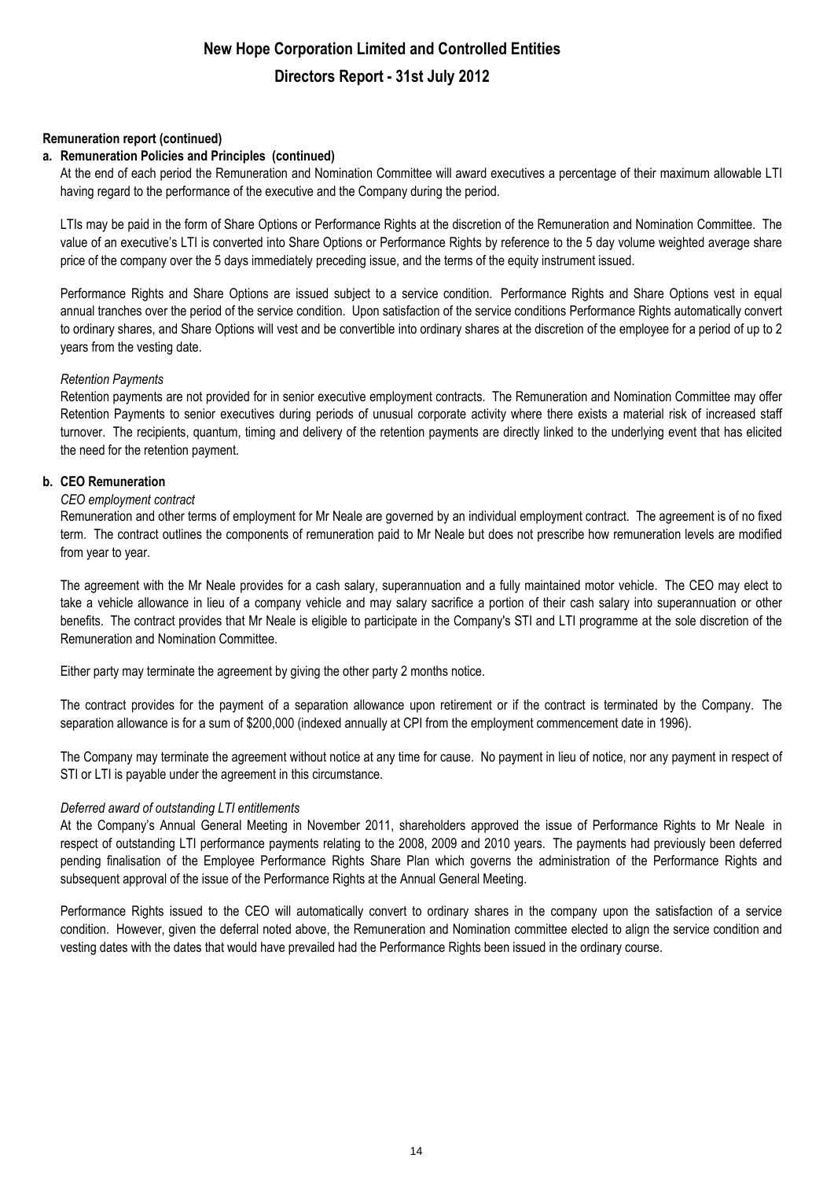**Remuneration report (continued)**

**a. Remuneration Policies and Principles (continued)**

At the end of each period the Remuneration and Nomination Committee will award executives a percentage of their maximum allowable LTI having regard to the performance of the executive and the Company during the period.

LTIs may be paid in the form of Share Options or Performance Rights at the discretion of the Remuneration and Nomination Committee. The value of an executive's LTI is converted into Share Options or Performance Rights by reference to the 5 day volume weighted average share price of the company over the 5 days immediately preceding issue, and the terms of the equity instrument issued.

Performance Rights and Share Options are issued subject to a service condition. Performance Rights and Share Options vest in equal annual tranches over the period of the service condition. Upon satisfaction of the service conditions Performance Rights automatically convert to ordinary shares, and Share Options will vest and be convertible into ordinary shares at the discretion of the employee for a period of up to 2 years from the vesting date.

*Retention Payments*

Retention payments are not provided for in senior executive employment contracts. The Remuneration and Nomination Committee may offer Retention Payments to senior executives during periods of unusual corporate activity where there exists a material risk of increased staff turnover. The recipients, quantum, timing and delivery of the retention payments are directly linked to the underlying event that has elicited the need for the retention payment.

**b. CEO Remuneration**

*CEO employment contract*

Remuneration and other terms of employment for Mr Neale are governed by an individual employment contract. The agreement is of no fixed term. The contract outlines the components of remuneration paid to Mr Neale but does not prescribe how remuneration levels are modified from year to year.

The agreement with the Mr Neale provides for a cash salary, superannuation and a fully maintained motor vehicle. The CEO may elect to take a vehicle allowance in lieu of a company vehicle and may salary sacrifice a portion of their cash salary into superannuation or other benefits. The contract provides that Mr Neale is eligible to participate in the Company's STI and LTI programme at the sole discretion of the Remuneration and Nomination Committee.

Either party may terminate the agreement by giving the other party 2 months notice.

The contract provides for the payment of a separation allowance upon retirement or if the contract is terminated by the Company. The separation allowance is for a sum of $200,000 (indexed annually at CPI from the employment commencement date in 1996).

The Company may terminate the agreement without notice at any time for cause. No payment in lieu of notice, nor any payment in respect of STI or LTI is payable under the agreement in this circumstance.

*Deferred award of outstanding LTI entitlements*

At the Company's Annual General Meeting in November 2011, shareholders approved the issue of Performance Rights to Mr Neale in respect of outstanding LTI performance payments relating to the 2008, 2009 and 2010 years. The payments had previously been deferred pending finalisation of the Employee Performance Rights Share Plan which governs the administration of the Performance Rights and subsequent approval of the issue of the Performance Rights at the Annual General Meeting.

Performance Rights issued to the CEO will automatically convert to ordinary shares in the company upon the satisfaction of a service condition. However, given the deferral noted above, the Remuneration and Nomination committee elected to align the service condition and vesting dates with the dates that would have prevailed had the Performance Rights been issued in the ordinary course.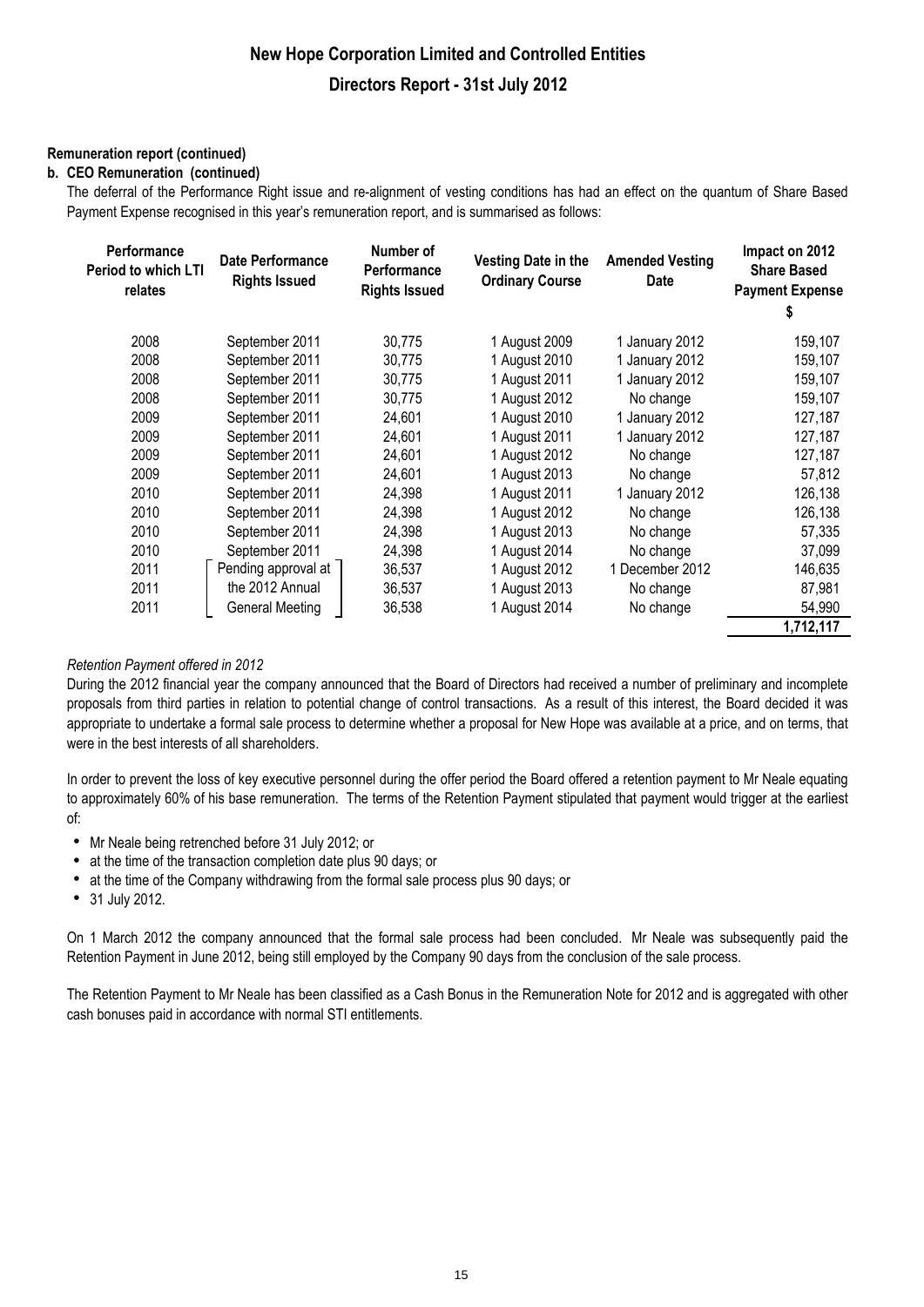**Remuneration report (continued)**

**b. CEO Remuneration (continued)**

The deferral of the Performance Right issue and re-alignment of vesting conditions has had an effect on the quantum of Share Based Payment Expense recognised in this year's remuneration report, and is summarised as follows:

| Performance Period to which LTI relates | Date Performance Rights Issued | Number of Performance Rights Issued | Vesting Date in the Ordinary Course | Amended Vesting Date | Impact on 2012 Share Based Payment Expense $ |
|---|---|---|---|---|---|
| 2008 | September 2011 | 30,775 | 1 August 2009 | 1 January 2012 | 159,107 |
| 2008 | September 2011 | 30,775 | 1 August 2010 | 1 January 2012 | 159,107 |
| 2008 | September 2011 | 30,775 | 1 August 2011 | 1 January 2012 | 159,107 |
| 2008 | September 2011 | 30,775 | 1 August 2012 | No change | 159,107 |
| 2009 | September 2011 | 24,601 | 1 August 2010 | 1 January 2012 | 127,187 |
| 2009 | September 2011 | 24,601 | 1 August 2011 | 1 January 2012 | 127,187 |
| 2009 | September 2011 | 24,601 | 1 August 2012 | No change | 127,187 |
| 2009 | September 2011 | 24,601 | 1 August 2013 | No change | 57,812 |
| 2010 | September 2011 | 24,398 | 1 August 2011 | 1 January 2012 | 126,138 |
| 2010 | September 2011 | 24,398 | 1 August 2012 | No change | 126,138 |
| 2010 | September 2011 | 24,398 | 1 August 2013 | No change | 57,335 |
| 2010 | September 2011 | 24,398 | 1 August 2014 | No change | 37,099 |
| 2011 | Pending approval at the 2012 Annual General Meeting | 36,537 | 1 August 2012 | 1 December 2012 | 146,635 |
| 2011 | | 36,537 | 1 August 2013 | No change | 87,981 |
| 2011 | | 36,538 | 1 August 2014 | No change | 54,990 |
| | | | | | **1,712,117** |

*Retention Payment offered in 2012*

During the 2012 financial year the company announced that the Board of Directors had received a number of preliminary and incomplete proposals from third parties in relation to potential change of control transactions. As a result of this interest, the Board decided it was appropriate to undertake a formal sale process to determine whether a proposal for New Hope was available at a price, and on terms, that were in the best interests of all shareholders.

In order to prevent the loss of key executive personnel during the offer period the Board offered a retention payment to Mr Neale equating to approximately 60% of his base remuneration. The terms of the Retention Payment stipulated that payment would trigger at the earliest of:

- Mr Neale being retrenched before 31 July 2012; or
- at the time of the transaction completion date plus 90 days; or
- at the time of the Company withdrawing from the formal sale process plus 90 days; or
- 31 July 2012.

On 1 March 2012 the company announced that the formal sale process had been concluded. Mr Neale was subsequently paid the Retention Payment in June 2012, being still employed by the Company 90 days from the conclusion of the sale process.

The Retention Payment to Mr Neale has been classified as a Cash Bonus in the Remuneration Note for 2012 and is aggregated with other cash bonuses paid in accordance with normal STI entitlements.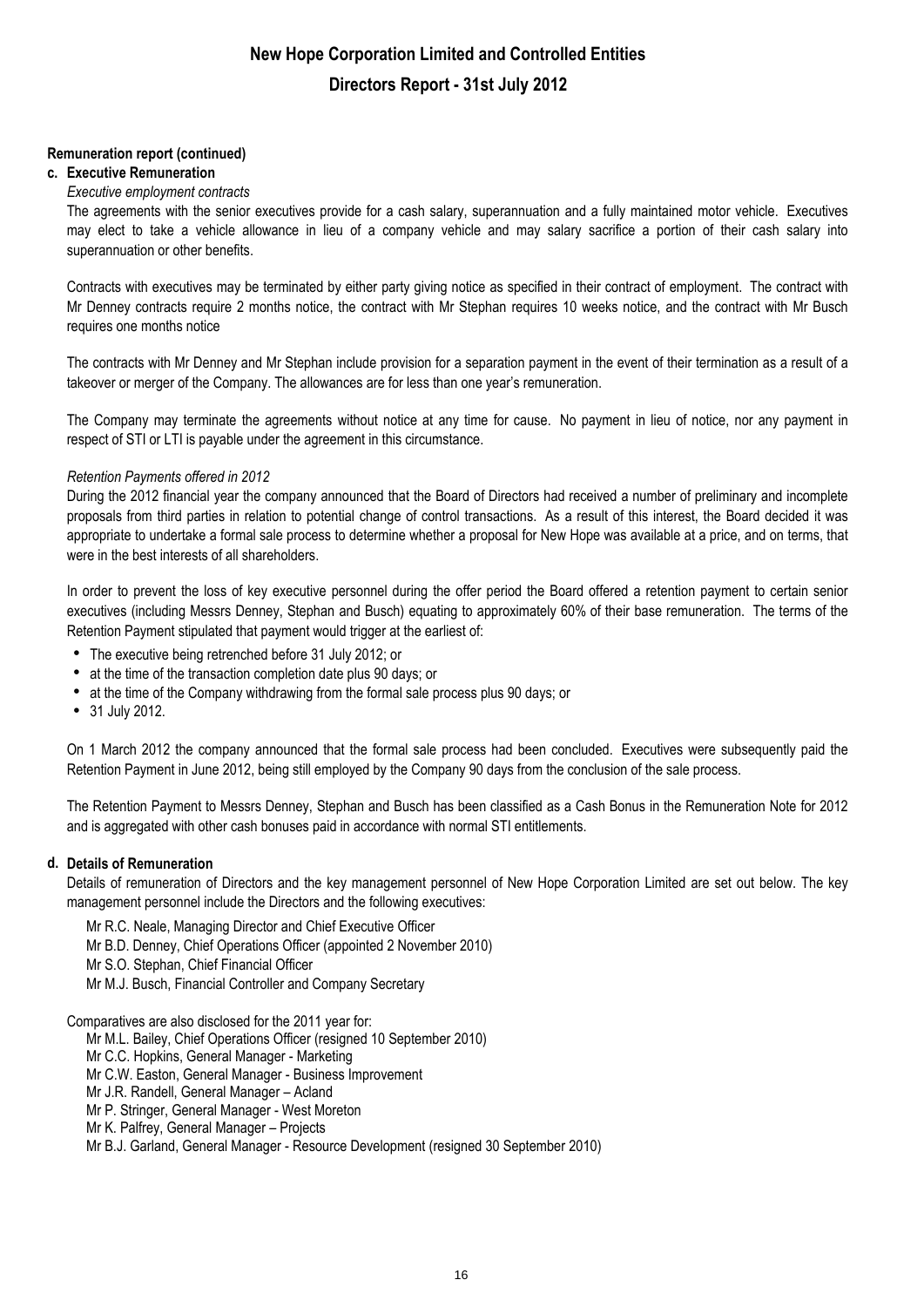**Remuneration report (continued)**

**c. Executive Remuneration**

*Executive employment contracts*

The agreements with the senior executives provide for a cash salary, superannuation and a fully maintained motor vehicle. Executives may elect to take a vehicle allowance in lieu of a company vehicle and may salary sacrifice a portion of their cash salary into superannuation or other benefits.

Contracts with executives may be terminated by either party giving notice as specified in their contract of employment. The contract with Mr Denney contracts require 2 months notice, the contract with Mr Stephan requires 10 weeks notice, and the contract with Mr Busch requires one months notice

The contracts with Mr Denney and Mr Stephan include provision for a separation payment in the event of their termination as a result of a takeover or merger of the Company. The allowances are for less than one year's remuneration.

The Company may terminate the agreements without notice at any time for cause. No payment in lieu of notice, nor any payment in respect of STI or LTI is payable under the agreement in this circumstance.

*Retention Payments offered in 2012*

During the 2012 financial year the company announced that the Board of Directors had received a number of preliminary and incomplete proposals from third parties in relation to potential change of control transactions. As a result of this interest, the Board decided it was appropriate to undertake a formal sale process to determine whether a proposal for New Hope was available at a price, and on terms, that were in the best interests of all shareholders.

In order to prevent the loss of key executive personnel during the offer period the Board offered a retention payment to certain senior executives (including Messrs Denney, Stephan and Busch) equating to approximately 60% of their base remuneration. The terms of the Retention Payment stipulated that payment would trigger at the earliest of:

- The executive being retrenched before 31 July 2012; or
- at the time of the transaction completion date plus 90 days; or
- at the time of the Company withdrawing from the formal sale process plus 90 days; or
- 31 July 2012.

On 1 March 2012 the company announced that the formal sale process had been concluded. Executives were subsequently paid the Retention Payment in June 2012, being still employed by the Company 90 days from the conclusion of the sale process.

The Retention Payment to Messrs Denney, Stephan and Busch has been classified as a Cash Bonus in the Remuneration Note for 2012 and is aggregated with other cash bonuses paid in accordance with normal STI entitlements.

**d. Details of Remuneration**

Details of remuneration of Directors and the key management personnel of New Hope Corporation Limited are set out below. The key management personnel include the Directors and the following executives:

Mr R.C. Neale, Managing Director and Chief Executive Officer
Mr B.D. Denney, Chief Operations Officer (appointed 2 November 2010)
Mr S.O. Stephan, Chief Financial Officer
Mr M.J. Busch, Financial Controller and Company Secretary

Comparatives are also disclosed for the 2011 year for:

Mr M.L. Bailey, Chief Operations Officer (resigned 10 September 2010)
Mr C.C. Hopkins, General Manager - Marketing
Mr C.W. Easton, General Manager - Business Improvement
Mr J.R. Randell, General Manager – Acland
Mr P. Stringer, General Manager - West Moreton
Mr K. Palfrey, General Manager – Projects
Mr B.J. Garland, General Manager - Resource Development (resigned 30 September 2010)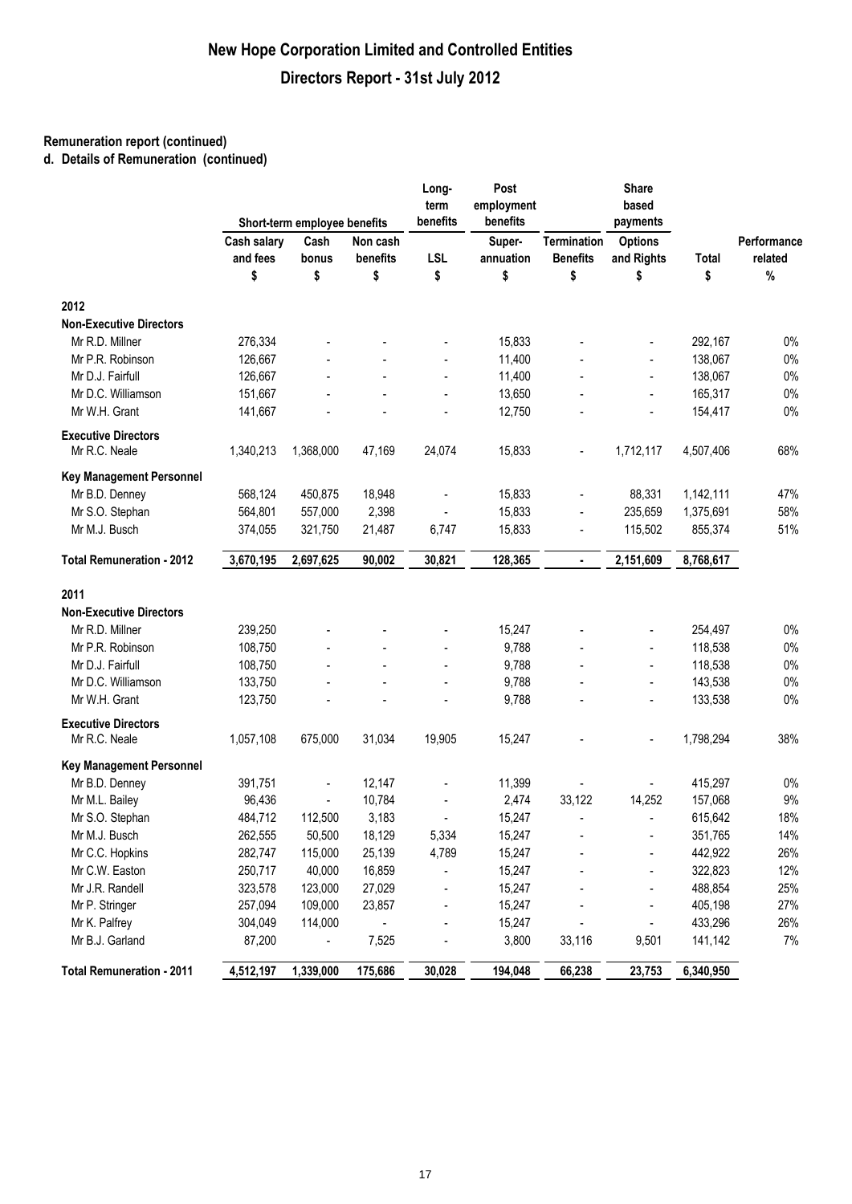# New Hope Corporation Limited and Controlled Entities

## Directors Report - 31st July 2012

**Remuneration report (continued)**

**d. Details of Remuneration (continued)**

| | Short-term employee benefits | | | Long-term benefits | Post employment benefits | | Share based payments | | |
|---|---|---|---|---|---|---|---|---|---|
| | Cash salary and fees | Cash bonus | Non cash benefits | LSL | Super-annuation | Termination Benefits | Options and Rights | Total | Performance related |
| | $ | $ | $ | $ | $ | $ | $ | $ | % |
| **2012** | | | | | | | | | |
| **Non-Executive Directors** | | | | | | | | | |
| Mr R.D. Millner | 276,334 | - | - | - | 15,833 | - | - | 292,167 | 0% |
| Mr P.R. Robinson | 126,667 | - | - | - | 11,400 | - | - | 138,067 | 0% |
| Mr D.J. Fairfull | 126,667 | - | - | - | 11,400 | - | - | 138,067 | 0% |
| Mr D.C. Williamson | 151,667 | - | - | - | 13,650 | - | - | 165,317 | 0% |
| Mr W.H. Grant | 141,667 | - | - | - | 12,750 | - | - | 154,417 | 0% |
| **Executive Directors** | | | | | | | | | |
| Mr R.C. Neale | 1,340,213 | 1,368,000 | 47,169 | 24,074 | 15,833 | - | 1,712,117 | 4,507,406 | 68% |
| **Key Management Personnel** | | | | | | | | | |
| Mr B.D. Denney | 568,124 | 450,875 | 18,948 | - | 15,833 | - | 88,331 | 1,142,111 | 47% |
| Mr S.O. Stephan | 564,801 | 557,000 | 2,398 | - | 15,833 | - | 235,659 | 1,375,691 | 58% |
| Mr M.J. Busch | 374,055 | 321,750 | 21,487 | 6,747 | 15,833 | - | 115,502 | 855,374 | 51% |
| **Total Remuneration - 2012** | **3,670,195** | **2,697,625** | **90,002** | **30,821** | **128,365** | **-** | **2,151,609** | **8,768,617** | |
| **2011** | | | | | | | | | |
| **Non-Executive Directors** | | | | | | | | | |
| Mr R.D. Millner | 239,250 | - | - | - | 15,247 | - | - | 254,497 | 0% |
| Mr P.R. Robinson | 108,750 | - | - | - | 9,788 | - | - | 118,538 | 0% |
| Mr D.J. Fairfull | 108,750 | - | - | - | 9,788 | - | - | 118,538 | 0% |
| Mr D.C. Williamson | 133,750 | - | - | - | 9,788 | - | - | 143,538 | 0% |
| Mr W.H. Grant | 123,750 | - | - | - | 9,788 | - | - | 133,538 | 0% |
| **Executive Directors** | | | | | | | | | |
| Mr R.C. Neale | 1,057,108 | 675,000 | 31,034 | 19,905 | 15,247 | - | - | 1,798,294 | 38% |
| **Key Management Personnel** | | | | | | | | | |
| Mr B.D. Denney | 391,751 | - | 12,147 | - | 11,399 | - | - | 415,297 | 0% |
| Mr M.L. Bailey | 96,436 | - | 10,784 | - | 2,474 | 33,122 | 14,252 | 157,068 | 9% |
| Mr S.O. Stephan | 484,712 | 112,500 | 3,183 | - | 15,247 | - | - | 615,642 | 18% |
| Mr M.J. Busch | 262,555 | 50,500 | 18,129 | 5,334 | 15,247 | - | - | 351,765 | 14% |
| Mr C.C. Hopkins | 282,747 | 115,000 | 25,139 | 4,789 | 15,247 | - | - | 442,922 | 26% |
| Mr C.W. Easton | 250,717 | 40,000 | 16,859 | - | 15,247 | - | - | 322,823 | 12% |
| Mr J.R. Randell | 323,578 | 123,000 | 27,029 | - | 15,247 | - | - | 488,854 | 25% |
| Mr P. Stringer | 257,094 | 109,000 | 23,857 | - | 15,247 | - | - | 405,198 | 27% |
| Mr K. Palfrey | 304,049 | 114,000 | - | - | 15,247 | - | - | 433,296 | 26% |
| Mr B.J. Garland | 87,200 | - | 7,525 | - | 3,800 | 33,116 | 9,501 | 141,142 | 7% |
| **Total Remuneration - 2011** | **4,512,197** | **1,339,000** | **175,686** | **30,028** | **194,048** | **66,238** | **23,753** | **6,340,950** | |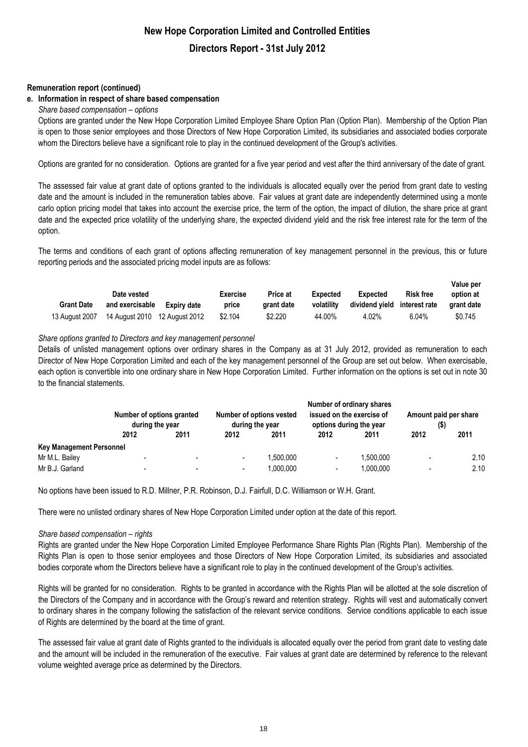## Remuneration report (continued)

### e. Information in respect of share based compensation

*Share based compensation – options*

Options are granted under the New Hope Corporation Limited Employee Share Option Plan (Option Plan). Membership of the Option Plan is open to those senior employees and those Directors of New Hope Corporation Limited, its subsidiaries and associated bodies corporate whom the Directors believe have a significant role to play in the continued development of the Group's activities.

Options are granted for no consideration. Options are granted for a five year period and vest after the third anniversary of the date of grant.

The assessed fair value at grant date of options granted to the individuals is allocated equally over the period from grant date to vesting date and the amount is included in the remuneration tables above. Fair values at grant date are independently determined using a monte carlo option pricing model that takes into account the exercise price, the term of the option, the impact of dilution, the share price at grant date and the expected price volatility of the underlying share, the expected dividend yield and the risk free interest rate for the term of the option.

The terms and conditions of each grant of options affecting remuneration of key management personnel in the previous, this or future reporting periods and the associated pricing model inputs are as follows:

| Grant Date | Date vested and exercisable | Expiry date | Exercise price | Price at grant date | Expected volatility | Expected dividend yield | Risk free interest rate | Value per option at grant date |
|---|---|---|---|---|---|---|---|---|
| 13 August 2007 | 14 August 2010 | 12 August 2012 | \$2.104 | \$2.220 | 44.00% | 4.02% | 6.04% | \$0.745 |

*Share options granted to Directors and key management personnel*

Details of unlisted management options over ordinary shares in the Company as at 31 July 2012, provided as remuneration to each Director of New Hope Corporation Limited and each of the key management personnel of the Group are set out below. When exercisable, each option is convertible into one ordinary share in New Hope Corporation Limited. Further information on the options is set out in note 30 to the financial statements.

| | Number of options granted during the year | | Number of options vested during the year | | Number of ordinary shares issued on the exercise of options during the year | | Amount paid per share ($) | |
|---|---|---|---|---|---|---|---|---|
| | 2012 | 2011 | 2012 | 2011 | 2012 | 2011 | 2012 | 2011 |
| **Key Management Personnel** | | | | | | | | |
| Mr M.L. Bailey | - | - | - | 1,500,000 | - | 1,500,000 | - | 2.10 |
| Mr B.J. Garland | - | - | - | 1,000,000 | - | 1,000,000 | - | 2.10 |

No options have been issued to R.D. Millner, P.R. Robinson, D.J. Fairfull, D.C. Williamson or W.H. Grant.

There were no unlisted ordinary shares of New Hope Corporation Limited under option at the date of this report.

*Share based compensation – rights*

Rights are granted under the New Hope Corporation Limited Employee Performance Share Rights Plan (Rights Plan). Membership of the Rights Plan is open to those senior employees and those Directors of New Hope Corporation Limited, its subsidiaries and associated bodies corporate whom the Directors believe have a significant role to play in the continued development of the Group's activities.

Rights will be granted for no consideration. Rights to be granted in accordance with the Rights Plan will be allotted at the sole discretion of the Directors of the Company and in accordance with the Group's reward and retention strategy. Rights will vest and automatically convert to ordinary shares in the company following the satisfaction of the relevant service conditions. Service conditions applicable to each issue of Rights are determined by the board at the time of grant.

The assessed fair value at grant date of Rights granted to the individuals is allocated equally over the period from grant date to vesting date and the amount will be included in the remuneration of the executive. Fair values at grant date are determined by reference to the relevant volume weighted average price as determined by the Directors.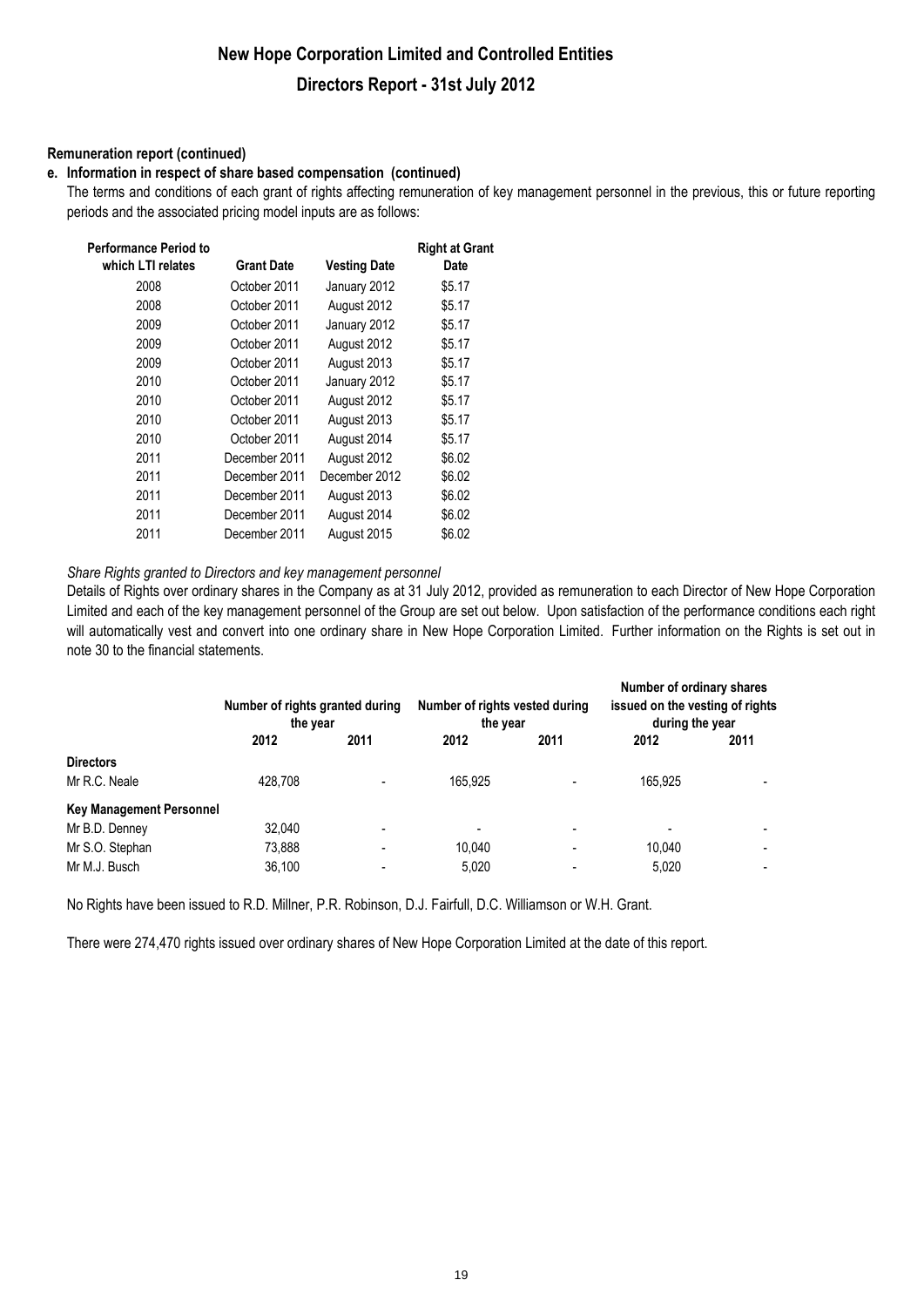## New Hope Corporation Limited and Controlled Entities

## Directors Report - 31st July 2012

**Remuneration report (continued)**

**e. Information in respect of share based compensation (continued)**

The terms and conditions of each grant of rights affecting remuneration of key management personnel in the previous, this or future reporting periods and the associated pricing model inputs are as follows:

| Performance Period to which LTI relates | Grant Date | Vesting Date | Right at Grant Date |
|---|---|---|---|
| 2008 | October 2011 | January 2012 | $5.17 |
| 2008 | October 2011 | August 2012 | $5.17 |
| 2009 | October 2011 | January 2012 | $5.17 |
| 2009 | October 2011 | August 2012 | $5.17 |
| 2009 | October 2011 | August 2013 | $5.17 |
| 2010 | October 2011 | January 2012 | $5.17 |
| 2010 | October 2011 | August 2012 | $5.17 |
| 2010 | October 2011 | August 2013 | $5.17 |
| 2010 | October 2011 | August 2014 | $5.17 |
| 2011 | December 2011 | August 2012 | $6.02 |
| 2011 | December 2011 | December 2012 | $6.02 |
| 2011 | December 2011 | August 2013 | $6.02 |
| 2011 | December 2011 | August 2014 | $6.02 |
| 2011 | December 2011 | August 2015 | $6.02 |

*Share Rights granted to Directors and key management personnel*

Details of Rights over ordinary shares in the Company as at 31 July 2012, provided as remuneration to each Director of New Hope Corporation Limited and each of the key management personnel of the Group are set out below. Upon satisfaction of the performance conditions each right will automatically vest and convert into one ordinary share in New Hope Corporation Limited. Further information on the Rights is set out in note 30 to the financial statements.

| | Number of rights granted during the year | | Number of rights vested during the year | | Number of ordinary shares issued on the vesting of rights during the year | |
|---|---|---|---|---|---|---|
| | 2012 | 2011 | 2012 | 2011 | 2012 | 2011 |
| **Directors** | | | | | | |
| Mr R.C. Neale | 428,708 | - | 165,925 | - | 165,925 | - |
| **Key Management Personnel** | | | | | | |
| Mr B.D. Denney | 32,040 | - | - | - | - | - |
| Mr S.O. Stephan | 73,888 | - | 10,040 | - | 10,040 | - |
| Mr M.J. Busch | 36,100 | - | 5,020 | - | 5,020 | - |

No Rights have been issued to R.D. Millner, P.R. Robinson, D.J. Fairfull, D.C. Williamson or W.H. Grant.

There were 274,470 rights issued over ordinary shares of New Hope Corporation Limited at the date of this report.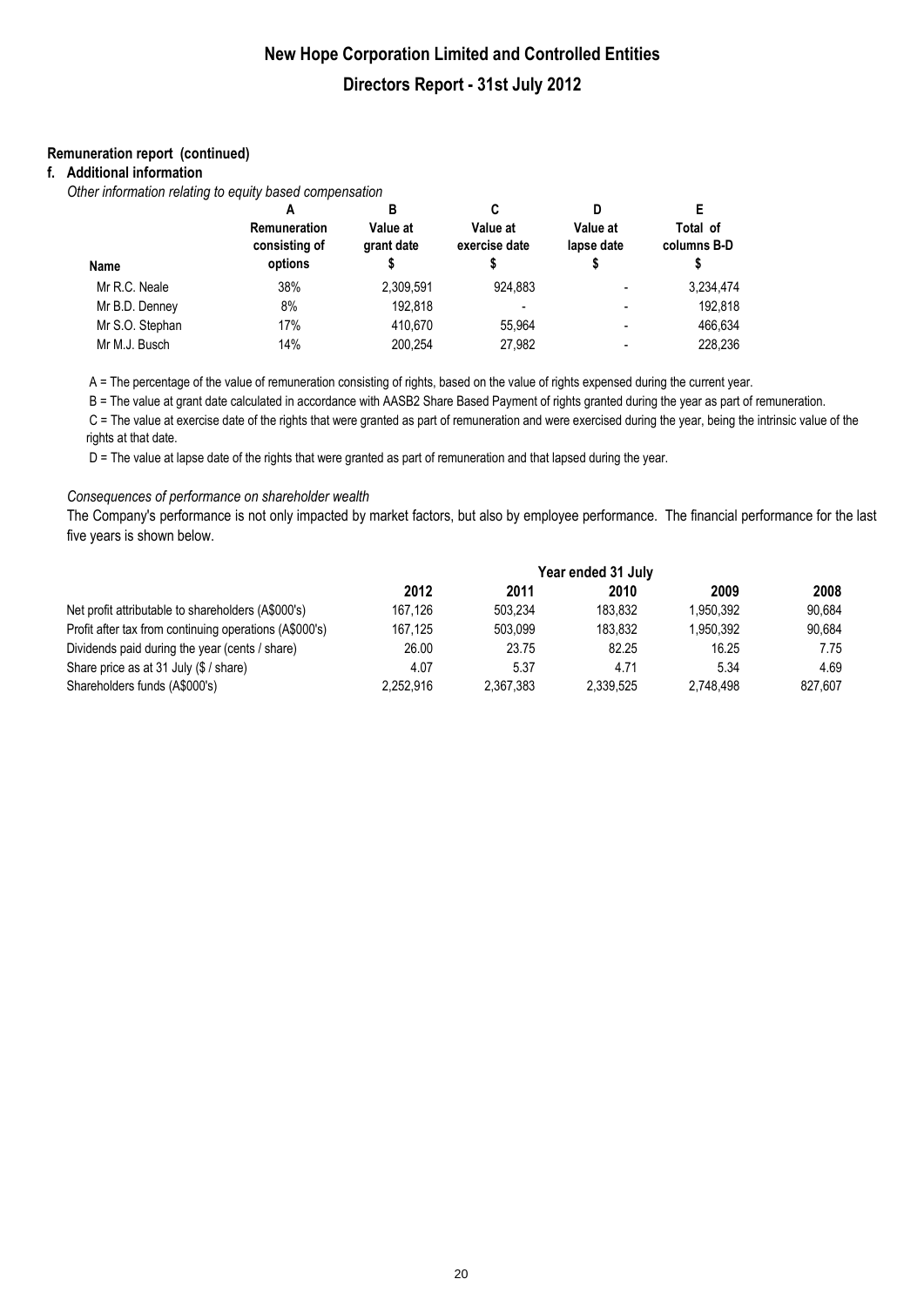# New Hope Corporation Limited and Controlled Entities

## Directors Report - 31st July 2012

**Remuneration report (continued)**

**f. Additional information**

*Other information relating to equity based compensation*

| Name | A<br>Remuneration consisting of options | B<br>Value at grant date<br>$ | C<br>Value at exercise date<br>$ | D<br>Value at lapse date<br>$ | E<br>Total of columns B-D<br>$ |
|---|---|---|---|---|---|
| Mr R.C. Neale | 38% | 2,309,591 | 924,883 | - | 3,234,474 |
| Mr B.D. Denney | 8% | 192,818 | - | - | 192,818 |
| Mr S.O. Stephan | 17% | 410,670 | 55,964 | - | 466,634 |
| Mr M.J. Busch | 14% | 200,254 | 27,982 | - | 228,236 |

A = The percentage of the value of remuneration consisting of rights, based on the value of rights expensed during the current year.

B = The value at grant date calculated in accordance with AASB2 Share Based Payment of rights granted during the year as part of remuneration.

C = The value at exercise date of the rights that were granted as part of remuneration and were exercised during the year, being the intrinsic value of the rights at that date.

D = The value at lapse date of the rights that were granted as part of remuneration and that lapsed during the year.

*Consequences of performance on shareholder wealth*

The Company's performance is not only impacted by market factors, but also by employee performance. The financial performance for the last five years is shown below.

| | Year ended 31 July | | | | |
|---|---|---|---|---|---|
| | **2012** | **2011** | **2010** | **2009** | **2008** |
| Net profit attributable to shareholders (A$000's) | 167,126 | 503,234 | 183,832 | 1,950,392 | 90,684 |
| Profit after tax from continuing operations (A$000's) | 167,125 | 503,099 | 183,832 | 1,950,392 | 90,684 |
| Dividends paid during the year (cents / share) | 26.00 | 23.75 | 82.25 | 16.25 | 7.75 |
| Share price as at 31 July ($ / share) | 4.07 | 5.37 | 4.71 | 5.34 | 4.69 |
| Shareholders funds (A$000's) | 2,252,916 | 2,367,383 | 2,339,525 | 2,748,498 | 827,607 |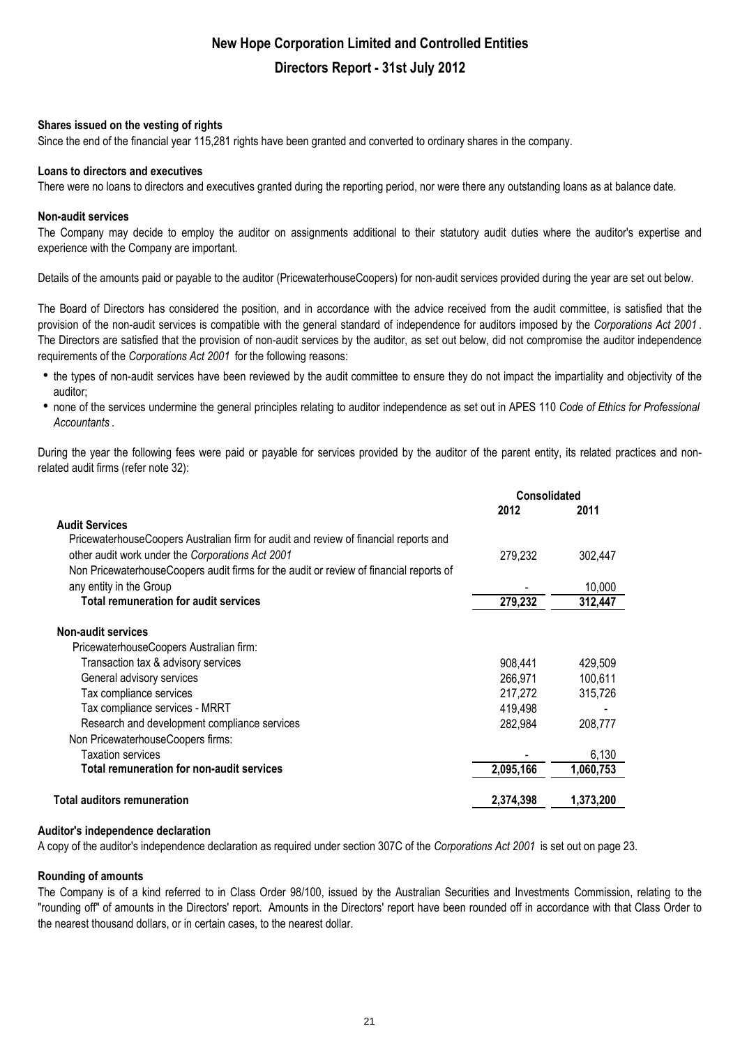# New Hope Corporation Limited and Controlled Entities

## Directors Report - 31st July 2012

**Shares issued on the vesting of rights**

Since the end of the financial year 115,281 rights have been granted and converted to ordinary shares in the company.

**Loans to directors and executives**

There were no loans to directors and executives granted during the reporting period, nor were there any outstanding loans as at balance date.

**Non-audit services**

The Company may decide to employ the auditor on assignments additional to their statutory audit duties where the auditor's expertise and experience with the Company are important.

Details of the amounts paid or payable to the auditor (PricewaterhouseCoopers) for non-audit services provided during the year are set out below.

The Board of Directors has considered the position, and in accordance with the advice received from the audit committee, is satisfied that the provision of the non-audit services is compatible with the general standard of independence for auditors imposed by the *Corporations Act 2001*. The Directors are satisfied that the provision of non-audit services by the auditor, as set out below, did not compromise the auditor independence requirements of the *Corporations Act 2001* for the following reasons:

- the types of non-audit services have been reviewed by the audit committee to ensure they do not impact the impartiality and objectivity of the auditor;
- none of the services undermine the general principles relating to auditor independence as set out in APES 110 *Code of Ethics for Professional Accountants*.

During the year the following fees were paid or payable for services provided by the auditor of the parent entity, its related practices and non-related audit firms (refer note 32):

| | Consolidated | |
|---|---|---|
| | 2012 | 2011 |
| **Audit Services** | | |
| PricewaterhouseCoopers Australian firm for audit and review of financial reports and other audit work under the *Corporations Act 2001* | 279,232 | 302,447 |
| Non PricewaterhouseCoopers audit firms for the audit or review of financial reports of any entity in the Group | - | 10,000 |
| **Total remuneration for audit services** | **279,232** | **312,447** |
| **Non-audit services** | | |
| PricewaterhouseCoopers Australian firm: | | |
| Transaction tax & advisory services | 908,441 | 429,509 |
| General advisory services | 266,971 | 100,611 |
| Tax compliance services | 217,272 | 315,726 |
| Tax compliance services - MRRT | 419,498 | - |
| Research and development compliance services | 282,984 | 208,777 |
| Non PricewaterhouseCoopers firms: | | |
| Taxation services | - | 6,130 |
| **Total remuneration for non-audit services** | **2,095,166** | **1,060,753** |
| **Total auditors remuneration** | **2,374,398** | **1,373,200** |

**Auditor's independence declaration**

A copy of the auditor's independence declaration as required under section 307C of the *Corporations Act 2001* is set out on page 23.

**Rounding of amounts**

The Company is of a kind referred to in Class Order 98/100, issued by the Australian Securities and Investments Commission, relating to the "rounding off" of amounts in the Directors' report. Amounts in the Directors' report have been rounded off in accordance with that Class Order to the nearest thousand dollars, or in certain cases, to the nearest dollar.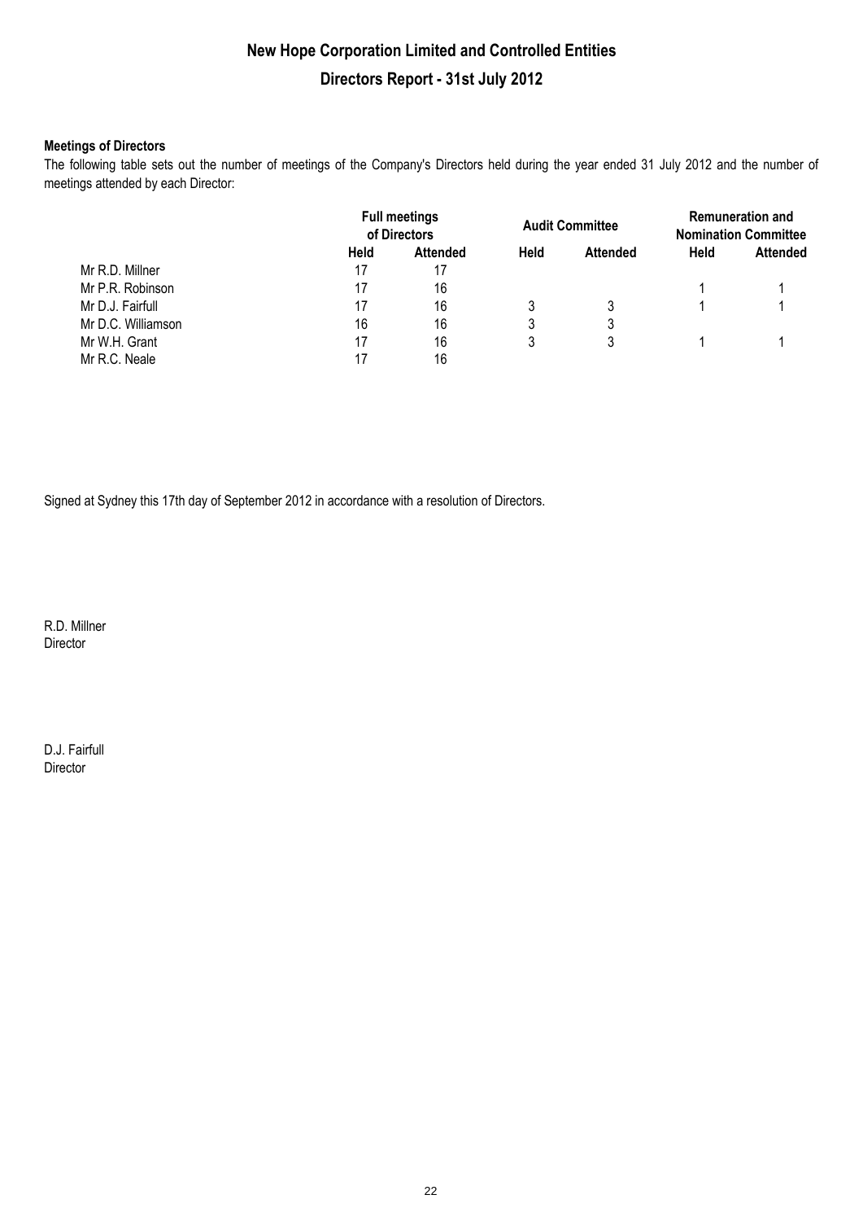# New Hope Corporation Limited and Controlled Entities

## Directors Report - 31st July 2012

**Meetings of Directors**

The following table sets out the number of meetings of the Company's Directors held during the year ended 31 July 2012 and the number of meetings attended by each Director:

| | Full meetings of Directors | | Audit Committee | | Remuneration and Nomination Committee | |
|---|---|---|---|---|---|---|
| | **Held** | **Attended** | **Held** | **Attended** | **Held** | **Attended** |
| Mr R.D. Millner | 17 | 17 | | | | |
| Mr P.R. Robinson | 17 | 16 | | | 1 | 1 |
| Mr D.J. Fairfull | 17 | 16 | 3 | 3 | 1 | 1 |
| Mr D.C. Williamson | 16 | 16 | 3 | 3 | | |
| Mr W.H. Grant | 17 | 16 | 3 | 3 | 1 | 1 |
| Mr R.C. Neale | 17 | 16 | | | | |

Signed at Sydney this 17th day of September 2012 in accordance with a resolution of Directors.

R.D. Millner
Director

D.J. Fairfull
Director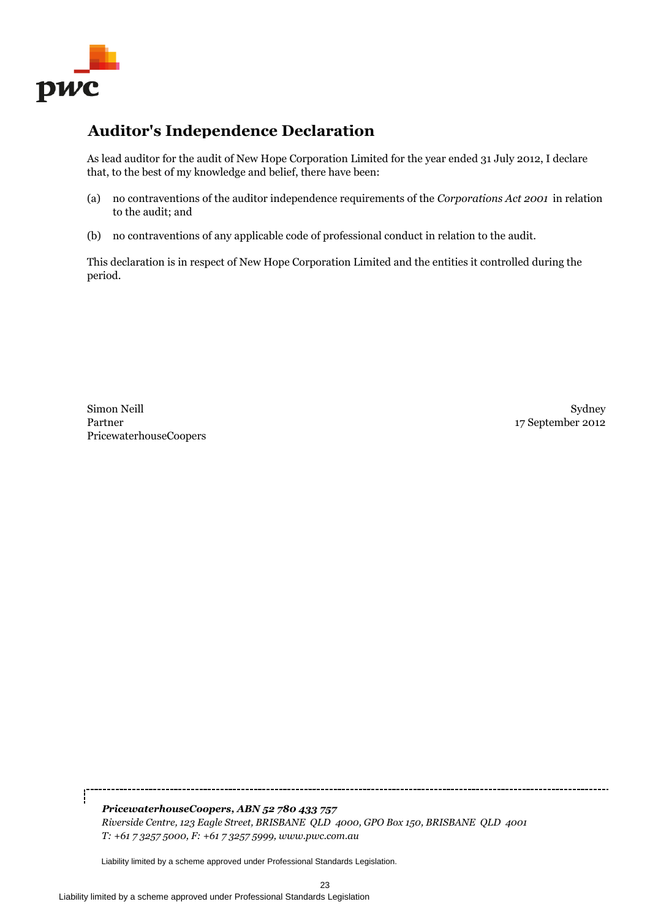# Auditor's Independence Declaration

As lead auditor for the audit of New Hope Corporation Limited for the year ended 31 July 2012, I declare that, to the best of my knowledge and belief, there have been:

(a) no contraventions of the auditor independence requirements of the *Corporations Act 2001* in relation to the audit; and

(b) no contraventions of any applicable code of professional conduct in relation to the audit.

This declaration is in respect of New Hope Corporation Limited and the entities it controlled during the period.

Simon Neill
Partner
PricewaterhouseCoopers

Sydney
17 September 2012

***PricewaterhouseCoopers, ABN 52 780 433 757***
*Riverside Centre, 123 Eagle Street, BRISBANE QLD 4000, GPO Box 150, BRISBANE QLD 4001*
*T: +61 7 3257 5000, F: +61 7 3257 5999, www.pwc.com.au*

Liability limited by a scheme approved under Professional Standards Legislation.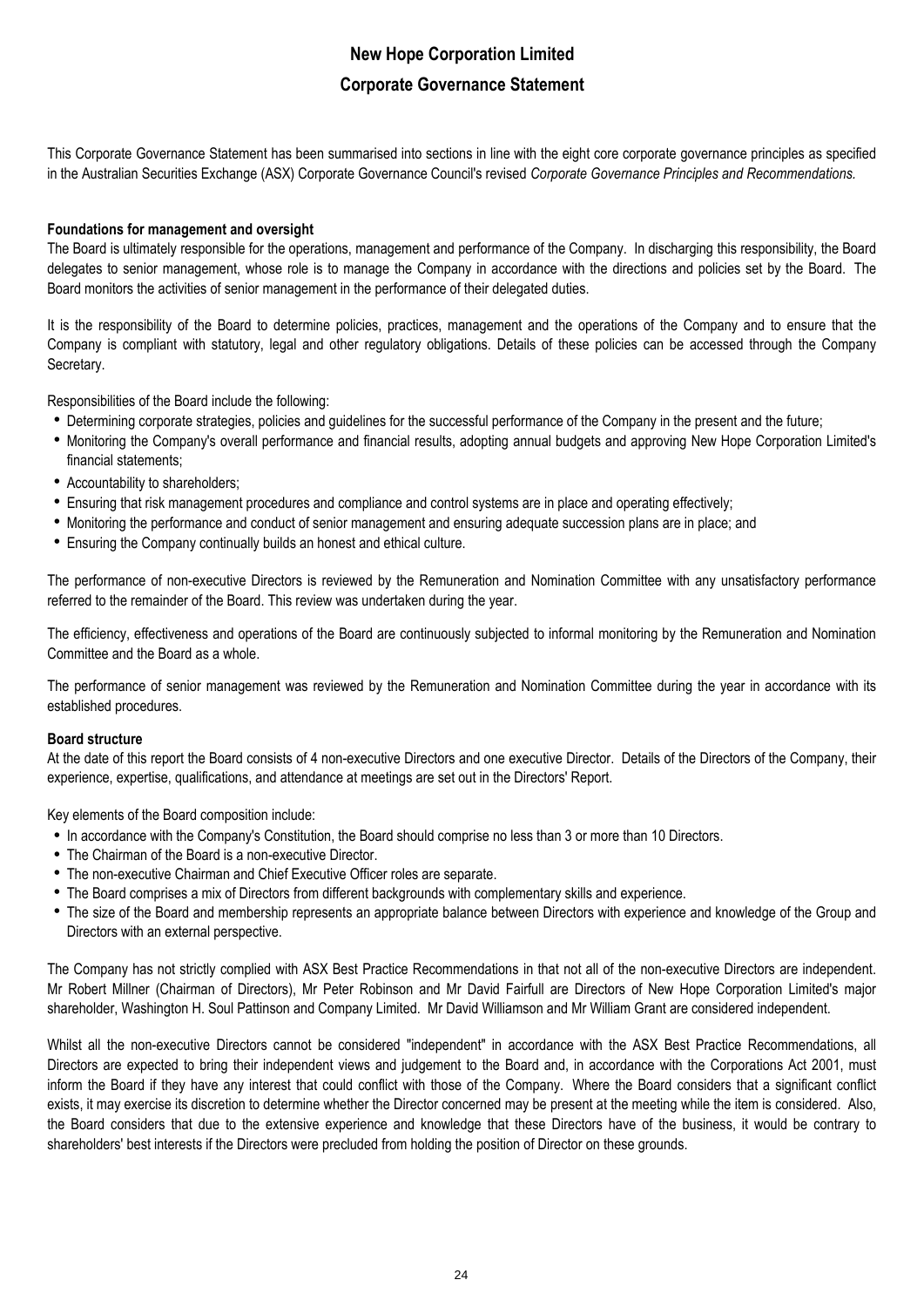# New Hope Corporation Limited

## Corporate Governance Statement

This Corporate Governance Statement has been summarised into sections in line with the eight core corporate governance principles as specified in the Australian Securities Exchange (ASX) Corporate Governance Council's revised *Corporate Governance Principles and Recommendations.*

**Foundations for management and oversight**

The Board is ultimately responsible for the operations, management and performance of the Company. In discharging this responsibility, the Board delegates to senior management, whose role is to manage the Company in accordance with the directions and policies set by the Board. The Board monitors the activities of senior management in the performance of their delegated duties.

It is the responsibility of the Board to determine policies, practices, management and the operations of the Company and to ensure that the Company is compliant with statutory, legal and other regulatory obligations. Details of these policies can be accessed through the Company Secretary.

Responsibilities of the Board include the following:

- Determining corporate strategies, policies and guidelines for the successful performance of the Company in the present and the future;
- Monitoring the Company's overall performance and financial results, adopting annual budgets and approving New Hope Corporation Limited's financial statements;
- Accountability to shareholders;
- Ensuring that risk management procedures and compliance and control systems are in place and operating effectively;
- Monitoring the performance and conduct of senior management and ensuring adequate succession plans are in place; and
- Ensuring the Company continually builds an honest and ethical culture.

The performance of non-executive Directors is reviewed by the Remuneration and Nomination Committee with any unsatisfactory performance referred to the remainder of the Board. This review was undertaken during the year.

The efficiency, effectiveness and operations of the Board are continuously subjected to informal monitoring by the Remuneration and Nomination Committee and the Board as a whole.

The performance of senior management was reviewed by the Remuneration and Nomination Committee during the year in accordance with its established procedures.

**Board structure**

At the date of this report the Board consists of 4 non-executive Directors and one executive Director. Details of the Directors of the Company, their experience, expertise, qualifications, and attendance at meetings are set out in the Directors' Report.

Key elements of the Board composition include:

- In accordance with the Company's Constitution, the Board should comprise no less than 3 or more than 10 Directors.
- The Chairman of the Board is a non-executive Director.
- The non-executive Chairman and Chief Executive Officer roles are separate.
- The Board comprises a mix of Directors from different backgrounds with complementary skills and experience.
- The size of the Board and membership represents an appropriate balance between Directors with experience and knowledge of the Group and Directors with an external perspective.

The Company has not strictly complied with ASX Best Practice Recommendations in that not all of the non-executive Directors are independent. Mr Robert Millner (Chairman of Directors), Mr Peter Robinson and Mr David Fairfull are Directors of New Hope Corporation Limited's major shareholder, Washington H. Soul Pattinson and Company Limited. Mr David Williamson and Mr William Grant are considered independent.

Whilst all the non-executive Directors cannot be considered "independent" in accordance with the ASX Best Practice Recommendations, all Directors are expected to bring their independent views and judgement to the Board and, in accordance with the Corporations Act 2001, must inform the Board if they have any interest that could conflict with those of the Company. Where the Board considers that a significant conflict exists, it may exercise its discretion to determine whether the Director concerned may be present at the meeting while the item is considered. Also, the Board considers that due to the extensive experience and knowledge that these Directors have of the business, it would be contrary to shareholders' best interests if the Directors were precluded from holding the position of Director on these grounds.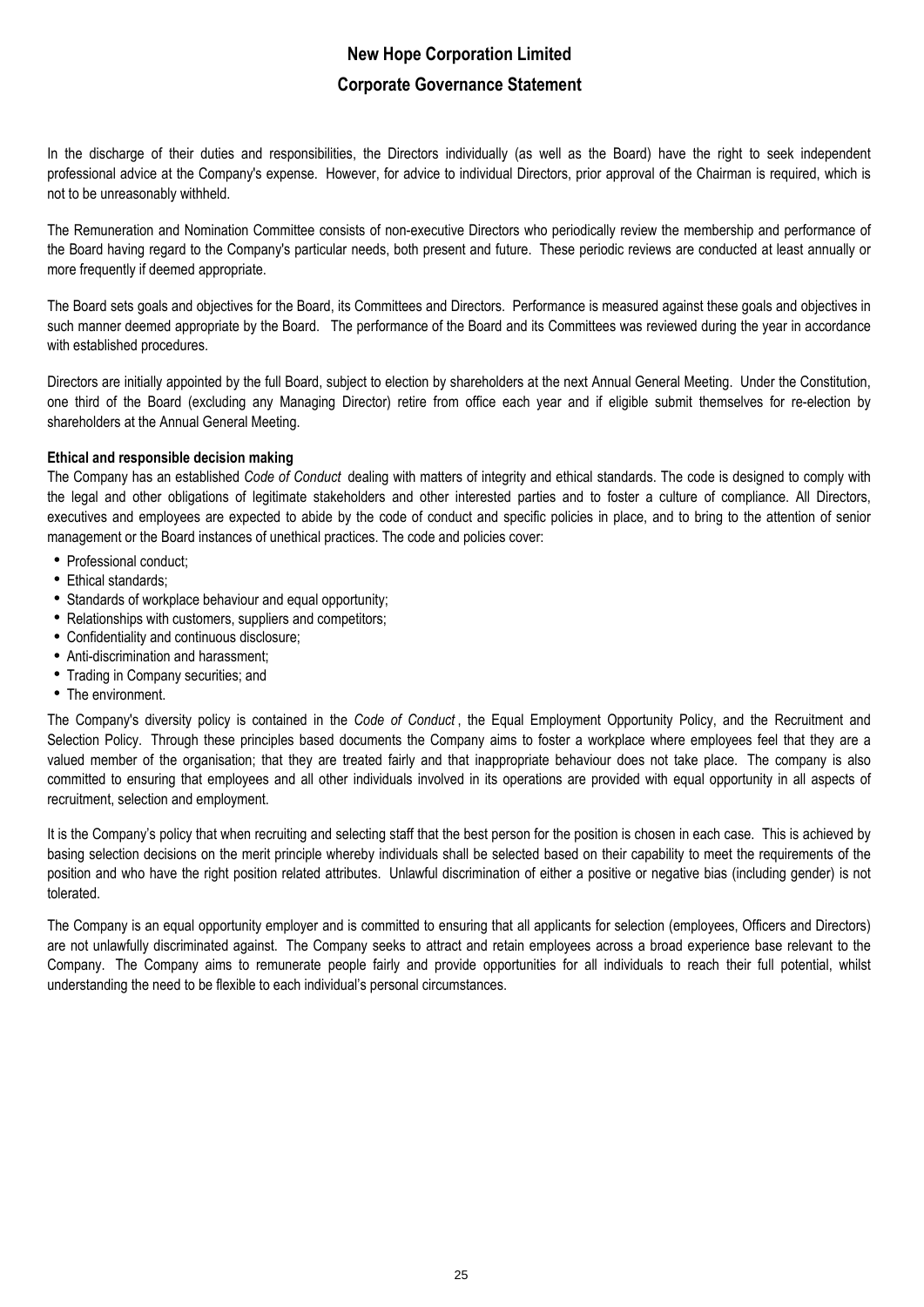In the discharge of their duties and responsibilities, the Directors individually (as well as the Board) have the right to seek independent professional advice at the Company's expense. However, for advice to individual Directors, prior approval of the Chairman is required, which is not to be unreasonably withheld.

The Remuneration and Nomination Committee consists of non-executive Directors who periodically review the membership and performance of the Board having regard to the Company's particular needs, both present and future. These periodic reviews are conducted at least annually or more frequently if deemed appropriate.

The Board sets goals and objectives for the Board, its Committees and Directors. Performance is measured against these goals and objectives in such manner deemed appropriate by the Board. The performance of the Board and its Committees was reviewed during the year in accordance with established procedures.

Directors are initially appointed by the full Board, subject to election by shareholders at the next Annual General Meeting. Under the Constitution, one third of the Board (excluding any Managing Director) retire from office each year and if eligible submit themselves for re-election by shareholders at the Annual General Meeting.

**Ethical and responsible decision making**

The Company has an established *Code of Conduct* dealing with matters of integrity and ethical standards. The code is designed to comply with the legal and other obligations of legitimate stakeholders and other interested parties and to foster a culture of compliance. All Directors, executives and employees are expected to abide by the code of conduct and specific policies in place, and to bring to the attention of senior management or the Board instances of unethical practices. The code and policies cover:

- Professional conduct;
- Ethical standards;
- Standards of workplace behaviour and equal opportunity;
- Relationships with customers, suppliers and competitors;
- Confidentiality and continuous disclosure;
- Anti-discrimination and harassment;
- Trading in Company securities; and
- The environment.

The Company's diversity policy is contained in the *Code of Conduct*, the Equal Employment Opportunity Policy, and the Recruitment and Selection Policy. Through these principles based documents the Company aims to foster a workplace where employees feel that they are a valued member of the organisation; that they are treated fairly and that inappropriate behaviour does not take place. The company is also committed to ensuring that employees and all other individuals involved in its operations are provided with equal opportunity in all aspects of recruitment, selection and employment.

It is the Company's policy that when recruiting and selecting staff that the best person for the position is chosen in each case. This is achieved by basing selection decisions on the merit principle whereby individuals shall be selected based on their capability to meet the requirements of the position and who have the right position related attributes. Unlawful discrimination of either a positive or negative bias (including gender) is not tolerated.

The Company is an equal opportunity employer and is committed to ensuring that all applicants for selection (employees, Officers and Directors) are not unlawfully discriminated against. The Company seeks to attract and retain employees across a broad experience base relevant to the Company. The Company aims to remunerate people fairly and provide opportunities for all individuals to reach their full potential, whilst understanding the need to be flexible to each individual's personal circumstances.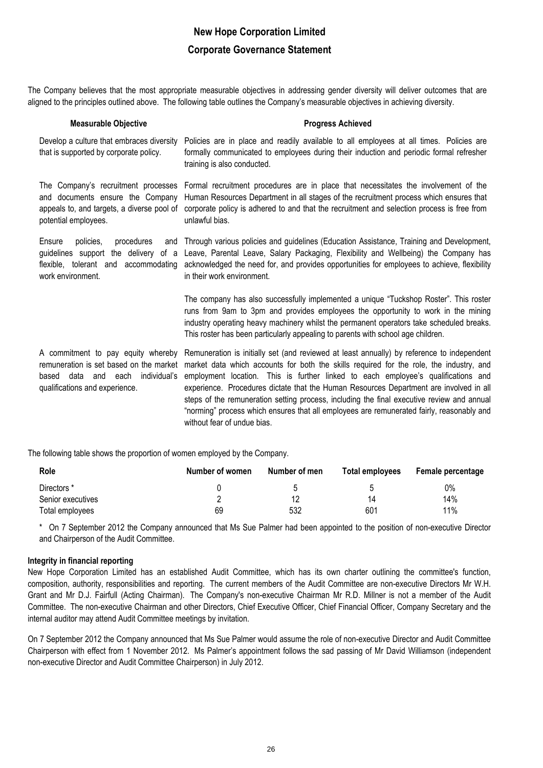The Company believes that the most appropriate measurable objectives in addressing gender diversity will deliver outcomes that are aligned to the principles outlined above. The following table outlines the Company's measurable objectives in achieving diversity.

| Measurable Objective | Progress Achieved |
|---|---|
| Develop a culture that embraces diversity that is supported by corporate policy. | Policies are in place and readily available to all employees at all times. Policies are formally communicated to employees during their induction and periodic formal refresher training is also conducted. |
| The Company's recruitment processes and documents ensure the Company appeals to, and targets, a diverse pool of potential employees. | Formal recruitment procedures are in place that necessitates the involvement of the Human Resources Department in all stages of the recruitment process which ensures that corporate policy is adhered to and that the recruitment and selection process is free from unlawful bias. |
| Ensure policies, procedures and guidelines support the delivery of a flexible, tolerant and accommodating work environment. | Through various policies and guidelines (Education Assistance, Training and Development, Leave, Parental Leave, Salary Packaging, Flexibility and Wellbeing) the Company has acknowledged the need for, and provides opportunities for employees to achieve, flexibility in their work environment.<br><br>The company has also successfully implemented a unique "Tuckshop Roster". This roster runs from 9am to 3pm and provides employees the opportunity to work in the mining industry operating heavy machinery whilst the permanent operators take scheduled breaks. This roster has been particularly appealing to parents with school age children. |
| A commitment to pay equity whereby remuneration is set based on the market based data and each individual's qualifications and experience. | Remuneration is initially set (and reviewed at least annually) by reference to independent market data which accounts for both the skills required for the role, the industry, and employment location. This is further linked to each employee's qualifications and experience. Procedures dictate that the Human Resources Department are involved in all steps of the remuneration setting process, including the final executive review and annual "norming" process which ensures that all employees are remunerated fairly, reasonably and without fear of undue bias. |

The following table shows the proportion of women employed by the Company.

| Role | Number of women | Number of men | Total employees | Female percentage |
|---|---|---|---|---|
| Directors * | 0 | 5 | 5 | 0% |
| Senior executives | 2 | 12 | 14 | 14% |
| Total employees | 69 | 532 | 601 | 11% |

\* On 7 September 2012 the Company announced that Ms Sue Palmer had been appointed to the position of non-executive Director and Chairperson of the Audit Committee.

#### Integrity in financial reporting

New Hope Corporation Limited has an established Audit Committee, which has its own charter outlining the committee's function, composition, authority, responsibilities and reporting. The current members of the Audit Committee are non-executive Directors Mr W.H. Grant and Mr D.J. Fairfull (Acting Chairman). The Company's non-executive Chairman Mr R.D. Millner is not a member of the Audit Committee. The non-executive Chairman and other Directors, Chief Executive Officer, Chief Financial Officer, Company Secretary and the internal auditor may attend Audit Committee meetings by invitation.

On 7 September 2012 the Company announced that Ms Sue Palmer would assume the role of non-executive Director and Audit Committee Chairperson with effect from 1 November 2012. Ms Palmer's appointment follows the sad passing of Mr David Williamson (independent non-executive Director and Audit Committee Chairperson) in July 2012.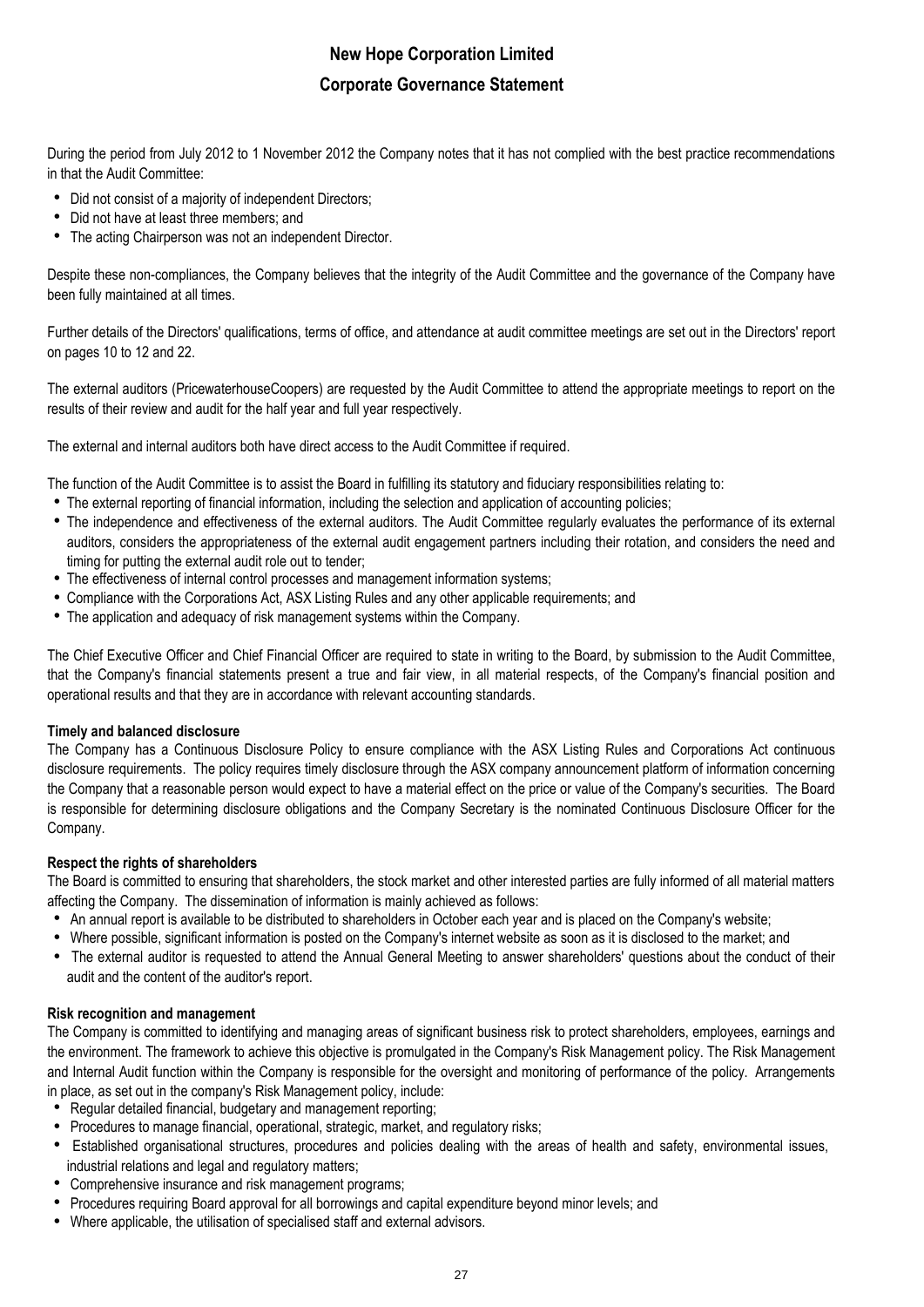During the period from July 2012 to 1 November 2012 the Company notes that it has not complied with the best practice recommendations in that the Audit Committee:

- Did not consist of a majority of independent Directors;
- Did not have at least three members; and
- The acting Chairperson was not an independent Director.

Despite these non-compliances, the Company believes that the integrity of the Audit Committee and the governance of the Company have been fully maintained at all times.

Further details of the Directors' qualifications, terms of office, and attendance at audit committee meetings are set out in the Directors' report on pages 10 to 12 and 22.

The external auditors (PricewaterhouseCoopers) are requested by the Audit Committee to attend the appropriate meetings to report on the results of their review and audit for the half year and full year respectively.

The external and internal auditors both have direct access to the Audit Committee if required.

The function of the Audit Committee is to assist the Board in fulfilling its statutory and fiduciary responsibilities relating to:

- The external reporting of financial information, including the selection and application of accounting policies;
- The independence and effectiveness of the external auditors. The Audit Committee regularly evaluates the performance of its external auditors, considers the appropriateness of the external audit engagement partners including their rotation, and considers the need and timing for putting the external audit role out to tender;
- The effectiveness of internal control processes and management information systems;
- Compliance with the Corporations Act, ASX Listing Rules and any other applicable requirements; and
- The application and adequacy of risk management systems within the Company.

The Chief Executive Officer and Chief Financial Officer are required to state in writing to the Board, by submission to the Audit Committee, that the Company's financial statements present a true and fair view, in all material respects, of the Company's financial position and operational results and that they are in accordance with relevant accounting standards.

**Timely and balanced disclosure**

The Company has a Continuous Disclosure Policy to ensure compliance with the ASX Listing Rules and Corporations Act continuous disclosure requirements. The policy requires timely disclosure through the ASX company announcement platform of information concerning the Company that a reasonable person would expect to have a material effect on the price or value of the Company's securities. The Board is responsible for determining disclosure obligations and the Company Secretary is the nominated Continuous Disclosure Officer for the Company.

**Respect the rights of shareholders**

The Board is committed to ensuring that shareholders, the stock market and other interested parties are fully informed of all material matters affecting the Company. The dissemination of information is mainly achieved as follows:

- An annual report is available to be distributed to shareholders in October each year and is placed on the Company's website;
- Where possible, significant information is posted on the Company's internet website as soon as it is disclosed to the market; and
- The external auditor is requested to attend the Annual General Meeting to answer shareholders' questions about the conduct of their audit and the content of the auditor's report.

**Risk recognition and management**

The Company is committed to identifying and managing areas of significant business risk to protect shareholders, employees, earnings and the environment. The framework to achieve this objective is promulgated in the Company's Risk Management policy. The Risk Management and Internal Audit function within the Company is responsible for the oversight and monitoring of performance of the policy. Arrangements in place, as set out in the company's Risk Management policy, include:

- Regular detailed financial, budgetary and management reporting;
- Procedures to manage financial, operational, strategic, market, and regulatory risks;
- Established organisational structures, procedures and policies dealing with the areas of health and safety, environmental issues, industrial relations and legal and regulatory matters;
- Comprehensive insurance and risk management programs;
- Procedures requiring Board approval for all borrowings and capital expenditure beyond minor levels; and
- Where applicable, the utilisation of specialised staff and external advisors.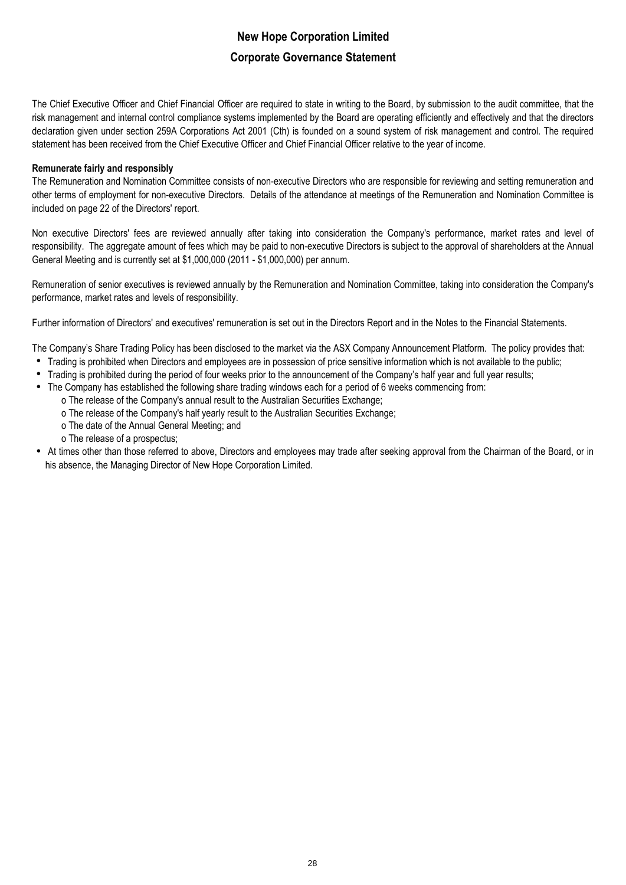# New Hope Corporation Limited

## Corporate Governance Statement

The Chief Executive Officer and Chief Financial Officer are required to state in writing to the Board, by submission to the audit committee, that the risk management and internal control compliance systems implemented by the Board are operating efficiently and effectively and that the directors declaration given under section 259A Corporations Act 2001 (Cth) is founded on a sound system of risk management and control. The required statement has been received from the Chief Executive Officer and Chief Financial Officer relative to the year of income.

**Remunerate fairly and responsibly**

The Remuneration and Nomination Committee consists of non-executive Directors who are responsible for reviewing and setting remuneration and other terms of employment for non-executive Directors. Details of the attendance at meetings of the Remuneration and Nomination Committee is included on page 22 of the Directors' report.

Non executive Directors' fees are reviewed annually after taking into consideration the Company's performance, market rates and level of responsibility. The aggregate amount of fees which may be paid to non-executive Directors is subject to the approval of shareholders at the Annual General Meeting and is currently set at $1,000,000 (2011 - $1,000,000) per annum.

Remuneration of senior executives is reviewed annually by the Remuneration and Nomination Committee, taking into consideration the Company's performance, market rates and levels of responsibility.

Further information of Directors' and executives' remuneration is set out in the Directors Report and in the Notes to the Financial Statements.

The Company's Share Trading Policy has been disclosed to the market via the ASX Company Announcement Platform. The policy provides that:

- Trading is prohibited when Directors and employees are in possession of price sensitive information which is not available to the public;
- Trading is prohibited during the period of four weeks prior to the announcement of the Company's half year and full year results;
- The Company has established the following share trading windows each for a period of 6 weeks commencing from:
  - The release of the Company's annual result to the Australian Securities Exchange;
  - The release of the Company's half yearly result to the Australian Securities Exchange;
  - The date of the Annual General Meeting; and
  - The release of a prospectus;
- At times other than those referred to above, Directors and employees may trade after seeking approval from the Chairman of the Board, or in his absence, the Managing Director of New Hope Corporation Limited.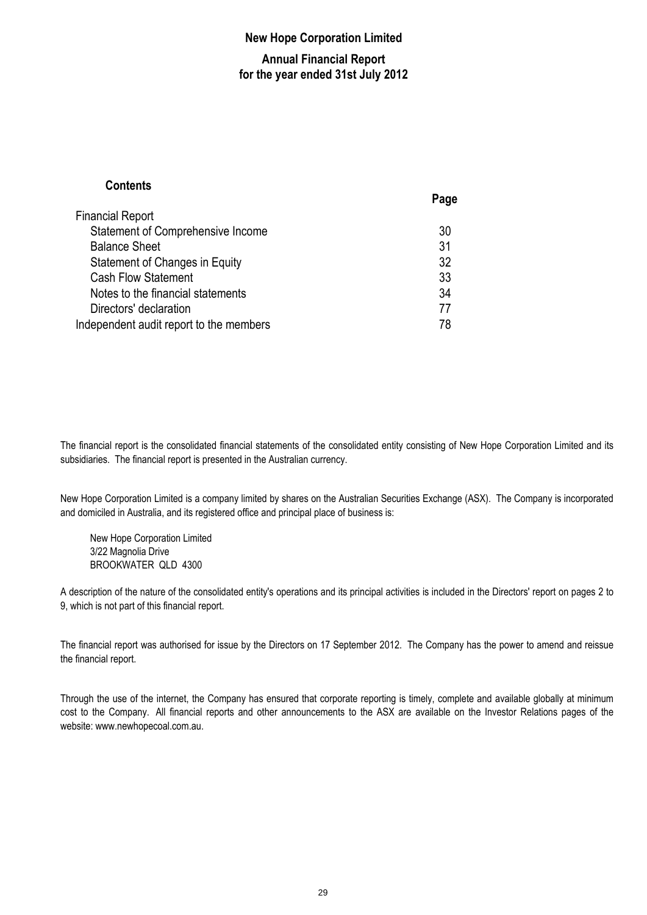# New Hope Corporation Limited

## Annual Financial Report
## for the year ended 31st July 2012

**Contents**

| | Page |
|---|---|
| Financial Report | |
| Statement of Comprehensive Income | 30 |
| Balance Sheet | 31 |
| Statement of Changes in Equity | 32 |
| Cash Flow Statement | 33 |
| Notes to the financial statements | 34 |
| Directors' declaration | 77 |
| Independent audit report to the members | 78 |

The financial report is the consolidated financial statements of the consolidated entity consisting of New Hope Corporation Limited and its subsidiaries. The financial report is presented in the Australian currency.

New Hope Corporation Limited is a company limited by shares on the Australian Securities Exchange (ASX). The Company is incorporated and domiciled in Australia, and its registered office and principal place of business is:

New Hope Corporation Limited
3/22 Magnolia Drive
BROOKWATER QLD 4300

A description of the nature of the consolidated entity's operations and its principal activities is included in the Directors' report on pages 2 to 9, which is not part of this financial report.

The financial report was authorised for issue by the Directors on 17 September 2012. The Company has the power to amend and reissue the financial report.

Through the use of the internet, the Company has ensured that corporate reporting is timely, complete and available globally at minimum cost to the Company. All financial reports and other announcements to the ASX are available on the Investor Relations pages of the website: www.newhopecoal.com.au.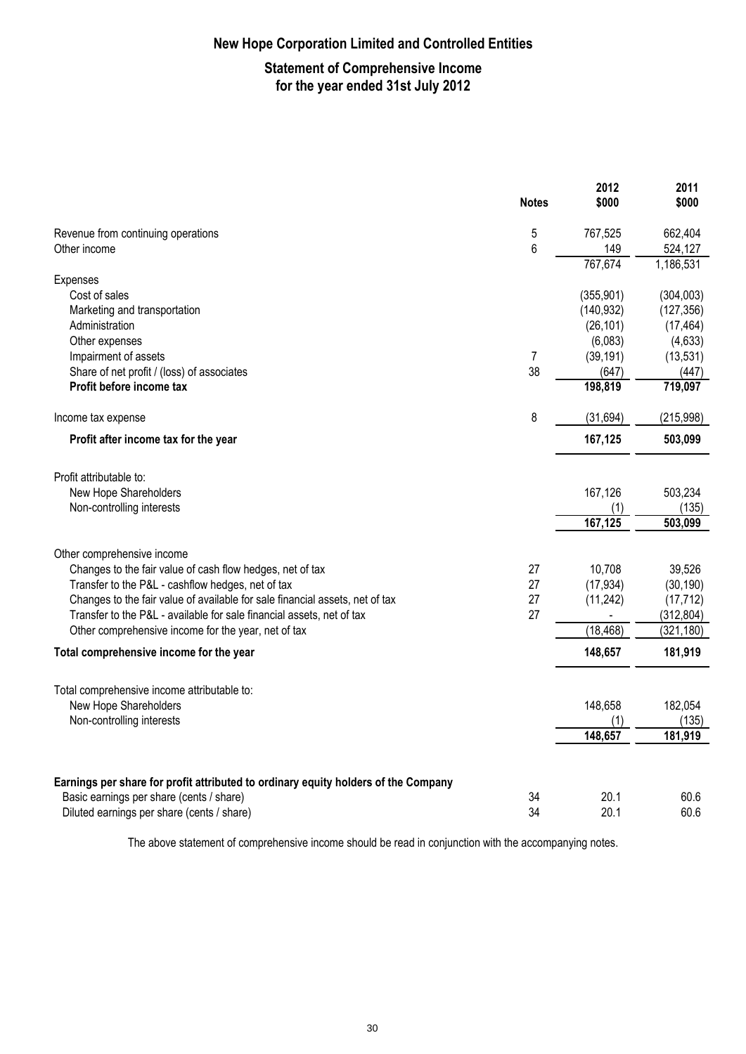# New Hope Corporation Limited and Controlled Entities

## Statement of Comprehensive Income
## for the year ended 31st July 2012

| | Notes | 2012 $000 | 2011 $000 |
|---|---|---|---|
| Revenue from continuing operations | 5 | 767,525 | 662,404 |
| Other income | 6 | 149 | 524,127 |
| | | 767,674 | 1,186,531 |
| Expenses | | | |
| Cost of sales | | (355,901) | (304,003) |
| Marketing and transportation | | (140,932) | (127,356) |
| Administration | | (26,101) | (17,464) |
| Other expenses | | (6,083) | (4,633) |
| Impairment of assets | 7 | (39,191) | (13,531) |
| Share of net profit / (loss) of associates | 38 | (647) | (447) |
| **Profit before income tax** | | **198,819** | **719,097** |
| Income tax expense | 8 | (31,694) | (215,998) |
| **Profit after income tax for the year** | | **167,125** | **503,099** |
| Profit attributable to: | | | |
| New Hope Shareholders | | 167,126 | 503,234 |
| Non-controlling interests | | (1) | (135) |
| | | **167,125** | **503,099** |
| Other comprehensive income | | | |
| Changes to the fair value of cash flow hedges, net of tax | 27 | 10,708 | 39,526 |
| Transfer to the P&L - cashflow hedges, net of tax | 27 | (17,934) | (30,190) |
| Changes to the fair value of available for sale financial assets, net of tax | 27 | (11,242) | (17,712) |
| Transfer to the P&L - available for sale financial assets, net of tax | 27 | - | (312,804) |
| Other comprehensive income for the year, net of tax | | (18,468) | (321,180) |
| **Total comprehensive income for the year** | | **148,657** | **181,919** |
| Total comprehensive income attributable to: | | | |
| New Hope Shareholders | | 148,658 | 182,054 |
| Non-controlling interests | | (1) | (135) |
| | | **148,657** | **181,919** |
| **Earnings per share for profit attributed to ordinary equity holders of the Company** | | | |
| Basic earnings per share (cents / share) | 34 | 20.1 | 60.6 |
| Diluted earnings per share (cents / share) | 34 | 20.1 | 60.6 |

The above statement of comprehensive income should be read in conjunction with the accompanying notes.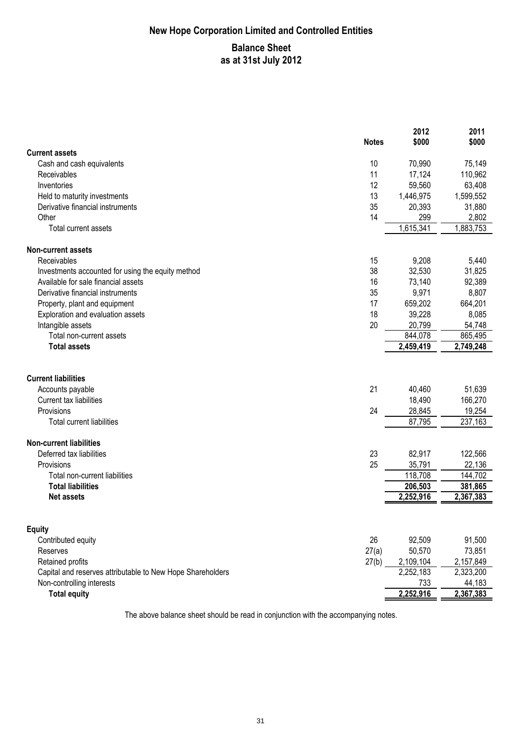# New Hope Corporation Limited and Controlled Entities

## Balance Sheet as at 31st July 2012

| | Notes | 2012 $000 | 2011 $000 |
|---|---|---|---|
| **Current assets** | | | |
| Cash and cash equivalents | 10 | 70,990 | 75,149 |
| Receivables | 11 | 17,124 | 110,962 |
| Inventories | 12 | 59,560 | 63,408 |
| Held to maturity investments | 13 | 1,446,975 | 1,599,552 |
| Derivative financial instruments | 35 | 20,393 | 31,880 |
| Other | 14 | 299 | 2,802 |
| Total current assets | | 1,615,341 | 1,883,753 |
| **Non-current assets** | | | |
| Receivables | 15 | 9,208 | 5,440 |
| Investments accounted for using the equity method | 38 | 32,530 | 31,825 |
| Available for sale financial assets | 16 | 73,140 | 92,389 |
| Derivative financial instruments | 35 | 9,971 | 8,807 |
| Property, plant and equipment | 17 | 659,202 | 664,201 |
| Exploration and evaluation assets | 18 | 39,228 | 8,085 |
| Intangible assets | 20 | 20,799 | 54,748 |
| Total non-current assets | | 844,078 | 865,495 |
| **Total assets** | | **2,459,419** | **2,749,248** |
| **Current liabilities** | | | |
| Accounts payable | 21 | 40,460 | 51,639 |
| Current tax liabilities | | 18,490 | 166,270 |
| Provisions | 24 | 28,845 | 19,254 |
| Total current liabilities | | 87,795 | 237,163 |
| **Non-current liabilities** | | | |
| Deferred tax liabilities | 23 | 82,917 | 122,566 |
| Provisions | 25 | 35,791 | 22,136 |
| Total non-current liabilities | | 118,708 | 144,702 |
| **Total liabilities** | | **206,503** | **381,865** |
| **Net assets** | | **2,252,916** | **2,367,383** |
| **Equity** | | | |
| Contributed equity | 26 | 92,509 | 91,500 |
| Reserves | 27(a) | 50,570 | 73,851 |
| Retained profits | 27(b) | 2,109,104 | 2,157,849 |
| Capital and reserves attributable to New Hope Shareholders | | 2,252,183 | 2,323,200 |
| Non-controlling interests | | 733 | 44,183 |
| **Total equity** | | **2,252,916** | **2,367,383** |

The above balance sheet should be read in conjunction with the accompanying notes.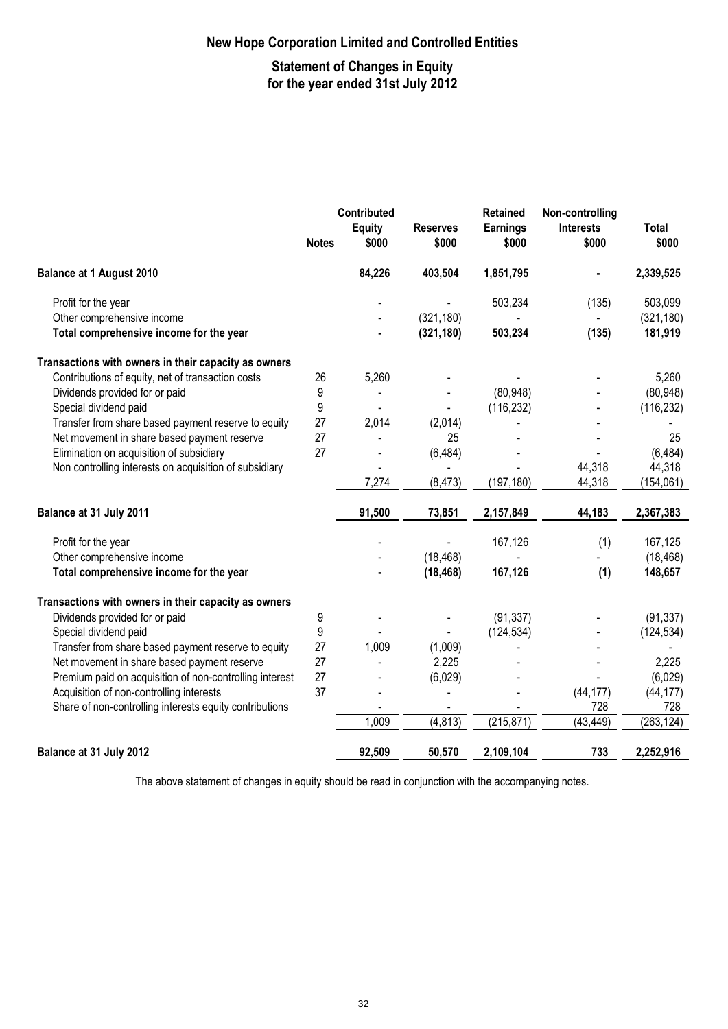# New Hope Corporation Limited and Controlled Entities

## Statement of Changes in Equity for the year ended 31st July 2012

| | Notes | Contributed Equity $000 | Reserves $000 | Retained Earnings $000 | Non-controlling Interests $000 | Total $000 |
|---|---|---|---|---|---|---|
| **Balance at 1 August 2010** | | **84,226** | **403,504** | **1,851,795** | **-** | **2,339,525** |
| Profit for the year | | - | - | 503,234 | (135) | 503,099 |
| Other comprehensive income | | - | (321,180) | - | - | (321,180) |
| **Total comprehensive income for the year** | | **-** | **(321,180)** | **503,234** | **(135)** | **181,919** |
| **Transactions with owners in their capacity as owners** | | | | | | |
| Contributions of equity, net of transaction costs | 26 | 5,260 | - | - | - | 5,260 |
| Dividends provided for or paid | 9 | - | - | (80,948) | - | (80,948) |
| Special dividend paid | 9 | - | - | (116,232) | - | (116,232) |
| Transfer from share based payment reserve to equity | 27 | 2,014 | (2,014) | - | - | - |
| Net movement in share based payment reserve | 27 | - | 25 | - | - | 25 |
| Elimination on acquisition of subsidiary | 27 | - | (6,484) | - | - | (6,484) |
| Non controlling interests on acquisition of subsidiary | | - | - | - | 44,318 | 44,318 |
| | | 7,274 | (8,473) | (197,180) | 44,318 | (154,061) |
| **Balance at 31 July 2011** | | **91,500** | **73,851** | **2,157,849** | **44,183** | **2,367,383** |
| Profit for the year | | - | - | 167,126 | (1) | 167,125 |
| Other comprehensive income | | - | (18,468) | - | - | (18,468) |
| **Total comprehensive income for the year** | | **-** | **(18,468)** | **167,126** | **(1)** | **148,657** |
| **Transactions with owners in their capacity as owners** | | | | | | |
| Dividends provided for or paid | 9 | - | - | (91,337) | - | (91,337) |
| Special dividend paid | 9 | - | - | (124,534) | - | (124,534) |
| Transfer from share based payment reserve to equity | 27 | 1,009 | (1,009) | - | - | - |
| Net movement in share based payment reserve | 27 | - | 2,225 | - | - | 2,225 |
| Premium paid on acquisition of non-controlling interest | 27 | - | (6,029) | - | - | (6,029) |
| Acquisition of non-controlling interests | 37 | - | - | - | (44,177) | (44,177) |
| Share of non-controlling interests equity contributions | | - | - | - | 728 | 728 |
| | | 1,009 | (4,813) | (215,871) | (43,449) | (263,124) |
| **Balance at 31 July 2012** | | **92,509** | **50,570** | **2,109,104** | **733** | **2,252,916** |

The above statement of changes in equity should be read in conjunction with the accompanying notes.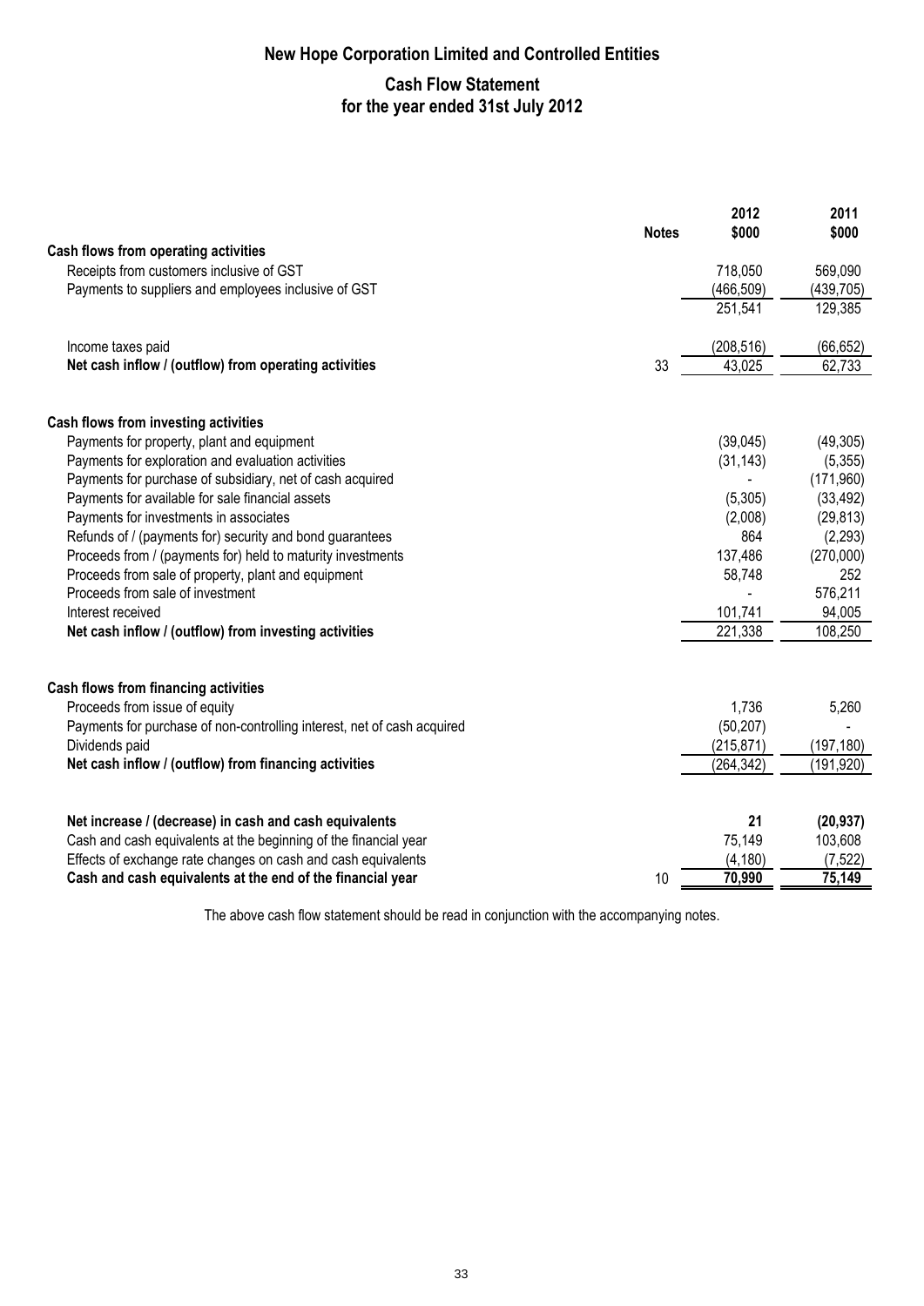# New Hope Corporation Limited and Controlled Entities

## Cash Flow Statement
## for the year ended 31st July 2012

| | Notes | 2012 $000 | 2011 $000 |
|---|---|---|---|
| **Cash flows from operating activities** | | | |
| Receipts from customers inclusive of GST | | 718,050 | 569,090 |
| Payments to suppliers and employees inclusive of GST | | (466,509) | (439,705) |
| | | 251,541 | 129,385 |
| Income taxes paid | | (208,516) | (66,652) |
| **Net cash inflow / (outflow) from operating activities** | 33 | 43,025 | 62,733 |
| **Cash flows from investing activities** | | | |
| Payments for property, plant and equipment | | (39,045) | (49,305) |
| Payments for exploration and evaluation activities | | (31,143) | (5,355) |
| Payments for purchase of subsidiary, net of cash acquired | | - | (171,960) |
| Payments for available for sale financial assets | | (5,305) | (33,492) |
| Payments for investments in associates | | (2,008) | (29,813) |
| Refunds of / (payments for) security and bond guarantees | | 864 | (2,293) |
| Proceeds from / (payments for) held to maturity investments | | 137,486 | (270,000) |
| Proceeds from sale of property, plant and equipment | | 58,748 | 252 |
| Proceeds from sale of investment | | - | 576,211 |
| Interest received | | 101,741 | 94,005 |
| **Net cash inflow / (outflow) from investing activities** | | 221,338 | 108,250 |
| **Cash flows from financing activities** | | | |
| Proceeds from issue of equity | | 1,736 | 5,260 |
| Payments for purchase of non-controlling interest, net of cash acquired | | (50,207) | - |
| Dividends paid | | (215,871) | (197,180) |
| **Net cash inflow / (outflow) from financing activities** | | (264,342) | (191,920) |
| **Net increase / (decrease) in cash and cash equivalents** | | **21** | **(20,937)** |
| Cash and cash equivalents at the beginning of the financial year | | 75,149 | 103,608 |
| Effects of exchange rate changes on cash and cash equivalents | | (4,180) | (7,522) |
| **Cash and cash equivalents at the end of the financial year** | 10 | **70,990** | **75,149** |

The above cash flow statement should be read in conjunction with the accompanying notes.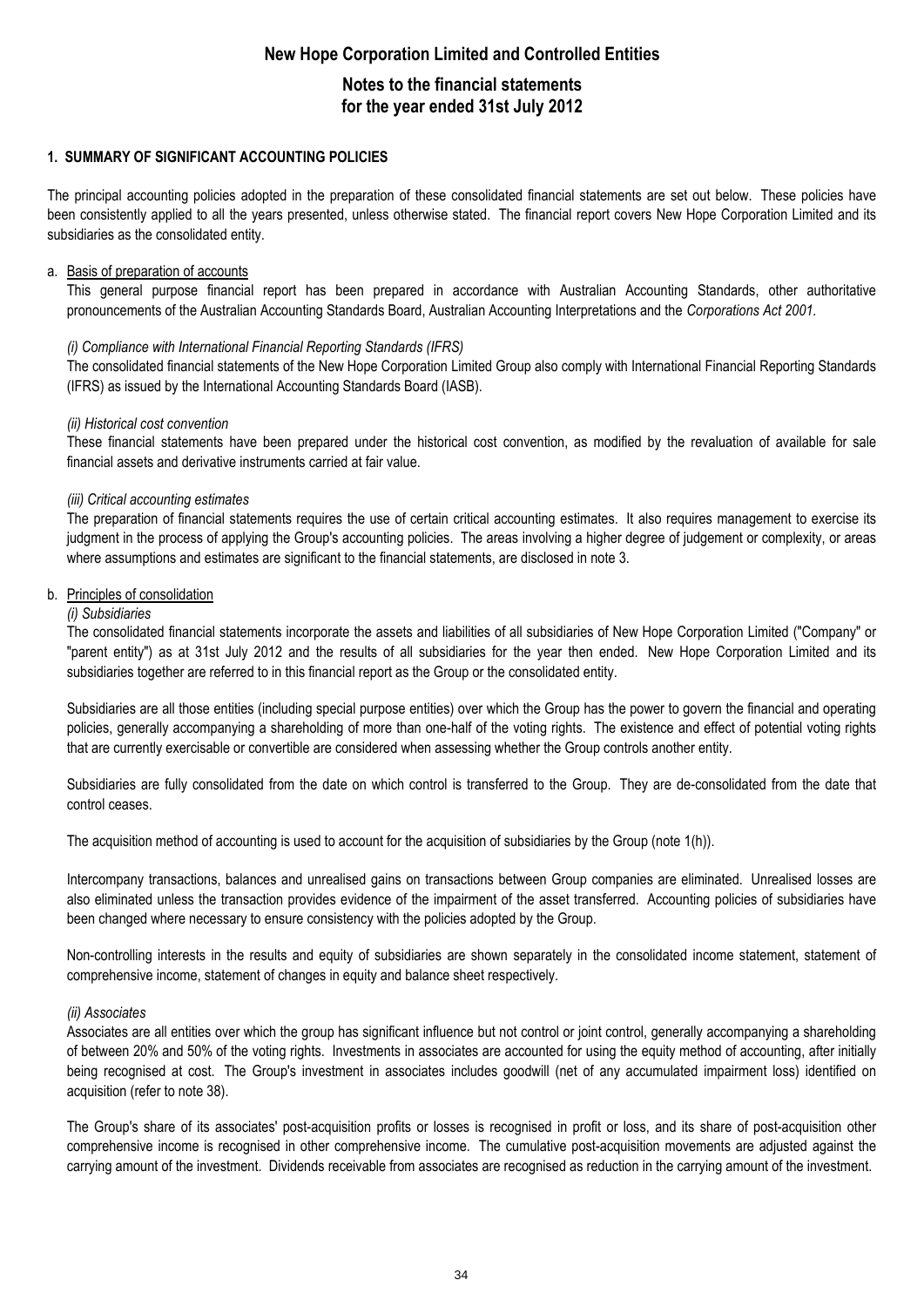# New Hope Corporation Limited and Controlled Entities

## Notes to the financial statements for the year ended 31st July 2012

### 1. SUMMARY OF SIGNIFICANT ACCOUNTING POLICIES

The principal accounting policies adopted in the preparation of these consolidated financial statements are set out below. These policies have been consistently applied to all the years presented, unless otherwise stated. The financial report covers New Hope Corporation Limited and its subsidiaries as the consolidated entity.

a. Basis of preparation of accounts

This general purpose financial report has been prepared in accordance with Australian Accounting Standards, other authoritative pronouncements of the Australian Accounting Standards Board, Australian Accounting Interpretations and the *Corporations Act 2001.*

*(i) Compliance with International Financial Reporting Standards (IFRS)*

The consolidated financial statements of the New Hope Corporation Limited Group also comply with International Financial Reporting Standards (IFRS) as issued by the International Accounting Standards Board (IASB).

*(ii) Historical cost convention*

These financial statements have been prepared under the historical cost convention, as modified by the revaluation of available for sale financial assets and derivative instruments carried at fair value.

*(iii) Critical accounting estimates*

The preparation of financial statements requires the use of certain critical accounting estimates. It also requires management to exercise its judgment in the process of applying the Group's accounting policies. The areas involving a higher degree of judgement or complexity, or areas where assumptions and estimates are significant to the financial statements, are disclosed in note 3.

b. Principles of consolidation

*(i) Subsidiaries*

The consolidated financial statements incorporate the assets and liabilities of all subsidiaries of New Hope Corporation Limited ("Company" or "parent entity") as at 31st July 2012 and the results of all subsidiaries for the year then ended. New Hope Corporation Limited and its subsidiaries together are referred to in this financial report as the Group or the consolidated entity.

Subsidiaries are all those entities (including special purpose entities) over which the Group has the power to govern the financial and operating policies, generally accompanying a shareholding of more than one-half of the voting rights. The existence and effect of potential voting rights that are currently exercisable or convertible are considered when assessing whether the Group controls another entity.

Subsidiaries are fully consolidated from the date on which control is transferred to the Group. They are de-consolidated from the date that control ceases.

The acquisition method of accounting is used to account for the acquisition of subsidiaries by the Group (note 1(h)).

Intercompany transactions, balances and unrealised gains on transactions between Group companies are eliminated. Unrealised losses are also eliminated unless the transaction provides evidence of the impairment of the asset transferred. Accounting policies of subsidiaries have been changed where necessary to ensure consistency with the policies adopted by the Group.

Non-controlling interests in the results and equity of subsidiaries are shown separately in the consolidated income statement, statement of comprehensive income, statement of changes in equity and balance sheet respectively.

*(ii) Associates*

Associates are all entities over which the group has significant influence but not control or joint control, generally accompanying a shareholding of between 20% and 50% of the voting rights. Investments in associates are accounted for using the equity method of accounting, after initially being recognised at cost. The Group's investment in associates includes goodwill (net of any accumulated impairment loss) identified on acquisition (refer to note 38).

The Group's share of its associates' post-acquisition profits or losses is recognised in profit or loss, and its share of post-acquisition other comprehensive income is recognised in other comprehensive income. The cumulative post-acquisition movements are adjusted against the carrying amount of the investment. Dividends receivable from associates are recognised as reduction in the carrying amount of the investment.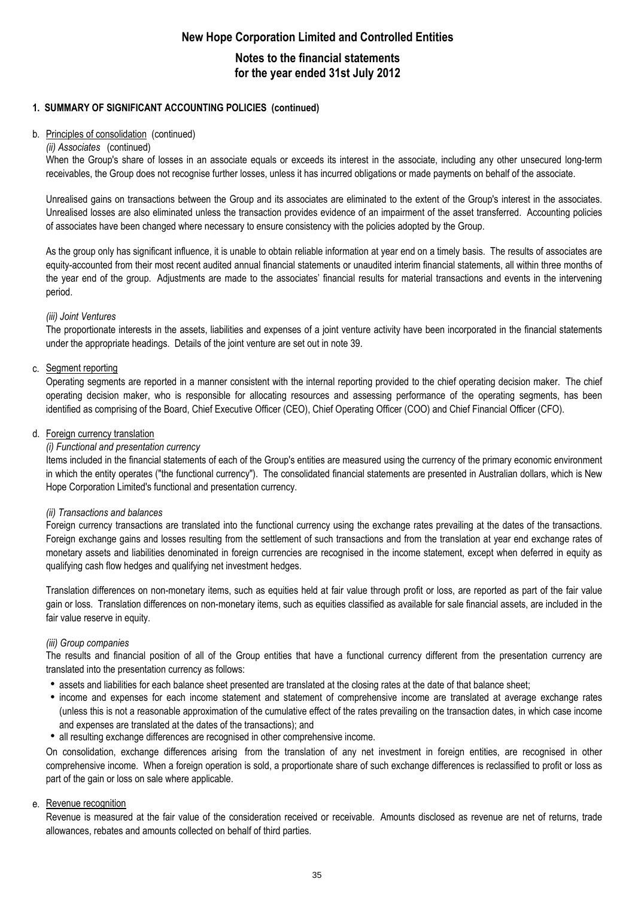# New Hope Corporation Limited and Controlled Entities

## Notes to the financial statements for the year ended 31st July 2012

### 1. SUMMARY OF SIGNIFICANT ACCOUNTING POLICIES (continued)

b. Principles of consolidation (continued)

*(ii) Associates* (continued)

When the Group's share of losses in an associate equals or exceeds its interest in the associate, including any other unsecured long-term receivables, the Group does not recognise further losses, unless it has incurred obligations or made payments on behalf of the associate.

Unrealised gains on transactions between the Group and its associates are eliminated to the extent of the Group's interest in the associates. Unrealised losses are also eliminated unless the transaction provides evidence of an impairment of the asset transferred. Accounting policies of associates have been changed where necessary to ensure consistency with the policies adopted by the Group.

As the group only has significant influence, it is unable to obtain reliable information at year end on a timely basis. The results of associates are equity-accounted from their most recent audited annual financial statements or unaudited interim financial statements, all within three months of the year end of the group. Adjustments are made to the associates' financial results for material transactions and events in the intervening period.

*(iii) Joint Ventures*

The proportionate interests in the assets, liabilities and expenses of a joint venture activity have been incorporated in the financial statements under the appropriate headings. Details of the joint venture are set out in note 39.

c. Segment reporting

Operating segments are reported in a manner consistent with the internal reporting provided to the chief operating decision maker. The chief operating decision maker, who is responsible for allocating resources and assessing performance of the operating segments, has been identified as comprising of the Board, Chief Executive Officer (CEO), Chief Operating Officer (COO) and Chief Financial Officer (CFO).

d. Foreign currency translation

*(i) Functional and presentation currency*

Items included in the financial statements of each of the Group's entities are measured using the currency of the primary economic environment in which the entity operates ("the functional currency"). The consolidated financial statements are presented in Australian dollars, which is New Hope Corporation Limited's functional and presentation currency.

*(ii) Transactions and balances*

Foreign currency transactions are translated into the functional currency using the exchange rates prevailing at the dates of the transactions. Foreign exchange gains and losses resulting from the settlement of such transactions and from the translation at year end exchange rates of monetary assets and liabilities denominated in foreign currencies are recognised in the income statement, except when deferred in equity as qualifying cash flow hedges and qualifying net investment hedges.

Translation differences on non-monetary items, such as equities held at fair value through profit or loss, are reported as part of the fair value gain or loss. Translation differences on non-monetary items, such as equities classified as available for sale financial assets, are included in the fair value reserve in equity.

*(iii) Group companies*

The results and financial position of all of the Group entities that have a functional currency different from the presentation currency are translated into the presentation currency as follows:

- assets and liabilities for each balance sheet presented are translated at the closing rates at the date of that balance sheet;
- income and expenses for each income statement and statement of comprehensive income are translated at average exchange rates (unless this is not a reasonable approximation of the cumulative effect of the rates prevailing on the transaction dates, in which case income and expenses are translated at the dates of the transactions); and
- all resulting exchange differences are recognised in other comprehensive income.

On consolidation, exchange differences arising from the translation of any net investment in foreign entities, are recognised in other comprehensive income. When a foreign operation is sold, a proportionate share of such exchange differences is reclassified to profit or loss as part of the gain or loss on sale where applicable.

e. Revenue recognition

Revenue is measured at the fair value of the consideration received or receivable. Amounts disclosed as revenue are net of returns, trade allowances, rebates and amounts collected on behalf of third parties.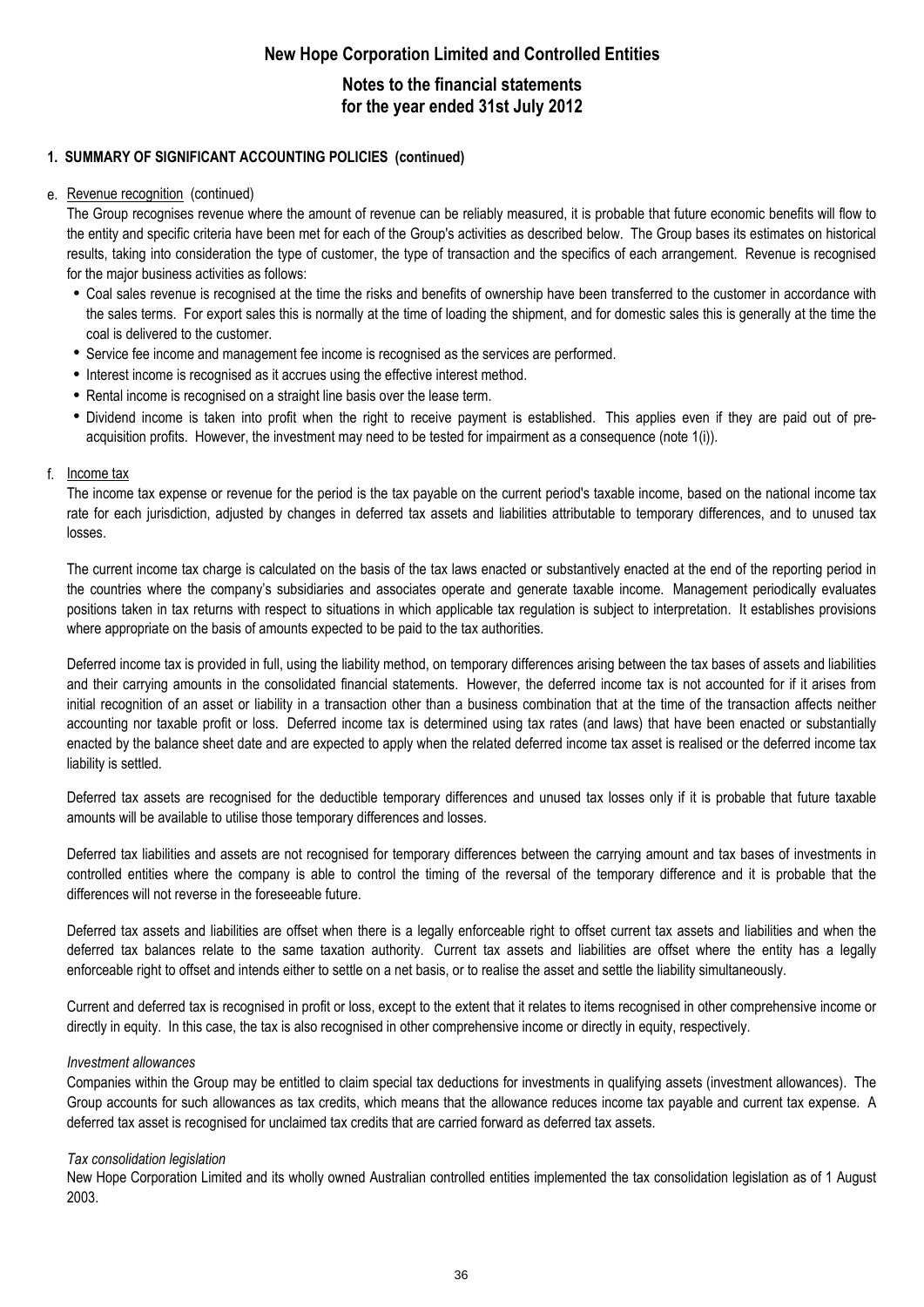## 1. SUMMARY OF SIGNIFICANT ACCOUNTING POLICIES (continued)

### e. Revenue recognition (continued)

The Group recognises revenue where the amount of revenue can be reliably measured, it is probable that future economic benefits will flow to the entity and specific criteria have been met for each of the Group's activities as described below. The Group bases its estimates on historical results, taking into consideration the type of customer, the type of transaction and the specifics of each arrangement. Revenue is recognised for the major business activities as follows:

- Coal sales revenue is recognised at the time the risks and benefits of ownership have been transferred to the customer in accordance with the sales terms. For export sales this is normally at the time of loading the shipment, and for domestic sales this is generally at the time the coal is delivered to the customer.
- Service fee income and management fee income is recognised as the services are performed.
- Interest income is recognised as it accrues using the effective interest method.
- Rental income is recognised on a straight line basis over the lease term.
- Dividend income is taken into profit when the right to receive payment is established. This applies even if they are paid out of pre-acquisition profits. However, the investment may need to be tested for impairment as a consequence (note 1(i)).

### f. Income tax

The income tax expense or revenue for the period is the tax payable on the current period's taxable income, based on the national income tax rate for each jurisdiction, adjusted by changes in deferred tax assets and liabilities attributable to temporary differences, and to unused tax losses.

The current income tax charge is calculated on the basis of the tax laws enacted or substantively enacted at the end of the reporting period in the countries where the company's subsidiaries and associates operate and generate taxable income. Management periodically evaluates positions taken in tax returns with respect to situations in which applicable tax regulation is subject to interpretation. It establishes provisions where appropriate on the basis of amounts expected to be paid to the tax authorities.

Deferred income tax is provided in full, using the liability method, on temporary differences arising between the tax bases of assets and liabilities and their carrying amounts in the consolidated financial statements. However, the deferred income tax is not accounted for if it arises from initial recognition of an asset or liability in a transaction other than a business combination that at the time of the transaction affects neither accounting nor taxable profit or loss. Deferred income tax is determined using tax rates (and laws) that have been enacted or substantially enacted by the balance sheet date and are expected to apply when the related deferred income tax asset is realised or the deferred income tax liability is settled.

Deferred tax assets are recognised for the deductible temporary differences and unused tax losses only if it is probable that future taxable amounts will be available to utilise those temporary differences and losses.

Deferred tax liabilities and assets are not recognised for temporary differences between the carrying amount and tax bases of investments in controlled entities where the company is able to control the timing of the reversal of the temporary difference and it is probable that the differences will not reverse in the foreseeable future.

Deferred tax assets and liabilities are offset when there is a legally enforceable right to offset current tax assets and liabilities and when the deferred tax balances relate to the same taxation authority. Current tax assets and liabilities are offset where the entity has a legally enforceable right to offset and intends either to settle on a net basis, or to realise the asset and settle the liability simultaneously.

Current and deferred tax is recognised in profit or loss, except to the extent that it relates to items recognised in other comprehensive income or directly in equity. In this case, the tax is also recognised in other comprehensive income or directly in equity, respectively.

*Investment allowances*

Companies within the Group may be entitled to claim special tax deductions for investments in qualifying assets (investment allowances). The Group accounts for such allowances as tax credits, which means that the allowance reduces income tax payable and current tax expense. A deferred tax asset is recognised for unclaimed tax credits that are carried forward as deferred tax assets.

*Tax consolidation legislation*

New Hope Corporation Limited and its wholly owned Australian controlled entities implemented the tax consolidation legislation as of 1 August 2003.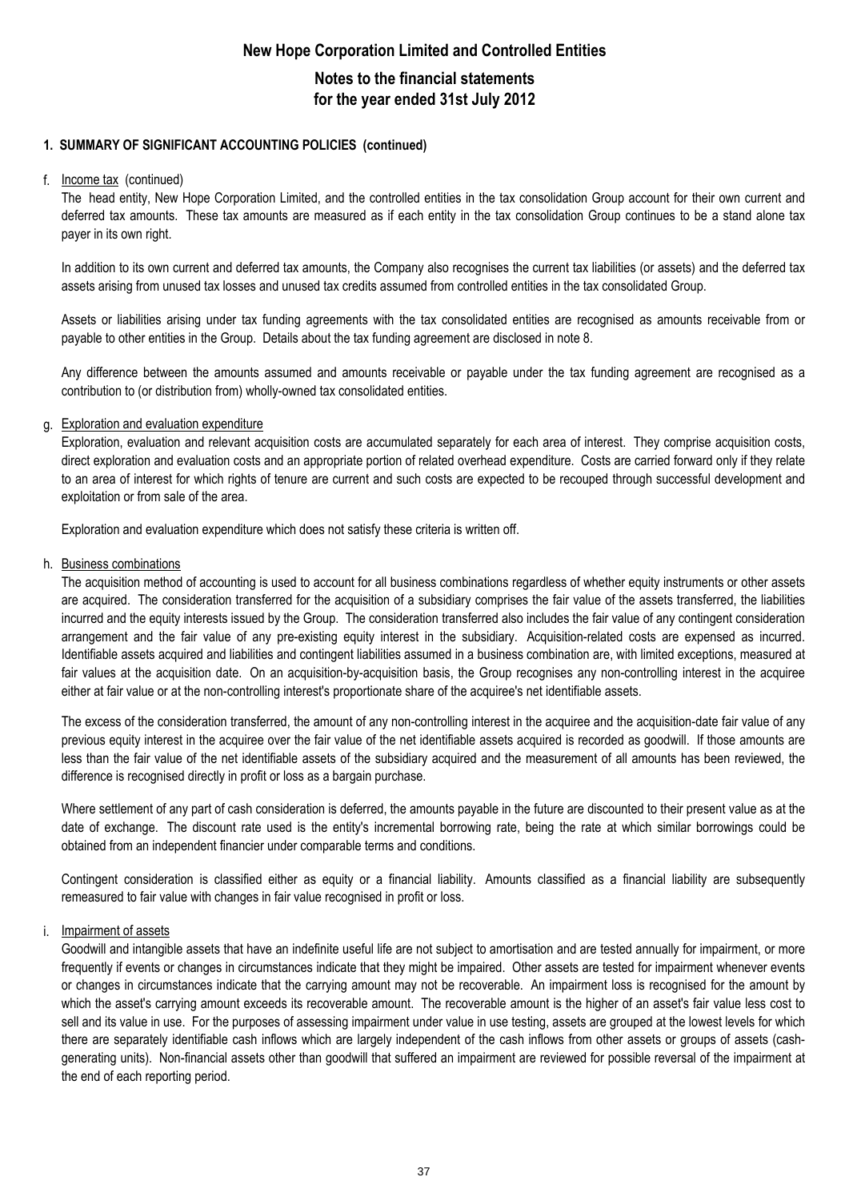# New Hope Corporation Limited and Controlled Entities

## Notes to the financial statements for the year ended 31st July 2012

### 1. SUMMARY OF SIGNIFICANT ACCOUNTING POLICIES (continued)

f. Income tax (continued)

The head entity, New Hope Corporation Limited, and the controlled entities in the tax consolidation Group account for their own current and deferred tax amounts. These tax amounts are measured as if each entity in the tax consolidation Group continues to be a stand alone tax payer in its own right.

In addition to its own current and deferred tax amounts, the Company also recognises the current tax liabilities (or assets) and the deferred tax assets arising from unused tax losses and unused tax credits assumed from controlled entities in the tax consolidated Group.

Assets or liabilities arising under tax funding agreements with the tax consolidated entities are recognised as amounts receivable from or payable to other entities in the Group. Details about the tax funding agreement are disclosed in note 8.

Any difference between the amounts assumed and amounts receivable or payable under the tax funding agreement are recognised as a contribution to (or distribution from) wholly-owned tax consolidated entities.

g. Exploration and evaluation expenditure

Exploration, evaluation and relevant acquisition costs are accumulated separately for each area of interest. They comprise acquisition costs, direct exploration and evaluation costs and an appropriate portion of related overhead expenditure. Costs are carried forward only if they relate to an area of interest for which rights of tenure are current and such costs are expected to be recouped through successful development and exploitation or from sale of the area.

Exploration and evaluation expenditure which does not satisfy these criteria is written off.

h. Business combinations

The acquisition method of accounting is used to account for all business combinations regardless of whether equity instruments or other assets are acquired. The consideration transferred for the acquisition of a subsidiary comprises the fair value of the assets transferred, the liabilities incurred and the equity interests issued by the Group. The consideration transferred also includes the fair value of any contingent consideration arrangement and the fair value of any pre-existing equity interest in the subsidiary. Acquisition-related costs are expensed as incurred. Identifiable assets acquired and liabilities and contingent liabilities assumed in a business combination are, with limited exceptions, measured at fair values at the acquisition date. On an acquisition-by-acquisition basis, the Group recognises any non-controlling interest in the acquiree either at fair value or at the non-controlling interest's proportionate share of the acquiree's net identifiable assets.

The excess of the consideration transferred, the amount of any non-controlling interest in the acquiree and the acquisition-date fair value of any previous equity interest in the acquiree over the fair value of the net identifiable assets acquired is recorded as goodwill. If those amounts are less than the fair value of the net identifiable assets of the subsidiary acquired and the measurement of all amounts has been reviewed, the difference is recognised directly in profit or loss as a bargain purchase.

Where settlement of any part of cash consideration is deferred, the amounts payable in the future are discounted to their present value as at the date of exchange. The discount rate used is the entity's incremental borrowing rate, being the rate at which similar borrowings could be obtained from an independent financier under comparable terms and conditions.

Contingent consideration is classified either as equity or a financial liability. Amounts classified as a financial liability are subsequently remeasured to fair value with changes in fair value recognised in profit or loss.

i. Impairment of assets

Goodwill and intangible assets that have an indefinite useful life are not subject to amortisation and are tested annually for impairment, or more frequently if events or changes in circumstances indicate that they might be impaired. Other assets are tested for impairment whenever events or changes in circumstances indicate that the carrying amount may not be recoverable. An impairment loss is recognised for the amount by which the asset's carrying amount exceeds its recoverable amount. The recoverable amount is the higher of an asset's fair value less cost to sell and its value in use. For the purposes of assessing impairment under value in use testing, assets are grouped at the lowest levels for which there are separately identifiable cash inflows which are largely independent of the cash inflows from other assets or groups of assets (cash-generating units). Non-financial assets other than goodwill that suffered an impairment are reviewed for possible reversal of the impairment at the end of each reporting period.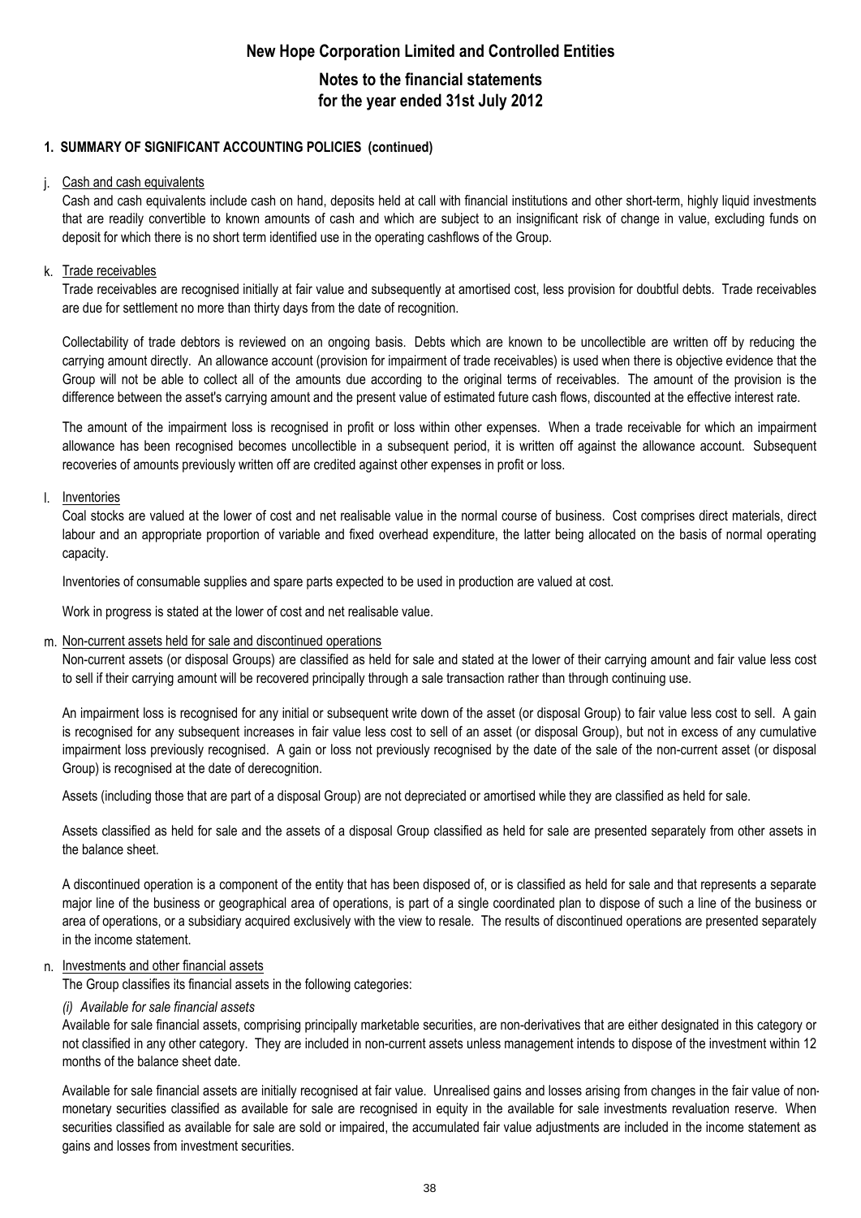## 1. SUMMARY OF SIGNIFICANT ACCOUNTING POLICIES (continued)

j. Cash and cash equivalents

Cash and cash equivalents include cash on hand, deposits held at call with financial institutions and other short-term, highly liquid investments that are readily convertible to known amounts of cash and which are subject to an insignificant risk of change in value, excluding funds on deposit for which there is no short term identified use in the operating cashflows of the Group.

k. Trade receivables

Trade receivables are recognised initially at fair value and subsequently at amortised cost, less provision for doubtful debts. Trade receivables are due for settlement no more than thirty days from the date of recognition.

Collectability of trade debtors is reviewed on an ongoing basis. Debts which are known to be uncollectible are written off by reducing the carrying amount directly. An allowance account (provision for impairment of trade receivables) is used when there is objective evidence that the Group will not be able to collect all of the amounts due according to the original terms of receivables. The amount of the provision is the difference between the asset's carrying amount and the present value of estimated future cash flows, discounted at the effective interest rate.

The amount of the impairment loss is recognised in profit or loss within other expenses. When a trade receivable for which an impairment allowance has been recognised becomes uncollectible in a subsequent period, it is written off against the allowance account. Subsequent recoveries of amounts previously written off are credited against other expenses in profit or loss.

l. Inventories

Coal stocks are valued at the lower of cost and net realisable value in the normal course of business. Cost comprises direct materials, direct labour and an appropriate proportion of variable and fixed overhead expenditure, the latter being allocated on the basis of normal operating capacity.

Inventories of consumable supplies and spare parts expected to be used in production are valued at cost.

Work in progress is stated at the lower of cost and net realisable value.

m. Non-current assets held for sale and discontinued operations

Non-current assets (or disposal Groups) are classified as held for sale and stated at the lower of their carrying amount and fair value less cost to sell if their carrying amount will be recovered principally through a sale transaction rather than through continuing use.

An impairment loss is recognised for any initial or subsequent write down of the asset (or disposal Group) to fair value less cost to sell. A gain is recognised for any subsequent increases in fair value less cost to sell of an asset (or disposal Group), but not in excess of any cumulative impairment loss previously recognised. A gain or loss not previously recognised by the date of the sale of the non-current asset (or disposal Group) is recognised at the date of derecognition.

Assets (including those that are part of a disposal Group) are not depreciated or amortised while they are classified as held for sale.

Assets classified as held for sale and the assets of a disposal Group classified as held for sale are presented separately from other assets in the balance sheet.

A discontinued operation is a component of the entity that has been disposed of, or is classified as held for sale and that represents a separate major line of the business or geographical area of operations, is part of a single coordinated plan to dispose of such a line of the business or area of operations, or a subsidiary acquired exclusively with the view to resale. The results of discontinued operations are presented separately in the income statement.

n. Investments and other financial assets

The Group classifies its financial assets in the following categories:

*(i) Available for sale financial assets*

Available for sale financial assets, comprising principally marketable securities, are non-derivatives that are either designated in this category or not classified in any other category. They are included in non-current assets unless management intends to dispose of the investment within 12 months of the balance sheet date.

Available for sale financial assets are initially recognised at fair value. Unrealised gains and losses arising from changes in the fair value of non-monetary securities classified as available for sale are recognised in equity in the available for sale investments revaluation reserve. When securities classified as available for sale are sold or impaired, the accumulated fair value adjustments are included in the income statement as gains and losses from investment securities.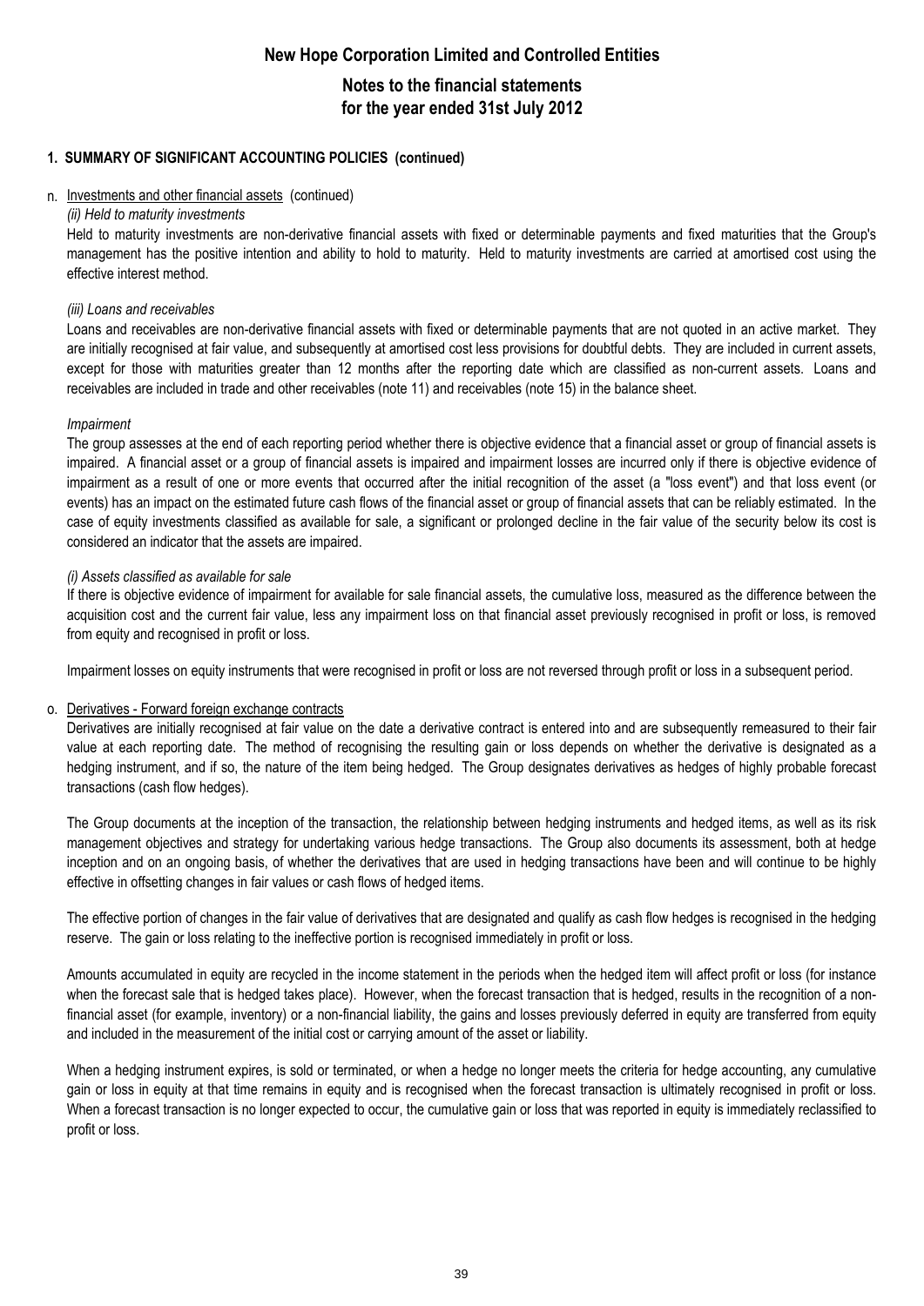## 1. SUMMARY OF SIGNIFICANT ACCOUNTING POLICIES (continued)

n. Investments and other financial assets (continued)

*(ii) Held to maturity investments*

Held to maturity investments are non-derivative financial assets with fixed or determinable payments and fixed maturities that the Group's management has the positive intention and ability to hold to maturity. Held to maturity investments are carried at amortised cost using the effective interest method.

*(iii) Loans and receivables*

Loans and receivables are non-derivative financial assets with fixed or determinable payments that are not quoted in an active market. They are initially recognised at fair value, and subsequently at amortised cost less provisions for doubtful debts. They are included in current assets, except for those with maturities greater than 12 months after the reporting date which are classified as non-current assets. Loans and receivables are included in trade and other receivables (note 11) and receivables (note 15) in the balance sheet.

*Impairment*

The group assesses at the end of each reporting period whether there is objective evidence that a financial asset or group of financial assets is impaired. A financial asset or a group of financial assets is impaired and impairment losses are incurred only if there is objective evidence of impairment as a result of one or more events that occurred after the initial recognition of the asset (a "loss event") and that loss event (or events) has an impact on the estimated future cash flows of the financial asset or group of financial assets that can be reliably estimated. In the case of equity investments classified as available for sale, a significant or prolonged decline in the fair value of the security below its cost is considered an indicator that the assets are impaired.

*(i) Assets classified as available for sale*

If there is objective evidence of impairment for available for sale financial assets, the cumulative loss, measured as the difference between the acquisition cost and the current fair value, less any impairment loss on that financial asset previously recognised in profit or loss, is removed from equity and recognised in profit or loss.

Impairment losses on equity instruments that were recognised in profit or loss are not reversed through profit or loss in a subsequent period.

o. Derivatives - Forward foreign exchange contracts

Derivatives are initially recognised at fair value on the date a derivative contract is entered into and are subsequently remeasured to their fair value at each reporting date. The method of recognising the resulting gain or loss depends on whether the derivative is designated as a hedging instrument, and if so, the nature of the item being hedged. The Group designates derivatives as hedges of highly probable forecast transactions (cash flow hedges).

The Group documents at the inception of the transaction, the relationship between hedging instruments and hedged items, as well as its risk management objectives and strategy for undertaking various hedge transactions. The Group also documents its assessment, both at hedge inception and on an ongoing basis, of whether the derivatives that are used in hedging transactions have been and will continue to be highly effective in offsetting changes in fair values or cash flows of hedged items.

The effective portion of changes in the fair value of derivatives that are designated and qualify as cash flow hedges is recognised in the hedging reserve. The gain or loss relating to the ineffective portion is recognised immediately in profit or loss.

Amounts accumulated in equity are recycled in the income statement in the periods when the hedged item will affect profit or loss (for instance when the forecast sale that is hedged takes place). However, when the forecast transaction that is hedged, results in the recognition of a non-financial asset (for example, inventory) or a non-financial liability, the gains and losses previously deferred in equity are transferred from equity and included in the measurement of the initial cost or carrying amount of the asset or liability.

When a hedging instrument expires, is sold or terminated, or when a hedge no longer meets the criteria for hedge accounting, any cumulative gain or loss in equity at that time remains in equity and is recognised when the forecast transaction is ultimately recognised in profit or loss. When a forecast transaction is no longer expected to occur, the cumulative gain or loss that was reported in equity is immediately reclassified to profit or loss.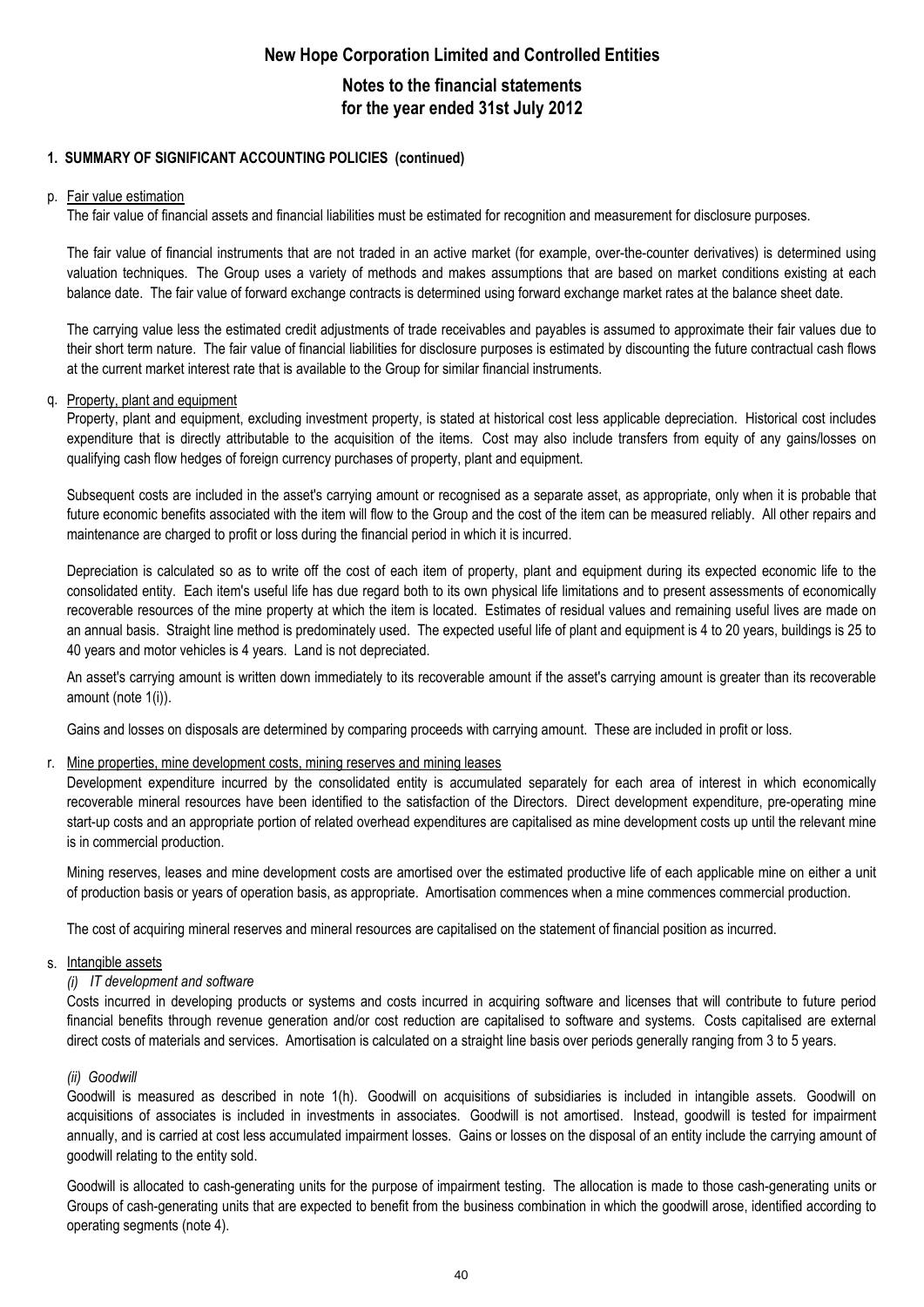# New Hope Corporation Limited and Controlled Entities

## Notes to the financial statements for the year ended 31st July 2012

### 1. SUMMARY OF SIGNIFICANT ACCOUNTING POLICIES (continued)

p. Fair value estimation

The fair value of financial assets and financial liabilities must be estimated for recognition and measurement for disclosure purposes.

The fair value of financial instruments that are not traded in an active market (for example, over-the-counter derivatives) is determined using valuation techniques. The Group uses a variety of methods and makes assumptions that are based on market conditions existing at each balance date. The fair value of forward exchange contracts is determined using forward exchange market rates at the balance sheet date.

The carrying value less the estimated credit adjustments of trade receivables and payables is assumed to approximate their fair values due to their short term nature. The fair value of financial liabilities for disclosure purposes is estimated by discounting the future contractual cash flows at the current market interest rate that is available to the Group for similar financial instruments.

q. Property, plant and equipment

Property, plant and equipment, excluding investment property, is stated at historical cost less applicable depreciation. Historical cost includes expenditure that is directly attributable to the acquisition of the items. Cost may also include transfers from equity of any gains/losses on qualifying cash flow hedges of foreign currency purchases of property, plant and equipment.

Subsequent costs are included in the asset's carrying amount or recognised as a separate asset, as appropriate, only when it is probable that future economic benefits associated with the item will flow to the Group and the cost of the item can be measured reliably. All other repairs and maintenance are charged to profit or loss during the financial period in which it is incurred.

Depreciation is calculated so as to write off the cost of each item of property, plant and equipment during its expected economic life to the consolidated entity. Each item's useful life has due regard both to its own physical life limitations and to present assessments of economically recoverable resources of the mine property at which the item is located. Estimates of residual values and remaining useful lives are made on an annual basis. Straight line method is predominately used. The expected useful life of plant and equipment is 4 to 20 years, buildings is 25 to 40 years and motor vehicles is 4 years. Land is not depreciated.

An asset's carrying amount is written down immediately to its recoverable amount if the asset's carrying amount is greater than its recoverable amount (note 1(i)).

Gains and losses on disposals are determined by comparing proceeds with carrying amount. These are included in profit or loss.

r. Mine properties, mine development costs, mining reserves and mining leases

Development expenditure incurred by the consolidated entity is accumulated separately for each area of interest in which economically recoverable mineral resources have been identified to the satisfaction of the Directors. Direct development expenditure, pre-operating mine start-up costs and an appropriate portion of related overhead expenditures are capitalised as mine development costs up until the relevant mine is in commercial production.

Mining reserves, leases and mine development costs are amortised over the estimated productive life of each applicable mine on either a unit of production basis or years of operation basis, as appropriate. Amortisation commences when a mine commences commercial production.

The cost of acquiring mineral reserves and mineral resources are capitalised on the statement of financial position as incurred.

s. Intangible assets

*(i) IT development and software*

Costs incurred in developing products or systems and costs incurred in acquiring software and licenses that will contribute to future period financial benefits through revenue generation and/or cost reduction are capitalised to software and systems. Costs capitalised are external direct costs of materials and services. Amortisation is calculated on a straight line basis over periods generally ranging from 3 to 5 years.

*(ii) Goodwill*

Goodwill is measured as described in note 1(h). Goodwill on acquisitions of subsidiaries is included in intangible assets. Goodwill on acquisitions of associates is included in investments in associates. Goodwill is not amortised. Instead, goodwill is tested for impairment annually, and is carried at cost less accumulated impairment losses. Gains or losses on the disposal of an entity include the carrying amount of goodwill relating to the entity sold.

Goodwill is allocated to cash-generating units for the purpose of impairment testing. The allocation is made to those cash-generating units or Groups of cash-generating units that are expected to benefit from the business combination in which the goodwill arose, identified according to operating segments (note 4).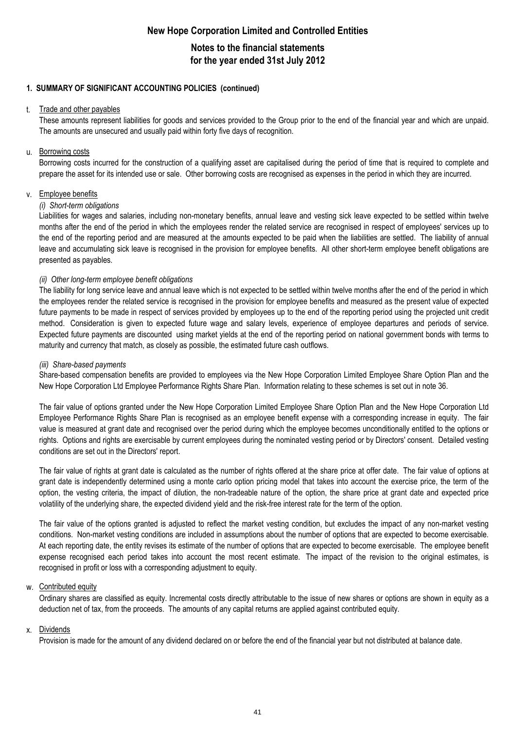# New Hope Corporation Limited and Controlled Entities

## Notes to the financial statements
## for the year ended 31st July 2012

### 1. SUMMARY OF SIGNIFICANT ACCOUNTING POLICIES (continued)

#### t. Trade and other payables

These amounts represent liabilities for goods and services provided to the Group prior to the end of the financial year and which are unpaid. The amounts are unsecured and usually paid within forty five days of recognition.

#### u. Borrowing costs

Borrowing costs incurred for the construction of a qualifying asset are capitalised during the period of time that is required to complete and prepare the asset for its intended use or sale. Other borrowing costs are recognised as expenses in the period in which they are incurred.

#### v. Employee benefits

*(i) Short-term obligations*

Liabilities for wages and salaries, including non-monetary benefits, annual leave and vesting sick leave expected to be settled within twelve months after the end of the period in which the employees render the related service are recognised in respect of employees' services up to the end of the reporting period and are measured at the amounts expected to be paid when the liabilities are settled. The liability of annual leave and accumulating sick leave is recognised in the provision for employee benefits. All other short-term employee benefit obligations are presented as payables.

*(ii) Other long-term employee benefit obligations*

The liability for long service leave and annual leave which is not expected to be settled within twelve months after the end of the period in which the employees render the related service is recognised in the provision for employee benefits and measured as the present value of expected future payments to be made in respect of services provided by employees up to the end of the reporting period using the projected unit credit method. Consideration is given to expected future wage and salary levels, experience of employee departures and periods of service. Expected future payments are discounted using market yields at the end of the reporting period on national government bonds with terms to maturity and currency that match, as closely as possible, the estimated future cash outflows.

*(iii) Share-based payments*

Share-based compensation benefits are provided to employees via the New Hope Corporation Limited Employee Share Option Plan and the New Hope Corporation Ltd Employee Performance Rights Share Plan. Information relating to these schemes is set out in note 36.

The fair value of options granted under the New Hope Corporation Limited Employee Share Option Plan and the New Hope Corporation Ltd Employee Performance Rights Share Plan is recognised as an employee benefit expense with a corresponding increase in equity. The fair value is measured at grant date and recognised over the period during which the employee becomes unconditionally entitled to the options or rights. Options and rights are exercisable by current employees during the nominated vesting period or by Directors' consent. Detailed vesting conditions are set out in the Directors' report.

The fair value of rights at grant date is calculated as the number of rights offered at the share price at offer date. The fair value of options at grant date is independently determined using a monte carlo option pricing model that takes into account the exercise price, the term of the option, the vesting criteria, the impact of dilution, the non-tradeable nature of the option, the share price at grant date and expected price volatility of the underlying share, the expected dividend yield and the risk-free interest rate for the term of the option.

The fair value of the options granted is adjusted to reflect the market vesting condition, but excludes the impact of any non-market vesting conditions. Non-market vesting conditions are included in assumptions about the number of options that are expected to become exercisable. At each reporting date, the entity revises its estimate of the number of options that are expected to become exercisable. The employee benefit expense recognised each period takes into account the most recent estimate. The impact of the revision to the original estimates, is recognised in profit or loss with a corresponding adjustment to equity.

#### w. Contributed equity

Ordinary shares are classified as equity. Incremental costs directly attributable to the issue of new shares or options are shown in equity as a deduction net of tax, from the proceeds. The amounts of any capital returns are applied against contributed equity.

#### x. Dividends

Provision is made for the amount of any dividend declared on or before the end of the financial year but not distributed at balance date.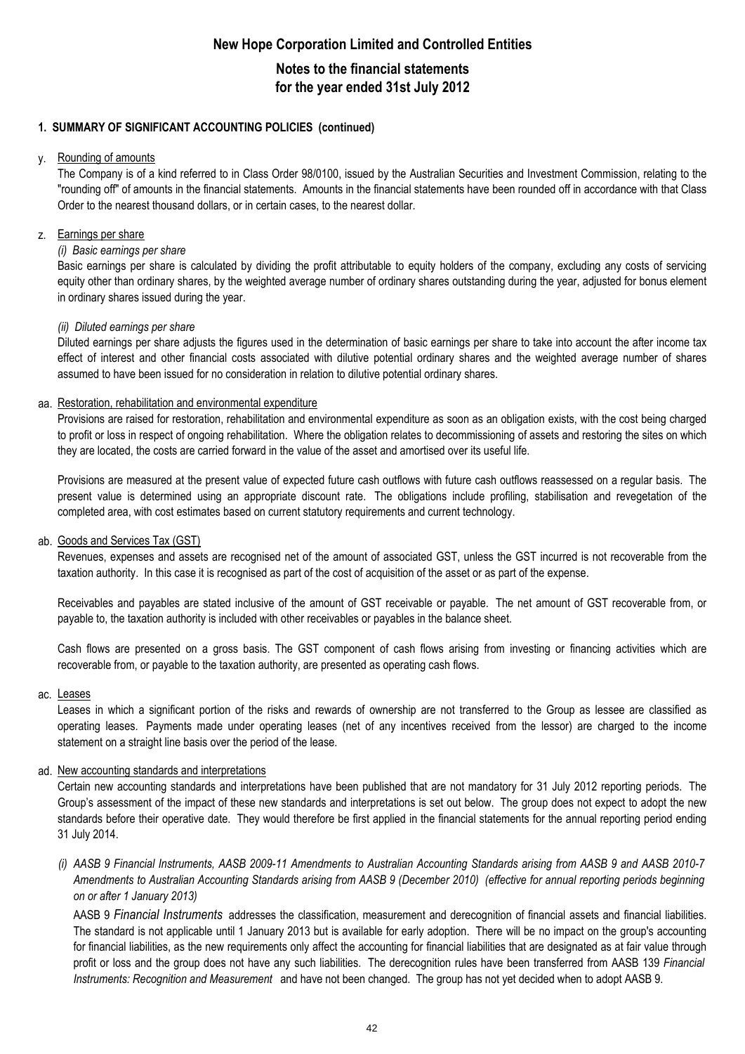# New Hope Corporation Limited and Controlled Entities

## Notes to the financial statements for the year ended 31st July 2012

### 1. SUMMARY OF SIGNIFICANT ACCOUNTING POLICIES (continued)

y. Rounding of amounts

The Company is of a kind referred to in Class Order 98/0100, issued by the Australian Securities and Investment Commission, relating to the "rounding off" of amounts in the financial statements. Amounts in the financial statements have been rounded off in accordance with that Class Order to the nearest thousand dollars, or in certain cases, to the nearest dollar.

z. Earnings per share

*(i) Basic earnings per share*

Basic earnings per share is calculated by dividing the profit attributable to equity holders of the company, excluding any costs of servicing equity other than ordinary shares, by the weighted average number of ordinary shares outstanding during the year, adjusted for bonus element in ordinary shares issued during the year.

*(ii) Diluted earnings per share*

Diluted earnings per share adjusts the figures used in the determination of basic earnings per share to take into account the after income tax effect of interest and other financial costs associated with dilutive potential ordinary shares and the weighted average number of shares assumed to have been issued for no consideration in relation to dilutive potential ordinary shares.

aa. Restoration, rehabilitation and environmental expenditure

Provisions are raised for restoration, rehabilitation and environmental expenditure as soon as an obligation exists, with the cost being charged to profit or loss in respect of ongoing rehabilitation. Where the obligation relates to decommissioning of assets and restoring the sites on which they are located, the costs are carried forward in the value of the asset and amortised over its useful life.

Provisions are measured at the present value of expected future cash outflows with future cash outflows reassessed on a regular basis. The present value is determined using an appropriate discount rate. The obligations include profiling, stabilisation and revegetation of the completed area, with cost estimates based on current statutory requirements and current technology.

ab. Goods and Services Tax (GST)

Revenues, expenses and assets are recognised net of the amount of associated GST, unless the GST incurred is not recoverable from the taxation authority. In this case it is recognised as part of the cost of acquisition of the asset or as part of the expense.

Receivables and payables are stated inclusive of the amount of GST receivable or payable. The net amount of GST recoverable from, or payable to, the taxation authority is included with other receivables or payables in the balance sheet.

Cash flows are presented on a gross basis. The GST component of cash flows arising from investing or financing activities which are recoverable from, or payable to the taxation authority, are presented as operating cash flows.

ac. Leases

Leases in which a significant portion of the risks and rewards of ownership are not transferred to the Group as lessee are classified as operating leases. Payments made under operating leases (net of any incentives received from the lessor) are charged to the income statement on a straight line basis over the period of the lease.

ad. New accounting standards and interpretations

Certain new accounting standards and interpretations have been published that are not mandatory for 31 July 2012 reporting periods. The Group's assessment of the impact of these new standards and interpretations is set out below. The group does not expect to adopt the new standards before their operative date. They would therefore be first applied in the financial statements for the annual reporting period ending 31 July 2014.

*(i) AASB 9 Financial Instruments, AASB 2009-11 Amendments to Australian Accounting Standards arising from AASB 9 and AASB 2010-7 Amendments to Australian Accounting Standards arising from AASB 9 (December 2010) (effective for annual reporting periods beginning on or after 1 January 2013)*

AASB 9 *Financial Instruments* addresses the classification, measurement and derecognition of financial assets and financial liabilities. The standard is not applicable until 1 January 2013 but is available for early adoption. There will be no impact on the group's accounting for financial liabilities, as the new requirements only affect the accounting for financial liabilities that are designated as at fair value through profit or loss and the group does not have any such liabilities. The derecognition rules have been transferred from AASB 139 *Financial Instruments: Recognition and Measurement* and have not been changed. The group has not yet decided when to adopt AASB 9.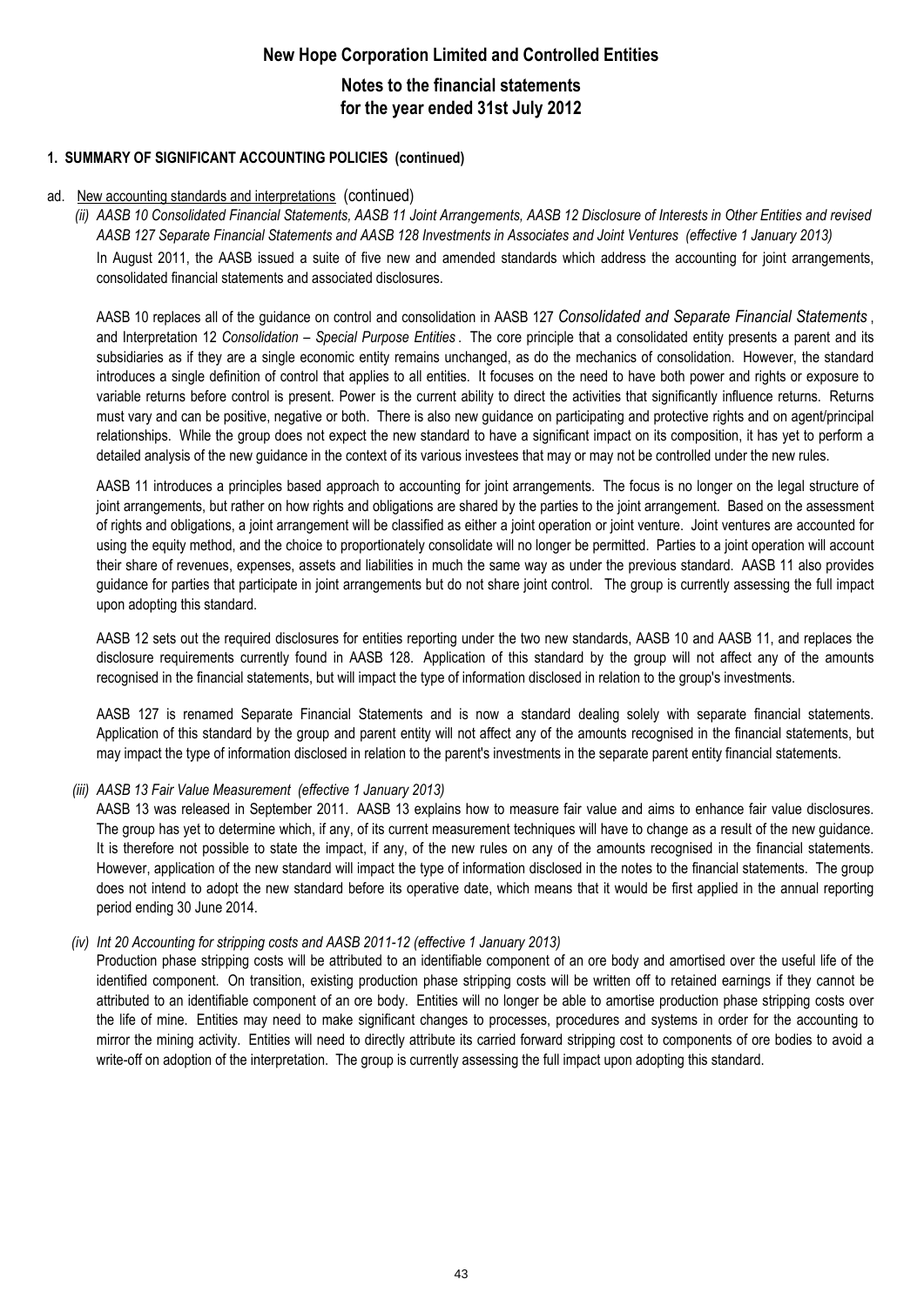# New Hope Corporation Limited and Controlled Entities

## Notes to the financial statements for the year ended 31st July 2012

### 1. SUMMARY OF SIGNIFICANT ACCOUNTING POLICIES (continued)

ad. New accounting standards and interpretations (continued)

*(ii) AASB 10 Consolidated Financial Statements, AASB 11 Joint Arrangements, AASB 12 Disclosure of Interests in Other Entities and revised AASB 127 Separate Financial Statements and AASB 128 Investments in Associates and Joint Ventures (effective 1 January 2013)*

In August 2011, the AASB issued a suite of five new and amended standards which address the accounting for joint arrangements, consolidated financial statements and associated disclosures.

AASB 10 replaces all of the guidance on control and consolidation in AASB 127 *Consolidated and Separate Financial Statements*, and Interpretation 12 *Consolidation – Special Purpose Entities*. The core principle that a consolidated entity presents a parent and its subsidiaries as if they are a single economic entity remains unchanged, as do the mechanics of consolidation. However, the standard introduces a single definition of control that applies to all entities. It focuses on the need to have both power and rights or exposure to variable returns before control is present. Power is the current ability to direct the activities that significantly influence returns. Returns must vary and can be positive, negative or both. There is also new guidance on participating and protective rights and on agent/principal relationships. While the group does not expect the new standard to have a significant impact on its composition, it has yet to perform a detailed analysis of the new guidance in the context of its various investees that may or may not be controlled under the new rules.

AASB 11 introduces a principles based approach to accounting for joint arrangements. The focus is no longer on the legal structure of joint arrangements, but rather on how rights and obligations are shared by the parties to the joint arrangement. Based on the assessment of rights and obligations, a joint arrangement will be classified as either a joint operation or joint venture. Joint ventures are accounted for using the equity method, and the choice to proportionately consolidate will no longer be permitted. Parties to a joint operation will account their share of revenues, expenses, assets and liabilities in much the same way as under the previous standard. AASB 11 also provides guidance for parties that participate in joint arrangements but do not share joint control. The group is currently assessing the full impact upon adopting this standard.

AASB 12 sets out the required disclosures for entities reporting under the two new standards, AASB 10 and AASB 11, and replaces the disclosure requirements currently found in AASB 128. Application of this standard by the group will not affect any of the amounts recognised in the financial statements, but will impact the type of information disclosed in relation to the group's investments.

AASB 127 is renamed Separate Financial Statements and is now a standard dealing solely with separate financial statements. Application of this standard by the group and parent entity will not affect any of the amounts recognised in the financial statements, but may impact the type of information disclosed in relation to the parent's investments in the separate parent entity financial statements.

*(iii) AASB 13 Fair Value Measurement (effective 1 January 2013)*

AASB 13 was released in September 2011. AASB 13 explains how to measure fair value and aims to enhance fair value disclosures. The group has yet to determine which, if any, of its current measurement techniques will have to change as a result of the new guidance. It is therefore not possible to state the impact, if any, of the new rules on any of the amounts recognised in the financial statements. However, application of the new standard will impact the type of information disclosed in the notes to the financial statements. The group does not intend to adopt the new standard before its operative date, which means that it would be first applied in the annual reporting period ending 30 June 2014.

*(iv) Int 20 Accounting for stripping costs and AASB 2011-12 (effective 1 January 2013)*

Production phase stripping costs will be attributed to an identifiable component of an ore body and amortised over the useful life of the identified component. On transition, existing production phase stripping costs will be written off to retained earnings if they cannot be attributed to an identifiable component of an ore body. Entities will no longer be able to amortise production phase stripping costs over the life of mine. Entities may need to make significant changes to processes, procedures and systems in order for the accounting to mirror the mining activity. Entities will need to directly attribute its carried forward stripping cost to components of ore bodies to avoid a write-off on adoption of the interpretation. The group is currently assessing the full impact upon adopting this standard.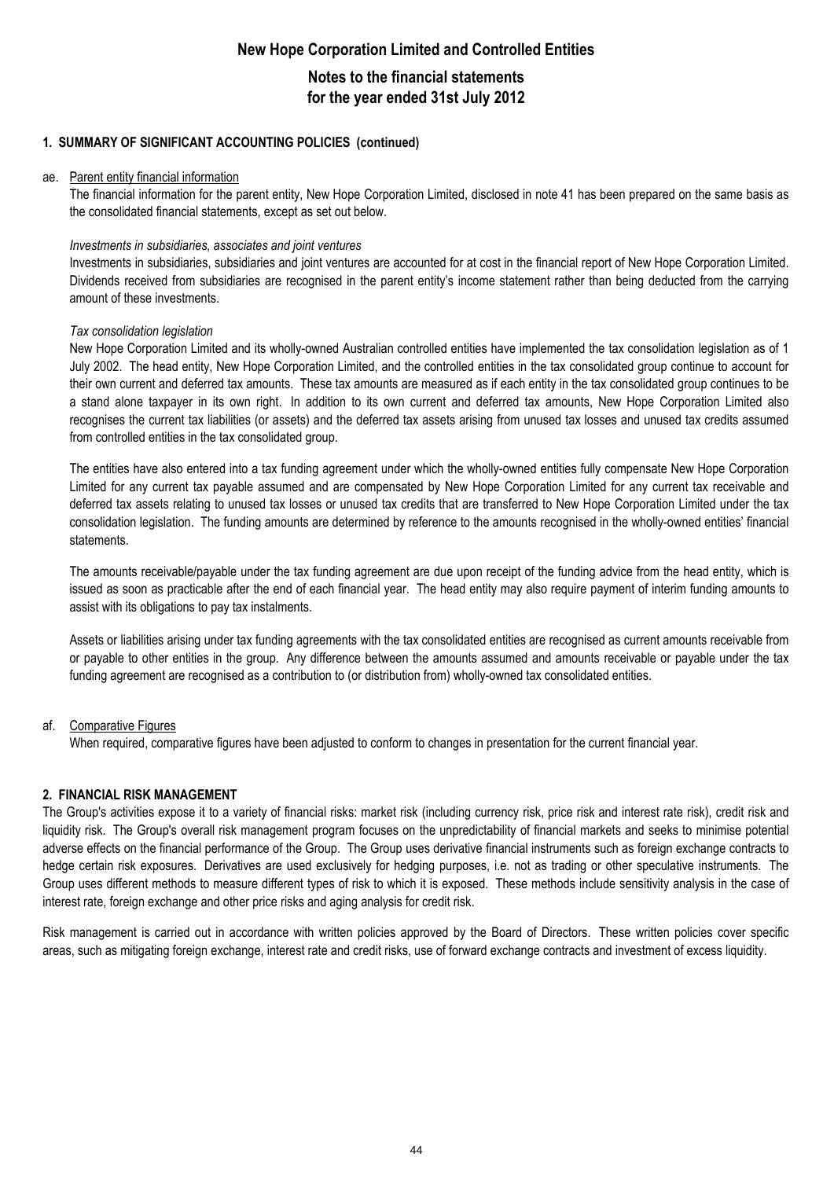## 1. SUMMARY OF SIGNIFICANT ACCOUNTING POLICIES (continued)

ae. Parent entity financial information

The financial information for the parent entity, New Hope Corporation Limited, disclosed in note 41 has been prepared on the same basis as the consolidated financial statements, except as set out below.

*Investments in subsidiaries, associates and joint ventures*

Investments in subsidiaries, subsidiaries and joint ventures are accounted for at cost in the financial report of New Hope Corporation Limited. Dividends received from subsidiaries are recognised in the parent entity's income statement rather than being deducted from the carrying amount of these investments.

*Tax consolidation legislation*

New Hope Corporation Limited and its wholly-owned Australian controlled entities have implemented the tax consolidation legislation as of 1 July 2002. The head entity, New Hope Corporation Limited, and the controlled entities in the tax consolidated group continue to account for their own current and deferred tax amounts. These tax amounts are measured as if each entity in the tax consolidated group continues to be a stand alone taxpayer in its own right. In addition to its own current and deferred tax amounts, New Hope Corporation Limited also recognises the current tax liabilities (or assets) and the deferred tax assets arising from unused tax losses and unused tax credits assumed from controlled entities in the tax consolidated group.

The entities have also entered into a tax funding agreement under which the wholly-owned entities fully compensate New Hope Corporation Limited for any current tax payable assumed and are compensated by New Hope Corporation Limited for any current tax receivable and deferred tax assets relating to unused tax losses or unused tax credits that are transferred to New Hope Corporation Limited under the tax consolidation legislation. The funding amounts are determined by reference to the amounts recognised in the wholly-owned entities' financial statements.

The amounts receivable/payable under the tax funding agreement are due upon receipt of the funding advice from the head entity, which is issued as soon as practicable after the end of each financial year. The head entity may also require payment of interim funding amounts to assist with its obligations to pay tax instalments.

Assets or liabilities arising under tax funding agreements with the tax consolidated entities are recognised as current amounts receivable from or payable to other entities in the group. Any difference between the amounts assumed and amounts receivable or payable under the tax funding agreement are recognised as a contribution to (or distribution from) wholly-owned tax consolidated entities.

af. Comparative Figures

When required, comparative figures have been adjusted to conform to changes in presentation for the current financial year.

## 2. FINANCIAL RISK MANAGEMENT

The Group's activities expose it to a variety of financial risks: market risk (including currency risk, price risk and interest rate risk), credit risk and liquidity risk. The Group's overall risk management program focuses on the unpredictability of financial markets and seeks to minimise potential adverse effects on the financial performance of the Group. The Group uses derivative financial instruments such as foreign exchange contracts to hedge certain risk exposures. Derivatives are used exclusively for hedging purposes, i.e. not as trading or other speculative instruments. The Group uses different methods to measure different types of risk to which it is exposed. These methods include sensitivity analysis in the case of interest rate, foreign exchange and other price risks and aging analysis for credit risk.

Risk management is carried out in accordance with written policies approved by the Board of Directors. These written policies cover specific areas, such as mitigating foreign exchange, interest rate and credit risks, use of forward exchange contracts and investment of excess liquidity.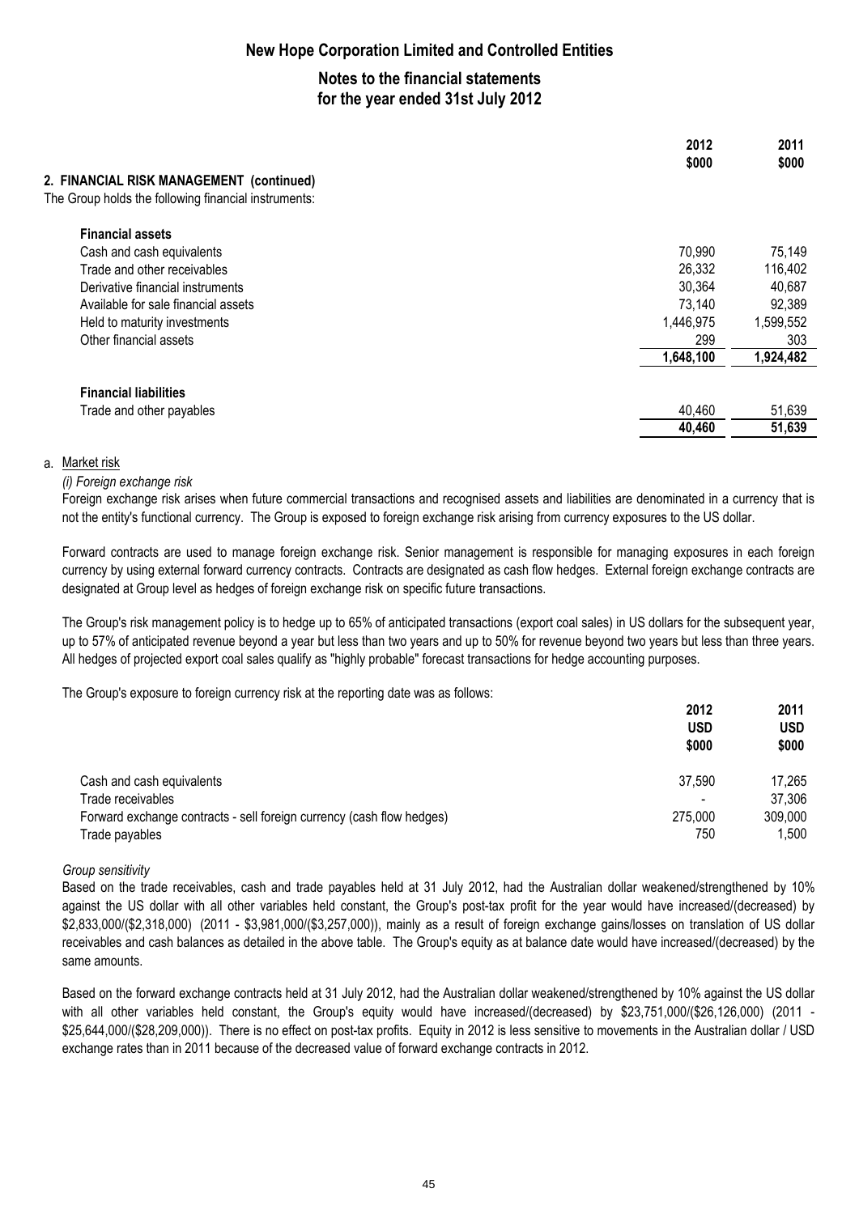## 2. FINANCIAL RISK MANAGEMENT (continued)

The Group holds the following financial instruments:

| | 2012 $000 | 2011 $000 |
|---|---|---|
| **Financial assets** | | |
| Cash and cash equivalents | 70,990 | 75,149 |
| Trade and other receivables | 26,332 | 116,402 |
| Derivative financial instruments | 30,364 | 40,687 |
| Available for sale financial assets | 73,140 | 92,389 |
| Held to maturity investments | 1,446,975 | 1,599,552 |
| Other financial assets | 299 | 303 |
| | 1,648,100 | 1,924,482 |
| **Financial liabilities** | | |
| Trade and other payables | 40,460 | 51,639 |
| | 40,460 | 51,639 |

a. Market risk

*(i) Foreign exchange risk*

Foreign exchange risk arises when future commercial transactions and recognised assets and liabilities are denominated in a currency that is not the entity's functional currency. The Group is exposed to foreign exchange risk arising from currency exposures to the US dollar.

Forward contracts are used to manage foreign exchange risk. Senior management is responsible for managing exposures in each foreign currency by using external forward currency contracts. Contracts are designated as cash flow hedges. External foreign exchange contracts are designated at Group level as hedges of foreign exchange risk on specific future transactions.

The Group's risk management policy is to hedge up to 65% of anticipated transactions (export coal sales) in US dollars for the subsequent year, up to 57% of anticipated revenue beyond a year but less than two years and up to 50% for revenue beyond two years but less than three years. All hedges of projected export coal sales qualify as "highly probable" forecast transactions for hedge accounting purposes.

The Group's exposure to foreign currency risk at the reporting date was as follows:

| | 2012 USD $000 | 2011 USD $000 |
|---|---|---|
| Cash and cash equivalents | 37,590 | 17,265 |
| Trade receivables | - | 37,306 |
| Forward exchange contracts - sell foreign currency (cash flow hedges) | 275,000 | 309,000 |
| Trade payables | 750 | 1,500 |

*Group sensitivity*

Based on the trade receivables, cash and trade payables held at 31 July 2012, had the Australian dollar weakened/strengthened by 10% against the US dollar with all other variables held constant, the Group's post-tax profit for the year would have increased/(decreased) by $2,833,000/($2,318,000) (2011 - $3,981,000/($3,257,000)), mainly as a result of foreign exchange gains/losses on translation of US dollar receivables and cash balances as detailed in the above table. The Group's equity as at balance date would have increased/(decreased) by the same amounts.

Based on the forward exchange contracts held at 31 July 2012, had the Australian dollar weakened/strengthened by 10% against the US dollar with all other variables held constant, the Group's equity would have increased/(decreased) by $23,751,000/($26,126,000) (2011 - $25,644,000/($28,209,000)). There is no effect on post-tax profits. Equity in 2012 is less sensitive to movements in the Australian dollar / USD exchange rates than in 2011 because of the decreased value of forward exchange contracts in 2012.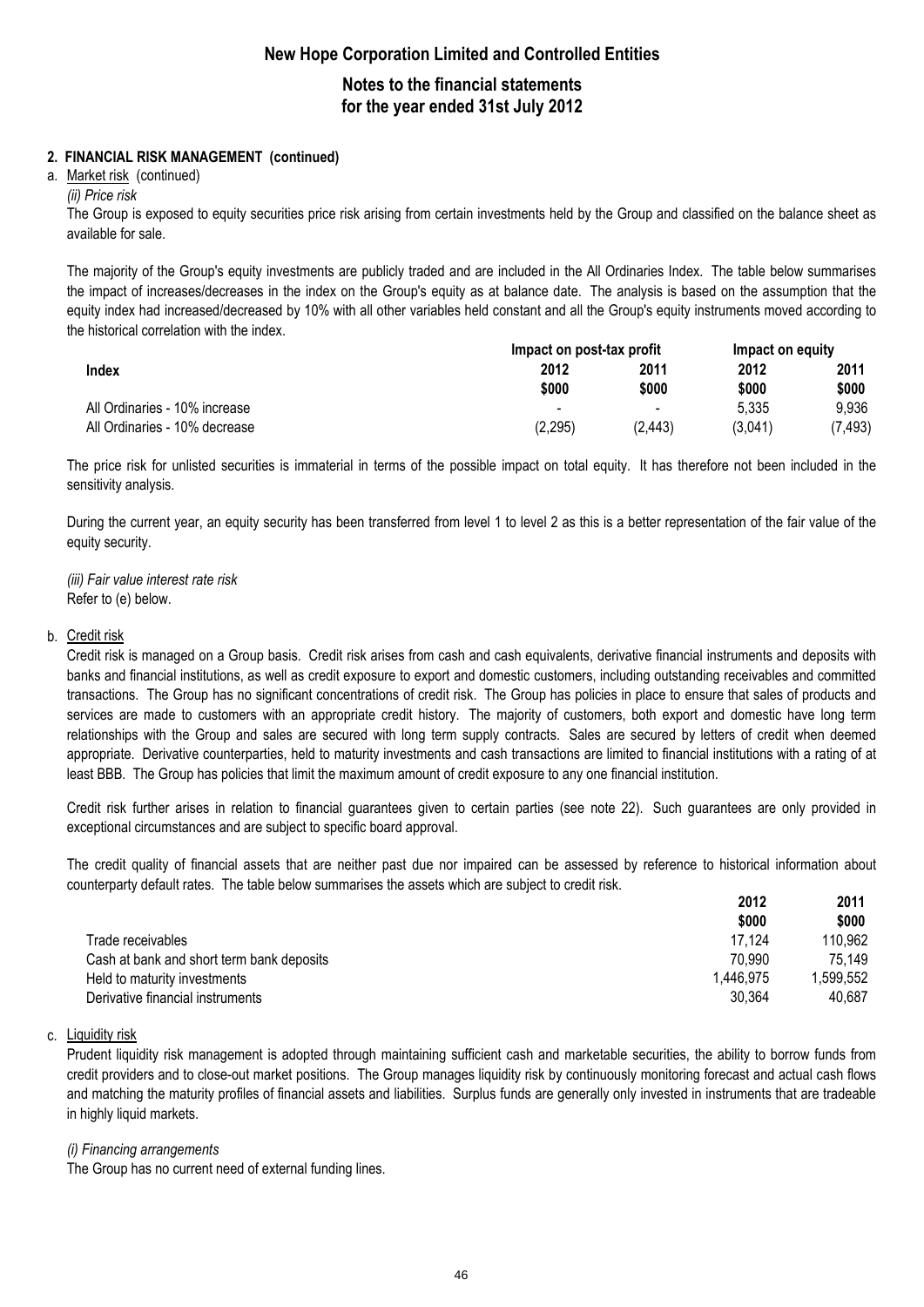## 2. FINANCIAL RISK MANAGEMENT (continued)

a. Market risk (continued)

*(ii) Price risk*

The Group is exposed to equity securities price risk arising from certain investments held by the Group and classified on the balance sheet as available for sale.

The majority of the Group's equity investments are publicly traded and are included in the All Ordinaries Index. The table below summarises the impact of increases/decreases in the index on the Group's equity as at balance date. The analysis is based on the assumption that the equity index had increased/decreased by 10% with all other variables held constant and all the Group's equity instruments moved according to the historical correlation with the index.

| | Impact on post-tax profit | | Impact on equity | |
|---|---|---|---|---|
| **Index** | **2012** | **2011** | **2012** | **2011** |
| | **$000** | **$000** | **$000** | **$000** |
| All Ordinaries - 10% increase | - | - | 5,335 | 9,936 |
| All Ordinaries - 10% decrease | (2,295) | (2,443) | (3,041) | (7,493) |

The price risk for unlisted securities is immaterial in terms of the possible impact on total equity. It has therefore not been included in the sensitivity analysis.

During the current year, an equity security has been transferred from level 1 to level 2 as this is a better representation of the fair value of the equity security.

*(iii) Fair value interest rate risk*

Refer to (e) below.

b. Credit risk

Credit risk is managed on a Group basis. Credit risk arises from cash and cash equivalents, derivative financial instruments and deposits with banks and financial institutions, as well as credit exposure to export and domestic customers, including outstanding receivables and committed transactions. The Group has no significant concentrations of credit risk. The Group has policies in place to ensure that sales of products and services are made to customers with an appropriate credit history. The majority of customers, both export and domestic have long term relationships with the Group and sales are secured with long term supply contracts. Sales are secured by letters of credit when deemed appropriate. Derivative counterparties, held to maturity investments and cash transactions are limited to financial institutions with a rating of at least BBB. The Group has policies that limit the maximum amount of credit exposure to any one financial institution.

Credit risk further arises in relation to financial guarantees given to certain parties (see note 22). Such guarantees are only provided in exceptional circumstances and are subject to specific board approval.

The credit quality of financial assets that are neither past due nor impaired can be assessed by reference to historical information about counterparty default rates. The table below summarises the assets which are subject to credit risk.

| | 2012 | 2011 |
|---|---|---|
| | $000 | $000 |
| Trade receivables | 17,124 | 110,962 |
| Cash at bank and short term bank deposits | 70,990 | 75,149 |
| Held to maturity investments | 1,446,975 | 1,599,552 |
| Derivative financial instruments | 30,364 | 40,687 |

c. Liquidity risk

Prudent liquidity risk management is adopted through maintaining sufficient cash and marketable securities, the ability to borrow funds from credit providers and to close-out market positions. The Group manages liquidity risk by continuously monitoring forecast and actual cash flows and matching the maturity profiles of financial assets and liabilities. Surplus funds are generally only invested in instruments that are tradeable in highly liquid markets.

*(i) Financing arrangements*

The Group has no current need of external funding lines.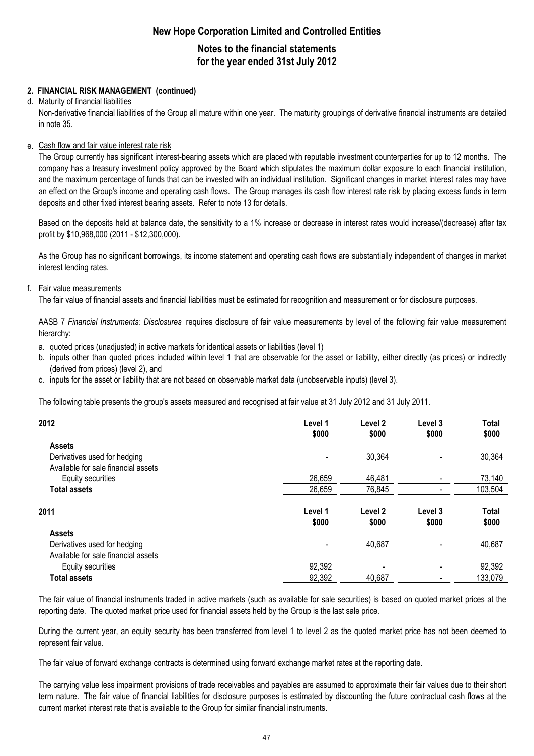## 2. FINANCIAL RISK MANAGEMENT (continued)

d. Maturity of financial liabilities

Non-derivative financial liabilities of the Group all mature within one year. The maturity groupings of derivative financial instruments are detailed in note 35.

e. Cash flow and fair value interest rate risk

The Group currently has significant interest-bearing assets which are placed with reputable investment counterparties for up to 12 months. The company has a treasury investment policy approved by the Board which stipulates the maximum dollar exposure to each financial institution, and the maximum percentage of funds that can be invested with an individual institution. Significant changes in market interest rates may have an effect on the Group's income and operating cash flows. The Group manages its cash flow interest rate risk by placing excess funds in term deposits and other fixed interest bearing assets. Refer to note 13 for details.

Based on the deposits held at balance date, the sensitivity to a 1% increase or decrease in interest rates would increase/(decrease) after tax profit by $10,968,000 (2011 - $12,300,000).

As the Group has no significant borrowings, its income statement and operating cash flows are substantially independent of changes in market interest lending rates.

f. Fair value measurements

The fair value of financial assets and financial liabilities must be estimated for recognition and measurement or for disclosure purposes.

AASB 7 *Financial Instruments: Disclosures* requires disclosure of fair value measurements by level of the following fair value measurement hierarchy:

a. quoted prices (unadjusted) in active markets for identical assets or liabilities (level 1)
b. inputs other than quoted prices included within level 1 that are observable for the asset or liability, either directly (as prices) or indirectly (derived from prices) (level 2), and
c. inputs for the asset or liability that are not based on observable market data (unobservable inputs) (level 3).

The following table presents the group's assets measured and recognised at fair value at 31 July 2012 and 31 July 2011.

| 2012 | Level 1 $000 | Level 2 $000 | Level 3 $000 | Total $000 |
|---|---|---|---|---|
| **Assets** | | | | |
| Derivatives used for hedging | - | 30,364 | - | 30,364 |
| Available for sale financial assets | | | | |
| Equity securities | 26,659 | 46,481 | - | 73,140 |
| **Total assets** | 26,659 | 76,845 | - | 103,504 |

| 2011 | Level 1 $000 | Level 2 $000 | Level 3 $000 | Total $000 |
|---|---|---|---|---|
| **Assets** | | | | |
| Derivatives used for hedging | - | 40,687 | - | 40,687 |
| Available for sale financial assets | | | | |
| Equity securities | 92,392 | - | - | 92,392 |
| **Total assets** | 92,392 | 40,687 | - | 133,079 |

The fair value of financial instruments traded in active markets (such as available for sale securities) is based on quoted market prices at the reporting date. The quoted market price used for financial assets held by the Group is the last sale price.

During the current year, an equity security has been transferred from level 1 to level 2 as the quoted market price has not been deemed to represent fair value.

The fair value of forward exchange contracts is determined using forward exchange market rates at the reporting date.

The carrying value less impairment provisions of trade receivables and payables are assumed to approximate their fair values due to their short term nature. The fair value of financial liabilities for disclosure purposes is estimated by discounting the future contractual cash flows at the current market interest rate that is available to the Group for similar financial instruments.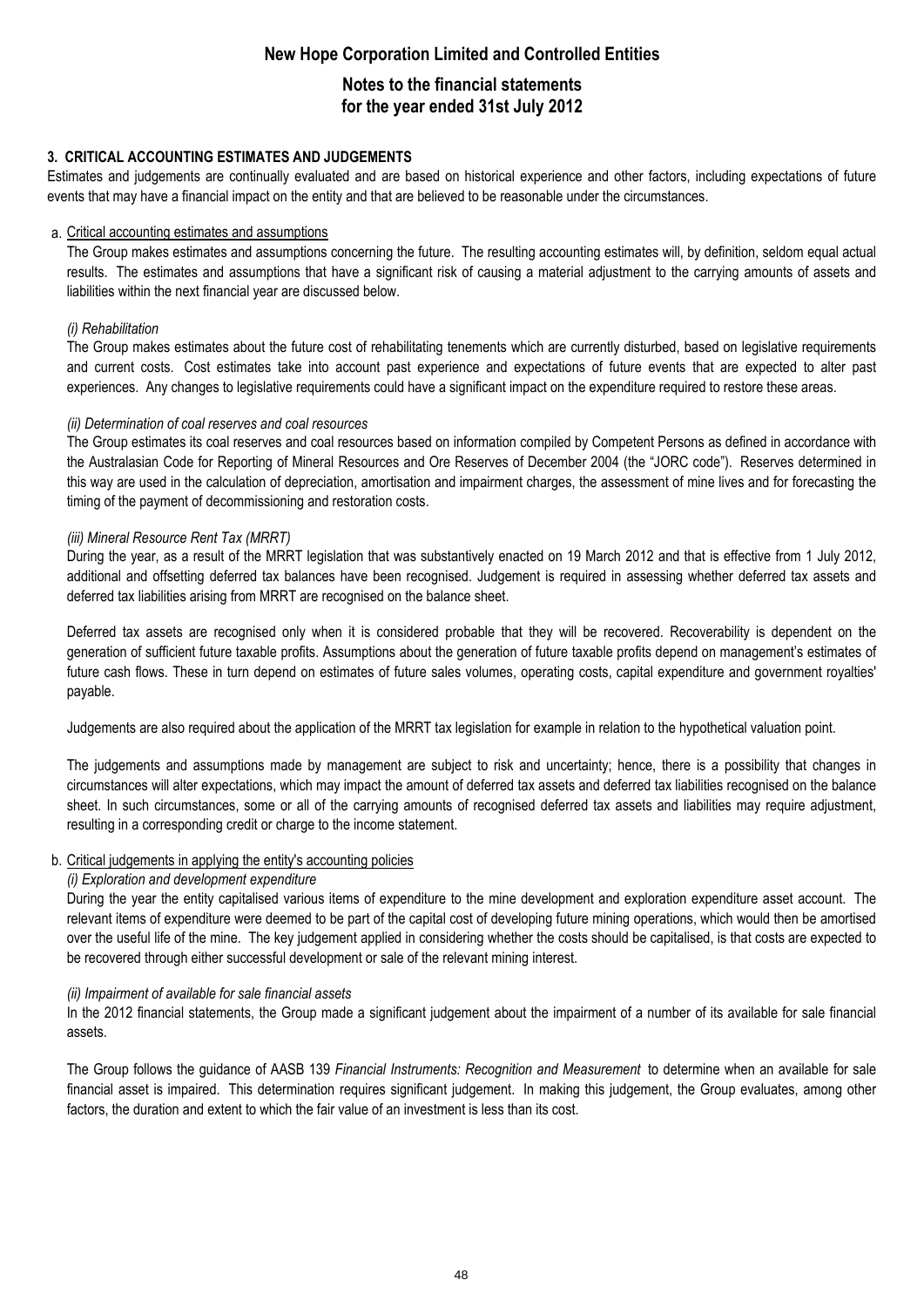## 3. CRITICAL ACCOUNTING ESTIMATES AND JUDGEMENTS

Estimates and judgements are continually evaluated and are based on historical experience and other factors, including expectations of future events that may have a financial impact on the entity and that are believed to be reasonable under the circumstances.

### a. Critical accounting estimates and assumptions

The Group makes estimates and assumptions concerning the future. The resulting accounting estimates will, by definition, seldom equal actual results. The estimates and assumptions that have a significant risk of causing a material adjustment to the carrying amounts of assets and liabilities within the next financial year are discussed below.

*(i) Rehabilitation*

The Group makes estimates about the future cost of rehabilitating tenements which are currently disturbed, based on legislative requirements and current costs. Cost estimates take into account past experience and expectations of future events that are expected to alter past experiences. Any changes to legislative requirements could have a significant impact on the expenditure required to restore these areas.

*(ii) Determination of coal reserves and coal resources*

The Group estimates its coal reserves and coal resources based on information compiled by Competent Persons as defined in accordance with the Australasian Code for Reporting of Mineral Resources and Ore Reserves of December 2004 (the "JORC code"). Reserves determined in this way are used in the calculation of depreciation, amortisation and impairment charges, the assessment of mine lives and for forecasting the timing of the payment of decommissioning and restoration costs.

*(iii) Mineral Resource Rent Tax (MRRT)*

During the year, as a result of the MRRT legislation that was substantively enacted on 19 March 2012 and that is effective from 1 July 2012, additional and offsetting deferred tax balances have been recognised. Judgement is required in assessing whether deferred tax assets and deferred tax liabilities arising from MRRT are recognised on the balance sheet.

Deferred tax assets are recognised only when it is considered probable that they will be recovered. Recoverability is dependent on the generation of sufficient future taxable profits. Assumptions about the generation of future taxable profits depend on management's estimates of future cash flows. These in turn depend on estimates of future sales volumes, operating costs, capital expenditure and government royalties' payable.

Judgements are also required about the application of the MRRT tax legislation for example in relation to the hypothetical valuation point.

The judgements and assumptions made by management are subject to risk and uncertainty; hence, there is a possibility that changes in circumstances will alter expectations, which may impact the amount of deferred tax assets and deferred tax liabilities recognised on the balance sheet. In such circumstances, some or all of the carrying amounts of recognised deferred tax assets and liabilities may require adjustment, resulting in a corresponding credit or charge to the income statement.

### b. Critical judgements in applying the entity's accounting policies

*(i) Exploration and development expenditure*

During the year the entity capitalised various items of expenditure to the mine development and exploration expenditure asset account. The relevant items of expenditure were deemed to be part of the capital cost of developing future mining operations, which would then be amortised over the useful life of the mine. The key judgement applied in considering whether the costs should be capitalised, is that costs are expected to be recovered through either successful development or sale of the relevant mining interest.

*(ii) Impairment of available for sale financial assets*

In the 2012 financial statements, the Group made a significant judgement about the impairment of a number of its available for sale financial assets.

The Group follows the guidance of AASB 139 *Financial Instruments: Recognition and Measurement* to determine when an available for sale financial asset is impaired. This determination requires significant judgement. In making this judgement, the Group evaluates, among other factors, the duration and extent to which the fair value of an investment is less than its cost.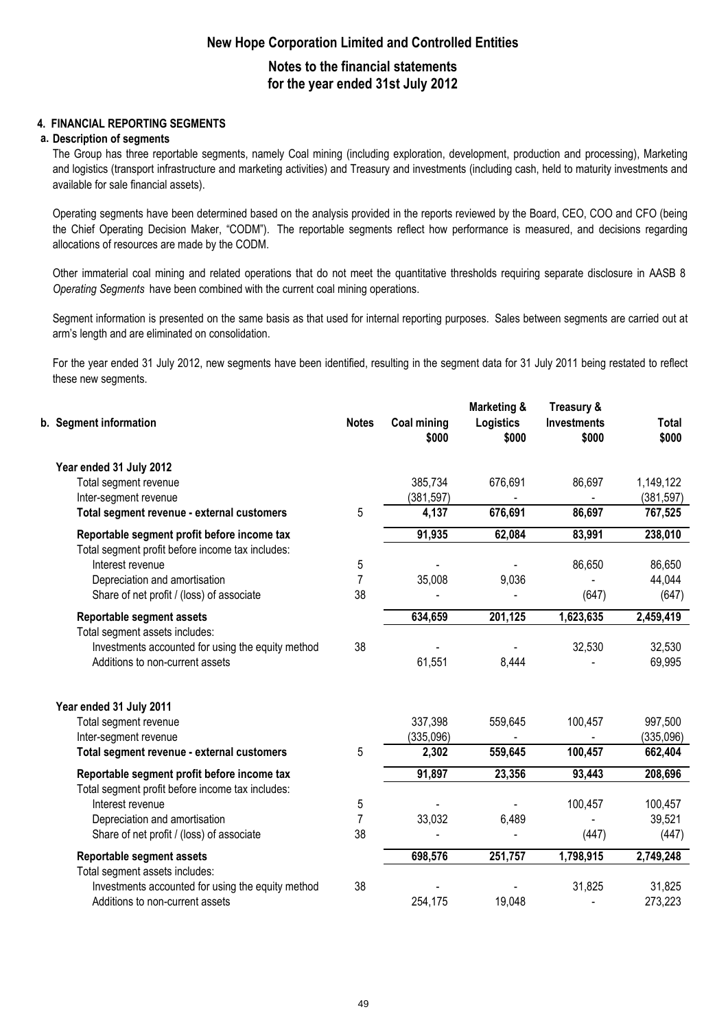# New Hope Corporation Limited and Controlled Entities

## Notes to the financial statements for the year ended 31st July 2012

### 4. FINANCIAL REPORTING SEGMENTS

#### a. Description of segments

The Group has three reportable segments, namely Coal mining (including exploration, development, production and processing), Marketing and logistics (transport infrastructure and marketing activities) and Treasury and investments (including cash, held to maturity investments and available for sale financial assets).

Operating segments have been determined based on the analysis provided in the reports reviewed by the Board, CEO, COO and CFO (being the Chief Operating Decision Maker, "CODM"). The reportable segments reflect how performance is measured, and decisions regarding allocations of resources are made by the CODM.

Other immaterial coal mining and related operations that do not meet the quantitative thresholds requiring separate disclosure in AASB 8 *Operating Segments* have been combined with the current coal mining operations.

Segment information is presented on the same basis as that used for internal reporting purposes. Sales between segments are carried out at arm's length and are eliminated on consolidation.

For the year ended 31 July 2012, new segments have been identified, resulting in the segment data for 31 July 2011 being restated to reflect these new segments.

#### b. Segment information

| | Notes | Coal mining $000 | Marketing & Logistics $000 | Treasury & Investments $000 | Total $000 |
|---|---|---|---|---|---|
| **Year ended 31 July 2012** | | | | | |
| Total segment revenue | | 385,734 | 676,691 | 86,697 | 1,149,122 |
| Inter-segment revenue | | (381,597) | - | - | (381,597) |
| **Total segment revenue - external customers** | 5 | **4,137** | **676,691** | **86,697** | **767,525** |
| **Reportable segment profit before income tax** | | **91,935** | **62,084** | **83,991** | **238,010** |
| Total segment profit before income tax includes: | | | | | |
| Interest revenue | 5 | - | - | 86,650 | 86,650 |
| Depreciation and amortisation | 7 | 35,008 | 9,036 | - | 44,044 |
| Share of net profit / (loss) of associate | 38 | - | - | (647) | (647) |
| **Reportable segment assets** | | **634,659** | **201,125** | **1,623,635** | **2,459,419** |
| Total segment assets includes: | | | | | |
| Investments accounted for using the equity method | 38 | - | - | 32,530 | 32,530 |
| Additions to non-current assets | | 61,551 | 8,444 | - | 69,995 |
| **Year ended 31 July 2011** | | | | | |
| Total segment revenue | | 337,398 | 559,645 | 100,457 | 997,500 |
| Inter-segment revenue | | (335,096) | - | - | (335,096) |
| **Total segment revenue - external customers** | 5 | **2,302** | **559,645** | **100,457** | **662,404** |
| **Reportable segment profit before income tax** | | **91,897** | **23,356** | **93,443** | **208,696** |
| Total segment profit before income tax includes: | | | | | |
| Interest revenue | 5 | - | - | 100,457 | 100,457 |
| Depreciation and amortisation | 7 | 33,032 | 6,489 | - | 39,521 |
| Share of net profit / (loss) of associate | 38 | - | - | (447) | (447) |
| **Reportable segment assets** | | **698,576** | **251,757** | **1,798,915** | **2,749,248** |
| Total segment assets includes: | | | | | |
| Investments accounted for using the equity method | 38 | - | - | 31,825 | 31,825 |
| Additions to non-current assets | | 254,175 | 19,048 | - | 273,223 |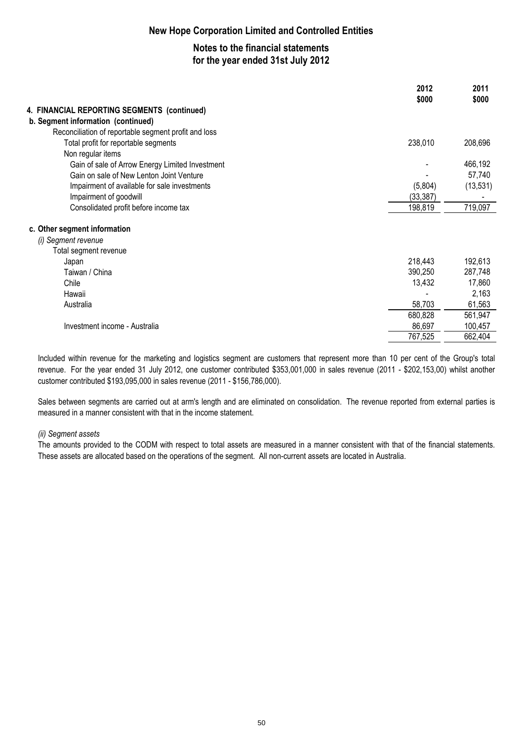## New Hope Corporation Limited and Controlled Entities

### Notes to the financial statements for the year ended 31st July 2012

| | 2012 $000 | 2011 $000 |
|---|---|---|
| **4. FINANCIAL REPORTING SEGMENTS (continued)** | | |
| **b. Segment information (continued)** | | |
| Reconciliation of reportable segment profit and loss | | |
| Total profit for reportable segments | 238,010 | 208,696 |
| Non regular items | | |
| Gain of sale of Arrow Energy Limited Investment | - | 466,192 |
| Gain on sale of New Lenton Joint Venture | - | 57,740 |
| Impairment of available for sale investments | (5,804) | (13,531) |
| Impairment of goodwill | (33,387) | - |
| Consolidated profit before income tax | 198,819 | 719,097 |
| **c. Other segment information** | | |
| *(i) Segment revenue* | | |
| Total segment revenue | | |
| Japan | 218,443 | 192,613 |
| Taiwan / China | 390,250 | 287,748 |
| Chile | 13,432 | 17,860 |
| Hawaii | - | 2,163 |
| Australia | 58,703 | 61,563 |
| | 680,828 | 561,947 |
| Investment income - Australia | 86,697 | 100,457 |
| | 767,525 | 662,404 |

Included within revenue for the marketing and logistics segment are customers that represent more than 10 per cent of the Group's total revenue. For the year ended 31 July 2012, one customer contributed $353,001,000 in sales revenue (2011 - $202,153,00) whilst another customer contributed $193,095,000 in sales revenue (2011 - $156,786,000).

Sales between segments are carried out at arm's length and are eliminated on consolidation. The revenue reported from external parties is measured in a manner consistent with that in the income statement.

*(ii) Segment assets*

The amounts provided to the CODM with respect to total assets are measured in a manner consistent with that of the financial statements. These assets are allocated based on the operations of the segment. All non-current assets are located in Australia.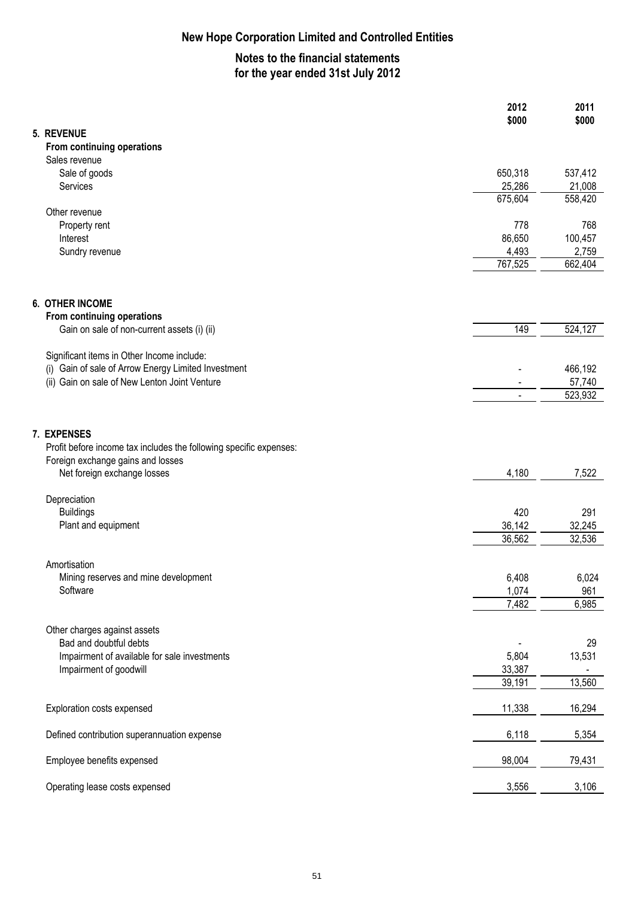# New Hope Corporation Limited and Controlled Entities

## Notes to the financial statements for the year ended 31st July 2012

| | 2012 $000 | 2011 $000 |
|---|---|---|
| **5. REVENUE** | | |
| **From continuing operations** | | |
| Sales revenue | | |
| Sale of goods | 650,318 | 537,412 |
| Services | 25,286 | 21,008 |
| | 675,604 | 558,420 |
| Other revenue | | |
| Property rent | 778 | 768 |
| Interest | 86,650 | 100,457 |
| Sundry revenue | 4,493 | 2,759 |
| | 767,525 | 662,404 |

| | 2012 $000 | 2011 $000 |
|---|---|---|
| **6. OTHER INCOME** | | |
| **From continuing operations** | | |
| Gain on sale of non-current assets (i) (ii) | 149 | 524,127 |
| Significant items in Other Income include: | | |
| (i) Gain of sale of Arrow Energy Limited Investment | - | 466,192 |
| (ii) Gain on sale of New Lenton Joint Venture | - | 57,740 |
| | - | 523,932 |

| | 2012 $000 | 2011 $000 |
|---|---|---|
| **7. EXPENSES** | | |
| Profit before income tax includes the following specific expenses: | | |
| Foreign exchange gains and losses | | |
| Net foreign exchange losses | 4,180 | 7,522 |
| Depreciation | | |
| Buildings | 420 | 291 |
| Plant and equipment | 36,142 | 32,245 |
| | 36,562 | 32,536 |
| Amortisation | | |
| Mining reserves and mine development | 6,408 | 6,024 |
| Software | 1,074 | 961 |
| | 7,482 | 6,985 |
| Other charges against assets | | |
| Bad and doubtful debts | - | 29 |
| Impairment of available for sale investments | 5,804 | 13,531 |
| Impairment of goodwill | 33,387 | - |
| | 39,191 | 13,560 |
| Exploration costs expensed | 11,338 | 16,294 |
| Defined contribution superannuation expense | 6,118 | 5,354 |
| Employee benefits expensed | 98,004 | 79,431 |
| Operating lease costs expensed | 3,556 | 3,106 |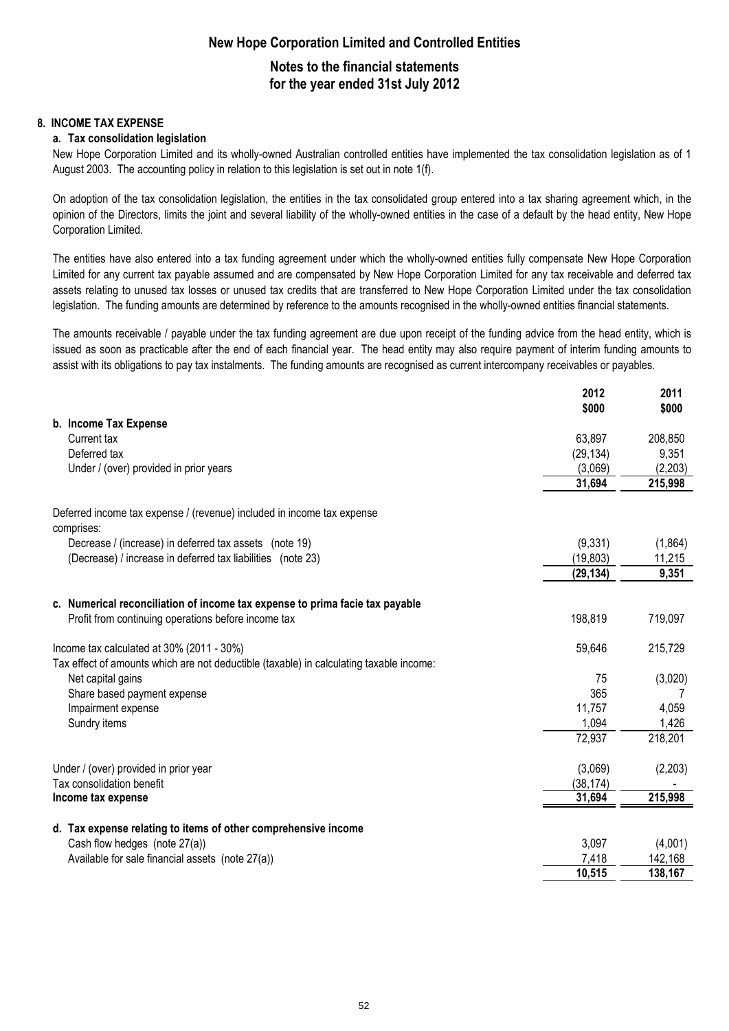## 8. INCOME TAX EXPENSE

### a. Tax consolidation legislation

New Hope Corporation Limited and its wholly-owned Australian controlled entities have implemented the tax consolidation legislation as of 1 August 2003. The accounting policy in relation to this legislation is set out in note 1(f).

On adoption of the tax consolidation legislation, the entities in the tax consolidated group entered into a tax sharing agreement which, in the opinion of the Directors, limits the joint and several liability of the wholly-owned entities in the case of a default by the head entity, New Hope Corporation Limited.

The entities have also entered into a tax funding agreement under which the wholly-owned entities fully compensate New Hope Corporation Limited for any current tax payable assumed and are compensated by New Hope Corporation Limited for any tax receivable and deferred tax assets relating to unused tax losses or unused tax credits that are transferred to New Hope Corporation Limited under the tax consolidation legislation. The funding amounts are determined by reference to the amounts recognised in the wholly-owned entities financial statements.

The amounts receivable / payable under the tax funding agreement are due upon receipt of the funding advice from the head entity, which is issued as soon as practicable after the end of each financial year. The head entity may also require payment of interim funding amounts to assist with its obligations to pay tax instalments. The funding amounts are recognised as current intercompany receivables or payables.

| | 2012 $000 | 2011 $000 |
|---|---|---|
| **b. Income Tax Expense** | | |
| Current tax | 63,897 | 208,850 |
| Deferred tax | (29,134) | 9,351 |
| Under / (over) provided in prior years | (3,069) | (2,203) |
| | **31,694** | **215,998** |
| Deferred income tax expense / (revenue) included in income tax expense comprises: | | |
| Decrease / (increase) in deferred tax assets (note 19) | (9,331) | (1,864) |
| (Decrease) / increase in deferred tax liabilities (note 23) | (19,803) | 11,215 |
| | **(29,134)** | **9,351** |
| **c. Numerical reconciliation of income tax expense to prima facie tax payable** | | |
| Profit from continuing operations before income tax | 198,819 | 719,097 |
| Income tax calculated at 30% (2011 - 30%) | 59,646 | 215,729 |
| Tax effect of amounts which are not deductible (taxable) in calculating taxable income: | | |
| Net capital gains | 75 | (3,020) |
| Share based payment expense | 365 | 7 |
| Impairment expense | 11,757 | 4,059 |
| Sundry items | 1,094 | 1,426 |
| | 72,937 | 218,201 |
| Under / (over) provided in prior year | (3,069) | (2,203) |
| Tax consolidation benefit | (38,174) | - |
| **Income tax expense** | **31,694** | **215,998** |
| **d. Tax expense relating to items of other comprehensive income** | | |
| Cash flow hedges (note 27(a)) | 3,097 | (4,001) |
| Available for sale financial assets (note 27(a)) | 7,418 | 142,168 |
| | **10,515** | **138,167** |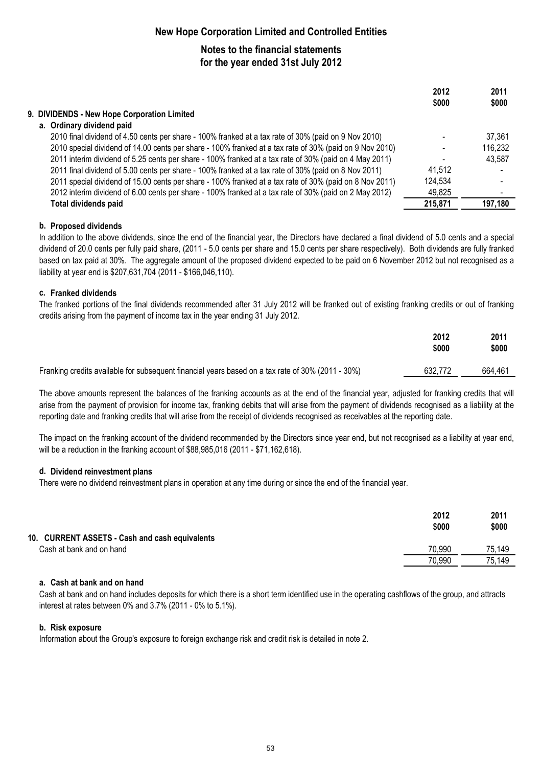## New Hope Corporation Limited and Controlled Entities

### Notes to the financial statements for the year ended 31st July 2012

| | 2012 $000 | 2011 $000 |
|---|---|---|
| **9. DIVIDENDS - New Hope Corporation Limited** | | |
| **a. Ordinary dividend paid** | | |
| 2010 final dividend of 4.50 cents per share - 100% franked at a tax rate of 30% (paid on 9 Nov 2010) | - | 37,361 |
| 2010 special dividend of 14.00 cents per share - 100% franked at a tax rate of 30% (paid on 9 Nov 2010) | - | 116,232 |
| 2011 interim dividend of 5.25 cents per share - 100% franked at a tax rate of 30% (paid on 4 May 2011) | - | 43,587 |
| 2011 final dividend of 5.00 cents per share - 100% franked at a tax rate of 30% (paid on 8 Nov 2011) | 41,512 | - |
| 2011 special dividend of 15.00 cents per share - 100% franked at a tax rate of 30% (paid on 8 Nov 2011) | 124,534 | - |
| 2012 interim dividend of 6.00 cents per share - 100% franked at a tax rate of 30% (paid on 2 May 2012) | 49,825 | - |
| **Total dividends paid** | **215,871** | **197,180** |

**b. Proposed dividends**

In addition to the above dividends, since the end of the financial year, the Directors have declared a final dividend of 5.0 cents and a special dividend of 20.0 cents per fully paid share, (2011 - 5.0 cents per share and 15.0 cents per share respectively). Both dividends are fully franked based on tax paid at 30%. The aggregate amount of the proposed dividend expected to be paid on 6 November 2012 but not recognised as a liability at year end is $207,631,704 (2011 - $166,046,110).

**c. Franked dividends**

The franked portions of the final dividends recommended after 31 July 2012 will be franked out of existing franking credits or out of franking credits arising from the payment of income tax in the year ending 31 July 2012.

| | 2012 $000 | 2011 $000 |
|---|---|---|
| Franking credits available for subsequent financial years based on a tax rate of 30% (2011 - 30%) | 632,772 | 664,461 |

The above amounts represent the balances of the franking accounts as at the end of the financial year, adjusted for franking credits that will arise from the payment of provision for income tax, franking debits that will arise from the payment of dividends recognised as a liability at the reporting date and franking credits that will arise from the receipt of dividends recognised as receivables at the reporting date.

The impact on the franking account of the dividend recommended by the Directors since year end, but not recognised as a liability at year end, will be a reduction in the franking account of $88,985,016 (2011 - $71,162,618).

**d. Dividend reinvestment plans**

There were no dividend reinvestment plans in operation at any time during or since the end of the financial year.

| | 2012 $000 | 2011 $000 |
|---|---|---|
| **10. CURRENT ASSETS - Cash and cash equivalents** | | |
| Cash at bank and on hand | 70,990 | 75,149 |
| | 70,990 | 75,149 |

**a. Cash at bank and on hand**

Cash at bank and on hand includes deposits for which there is a short term identified use in the operating cashflows of the group, and attracts interest at rates between 0% and 3.7% (2011 - 0% to 5.1%).

**b. Risk exposure**

Information about the Group's exposure to foreign exchange risk and credit risk is detailed in note 2.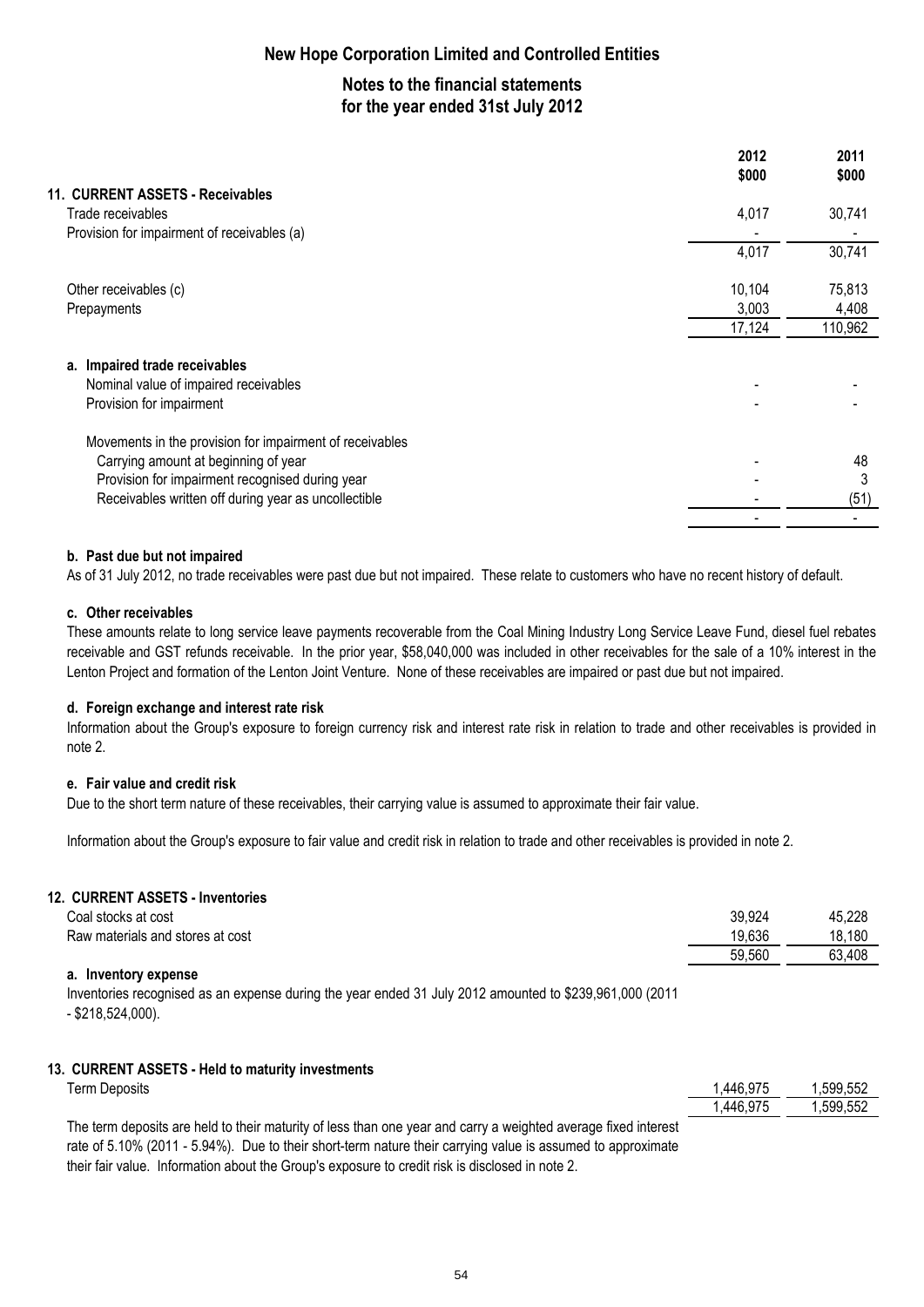# New Hope Corporation Limited and Controlled Entities

## Notes to the financial statements for the year ended 31st July 2012

| | 2012 $000 | 2011 $000 |
|---|---|---|
| **11. CURRENT ASSETS - Receivables** | | |
| Trade receivables | 4,017 | 30,741 |
| Provision for impairment of receivables (a) | - | - |
| | 4,017 | 30,741 |
| Other receivables (c) | 10,104 | 75,813 |
| Prepayments | 3,003 | 4,408 |
| | 17,124 | 110,962 |
| **a. Impaired trade receivables** | | |
| Nominal value of impaired receivables | - | - |
| Provision for impairment | - | - |
| Movements in the provision for impairment of receivables | | |
| Carrying amount at beginning of year | - | 48 |
| Provision for impairment recognised during year | - | 3 |
| Receivables written off during year as uncollectible | - | (51) |
| | - | - |

**b. Past due but not impaired**

As of 31 July 2012, no trade receivables were past due but not impaired. These relate to customers who have no recent history of default.

**c. Other receivables**

These amounts relate to long service leave payments recoverable from the Coal Mining Industry Long Service Leave Fund, diesel fuel rebates receivable and GST refunds receivable. In the prior year, $58,040,000 was included in other receivables for the sale of a 10% interest in the Lenton Project and formation of the Lenton Joint Venture. None of these receivables are impaired or past due but not impaired.

**d. Foreign exchange and interest rate risk**

Information about the Group's exposure to foreign currency risk and interest rate risk in relation to trade and other receivables is provided in note 2.

**e. Fair value and credit risk**

Due to the short term nature of these receivables, their carrying value is assumed to approximate their fair value.

Information about the Group's exposure to fair value and credit risk in relation to trade and other receivables is provided in note 2.

| | 2012 $000 | 2011 $000 |
|---|---|---|
| **12. CURRENT ASSETS - Inventories** | | |
| Coal stocks at cost | 39,924 | 45,228 |
| Raw materials and stores at cost | 19,636 | 18,180 |
| | 59,560 | 63,408 |

**a. Inventory expense**

Inventories recognised as an expense during the year ended 31 July 2012 amounted to $239,961,000 (2011 - $218,524,000).

| | 2012 $000 | 2011 $000 |
|---|---|---|
| **13. CURRENT ASSETS - Held to maturity investments** | | |
| Term Deposits | 1,446,975 | 1,599,552 |
| | 1,446,975 | 1,599,552 |

The term deposits are held to their maturity of less than one year and carry a weighted average fixed interest rate of 5.10% (2011 - 5.94%). Due to their short-term nature their carrying value is assumed to approximate their fair value. Information about the Group's exposure to credit risk is disclosed in note 2.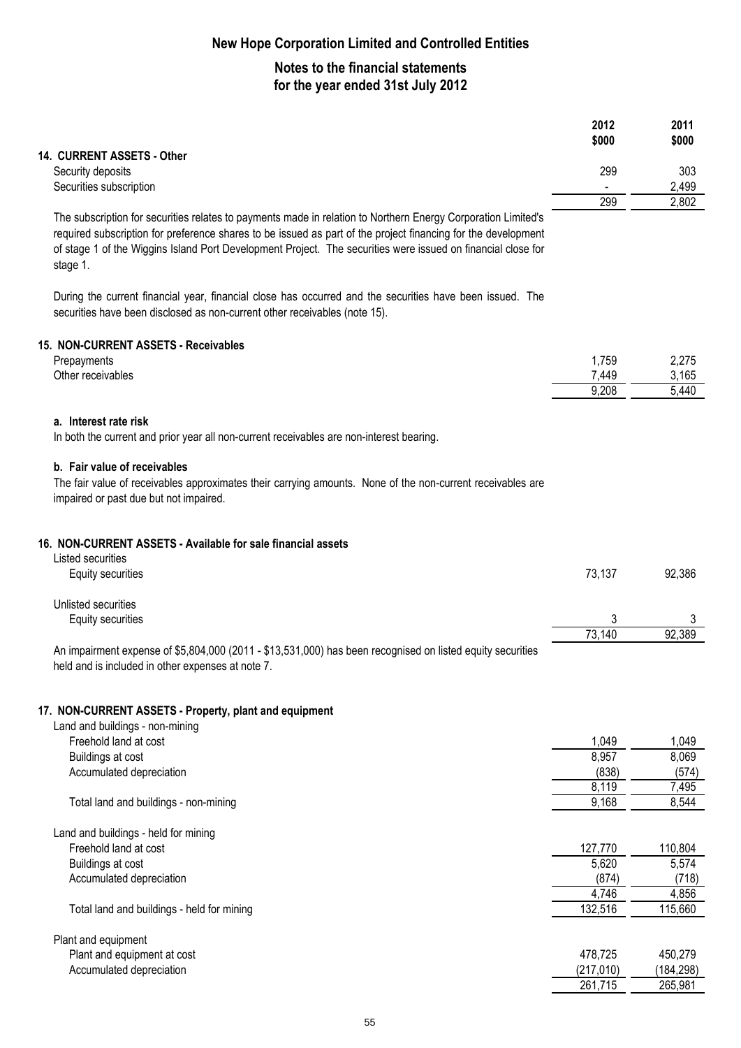# New Hope Corporation Limited and Controlled Entities

## Notes to the financial statements for the year ended 31st July 2012

| | 2012 $000 | 2011 $000 |
|---|---|---|
| **14. CURRENT ASSETS - Other** | | |
| Security deposits | 299 | 303 |
| Securities subscription | - | 2,499 |
| | 299 | 2,802 |

The subscription for securities relates to payments made in relation to Northern Energy Corporation Limited's required subscription for preference shares to be issued as part of the project financing for the development of stage 1 of the Wiggins Island Port Development Project. The securities were issued on financial close for stage 1.

During the current financial year, financial close has occurred and the securities have been issued. The securities have been disclosed as non-current other receivables (note 15).

### 15. NON-CURRENT ASSETS - Receivables

| | 2012 $000 | 2011 $000 |
|---|---|---|
| Prepayments | 1,759 | 2,275 |
| Other receivables | 7,449 | 3,165 |
| | 9,208 | 5,440 |

**a. Interest rate risk**

In both the current and prior year all non-current receivables are non-interest bearing.

**b. Fair value of receivables**

The fair value of receivables approximates their carrying amounts. None of the non-current receivables are impaired or past due but not impaired.

### 16. NON-CURRENT ASSETS - Available for sale financial assets

| | 2012 $000 | 2011 $000 |
|---|---|---|
| Listed securities | | |
| Equity securities | 73,137 | 92,386 |
| Unlisted securities | | |
| Equity securities | 3 | 3 |
| | 73,140 | 92,389 |

An impairment expense of $5,804,000 (2011 - $13,531,000) has been recognised on listed equity securities held and is included in other expenses at note 7.

### 17. NON-CURRENT ASSETS - Property, plant and equipment

| | 2012 $000 | 2011 $000 |
|---|---|---|
| Land and buildings - non-mining | | |
| Freehold land at cost | 1,049 | 1,049 |
| Buildings at cost | 8,957 | 8,069 |
| Accumulated depreciation | (838) | (574) |
| | 8,119 | 7,495 |
| Total land and buildings - non-mining | 9,168 | 8,544 |
| Land and buildings - held for mining | | |
| Freehold land at cost | 127,770 | 110,804 |
| Buildings at cost | 5,620 | 5,574 |
| Accumulated depreciation | (874) | (718) |
| | 4,746 | 4,856 |
| Total land and buildings - held for mining | 132,516 | 115,660 |
| Plant and equipment | | |
| Plant and equipment at cost | 478,725 | 450,279 |
| Accumulated depreciation | (217,010) | (184,298) |
| | 261,715 | 265,981 |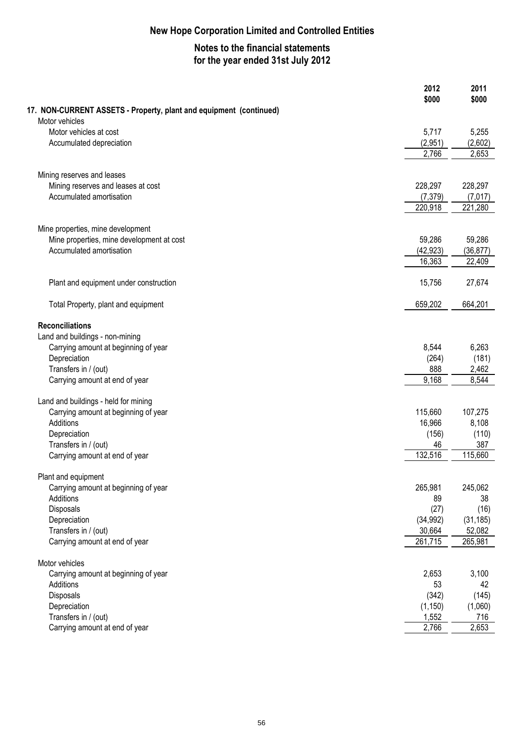# New Hope Corporation Limited and Controlled Entities

## Notes to the financial statements for the year ended 31st July 2012

| | 2012 $000 | 2011 $000 |
|---|---|---|
| **17. NON-CURRENT ASSETS - Property, plant and equipment (continued)** | | |
| Motor vehicles | | |
| Motor vehicles at cost | 5,717 | 5,255 |
| Accumulated depreciation | (2,951) | (2,602) |
| | 2,766 | 2,653 |
| Mining reserves and leases | | |
| Mining reserves and leases at cost | 228,297 | 228,297 |
| Accumulated amortisation | (7,379) | (7,017) |
| | 220,918 | 221,280 |
| Mine properties, mine development | | |
| Mine properties, mine development at cost | 59,286 | 59,286 |
| Accumulated amortisation | (42,923) | (36,877) |
| | 16,363 | 22,409 |
| Plant and equipment under construction | 15,756 | 27,674 |
| Total Property, plant and equipment | 659,202 | 664,201 |
| **Reconciliations** | | |
| Land and buildings - non-mining | | |
| Carrying amount at beginning of year | 8,544 | 6,263 |
| Depreciation | (264) | (181) |
| Transfers in / (out) | 888 | 2,462 |
| Carrying amount at end of year | 9,168 | 8,544 |
| Land and buildings - held for mining | | |
| Carrying amount at beginning of year | 115,660 | 107,275 |
| Additions | 16,966 | 8,108 |
| Depreciation | (156) | (110) |
| Transfers in / (out) | 46 | 387 |
| Carrying amount at end of year | 132,516 | 115,660 |
| Plant and equipment | | |
| Carrying amount at beginning of year | 265,981 | 245,062 |
| Additions | 89 | 38 |
| Disposals | (27) | (16) |
| Depreciation | (34,992) | (31,185) |
| Transfers in / (out) | 30,664 | 52,082 |
| Carrying amount at end of year | 261,715 | 265,981 |
| Motor vehicles | | |
| Carrying amount at beginning of year | 2,653 | 3,100 |
| Additions | 53 | 42 |
| Disposals | (342) | (145) |
| Depreciation | (1,150) | (1,060) |
| Transfers in / (out) | 1,552 | 716 |
| Carrying amount at end of year | 2,766 | 2,653 |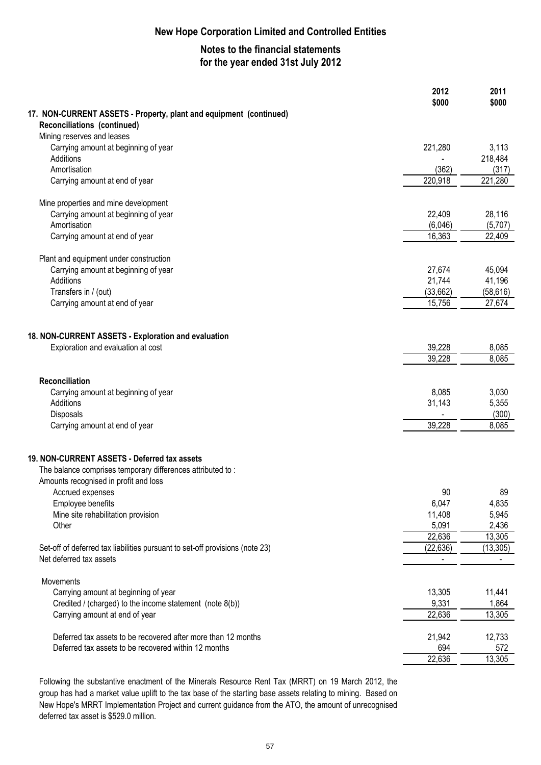# New Hope Corporation Limited and Controlled Entities

## Notes to the financial statements for the year ended 31st July 2012

| | 2012 $000 | 2011 $000 |
|---|---|---|
| **17. NON-CURRENT ASSETS - Property, plant and equipment (continued)** | | |
| **Reconciliations (continued)** | | |
| Mining reserves and leases | | |
| Carrying amount at beginning of year | 221,280 | 3,113 |
| Additions | - | 218,484 |
| Amortisation | (362) | (317) |
| Carrying amount at end of year | 220,918 | 221,280 |
| | | |
| Mine properties and mine development | | |
| Carrying amount at beginning of year | 22,409 | 28,116 |
| Amortisation | (6,046) | (5,707) |
| Carrying amount at end of year | 16,363 | 22,409 |
| | | |
| Plant and equipment under construction | | |
| Carrying amount at beginning of year | 27,674 | 45,094 |
| Additions | 21,744 | 41,196 |
| Transfers in / (out) | (33,662) | (58,616) |
| Carrying amount at end of year | 15,756 | 27,674 |

### 18. NON-CURRENT ASSETS - Exploration and evaluation

| | 2012 $000 | 2011 $000 |
|---|---|---|
| Exploration and evaluation at cost | 39,228 | 8,085 |
| | 39,228 | 8,085 |
| | | |
| **Reconciliation** | | |
| Carrying amount at beginning of year | 8,085 | 3,030 |
| Additions | 31,143 | 5,355 |
| Disposals | - | (300) |
| Carrying amount at end of year | 39,228 | 8,085 |

### 19. NON-CURRENT ASSETS - Deferred tax assets

| | 2012 $000 | 2011 $000 |
|---|---|---|
| The balance comprises temporary differences attributed to : | | |
| Amounts recognised in profit and loss | | |
| Accrued expenses | 90 | 89 |
| Employee benefits | 6,047 | 4,835 |
| Mine site rehabilitation provision | 11,408 | 5,945 |
| Other | 5,091 | 2,436 |
| | 22,636 | 13,305 |
| Set-off of deferred tax liabilities pursuant to set-off provisions (note 23) | (22,636) | (13,305) |
| Net deferred tax assets | - | - |
| | | |
| Movements | | |
| Carrying amount at beginning of year | 13,305 | 11,441 |
| Credited / (charged) to the income statement (note 8(b)) | 9,331 | 1,864 |
| Carrying amount at end of year | 22,636 | 13,305 |
| | | |
| Deferred tax assets to be recovered after more than 12 months | 21,942 | 12,733 |
| Deferred tax assets to be recovered within 12 months | 694 | 572 |
| | 22,636 | 13,305 |

Following the substantive enactment of the Minerals Resource Rent Tax (MRRT) on 19 March 2012, the group has had a market value uplift to the tax base of the starting base assets relating to mining. Based on New Hope's MRRT Implementation Project and current guidance from the ATO, the amount of unrecognised deferred tax asset is $529.0 million.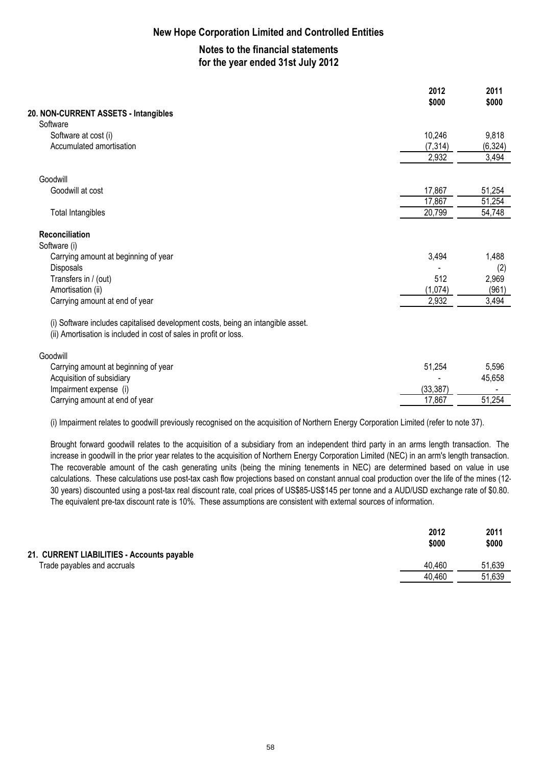**New Hope Corporation Limited and Controlled Entities**

**Notes to the financial statements for the year ended 31st July 2012**

| | 2012 $000 | 2011 $000 |
|---|---|---|
| **20. NON-CURRENT ASSETS - Intangibles** | | |
| Software | | |
| Software at cost (i) | 10,246 | 9,818 |
| Accumulated amortisation | (7,314) | (6,324) |
| | 2,932 | 3,494 |
| | | |
| Goodwill | | |
| Goodwill at cost | 17,867 | 51,254 |
| | 17,867 | 51,254 |
| Total Intangibles | 20,799 | 54,748 |
| | | |
| **Reconciliation** | | |
| Software (i) | | |
| Carrying amount at beginning of year | 3,494 | 1,488 |
| Disposals | - | (2) |
| Transfers in / (out) | 512 | 2,969 |
| Amortisation (ii) | (1,074) | (961) |
| Carrying amount at end of year | 2,932 | 3,494 |

(i) Software includes capitalised development costs, being an intangible asset.
(ii) Amortisation is included in cost of sales in profit or loss.

| | 2012 $000 | 2011 $000 |
|---|---|---|
| Goodwill | | |
| Carrying amount at beginning of year | 51,254 | 5,596 |
| Acquisition of subsidiary | - | 45,658 |
| Impairment expense (i) | (33,387) | - |
| Carrying amount at end of year | 17,867 | 51,254 |

(i) Impairment relates to goodwill previously recognised on the acquisition of Northern Energy Corporation Limited (refer to note 37).

Brought forward goodwill relates to the acquisition of a subsidiary from an independent third party in an arms length transaction. The increase in goodwill in the prior year relates to the acquisition of Northern Energy Corporation Limited (NEC) in an arm's length transaction. The recoverable amount of the cash generating units (being the mining tenements in NEC) are determined based on value in use calculations. These calculations use post-tax cash flow projections based on constant annual coal production over the life of the mines (12-30 years) discounted using a post-tax real discount rate, coal prices of US$85-US$145 per tonne and a AUD/USD exchange rate of $0.80. The equivalent pre-tax discount rate is 10%. These assumptions are consistent with external sources of information.

| | 2012 $000 | 2011 $000 |
|---|---|---|
| **21. CURRENT LIABILITIES - Accounts payable** | | |
| Trade payables and accruals | 40,460 | 51,639 |
| | 40,460 | 51,639 |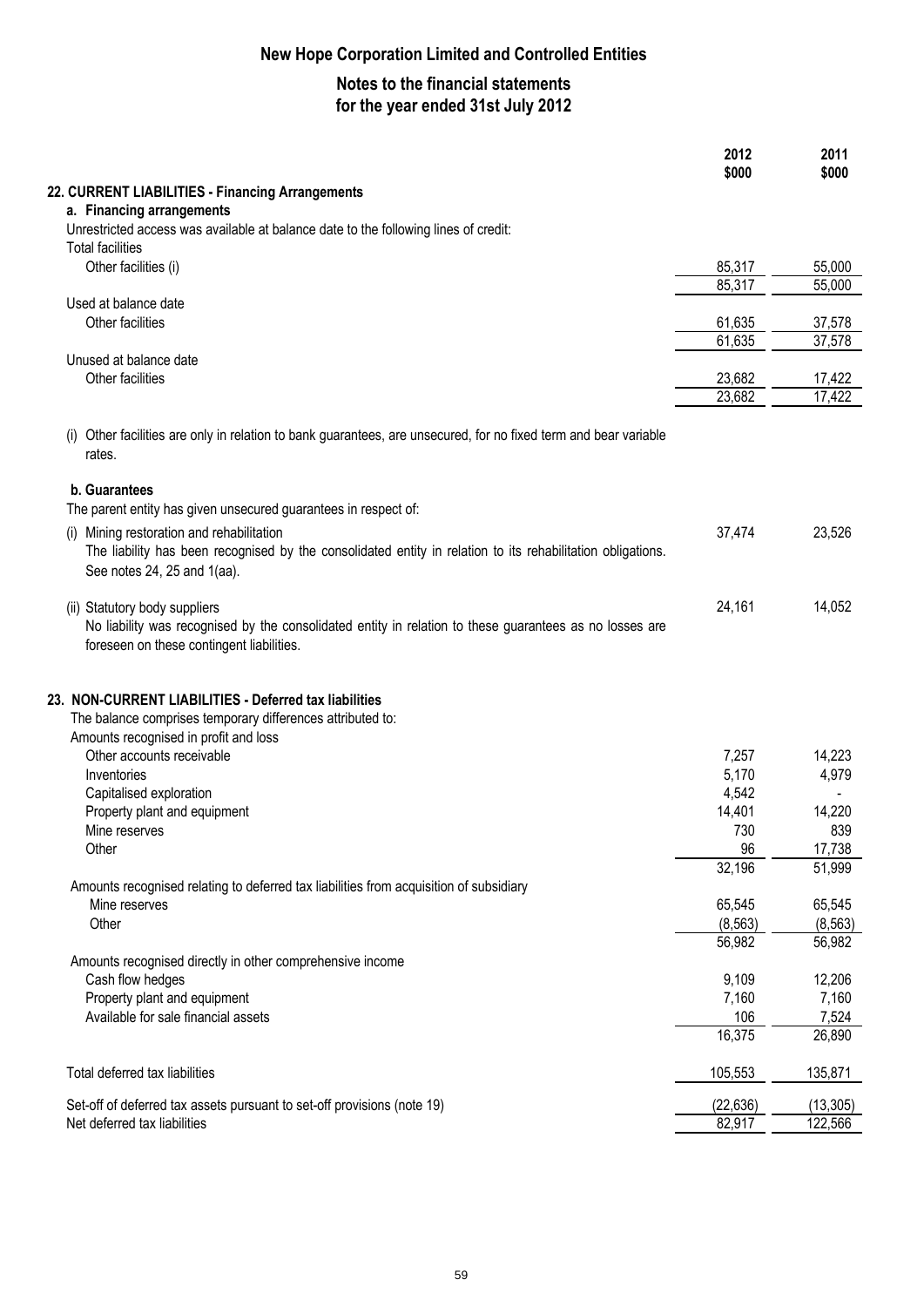# New Hope Corporation Limited and Controlled Entities

## Notes to the financial statements for the year ended 31st July 2012

| | 2012 $000 | 2011 $000 |
|---|---|---|
| **22. CURRENT LIABILITIES - Financing Arrangements** | | |
| **a. Financing arrangements** | | |
| Unrestricted access was available at balance date to the following lines of credit: | | |
| Total facilities | | |
| Other facilities (i) | 85,317 | 55,000 |
| | 85,317 | 55,000 |
| Used at balance date | | |
| Other facilities | 61,635 | 37,578 |
| | 61,635 | 37,578 |
| Unused at balance date | | |
| Other facilities | 23,682 | 17,422 |
| | 23,682 | 17,422 |

(i) Other facilities are only in relation to bank guarantees, are unsecured, for no fixed term and bear variable rates.

**b. Guarantees**

The parent entity has given unsecured guarantees in respect of:

| | 2012 $000 | 2011 $000 |
|---|---|---|
| (i) Mining restoration and rehabilitation<br>The liability has been recognised by the consolidated entity in relation to its rehabilitation obligations. See notes 24, 25 and 1(aa). | 37,474 | 23,526 |
| (ii) Statutory body suppliers<br>No liability was recognised by the consolidated entity in relation to these guarantees as no losses are foreseen on these contingent liabilities. | 24,161 | 14,052 |

## 23. NON-CURRENT LIABILITIES - Deferred tax liabilities

The balance comprises temporary differences attributed to:

| | 2012 $000 | 2011 $000 |
|---|---|---|
| Amounts recognised in profit and loss | | |
| Other accounts receivable | 7,257 | 14,223 |
| Inventories | 5,170 | 4,979 |
| Capitalised exploration | 4,542 | - |
| Property plant and equipment | 14,401 | 14,220 |
| Mine reserves | 730 | 839 |
| Other | 96 | 17,738 |
| | 32,196 | 51,999 |
| Amounts recognised relating to deferred tax liabilities from acquisition of subsidiary | | |
| Mine reserves | 65,545 | 65,545 |
| Other | (8,563) | (8,563) |
| | 56,982 | 56,982 |
| Amounts recognised directly in other comprehensive income | | |
| Cash flow hedges | 9,109 | 12,206 |
| Property plant and equipment | 7,160 | 7,160 |
| Available for sale financial assets | 106 | 7,524 |
| | 16,375 | 26,890 |
| Total deferred tax liabilities | 105,553 | 135,871 |
| Set-off of deferred tax assets pursuant to set-off provisions (note 19) | (22,636) | (13,305) |
| Net deferred tax liabilities | 82,917 | 122,566 |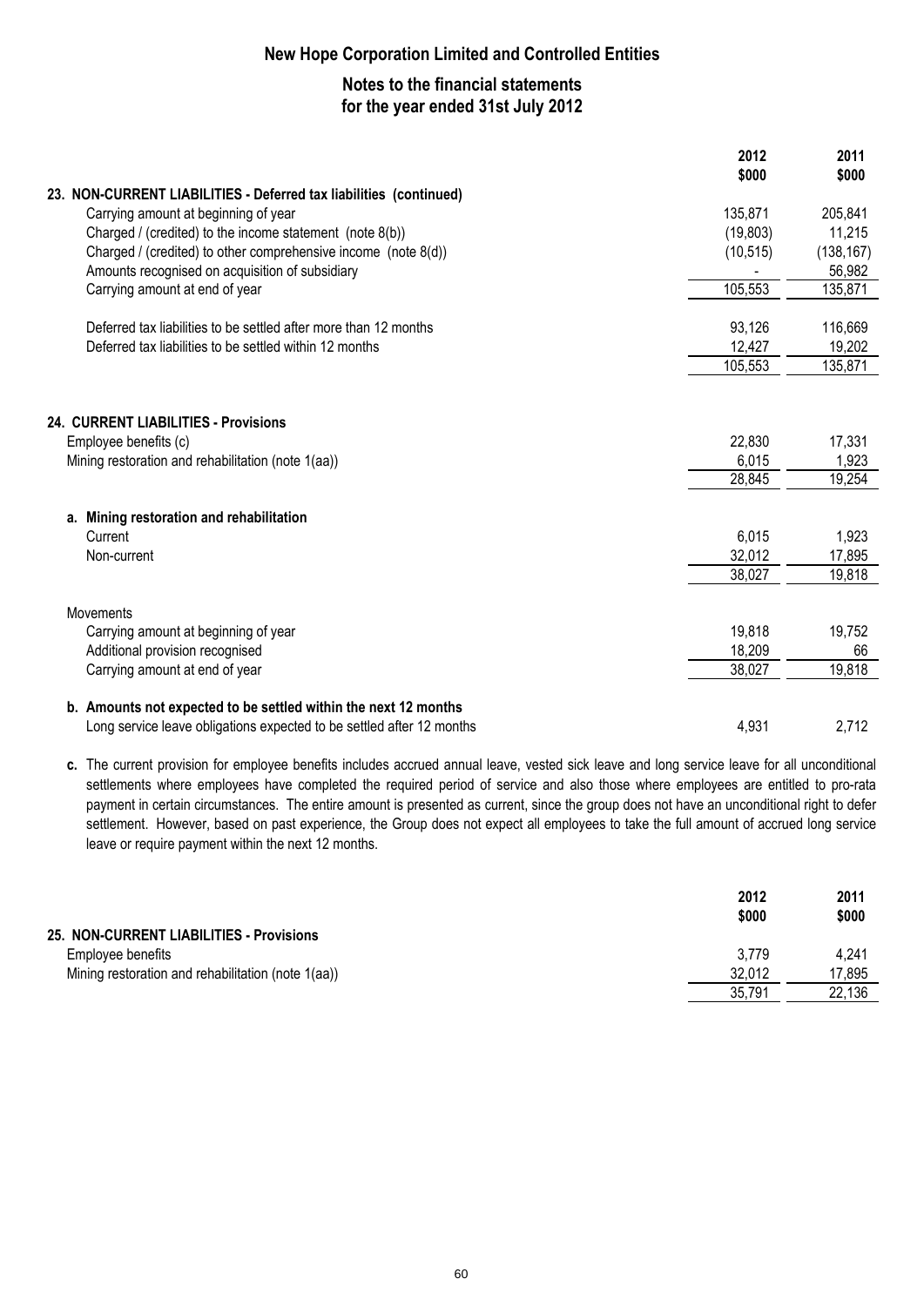# New Hope Corporation Limited and Controlled Entities

## Notes to the financial statements for the year ended 31st July 2012

| | 2012 $000 | 2011 $000 |
|---|---|---|
| **23. NON-CURRENT LIABILITIES - Deferred tax liabilities (continued)** | | |
| Carrying amount at beginning of year | 135,871 | 205,841 |
| Charged / (credited) to the income statement (note 8(b)) | (19,803) | 11,215 |
| Charged / (credited) to other comprehensive income (note 8(d)) | (10,515) | (138,167) |
| Amounts recognised on acquisition of subsidiary | - | 56,982 |
| Carrying amount at end of year | 105,553 | 135,871 |
| | | |
| Deferred tax liabilities to be settled after more than 12 months | 93,126 | 116,669 |
| Deferred tax liabilities to be settled within 12 months | 12,427 | 19,202 |
| | 105,553 | 135,871 |

| | 2012 $000 | 2011 $000 |
|---|---|---|
| **24. CURRENT LIABILITIES - Provisions** | | |
| Employee benefits (c) | 22,830 | 17,331 |
| Mining restoration and rehabilitation (note 1(aa)) | 6,015 | 1,923 |
| | 28,845 | 19,254 |
| | | |
| **a. Mining restoration and rehabilitation** | | |
| Current | 6,015 | 1,923 |
| Non-current | 32,012 | 17,895 |
| | 38,027 | 19,818 |
| | | |
| Movements | | |
| Carrying amount at beginning of year | 19,818 | 19,752 |
| Additional provision recognised | 18,209 | 66 |
| Carrying amount at end of year | 38,027 | 19,818 |
| | | |
| **b. Amounts not expected to be settled within the next 12 months** | | |
| Long service leave obligations expected to be settled after 12 months | 4,931 | 2,712 |

**c.** The current provision for employee benefits includes accrued annual leave, vested sick leave and long service leave for all unconditional settlements where employees have completed the required period of service and also those where employees are entitled to pro-rata payment in certain circumstances. The entire amount is presented as current, since the group does not have an unconditional right to defer settlement. However, based on past experience, the Group does not expect all employees to take the full amount of accrued long service leave or require payment within the next 12 months.

| | 2012 $000 | 2011 $000 |
|---|---|---|
| **25. NON-CURRENT LIABILITIES - Provisions** | | |
| Employee benefits | 3,779 | 4,241 |
| Mining restoration and rehabilitation (note 1(aa)) | 32,012 | 17,895 |
| | 35,791 | 22,136 |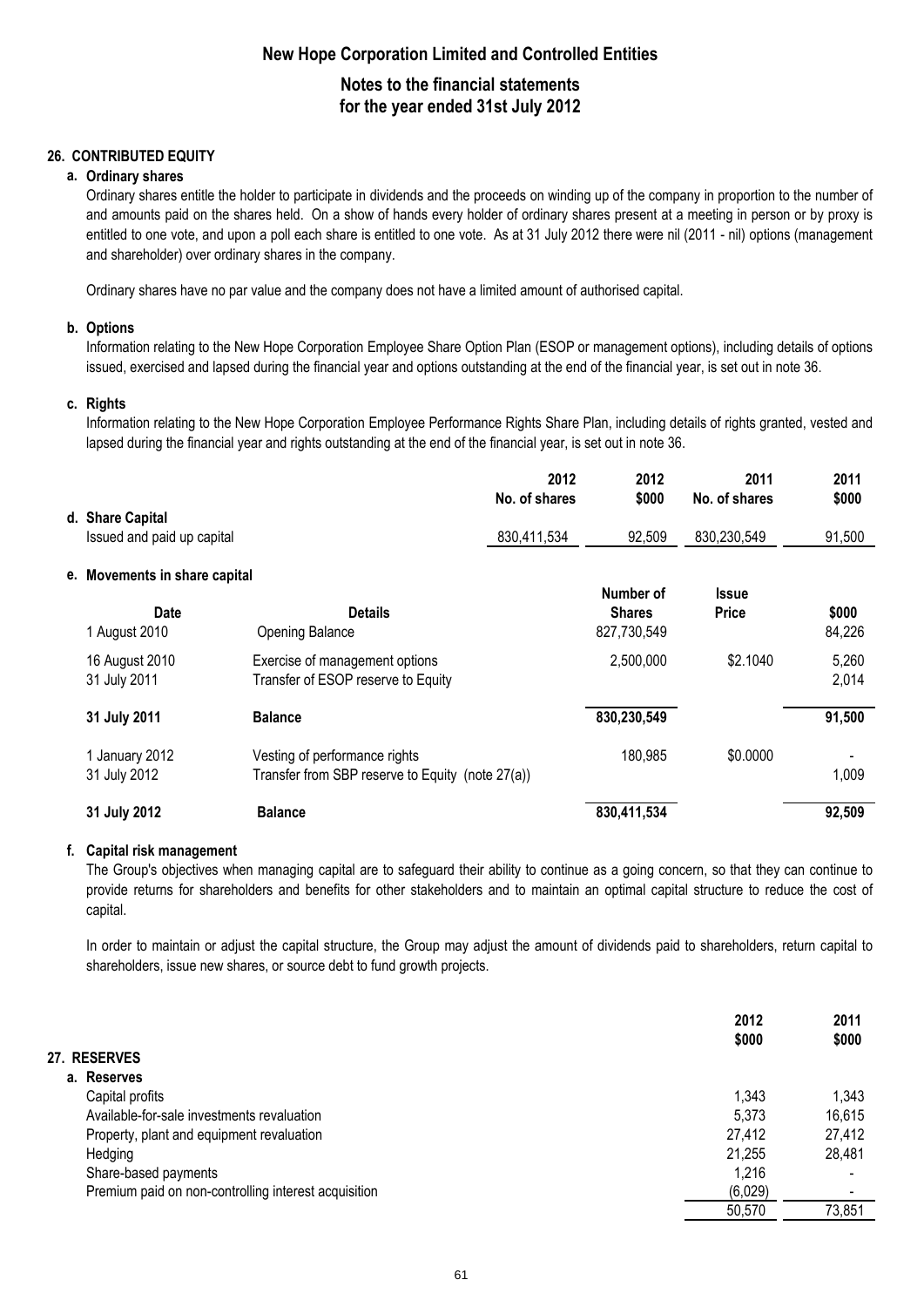# New Hope Corporation Limited and Controlled Entities

## Notes to the financial statements for the year ended 31st July 2012

### 26. CONTRIBUTED EQUITY

#### a. Ordinary shares

Ordinary shares entitle the holder to participate in dividends and the proceeds on winding up of the company in proportion to the number of and amounts paid on the shares held. On a show of hands every holder of ordinary shares present at a meeting in person or by proxy is entitled to one vote, and upon a poll each share is entitled to one vote. As at 31 July 2012 there were nil (2011 - nil) options (management and shareholder) over ordinary shares in the company.

Ordinary shares have no par value and the company does not have a limited amount of authorised capital.

#### b. Options

Information relating to the New Hope Corporation Employee Share Option Plan (ESOP or management options), including details of options issued, exercised and lapsed during the financial year and options outstanding at the end of the financial year, is set out in note 36.

#### c. Rights

Information relating to the New Hope Corporation Employee Performance Rights Share Plan, including details of rights granted, vested and lapsed during the financial year and rights outstanding at the end of the financial year, is set out in note 36.

#### d. Share Capital

| | 2012 No. of shares | 2012 $000 | 2011 No. of shares | 2011 $000 |
|---|---|---|---|---|
| Issued and paid up capital | 830,411,534 | 92,509 | 830,230,549 | 91,500 |

#### e. Movements in share capital

| Date | Details | Number of Shares | Issue Price | $000 |
|---|---|---|---|---|
| 1 August 2010 | Opening Balance | 827,730,549 | | 84,226 |
| 16 August 2010 | Exercise of management options | 2,500,000 | $2.1040 | 5,260 |
| 31 July 2011 | Transfer of ESOP reserve to Equity | | | 2,014 |
| **31 July 2011** | **Balance** | **830,230,549** | | **91,500** |
| 1 January 2012 | Vesting of performance rights | 180,985 | $0.0000 | - |
| 31 July 2012 | Transfer from SBP reserve to Equity (note 27(a)) | | | 1,009 |
| **31 July 2012** | **Balance** | **830,411,534** | | **92,509** |

#### f. Capital risk management

The Group's objectives when managing capital are to safeguard their ability to continue as a going concern, so that they can continue to provide returns for shareholders and benefits for other stakeholders and to maintain an optimal capital structure to reduce the cost of capital.

In order to maintain or adjust the capital structure, the Group may adjust the amount of dividends paid to shareholders, return capital to shareholders, issue new shares, or source debt to fund growth projects.

### 27. RESERVES

#### a. Reserves

| | 2012 $000 | 2011 $000 |
|---|---|---|
| Capital profits | 1,343 | 1,343 |
| Available-for-sale investments revaluation | 5,373 | 16,615 |
| Property, plant and equipment revaluation | 27,412 | 27,412 |
| Hedging | 21,255 | 28,481 |
| Share-based payments | 1,216 | - |
| Premium paid on non-controlling interest acquisition | (6,029) | - |
| | 50,570 | 73,851 |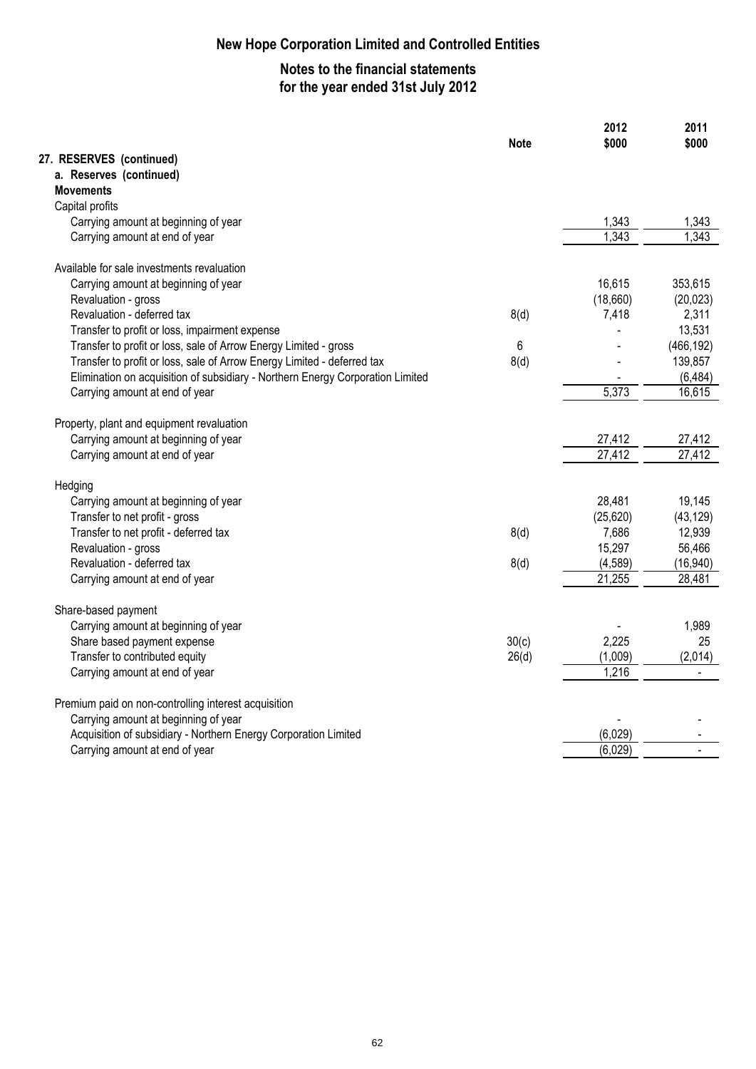# New Hope Corporation Limited and Controlled Entities

## Notes to the financial statements for the year ended 31st July 2012

| | Note | 2012 $000 | 2011 $000 |
|---|---|---|---|
| **27. RESERVES (continued)** | | | |
| **a. Reserves (continued)** | | | |
| **Movements** | | | |
| Capital profits | | | |
| Carrying amount at beginning of year | | 1,343 | 1,343 |
| Carrying amount at end of year | | 1,343 | 1,343 |
| | | | |
| Available for sale investments revaluation | | | |
| Carrying amount at beginning of year | | 16,615 | 353,615 |
| Revaluation - gross | | (18,660) | (20,023) |
| Revaluation - deferred tax | 8(d) | 7,418 | 2,311 |
| Transfer to profit or loss, impairment expense | | - | 13,531 |
| Transfer to profit or loss, sale of Arrow Energy Limited - gross | 6 | - | (466,192) |
| Transfer to profit or loss, sale of Arrow Energy Limited - deferred tax | 8(d) | - | 139,857 |
| Elimination on acquisition of subsidiary - Northern Energy Corporation Limited | | - | (6,484) |
| Carrying amount at end of year | | 5,373 | 16,615 |
| | | | |
| Property, plant and equipment revaluation | | | |
| Carrying amount at beginning of year | | 27,412 | 27,412 |
| Carrying amount at end of year | | 27,412 | 27,412 |
| | | | |
| Hedging | | | |
| Carrying amount at beginning of year | | 28,481 | 19,145 |
| Transfer to net profit - gross | | (25,620) | (43,129) |
| Transfer to net profit - deferred tax | 8(d) | 7,686 | 12,939 |
| Revaluation - gross | | 15,297 | 56,466 |
| Revaluation - deferred tax | 8(d) | (4,589) | (16,940) |
| Carrying amount at end of year | | 21,255 | 28,481 |
| | | | |
| Share-based payment | | | |
| Carrying amount at beginning of year | | - | 1,989 |
| Share based payment expense | 30(c) | 2,225 | 25 |
| Transfer to contributed equity | 26(d) | (1,009) | (2,014) |
| Carrying amount at end of year | | 1,216 | - |
| | | | |
| Premium paid on non-controlling interest acquisition | | | |
| Carrying amount at beginning of year | | - | - |
| Acquisition of subsidiary - Northern Energy Corporation Limited | | (6,029) | - |
| Carrying amount at end of year | | (6,029) | - |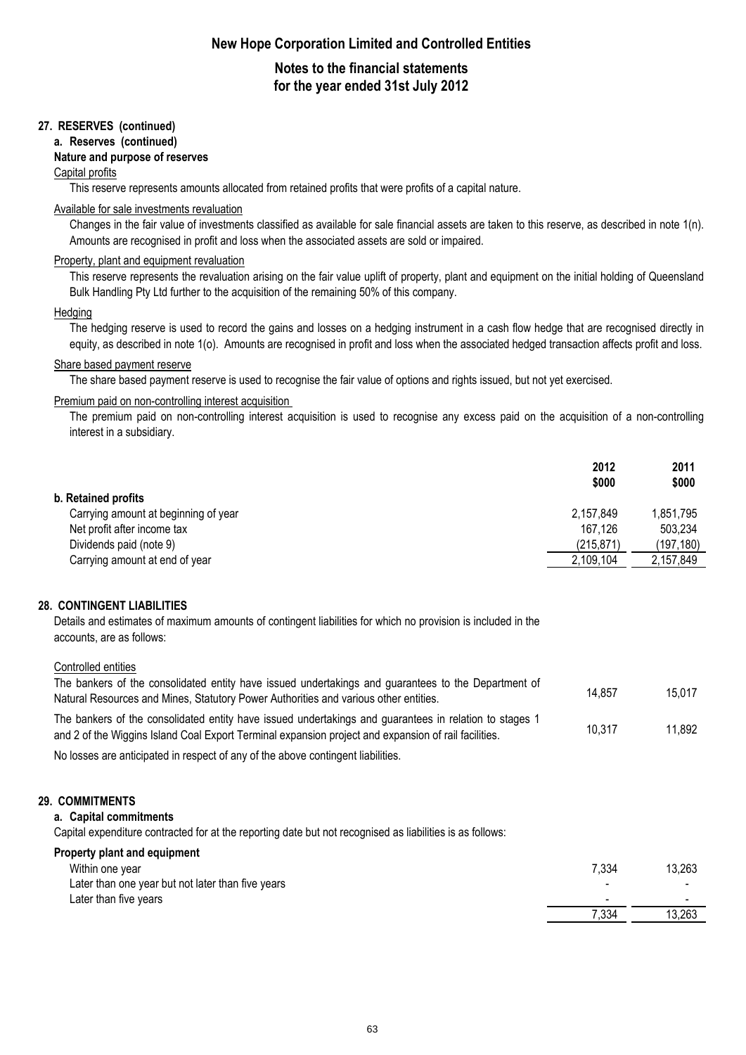## 27. RESERVES (continued)

### a. Reserves (continued)

**Nature and purpose of reserves**

Capital profits

This reserve represents amounts allocated from retained profits that were profits of a capital nature.

Available for sale investments revaluation

Changes in the fair value of investments classified as available for sale financial assets are taken to this reserve, as described in note 1(n). Amounts are recognised in profit and loss when the associated assets are sold or impaired.

Property, plant and equipment revaluation

This reserve represents the revaluation arising on the fair value uplift of property, plant and equipment on the initial holding of Queensland Bulk Handling Pty Ltd further to the acquisition of the remaining 50% of this company.

Hedging

The hedging reserve is used to record the gains and losses on a hedging instrument in a cash flow hedge that are recognised directly in equity, as described in note 1(o). Amounts are recognised in profit and loss when the associated hedged transaction affects profit and loss.

Share based payment reserve

The share based payment reserve is used to recognise the fair value of options and rights issued, but not yet exercised.

Premium paid on non-controlling interest acquisition

The premium paid on non-controlling interest acquisition is used to recognise any excess paid on the acquisition of a non-controlling interest in a subsidiary.

| | 2012 $000 | 2011 $000 |
|---|---|---|
| **b. Retained profits** | | |
| Carrying amount at beginning of year | 2,157,849 | 1,851,795 |
| Net profit after income tax | 167,126 | 503,234 |
| Dividends paid (note 9) | (215,871) | (197,180) |
| Carrying amount at end of year | 2,109,104 | 2,157,849 |

## 28. CONTINGENT LIABILITIES

Details and estimates of maximum amounts of contingent liabilities for which no provision is included in the accounts, are as follows:

| | 2012 $000 | 2011 $000 |
|---|---|---|
| Controlled entities | | |
| The bankers of the consolidated entity have issued undertakings and guarantees to the Department of Natural Resources and Mines, Statutory Power Authorities and various other entities. | 14,857 | 15,017 |
| The bankers of the consolidated entity have issued undertakings and guarantees in relation to stages 1 and 2 of the Wiggins Island Coal Export Terminal expansion project and expansion of rail facilities. | 10,317 | 11,892 |

No losses are anticipated in respect of any of the above contingent liabilities.

## 29. COMMITMENTS

### a. Capital commitments

Capital expenditure contracted for at the reporting date but not recognised as liabilities is as follows:

| | 2012 $000 | 2011 $000 |
|---|---|---|
| **Property plant and equipment** | | |
| Within one year | 7,334 | 13,263 |
| Later than one year but not later than five years | - | - |
| Later than five years | - | - |
| | 7,334 | 13,263 |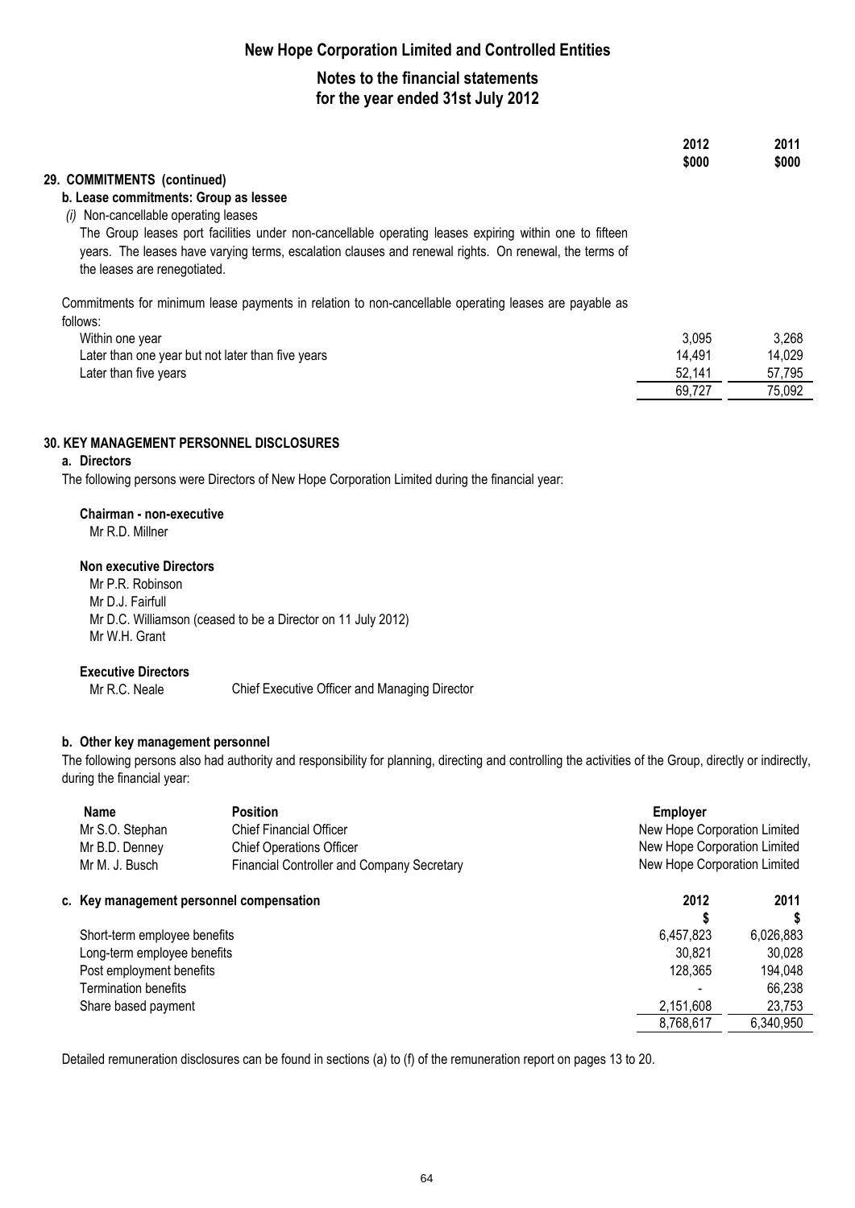# New Hope Corporation Limited and Controlled Entities

## Notes to the financial statements for the year ended 31st July 2012

|  | 2012 $000 | 2011 $000 |
|---|---|---|

### 29. COMMITMENTS (continued)

#### b. Lease commitments: Group as lessee

*(i)* Non-cancellable operating leases

The Group leases port facilities under non-cancellable operating leases expiring within one to fifteen years. The leases have varying terms, escalation clauses and renewal rights. On renewal, the terms of the leases are renegotiated.

Commitments for minimum lease payments in relation to non-cancellable operating leases are payable as follows:

|  | 2012 $000 | 2011 $000 |
|---|---|---|
| Within one year | 3,095 | 3,268 |
| Later than one year but not later than five years | 14,491 | 14,029 |
| Later than five years | 52,141 | 57,795 |
|  | 69,727 | 75,092 |

### 30. KEY MANAGEMENT PERSONNEL DISCLOSURES

#### a. Directors

The following persons were Directors of New Hope Corporation Limited during the financial year:

**Chairman - non-executive**

Mr R.D. Millner

**Non executive Directors**

Mr P.R. Robinson
Mr D.J. Fairfull
Mr D.C. Williamson (ceased to be a Director on 11 July 2012)
Mr W.H. Grant

**Executive Directors**

Mr R.C. Neale    Chief Executive Officer and Managing Director

#### b. Other key management personnel

The following persons also had authority and responsibility for planning, directing and controlling the activities of the Group, directly or indirectly, during the financial year:

| Name | Position | Employer |
|---|---|---|
| Mr S.O. Stephan | Chief Financial Officer | New Hope Corporation Limited |
| Mr B.D. Denney | Chief Operations Officer | New Hope Corporation Limited |
| Mr M. J. Busch | Financial Controller and Company Secretary | New Hope Corporation Limited |

#### c. Key management personnel compensation

|  | 2012 $ | 2011 $ |
|---|---|---|
| Short-term employee benefits | 6,457,823 | 6,026,883 |
| Long-term employee benefits | 30,821 | 30,028 |
| Post employment benefits | 128,365 | 194,048 |
| Termination benefits | - | 66,238 |
| Share based payment | 2,151,608 | 23,753 |
|  | 8,768,617 | 6,340,950 |

Detailed remuneration disclosures can be found in sections (a) to (f) of the remuneration report on pages 13 to 20.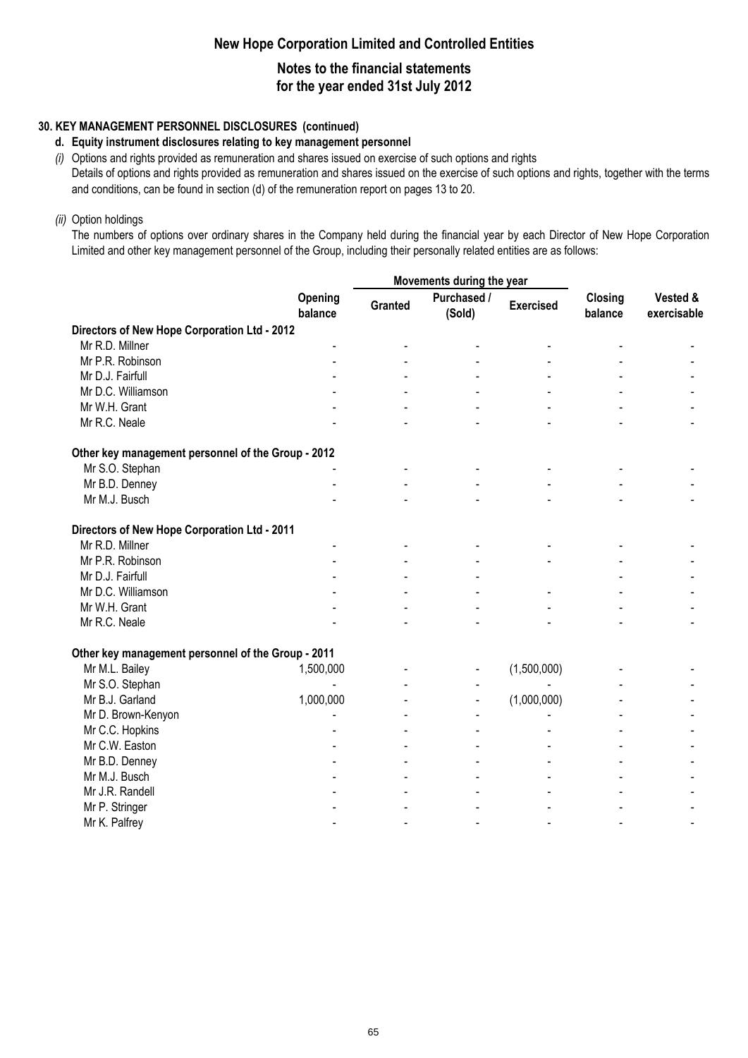# New Hope Corporation Limited and Controlled Entities

## Notes to the financial statements for the year ended 31st July 2012

### 30. KEY MANAGEMENT PERSONNEL DISCLOSURES (continued)

**d. Equity instrument disclosures relating to key management personnel**

*(i)* Options and rights provided as remuneration and shares issued on exercise of such options and rights

Details of options and rights provided as remuneration and shares issued on the exercise of such options and rights, together with the terms and conditions, can be found in section (d) of the remuneration report on pages 13 to 20.

*(ii)* Option holdings

The numbers of options over ordinary shares in the Company held during the financial year by each Director of New Hope Corporation Limited and other key management personnel of the Group, including their personally related entities are as follows:

| | Opening balance | Movements during the year | | | Closing balance | Vested & exercisable |
|---|---|---|---|---|---|---|
| | | Granted | Purchased / (Sold) | Exercised | | |
| **Directors of New Hope Corporation Ltd - 2012** | | | | | | |
| Mr R.D. Millner | - | - | - | - | - | - |
| Mr P.R. Robinson | - | - | - | - | - | - |
| Mr D.J. Fairfull | - | - | - | - | - | - |
| Mr D.C. Williamson | - | - | - | - | - | - |
| Mr W.H. Grant | - | - | - | - | - | - |
| Mr R.C. Neale | - | - | - | - | - | - |
| **Other key management personnel of the Group - 2012** | | | | | | |
| Mr S.O. Stephan | - | - | - | - | - | - |
| Mr B.D. Denney | - | - | - | - | - | - |
| Mr M.J. Busch | - | - | - | - | - | - |
| **Directors of New Hope Corporation Ltd - 2011** | | | | | | |
| Mr R.D. Millner | - | - | - | - | - | - |
| Mr P.R. Robinson | - | - | - | - | - | - |
| Mr D.J. Fairfull | - | - | - | | - | - |
| Mr D.C. Williamson | - | - | - | - | - | - |
| Mr W.H. Grant | - | - | - | - | - | - |
| Mr R.C. Neale | - | - | - | - | - | - |
| **Other key management personnel of the Group - 2011** | | | | | | |
| Mr M.L. Bailey | 1,500,000 | - | - | (1,500,000) | - | - |
| Mr S.O. Stephan | - | - | - | - | - | - |
| Mr B.J. Garland | 1,000,000 | - | - | (1,000,000) | - | - |
| Mr D. Brown-Kenyon | - | - | - | - | - | - |
| Mr C.C. Hopkins | - | - | - | - | - | - |
| Mr C.W. Easton | - | - | - | - | - | - |
| Mr B.D. Denney | - | - | - | - | - | - |
| Mr M.J. Busch | - | - | - | - | - | - |
| Mr J.R. Randell | - | - | - | - | - | - |
| Mr P. Stringer | - | - | - | - | - | - |
| Mr K. Palfrey | - | - | - | - | - | - |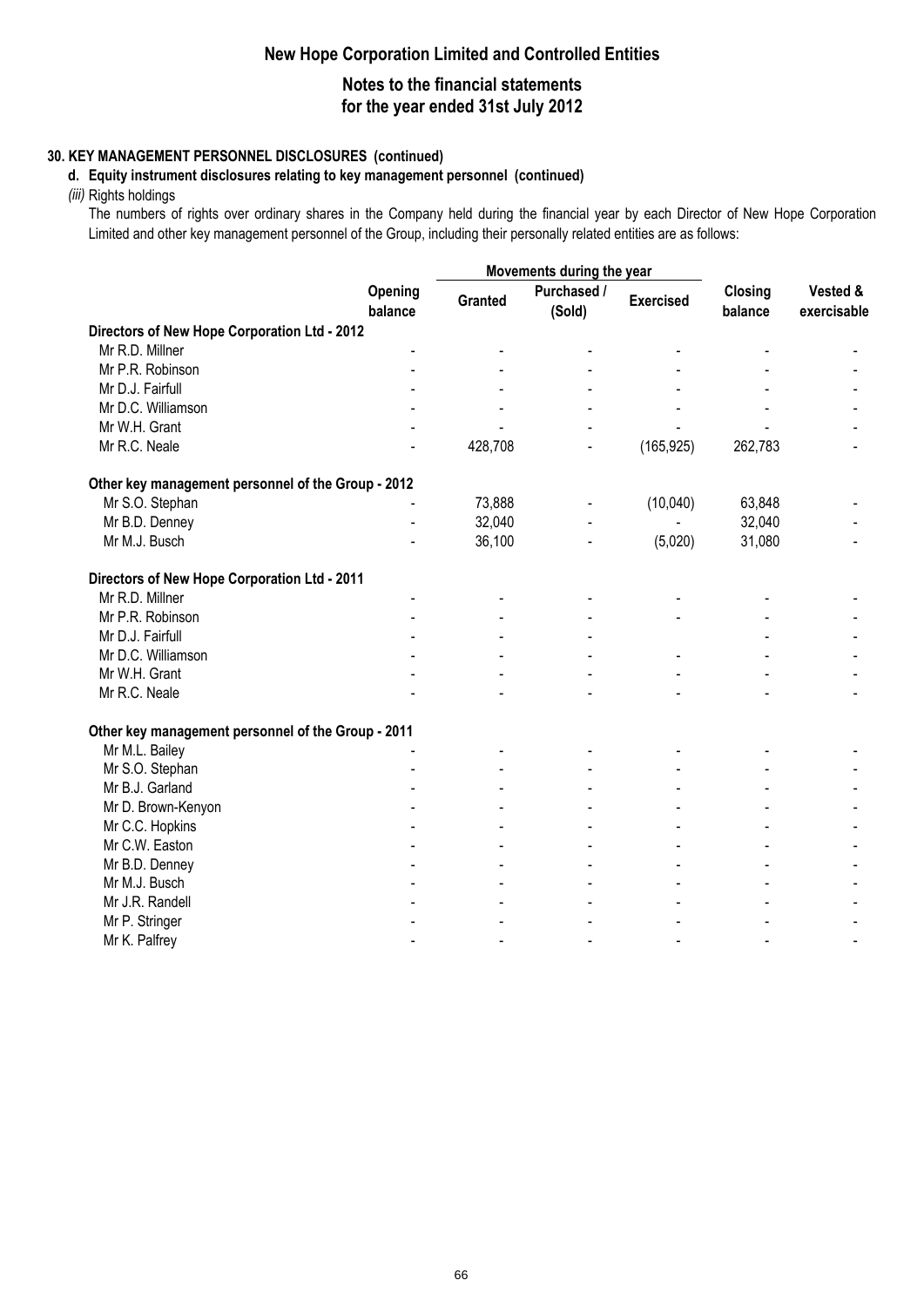## New Hope Corporation Limited and Controlled Entities

### Notes to the financial statements for the year ended 31st July 2012

**30. KEY MANAGEMENT PERSONNEL DISCLOSURES (continued)**

**d. Equity instrument disclosures relating to key management personnel (continued)**

*(iii)* Rights holdings

The numbers of rights over ordinary shares in the Company held during the financial year by each Director of New Hope Corporation Limited and other key management personnel of the Group, including their personally related entities are as follows:

| | Opening balance | Movements during the year | | | Closing balance | Vested & exercisable |
|---|---|---|---|---|---|---|
| | | Granted | Purchased / (Sold) | Exercised | | |
| **Directors of New Hope Corporation Ltd - 2012** | | | | | | |
| Mr R.D. Millner | - | - | - | - | - | - |
| Mr P.R. Robinson | - | - | - | - | - | - |
| Mr D.J. Fairfull | - | - | - | - | - | - |
| Mr D.C. Williamson | - | - | - | - | - | - |
| Mr W.H. Grant | - | - | - | - | - | - |
| Mr R.C. Neale | - | 428,708 | - | (165,925) | 262,783 | - |
| **Other key management personnel of the Group - 2012** | | | | | | |
| Mr S.O. Stephan | - | 73,888 | - | (10,040) | 63,848 | - |
| Mr B.D. Denney | - | 32,040 | - | - | 32,040 | - |
| Mr M.J. Busch | - | 36,100 | - | (5,020) | 31,080 | - |
| **Directors of New Hope Corporation Ltd - 2011** | | | | | | |
| Mr R.D. Millner | - | - | - | - | - | - |
| Mr P.R. Robinson | - | - | - | - | - | - |
| Mr D.J. Fairfull | - | - | - | | - | - |
| Mr D.C. Williamson | - | - | - | - | - | - |
| Mr W.H. Grant | - | - | - | - | - | - |
| Mr R.C. Neale | - | - | - | - | - | - |
| **Other key management personnel of the Group - 2011** | | | | | | |
| Mr M.L. Bailey | - | - | - | - | - | - |
| Mr S.O. Stephan | - | - | - | - | - | - |
| Mr B.J. Garland | - | - | - | - | - | - |
| Mr D. Brown-Kenyon | - | - | - | - | - | - |
| Mr C.C. Hopkins | - | - | - | - | - | - |
| Mr C.W. Easton | - | - | - | - | - | - |
| Mr B.D. Denney | - | - | - | - | - | - |
| Mr M.J. Busch | - | - | - | - | - | - |
| Mr J.R. Randell | - | - | - | - | - | - |
| Mr P. Stringer | - | - | - | - | - | - |
| Mr K. Palfrey | - | - | - | - | - | - |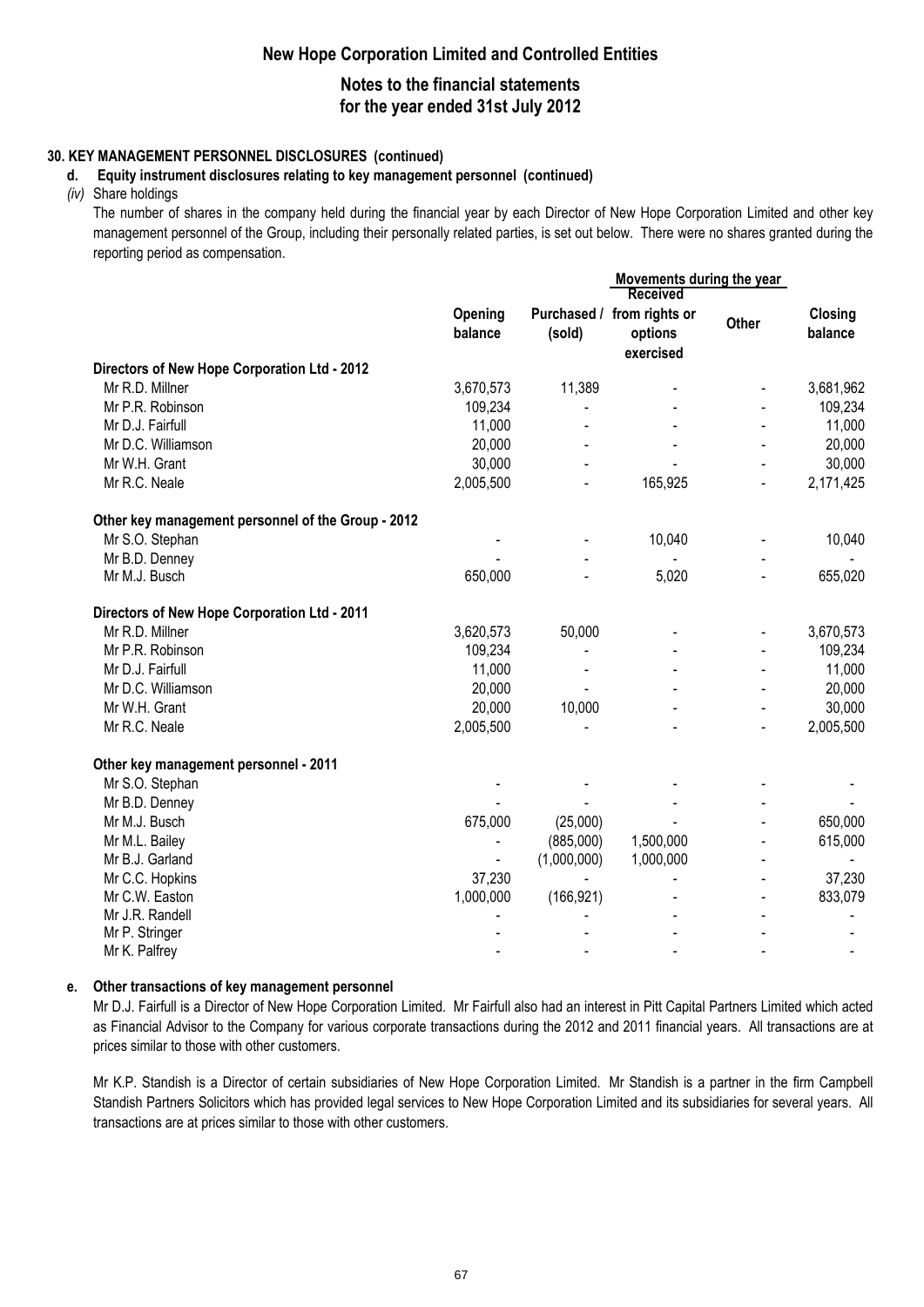## 30. KEY MANAGEMENT PERSONNEL DISCLOSURES (continued)

### d. Equity instrument disclosures relating to key management personnel (continued)

*(iv)* Share holdings

The number of shares in the company held during the financial year by each Director of New Hope Corporation Limited and other key management personnel of the Group, including their personally related parties, is set out below. There were no shares granted during the reporting period as compensation.

| | Opening balance | Movements during the year: Purchased / (sold) | Movements during the year: Received from rights or options exercised | Movements during the year: Other | Closing balance |
|---|---|---|---|---|---|
| **Directors of New Hope Corporation Ltd - 2012** | | | | | |
| Mr R.D. Millner | 3,670,573 | 11,389 | - | - | 3,681,962 |
| Mr P.R. Robinson | 109,234 | - | - | - | 109,234 |
| Mr D.J. Fairfull | 11,000 | - | - | - | 11,000 |
| Mr D.C. Williamson | 20,000 | - | - | - | 20,000 |
| Mr W.H. Grant | 30,000 | - | - | - | 30,000 |
| Mr R.C. Neale | 2,005,500 | - | 165,925 | - | 2,171,425 |
| **Other key management personnel of the Group - 2012** | | | | | |
| Mr S.O. Stephan | - | - | 10,040 | - | 10,040 |
| Mr B.D. Denney | - | - | - | - | - |
| Mr M.J. Busch | 650,000 | - | 5,020 | - | 655,020 |
| **Directors of New Hope Corporation Ltd - 2011** | | | | | |
| Mr R.D. Millner | 3,620,573 | 50,000 | - | - | 3,670,573 |
| Mr P.R. Robinson | 109,234 | - | - | - | 109,234 |
| Mr D.J. Fairfull | 11,000 | - | - | - | 11,000 |
| Mr D.C. Williamson | 20,000 | - | - | - | 20,000 |
| Mr W.H. Grant | 20,000 | 10,000 | - | - | 30,000 |
| Mr R.C. Neale | 2,005,500 | - | - | - | 2,005,500 |
| **Other key management personnel - 2011** | | | | | |
| Mr S.O. Stephan | - | - | - | - | - |
| Mr B.D. Denney | - | - | - | - | - |
| Mr M.J. Busch | 675,000 | (25,000) | - | - | 650,000 |
| Mr M.L. Bailey | - | (885,000) | 1,500,000 | - | 615,000 |
| Mr B.J. Garland | - | (1,000,000) | 1,000,000 | - | - |
| Mr C.C. Hopkins | 37,230 | - | - | - | 37,230 |
| Mr C.W. Easton | 1,000,000 | (166,921) | - | - | 833,079 |
| Mr J.R. Randell | - | - | - | - | - |
| Mr P. Stringer | - | - | - | - | - |
| Mr K. Palfrey | - | - | - | - | - |

### e. Other transactions of key management personnel

Mr D.J. Fairfull is a Director of New Hope Corporation Limited. Mr Fairfull also had an interest in Pitt Capital Partners Limited which acted as Financial Advisor to the Company for various corporate transactions during the 2012 and 2011 financial years. All transactions are at prices similar to those with other customers.

Mr K.P. Standish is a Director of certain subsidiaries of New Hope Corporation Limited. Mr Standish is a partner in the firm Campbell Standish Partners Solicitors which has provided legal services to New Hope Corporation Limited and its subsidiaries for several years. All transactions are at prices similar to those with other customers.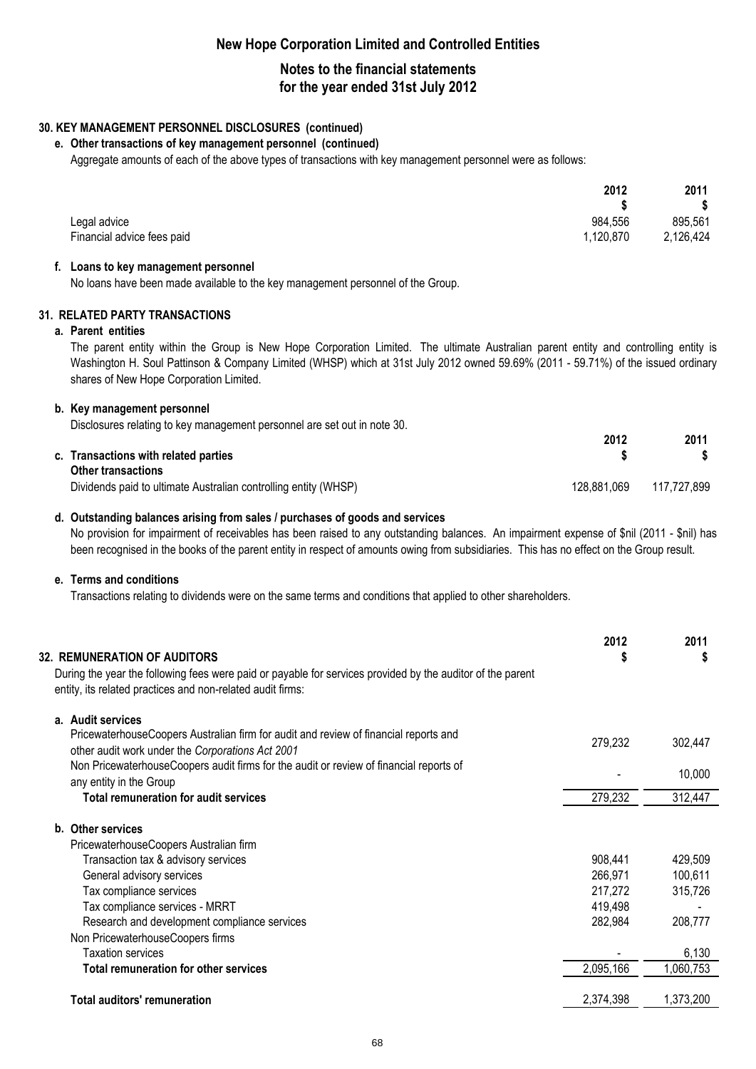# New Hope Corporation Limited and Controlled Entities

## Notes to the financial statements for the year ended 31st July 2012

### 30. KEY MANAGEMENT PERSONNEL DISCLOSURES (continued)

**e. Other transactions of key management personnel (continued)**

Aggregate amounts of each of the above types of transactions with key management personnel were as follows:

| | 2012 $ | 2011 $ |
|---|---|---|
| Legal advice | 984,556 | 895,561 |
| Financial advice fees paid | 1,120,870 | 2,126,424 |

**f. Loans to key management personnel**

No loans have been made available to the key management personnel of the Group.

### 31. RELATED PARTY TRANSACTIONS

**a. Parent entities**

The parent entity within the Group is New Hope Corporation Limited. The ultimate Australian parent entity and controlling entity is Washington H. Soul Pattinson & Company Limited (WHSP) which at 31st July 2012 owned 59.69% (2011 - 59.71%) of the issued ordinary shares of New Hope Corporation Limited.

**b. Key management personnel**

Disclosures relating to key management personnel are set out in note 30.

| | 2012 $ | 2011 $ |
|---|---|---|
| **c. Transactions with related parties** | | |
| **Other transactions** | | |
| Dividends paid to ultimate Australian controlling entity (WHSP) | 128,881,069 | 117,727,899 |

**d. Outstanding balances arising from sales / purchases of goods and services**

No provision for impairment of receivables has been raised to any outstanding balances. An impairment expense of $nil (2011 - $nil) has been recognised in the books of the parent entity in respect of amounts owing from subsidiaries. This has no effect on the Group result.

**e. Terms and conditions**

Transactions relating to dividends were on the same terms and conditions that applied to other shareholders.

### 32. REMUNERATION OF AUDITORS

During the year the following fees were paid or payable for services provided by the auditor of the parent entity, its related practices and non-related audit firms:

| | 2012 $ | 2011 $ |
|---|---|---|
| **a. Audit services** | | |
| PricewaterhouseCoopers Australian firm for audit and review of financial reports and other audit work under the *Corporations Act 2001* | 279,232 | 302,447 |
| Non PricewaterhouseCoopers audit firms for the audit or review of financial reports of any entity in the Group | - | 10,000 |
| **Total remuneration for audit services** | 279,232 | 312,447 |
| **b. Other services** | | |
| PricewaterhouseCoopers Australian firm | | |
| Transaction tax & advisory services | 908,441 | 429,509 |
| General advisory services | 266,971 | 100,611 |
| Tax compliance services | 217,272 | 315,726 |
| Tax compliance services - MRRT | 419,498 | - |
| Research and development compliance services | 282,984 | 208,777 |
| Non PricewaterhouseCoopers firms | | |
| Taxation services | - | 6,130 |
| **Total remuneration for other services** | 2,095,166 | 1,060,753 |
| **Total auditors' remuneration** | 2,374,398 | 1,373,200 |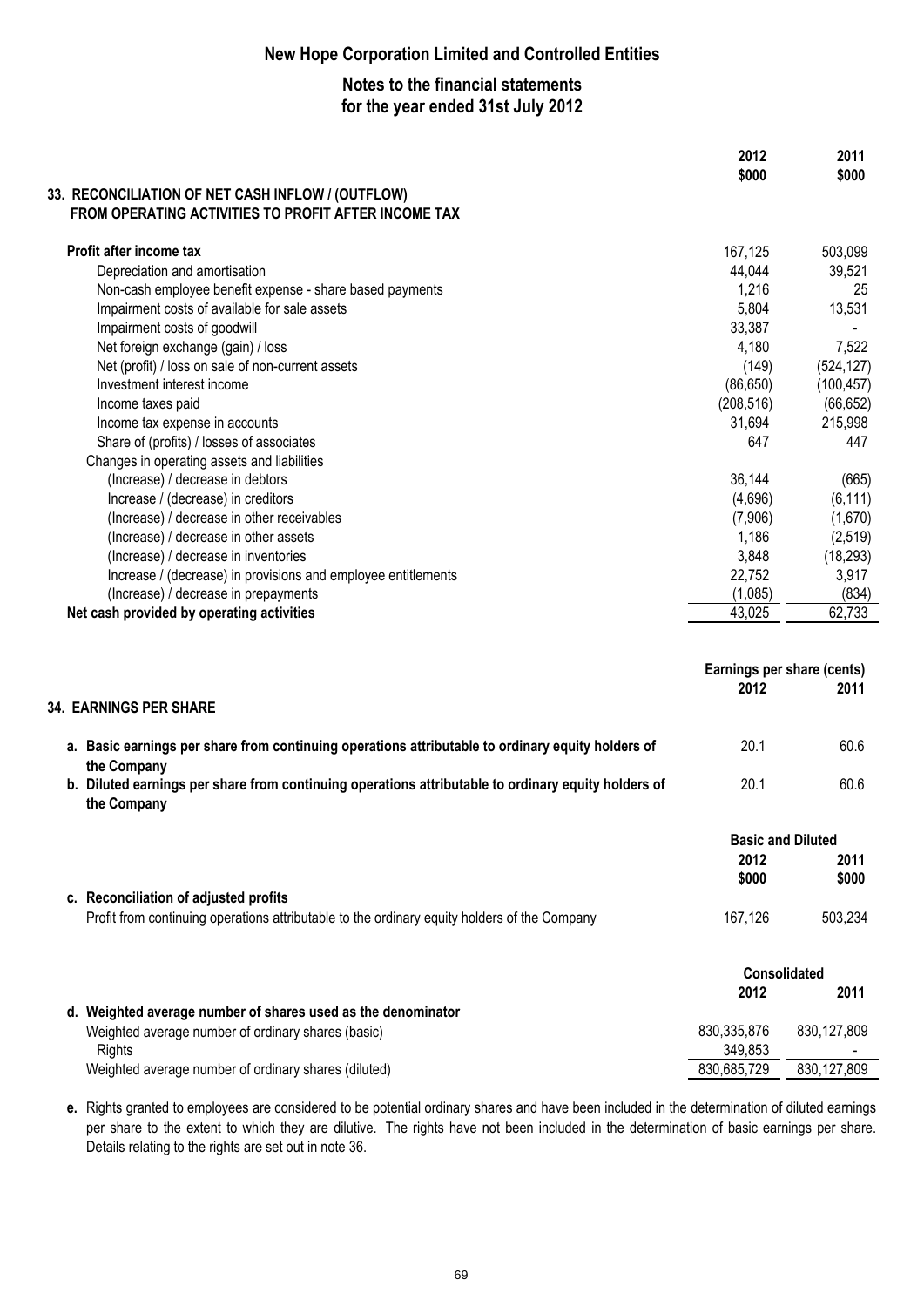# New Hope Corporation Limited and Controlled Entities

## Notes to the financial statements for the year ended 31st July 2012

### 33. RECONCILIATION OF NET CASH INFLOW / (OUTFLOW) FROM OPERATING ACTIVITIES TO PROFIT AFTER INCOME TAX

| | 2012 $000 | 2011 $000 |
|---|---|---|
| **Profit after income tax** | 167,125 | 503,099 |
| Depreciation and amortisation | 44,044 | 39,521 |
| Non-cash employee benefit expense - share based payments | 1,216 | 25 |
| Impairment costs of available for sale assets | 5,804 | 13,531 |
| Impairment costs of goodwill | 33,387 | - |
| Net foreign exchange (gain) / loss | 4,180 | 7,522 |
| Net (profit) / loss on sale of non-current assets | (149) | (524,127) |
| Investment interest income | (86,650) | (100,457) |
| Income taxes paid | (208,516) | (66,652) |
| Income tax expense in accounts | 31,694 | 215,998 |
| Share of (profits) / losses of associates | 647 | 447 |
| Changes in operating assets and liabilities | | |
| (Increase) / decrease in debtors | 36,144 | (665) |
| Increase / (decrease) in creditors | (4,696) | (6,111) |
| (Increase) / decrease in other receivables | (7,906) | (1,670) |
| (Increase) / decrease in other assets | 1,186 | (2,519) |
| (Increase) / decrease in inventories | 3,848 | (18,293) |
| Increase / (decrease) in provisions and employee entitlements | 22,752 | 3,917 |
| (Increase) / decrease in prepayments | (1,085) | (834) |
| **Net cash provided by operating activities** | 43,025 | 62,733 |

### 34. EARNINGS PER SHARE

| | Earnings per share (cents) 2012 | 2011 |
|---|---|---|
| a. Basic earnings per share from continuing operations attributable to ordinary equity holders of the Company | 20.1 | 60.6 |
| b. Diluted earnings per share from continuing operations attributable to ordinary equity holders of the Company | 20.1 | 60.6 |

| | Basic and Diluted 2012 $000 | 2011 $000 |
|---|---|---|
| **c. Reconciliation of adjusted profits** | | |
| Profit from continuing operations attributable to the ordinary equity holders of the Company | 167,126 | 503,234 |

| | Consolidated 2012 | 2011 |
|---|---|---|
| **d. Weighted average number of shares used as the denominator** | | |
| Weighted average number of ordinary shares (basic) | 830,335,876 | 830,127,809 |
| Rights | 349,853 | - |
| Weighted average number of ordinary shares (diluted) | 830,685,729 | 830,127,809 |

**e.** Rights granted to employees are considered to be potential ordinary shares and have been included in the determination of diluted earnings per share to the extent to which they are dilutive. The rights have not been included in the determination of basic earnings per share. Details relating to the rights are set out in note 36.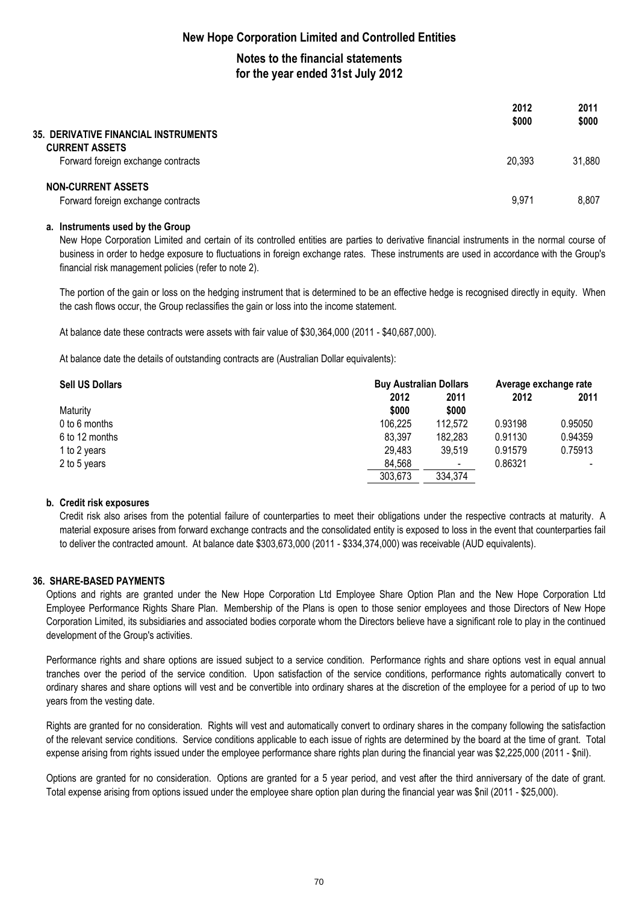| | 2012<br>$000 | 2011<br>$000 |
|---|---|---|
| **35. DERIVATIVE FINANCIAL INSTRUMENTS** | | |
| **CURRENT ASSETS** | | |
| Forward foreign exchange contracts | 20,393 | 31,880 |
| **NON-CURRENT ASSETS** | | |
| Forward foreign exchange contracts | 9,971 | 8,807 |

**a. Instruments used by the Group**

New Hope Corporation Limited and certain of its controlled entities are parties to derivative financial instruments in the normal course of business in order to hedge exposure to fluctuations in foreign exchange rates. These instruments are used in accordance with the Group's financial risk management policies (refer to note 2).

The portion of the gain or loss on the hedging instrument that is determined to be an effective hedge is recognised directly in equity. When the cash flows occur, the Group reclassifies the gain or loss into the income statement.

At balance date these contracts were assets with fair value of $30,364,000 (2011 - $40,687,000).

At balance date the details of outstanding contracts are (Australian Dollar equivalents):

| **Sell US Dollars** | **Buy Australian Dollars** | | **Average exchange rate** | |
|---|---|---|---|---|
| | **2012** | **2011** | **2012** | **2011** |
| Maturity | **$000** | **$000** | | |
| 0 to 6 months | 106,225 | 112,572 | 0.93198 | 0.95050 |
| 6 to 12 months | 83,397 | 182,283 | 0.91130 | 0.94359 |
| 1 to 2 years | 29,483 | 39,519 | 0.91579 | 0.75913 |
| 2 to 5 years | 84,568 | - | 0.86321 | - |
| | 303,673 | 334,374 | | |

**b. Credit risk exposures**

Credit risk also arises from the potential failure of counterparties to meet their obligations under the respective contracts at maturity. A material exposure arises from forward exchange contracts and the consolidated entity is exposed to loss in the event that counterparties fail to deliver the contracted amount. At balance date $303,673,000 (2011 - $334,374,000) was receivable (AUD equivalents).

**36. SHARE-BASED PAYMENTS**

Options and rights are granted under the New Hope Corporation Ltd Employee Share Option Plan and the New Hope Corporation Ltd Employee Performance Rights Share Plan. Membership of the Plans is open to those senior employees and those Directors of New Hope Corporation Limited, its subsidiaries and associated bodies corporate whom the Directors believe have a significant role to play in the continued development of the Group's activities.

Performance rights and share options are issued subject to a service condition. Performance rights and share options vest in equal annual tranches over the period of the service condition. Upon satisfaction of the service conditions, performance rights automatically convert to ordinary shares and share options will vest and be convertible into ordinary shares at the discretion of the employee for a period of up to two years from the vesting date.

Rights are granted for no consideration. Rights will vest and automatically convert to ordinary shares in the company following the satisfaction of the relevant service conditions. Service conditions applicable to each issue of rights are determined by the board at the time of grant. Total expense arising from rights issued under the employee performance share rights plan during the financial year was $2,225,000 (2011 - $nil).

Options are granted for no consideration. Options are granted for a 5 year period, and vest after the third anniversary of the date of grant. Total expense arising from options issued under the employee share option plan during the financial year was $nil (2011 - $25,000).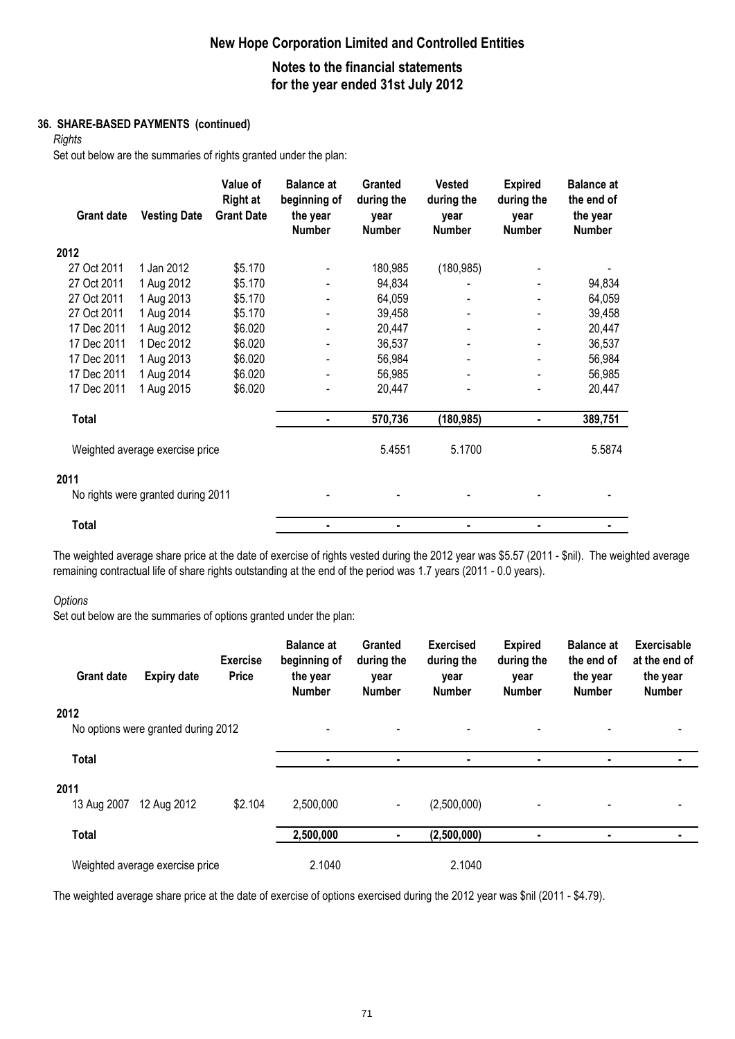## 36. SHARE-BASED PAYMENTS (continued)

*Rights*

Set out below are the summaries of rights granted under the plan:

| Grant date | Vesting Date | Value of Right at Grant Date | Balance at beginning of the year Number | Granted during the year Number | Vested during the year Number | Expired during the year Number | Balance at the end of the year Number |
|---|---|---|---|---|---|---|---|
| **2012** | | | | | | | |
| 27 Oct 2011 | 1 Jan 2012 | $5.170 | - | 180,985 | (180,985) | - | - |
| 27 Oct 2011 | 1 Aug 2012 | $5.170 | - | 94,834 | - | - | 94,834 |
| 27 Oct 2011 | 1 Aug 2013 | $5.170 | - | 64,059 | - | - | 64,059 |
| 27 Oct 2011 | 1 Aug 2014 | $5.170 | - | 39,458 | - | - | 39,458 |
| 17 Dec 2011 | 1 Aug 2012 | $6.020 | - | 20,447 | - | - | 20,447 |
| 17 Dec 2011 | 1 Dec 2012 | $6.020 | - | 36,537 | - | - | 36,537 |
| 17 Dec 2011 | 1 Aug 2013 | $6.020 | - | 56,984 | - | - | 56,984 |
| 17 Dec 2011 | 1 Aug 2014 | $6.020 | - | 56,985 | - | - | 56,985 |
| 17 Dec 2011 | 1 Aug 2015 | $6.020 | - | 20,447 | - | - | 20,447 |
| **Total** | | | **-** | **570,736** | **(180,985)** | **-** | **389,751** |
| Weighted average exercise price | | | | 5.4551 | 5.1700 | | 5.5874 |
| **2011** | | | | | | | |
| No rights were granted during 2011 | | | - | - | - | - | - |
| **Total** | | | **-** | **-** | **-** | **-** | **-** |

The weighted average share price at the date of exercise of rights vested during the 2012 year was $5.57 (2011 - $nil). The weighted average remaining contractual life of share rights outstanding at the end of the period was 1.7 years (2011 - 0.0 years).

*Options*

Set out below are the summaries of options granted under the plan:

| Grant date | Expiry date | Exercise Price | Balance at beginning of the year Number | Granted during the year Number | Exercised during the year Number | Expired during the year Number | Balance at the end of the year Number | Exercisable at the end of the year Number |
|---|---|---|---|---|---|---|---|---|
| **2012** | | | | | | | | |
| No options were granted during 2012 | | | - | - | - | - | - | - |
| **Total** | | | **-** | **-** | **-** | **-** | **-** | **-** |
| **2011** | | | | | | | | |
| 13 Aug 2007 | 12 Aug 2012 | $2.104 | 2,500,000 | - | (2,500,000) | - | - | - |
| **Total** | | | **2,500,000** | **-** | **(2,500,000)** | **-** | **-** | **-** |
| Weighted average exercise price | | | 2.1040 | | 2.1040 | | | |

The weighted average share price at the date of exercise of options exercised during the 2012 year was $nil (2011 - $4.79).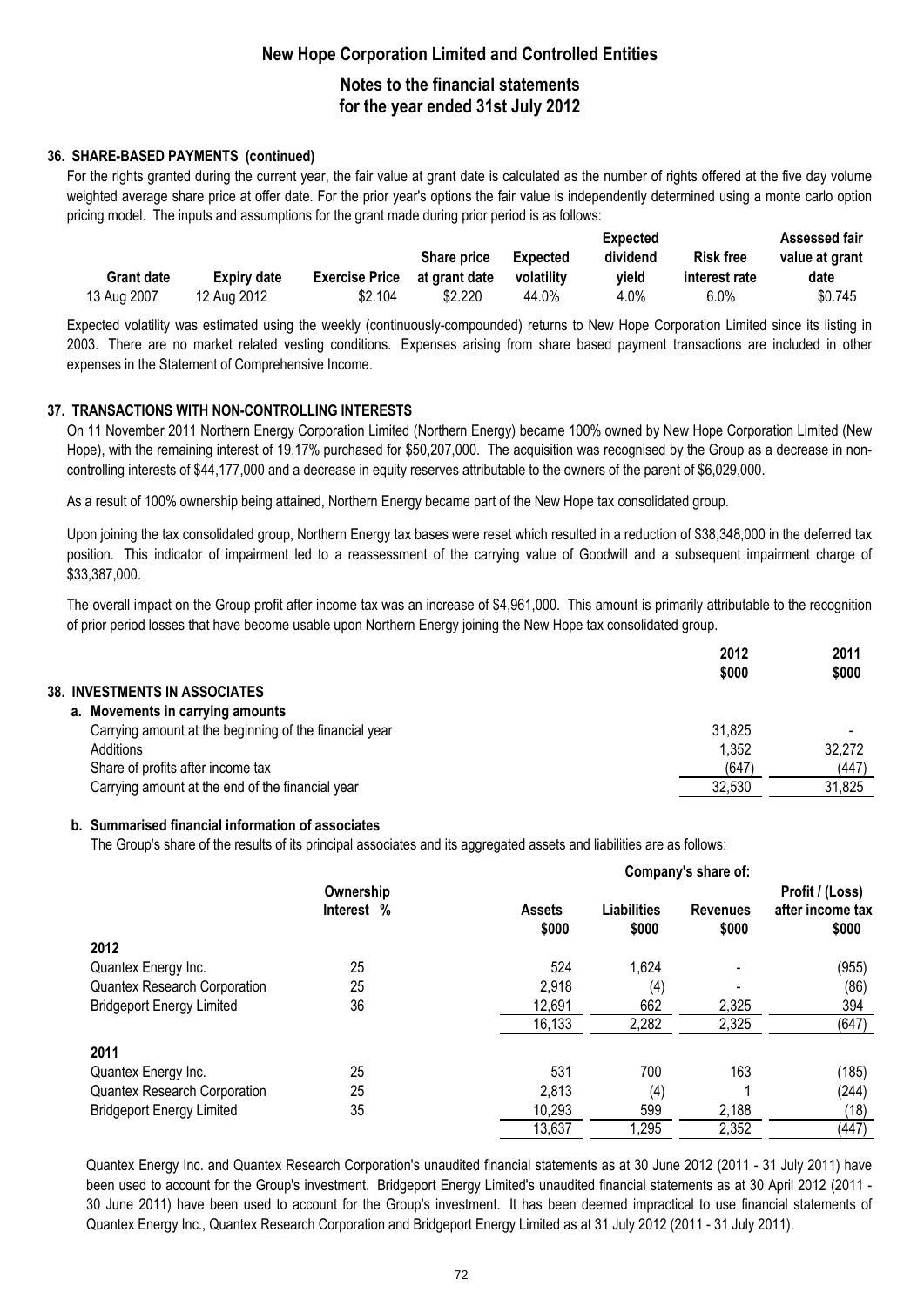### 36. SHARE-BASED PAYMENTS (continued)

For the rights granted during the current year, the fair value at grant date is calculated as the number of rights offered at the five day volume weighted average share price at offer date. For the prior year's options the fair value is independently determined using a monte carlo option pricing model. The inputs and assumptions for the grant made during prior period is as follows:

| Grant date | Expiry date | Exercise Price | Share price at grant date | Expected volatility | Expected dividend yield | Risk free interest rate | Assessed fair value at grant date |
|---|---|---|---|---|---|---|---|
| 13 Aug 2007 | 12 Aug 2012 | \$2.104 | \$2.220 | 44.0% | 4.0% | 6.0% | \$0.745 |

Expected volatility was estimated using the weekly (continuously-compounded) returns to New Hope Corporation Limited since its listing in 2003. There are no market related vesting conditions. Expenses arising from share based payment transactions are included in other expenses in the Statement of Comprehensive Income.

### 37. TRANSACTIONS WITH NON-CONTROLLING INTERESTS

On 11 November 2011 Northern Energy Corporation Limited (Northern Energy) became 100% owned by New Hope Corporation Limited (New Hope), with the remaining interest of 19.17% purchased for \$50,207,000. The acquisition was recognised by the Group as a decrease in non-controlling interests of \$44,177,000 and a decrease in equity reserves attributable to the owners of the parent of \$6,029,000.

As a result of 100% ownership being attained, Northern Energy became part of the New Hope tax consolidated group.

Upon joining the tax consolidated group, Northern Energy tax bases were reset which resulted in a reduction of \$38,348,000 in the deferred tax position. This indicator of impairment led to a reassessment of the carrying value of Goodwill and a subsequent impairment charge of \$33,387,000.

The overall impact on the Group profit after income tax was an increase of \$4,961,000. This amount is primarily attributable to the recognition of prior period losses that have become usable upon Northern Energy joining the New Hope tax consolidated group.

### 38. INVESTMENTS IN ASSOCIATES

**a. Movements in carrying amounts**

| | 2012 \$000 | 2011 \$000 |
|---|---|---|
| Carrying amount at the beginning of the financial year | 31,825 | - |
| Additions | 1,352 | 32,272 |
| Share of profits after income tax | (647) | (447) |
| Carrying amount at the end of the financial year | 32,530 | 31,825 |

**b. Summarised financial information of associates**

The Group's share of the results of its principal associates and its aggregated assets and liabilities are as follows:

| | Ownership Interest % | Company's share of: | | | |
|---|---|---|---|---|---|
| | | Assets \$000 | Liabilities \$000 | Revenues \$000 | Profit / (Loss) after income tax \$000 |
| **2012** | | | | | |
| Quantex Energy Inc. | 25 | 524 | 1,624 | - | (955) |
| Quantex Research Corporation | 25 | 2,918 | (4) | - | (86) |
| Bridgeport Energy Limited | 36 | 12,691 | 662 | 2,325 | 394 |
| | | 16,133 | 2,282 | 2,325 | (647) |
| **2011** | | | | | |
| Quantex Energy Inc. | 25 | 531 | 700 | 163 | (185) |
| Quantex Research Corporation | 25 | 2,813 | (4) | 1 | (244) |
| Bridgeport Energy Limited | 35 | 10,293 | 599 | 2,188 | (18) |
| | | 13,637 | 1,295 | 2,352 | (447) |

Quantex Energy Inc. and Quantex Research Corporation's unaudited financial statements as at 30 June 2012 (2011 - 31 July 2011) have been used to account for the Group's investment. Bridgeport Energy Limited's unaudited financial statements as at 30 April 2012 (2011 - 30 June 2011) have been used to account for the Group's investment. It has been deemed impractical to use financial statements of Quantex Energy Inc., Quantex Research Corporation and Bridgeport Energy Limited as at 31 July 2012 (2011 - 31 July 2011).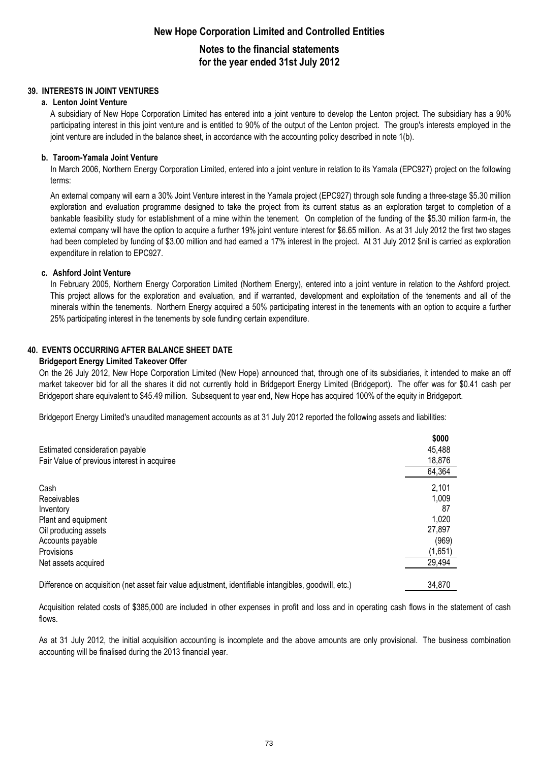# New Hope Corporation Limited and Controlled Entities

## Notes to the financial statements for the year ended 31st July 2012

### 39. INTERESTS IN JOINT VENTURES

**a. Lenton Joint Venture**

A subsidiary of New Hope Corporation Limited has entered into a joint venture to develop the Lenton project. The subsidiary has a 90% participating interest in this joint venture and is entitled to 90% of the output of the Lenton project. The group's interests employed in the joint venture are included in the balance sheet, in accordance with the accounting policy described in note 1(b).

**b. Taroom-Yamala Joint Venture**

In March 2006, Northern Energy Corporation Limited, entered into a joint venture in relation to its Yamala (EPC927) project on the following terms:

An external company will earn a 30% Joint Venture interest in the Yamala project (EPC927) through sole funding a three-stage $5.30 million exploration and evaluation programme designed to take the project from its current status as an exploration target to completion of a bankable feasibility study for establishment of a mine within the tenement. On completion of the funding of the $5.30 million farm-in, the external company will have the option to acquire a further 19% joint venture interest for $6.65 million. As at 31 July 2012 the first two stages had been completed by funding of $3.00 million and had earned a 17% interest in the project. At 31 July 2012 $nil is carried as exploration expenditure in relation to EPC927.

**c. Ashford Joint Venture**

In February 2005, Northern Energy Corporation Limited (Northern Energy), entered into a joint venture in relation to the Ashford project. This project allows for the exploration and evaluation, and if warranted, development and exploitation of the tenements and all of the minerals within the tenements. Northern Energy acquired a 50% participating interest in the tenements with an option to acquire a further 25% participating interest in the tenements by sole funding certain expenditure.

### 40. EVENTS OCCURRING AFTER BALANCE SHEET DATE

**Bridgeport Energy Limited Takeover Offer**

On the 26 July 2012, New Hope Corporation Limited (New Hope) announced that, through one of its subsidiaries, it intended to make an off market takeover bid for all the shares it did not currently hold in Bridgeport Energy Limited (Bridgeport). The offer was for $0.41 cash per Bridgeport share equivalent to $45.49 million. Subsequent to year end, New Hope has acquired 100% of the equity in Bridgeport.

Bridgeport Energy Limited's unaudited management accounts as at 31 July 2012 reported the following assets and liabilities:

| | $000 |
|---|---|
| Estimated consideration payable | 45,488 |
| Fair Value of previous interest in acquiree | 18,876 |
| | 64,364 |
| Cash | 2,101 |
| Receivables | 1,009 |
| Inventory | 87 |
| Plant and equipment | 1,020 |
| Oil producing assets | 27,897 |
| Accounts payable | (969) |
| Provisions | (1,651) |
| Net assets acquired | 29,494 |
| Difference on acquisition (net asset fair value adjustment, identifiable intangibles, goodwill, etc.) | 34,870 |

Acquisition related costs of $385,000 are included in other expenses in profit and loss and in operating cash flows in the statement of cash flows.

As at 31 July 2012, the initial acquisition accounting is incomplete and the above amounts are only provisional. The business combination accounting will be finalised during the 2013 financial year.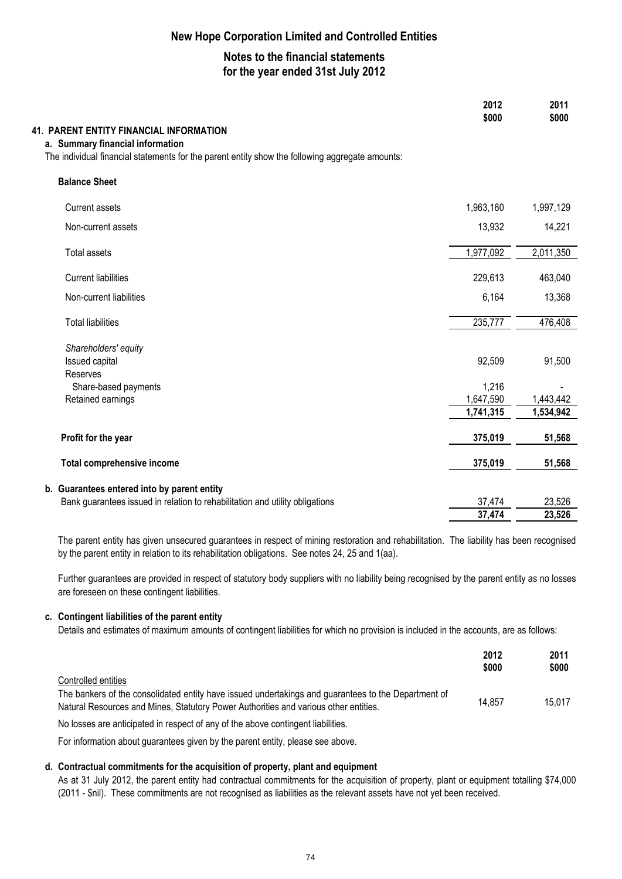# New Hope Corporation Limited and Controlled Entities

## Notes to the financial statements for the year ended 31st July 2012

### 41. PARENT ENTITY FINANCIAL INFORMATION

#### a. Summary financial information

The individual financial statements for the parent entity show the following aggregate amounts:

| | 2012 $000 | 2011 $000 |
|---|---|---|
| **Balance Sheet** | | |
| Current assets | 1,963,160 | 1,997,129 |
| Non-current assets | 13,932 | 14,221 |
| Total assets | 1,977,092 | 2,011,350 |
| Current liabilities | 229,613 | 463,040 |
| Non-current liabilities | 6,164 | 13,368 |
| Total liabilities | 235,777 | 476,408 |
| *Shareholders' equity* | | |
| Issued capital | 92,509 | 91,500 |
| Reserves | | |
| Share-based payments | 1,216 | - |
| Retained earnings | 1,647,590 | 1,443,442 |
| | **1,741,315** | **1,534,942** |
| **Profit for the year** | **375,019** | **51,568** |
| **Total comprehensive income** | **375,019** | **51,568** |

#### b. Guarantees entered into by parent entity

| | 2012 $000 | 2011 $000 |
|---|---|---|
| Bank guarantees issued in relation to rehabilitation and utility obligations | 37,474 | 23,526 |
| | **37,474** | **23,526** |

The parent entity has given unsecured guarantees in respect of mining restoration and rehabilitation. The liability has been recognised by the parent entity in relation to its rehabilitation obligations. See notes 24, 25 and 1(aa).

Further guarantees are provided in respect of statutory body suppliers with no liability being recognised by the parent entity as no losses are foreseen on these contingent liabilities.

#### c. Contingent liabilities of the parent entity

Details and estimates of maximum amounts of contingent liabilities for which no provision is included in the accounts, are as follows:

| | 2012 $000 | 2011 $000 |
|---|---|---|
| Controlled entities | | |
| The bankers of the consolidated entity have issued undertakings and guarantees to the Department of Natural Resources and Mines, Statutory Power Authorities and various other entities. | 14,857 | 15,017 |

No losses are anticipated in respect of any of the above contingent liabilities.

For information about guarantees given by the parent entity, please see above.

#### d. Contractual commitments for the acquisition of property, plant and equipment

As at 31 July 2012, the parent entity had contractual commitments for the acquisition of property, plant or equipment totalling $74,000 (2011 - $nil). These commitments are not recognised as liabilities as the relevant assets have not yet been received.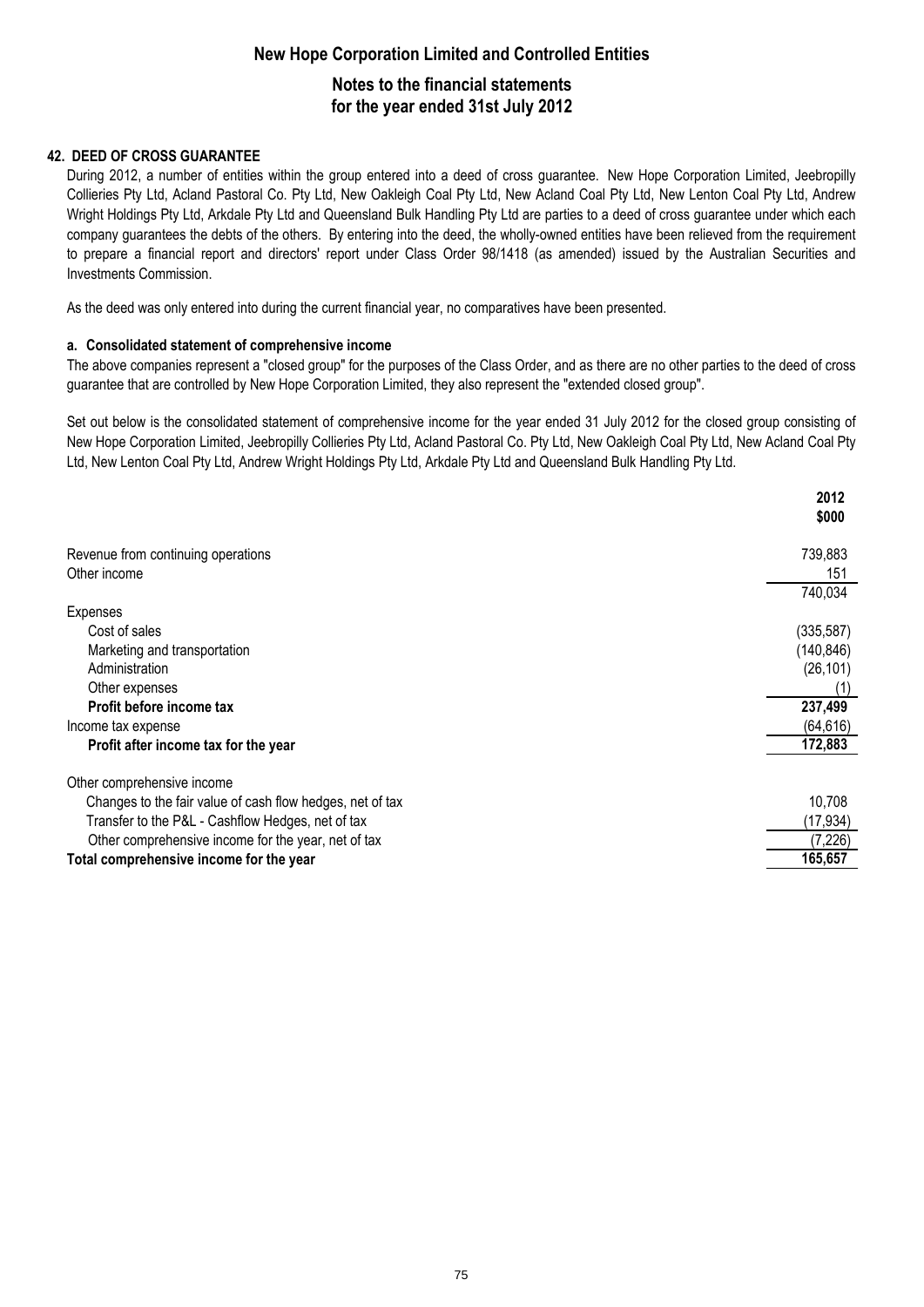## 42. DEED OF CROSS GUARANTEE

During 2012, a number of entities within the group entered into a deed of cross guarantee. New Hope Corporation Limited, Jeebropilly Collieries Pty Ltd, Acland Pastoral Co. Pty Ltd, New Oakleigh Coal Pty Ltd, New Acland Coal Pty Ltd, New Lenton Coal Pty Ltd, Andrew Wright Holdings Pty Ltd, Arkdale Pty Ltd and Queensland Bulk Handling Pty Ltd are parties to a deed of cross guarantee under which each company guarantees the debts of the others. By entering into the deed, the wholly-owned entities have been relieved from the requirement to prepare a financial report and directors' report under Class Order 98/1418 (as amended) issued by the Australian Securities and Investments Commission.

As the deed was only entered into during the current financial year, no comparatives have been presented.

### a. Consolidated statement of comprehensive income

The above companies represent a "closed group" for the purposes of the Class Order, and as there are no other parties to the deed of cross guarantee that are controlled by New Hope Corporation Limited, they also represent the "extended closed group".

Set out below is the consolidated statement of comprehensive income for the year ended 31 July 2012 for the closed group consisting of New Hope Corporation Limited, Jeebropilly Collieries Pty Ltd, Acland Pastoral Co. Pty Ltd, New Oakleigh Coal Pty Ltd, New Acland Coal Pty Ltd, New Lenton Coal Pty Ltd, Andrew Wright Holdings Pty Ltd, Arkdale Pty Ltd and Queensland Bulk Handling Pty Ltd.

| | 2012 $000 |
|---|---|
| Revenue from continuing operations | 739,883 |
| Other income | 151 |
| | 740,034 |
| Expenses | |
| Cost of sales | (335,587) |
| Marketing and transportation | (140,846) |
| Administration | (26,101) |
| Other expenses | (1) |
| **Profit before income tax** | **237,499** |
| Income tax expense | (64,616) |
| **Profit after income tax for the year** | **172,883** |
| Other comprehensive income | |
| Changes to the fair value of cash flow hedges, net of tax | 10,708 |
| Transfer to the P&L - Cashflow Hedges, net of tax | (17,934) |
| Other comprehensive income for the year, net of tax | (7,226) |
| **Total comprehensive income for the year** | **165,657** |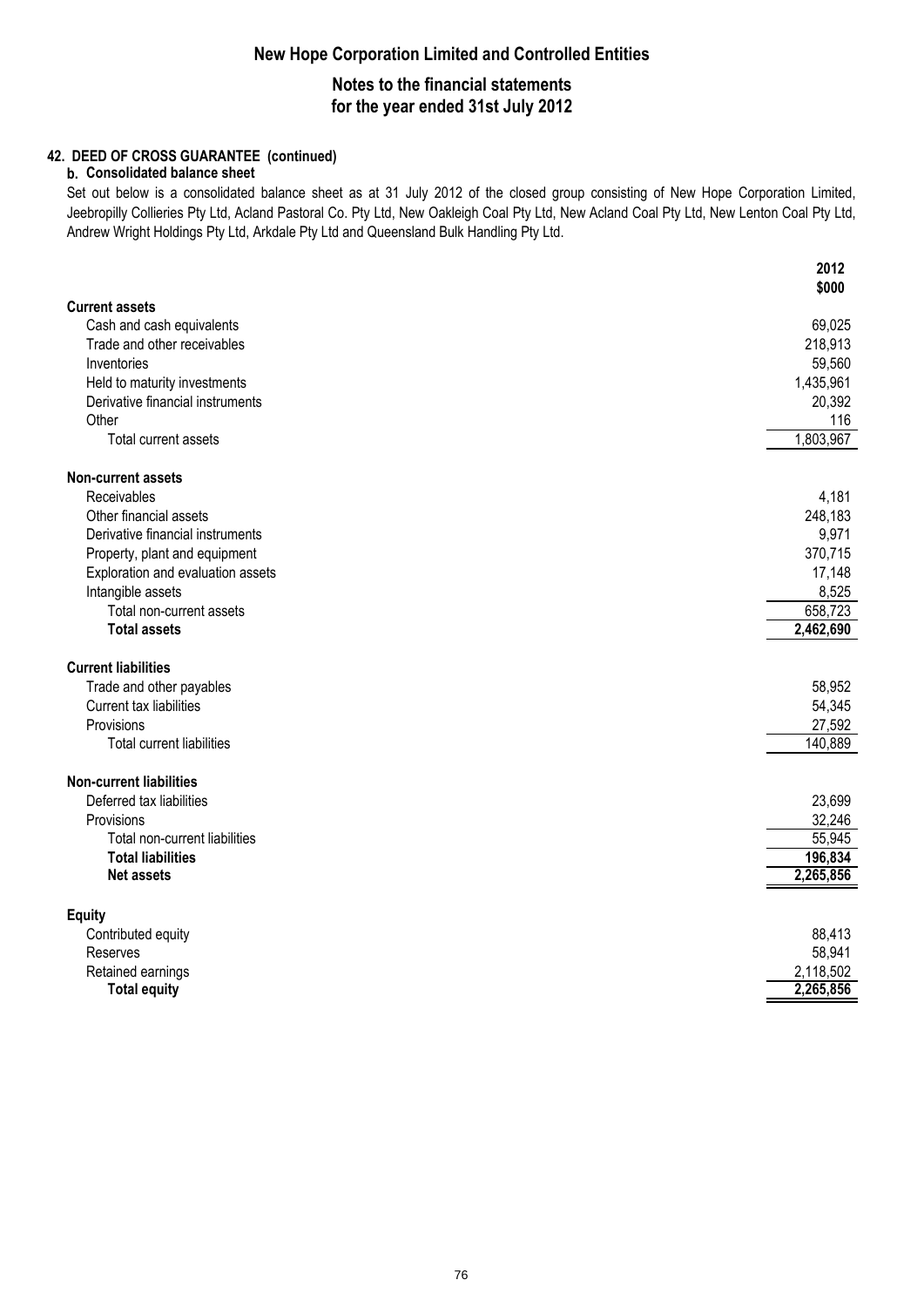# New Hope Corporation Limited and Controlled Entities

## Notes to the financial statements for the year ended 31st July 2012

### 42. DEED OF CROSS GUARANTEE (continued)

#### b. Consolidated balance sheet

Set out below is a consolidated balance sheet as at 31 July 2012 of the closed group consisting of New Hope Corporation Limited, Jeebropilly Collieries Pty Ltd, Acland Pastoral Co. Pty Ltd, New Oakleigh Coal Pty Ltd, New Acland Coal Pty Ltd, New Lenton Coal Pty Ltd, Andrew Wright Holdings Pty Ltd, Arkdale Pty Ltd and Queensland Bulk Handling Pty Ltd.

| | 2012 $000 |
|---|---|
| **Current assets** | |
| Cash and cash equivalents | 69,025 |
| Trade and other receivables | 218,913 |
| Inventories | 59,560 |
| Held to maturity investments | 1,435,961 |
| Derivative financial instruments | 20,392 |
| Other | 116 |
| Total current assets | 1,803,967 |
| **Non-current assets** | |
| Receivables | 4,181 |
| Other financial assets | 248,183 |
| Derivative financial instruments | 9,971 |
| Property, plant and equipment | 370,715 |
| Exploration and evaluation assets | 17,148 |
| Intangible assets | 8,525 |
| Total non-current assets | 658,723 |
| **Total assets** | **2,462,690** |
| **Current liabilities** | |
| Trade and other payables | 58,952 |
| Current tax liabilities | 54,345 |
| Provisions | 27,592 |
| Total current liabilities | 140,889 |
| **Non-current liabilities** | |
| Deferred tax liabilities | 23,699 |
| Provisions | 32,246 |
| Total non-current liabilities | 55,945 |
| **Total liabilities** | **196,834** |
| **Net assets** | **2,265,856** |
| **Equity** | |
| Contributed equity | 88,413 |
| Reserves | 58,941 |
| Retained earnings | 2,118,502 |
| **Total equity** | **2,265,856** |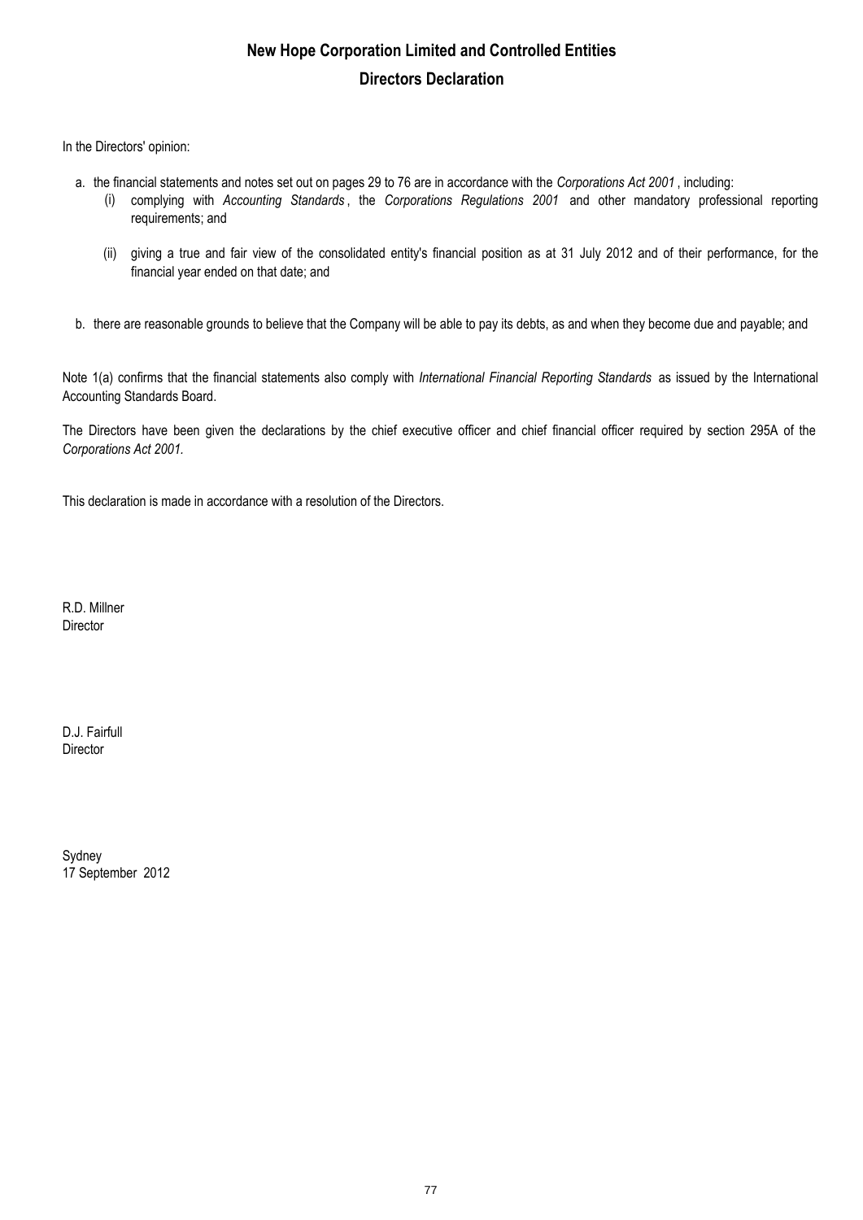# New Hope Corporation Limited and Controlled Entities

## Directors Declaration

In the Directors' opinion:

a. the financial statements and notes set out on pages 29 to 76 are in accordance with the *Corporations Act 2001*, including:

   (i) complying with *Accounting Standards*, the *Corporations Regulations 2001* and other mandatory professional reporting requirements; and

   (ii) giving a true and fair view of the consolidated entity's financial position as at 31 July 2012 and of their performance, for the financial year ended on that date; and

b. there are reasonable grounds to believe that the Company will be able to pay its debts, as and when they become due and payable; and

Note 1(a) confirms that the financial statements also comply with *International Financial Reporting Standards* as issued by the International Accounting Standards Board.

The Directors have been given the declarations by the chief executive officer and chief financial officer required by section 295A of the *Corporations Act 2001.*

This declaration is made in accordance with a resolution of the Directors.

R.D. Millner  
Director

D.J. Fairfull  
Director

Sydney  
17 September 2012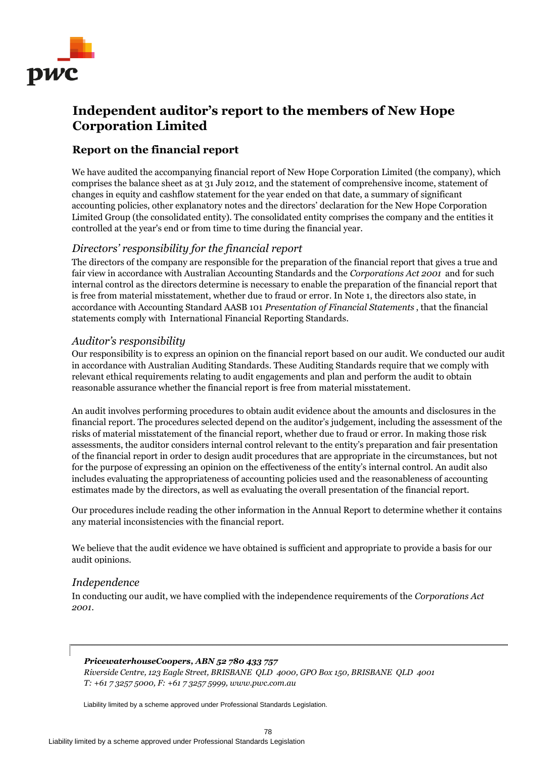# Independent auditor's report to the members of New Hope Corporation Limited

## Report on the financial report

We have audited the accompanying financial report of New Hope Corporation Limited (the company), which comprises the balance sheet as at 31 July 2012, and the statement of comprehensive income, statement of changes in equity and cashflow statement for the year ended on that date, a summary of significant accounting policies, other explanatory notes and the directors' declaration for the New Hope Corporation Limited Group (the consolidated entity). The consolidated entity comprises the company and the entities it controlled at the year's end or from time to time during the financial year.

### *Directors' responsibility for the financial report*

The directors of the company are responsible for the preparation of the financial report that gives a true and fair view in accordance with Australian Accounting Standards and the *Corporations Act 2001* and for such internal control as the directors determine is necessary to enable the preparation of the financial report that is free from material misstatement, whether due to fraud or error. In Note 1, the directors also state, in accordance with Accounting Standard AASB 101 *Presentation of Financial Statements*, that the financial statements comply with International Financial Reporting Standards.

### *Auditor's responsibility*

Our responsibility is to express an opinion on the financial report based on our audit. We conducted our audit in accordance with Australian Auditing Standards. These Auditing Standards require that we comply with relevant ethical requirements relating to audit engagements and plan and perform the audit to obtain reasonable assurance whether the financial report is free from material misstatement.

An audit involves performing procedures to obtain audit evidence about the amounts and disclosures in the financial report. The procedures selected depend on the auditor's judgement, including the assessment of the risks of material misstatement of the financial report, whether due to fraud or error. In making those risk assessments, the auditor considers internal control relevant to the entity's preparation and fair presentation of the financial report in order to design audit procedures that are appropriate in the circumstances, but not for the purpose of expressing an opinion on the effectiveness of the entity's internal control. An audit also includes evaluating the appropriateness of accounting policies used and the reasonableness of accounting estimates made by the directors, as well as evaluating the overall presentation of the financial report.

Our procedures include reading the other information in the Annual Report to determine whether it contains any material inconsistencies with the financial report.

We believe that the audit evidence we have obtained is sufficient and appropriate to provide a basis for our audit opinions.

### *Independence*

In conducting our audit, we have complied with the independence requirements of the *Corporations Act 2001*.

***PricewaterhouseCoopers, ABN 52 780 433 757***
*Riverside Centre, 123 Eagle Street, BRISBANE QLD 4000, GPO Box 150, BRISBANE QLD 4001*
*T: +61 7 3257 5000, F: +61 7 3257 5999, www.pwc.com.au*

Liability limited by a scheme approved under Professional Standards Legislation.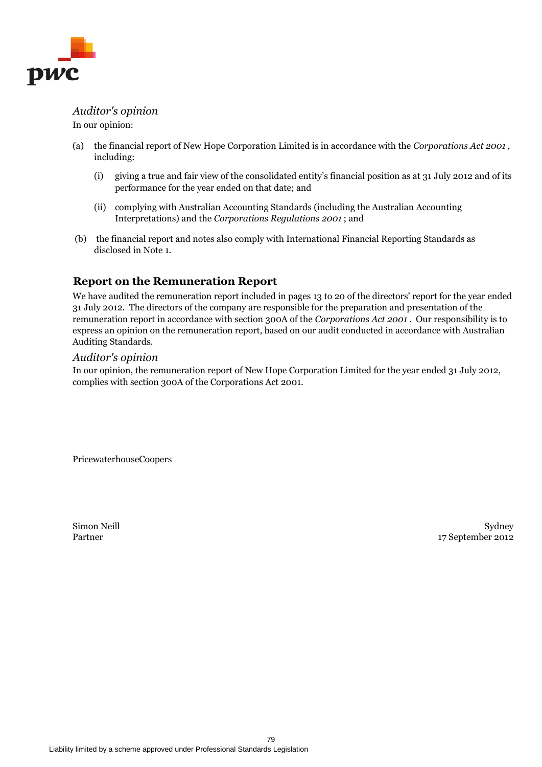*Auditor's opinion*

In our opinion:

(a) the financial report of New Hope Corporation Limited is in accordance with the *Corporations Act 2001* , including:

  (i) giving a true and fair view of the consolidated entity's financial position as at 31 July 2012 and of its performance for the year ended on that date; and

  (ii) complying with Australian Accounting Standards (including the Australian Accounting Interpretations) and the *Corporations Regulations 2001* ; and

(b) the financial report and notes also comply with International Financial Reporting Standards as disclosed in Note 1.

## Report on the Remuneration Report

We have audited the remuneration report included in pages 13 to 20 of the directors' report for the year ended 31 July 2012. The directors of the company are responsible for the preparation and presentation of the remuneration report in accordance with section 300A of the *Corporations Act 2001* . Our responsibility is to express an opinion on the remuneration report, based on our audit conducted in accordance with Australian Auditing Standards.

*Auditor's opinion*

In our opinion, the remuneration report of New Hope Corporation Limited for the year ended 31 July 2012, complies with section 300A of the Corporations Act 2001.

PricewaterhouseCoopers

Simon Neill
Partner

Sydney
17 September 2012

Liability limited by a scheme approved under Professional Standards Legislation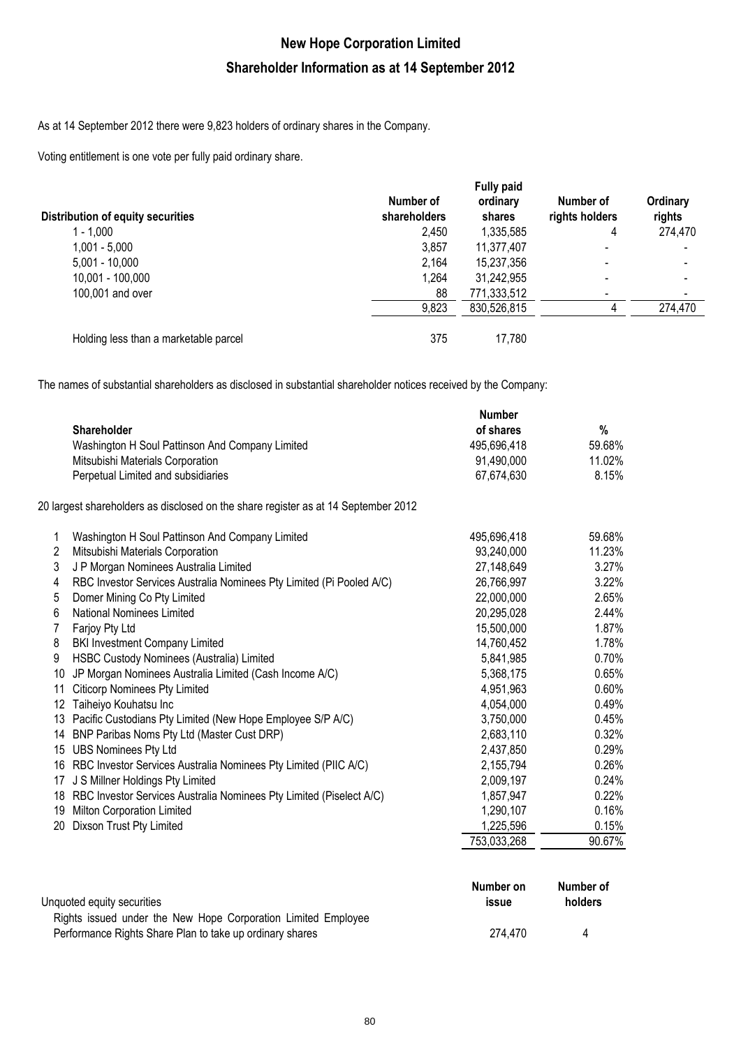# New Hope Corporation Limited

## Shareholder Information as at 14 September 2012

As at 14 September 2012 there were 9,823 holders of ordinary shares in the Company.

Voting entitlement is one vote per fully paid ordinary share.

| Distribution of equity securities | Number of shareholders | Fully paid ordinary shares | Number of rights holders | Ordinary rights |
|---|---|---|---|---|
| 1 - 1,000 | 2,450 | 1,335,585 | 4 | 274,470 |
| 1,001 - 5,000 | 3,857 | 11,377,407 | - | - |
| 5,001 - 10,000 | 2,164 | 15,237,356 | - | - |
| 10,001 - 100,000 | 1,264 | 31,242,955 | - | - |
| 100,001 and over | 88 | 771,333,512 | - | - |
| | 9,823 | 830,526,815 | 4 | 274,470 |
| Holding less than a marketable parcel | 375 | 17,780 | | |

The names of substantial shareholders as disclosed in substantial shareholder notices received by the Company:

| Shareholder | Number of shares | % |
|---|---|---|
| Washington H Soul Pattinson And Company Limited | 495,696,418 | 59.68% |
| Mitsubishi Materials Corporation | 91,490,000 | 11.02% |
| Perpetual Limited and subsidiaries | 67,674,630 | 8.15% |

20 largest shareholders as disclosed on the share register as at 14 September 2012

| | | | |
|---|---|---|---|
| 1 | Washington H Soul Pattinson And Company Limited | 495,696,418 | 59.68% |
| 2 | Mitsubishi Materials Corporation | 93,240,000 | 11.23% |
| 3 | J P Morgan Nominees Australia Limited | 27,148,649 | 3.27% |
| 4 | RBC Investor Services Australia Nominees Pty Limited (Pi Pooled A/C) | 26,766,997 | 3.22% |
| 5 | Domer Mining Co Pty Limited | 22,000,000 | 2.65% |
| 6 | National Nominees Limited | 20,295,028 | 2.44% |
| 7 | Farjoy Pty Ltd | 15,500,000 | 1.87% |
| 8 | BKI Investment Company Limited | 14,760,452 | 1.78% |
| 9 | HSBC Custody Nominees (Australia) Limited | 5,841,985 | 0.70% |
| 10 | JP Morgan Nominees Australia Limited (Cash Income A/C) | 5,368,175 | 0.65% |
| 11 | Citicorp Nominees Pty Limited | 4,951,963 | 0.60% |
| 12 | Taiheiyo Kouhatsu Inc | 4,054,000 | 0.49% |
| 13 | Pacific Custodians Pty Limited (New Hope Employee S/P A/C) | 3,750,000 | 0.45% |
| 14 | BNP Paribas Noms Pty Ltd (Master Cust DRP) | 2,683,110 | 0.32% |
| 15 | UBS Nominees Pty Ltd | 2,437,850 | 0.29% |
| 16 | RBC Investor Services Australia Nominees Pty Limited (PIIC A/C) | 2,155,794 | 0.26% |
| 17 | J S Millner Holdings Pty Limited | 2,009,197 | 0.24% |
| 18 | RBC Investor Services Australia Nominees Pty Limited (Piselect A/C) | 1,857,947 | 0.22% |
| 19 | Milton Corporation Limited | 1,290,107 | 0.16% |
| 20 | Dixson Trust Pty Limited | 1,225,596 | 0.15% |
| | | 753,033,268 | 90.67% |

| Unquoted equity securities | Number on issue | Number of holders |
|---|---|---|
| Rights issued under the New Hope Corporation Limited Employee Performance Rights Share Plan to take up ordinary shares | 274,470 | 4 |